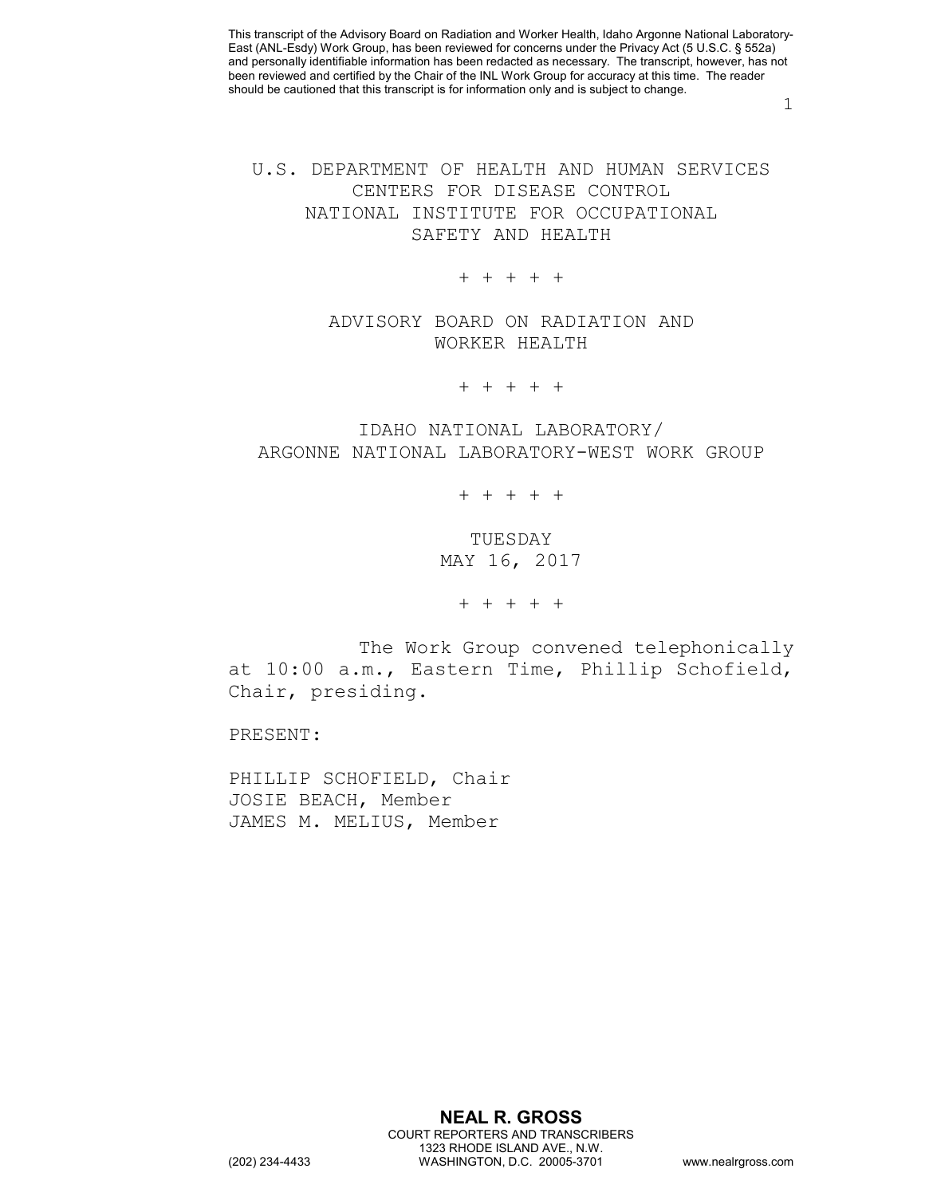This transcript of the Advisory Board on Radiation and Worker Health, Idaho Argonne National Laboratory-East (ANL-Esdy) Work Group, has been reviewed for concerns under the Privacy Act (5 U.S.C. § 552a) and personally identifiable information has been redacted as necessary. The transcript, however, has not been reviewed and certified by the Chair of the INL Work Group for accuracy at this time. The reader should be cautioned that this transcript is for information only and is subject to change.

# U.S. DEPARTMENT OF HEALTH AND HUMAN SERVICES
# CENTERS FOR DISEASE CONTROL
# NATIONAL INSTITUTE FOR OCCUPATIONAL SAFETY AND HEALTH

\+ + + + +

## ADVISORY BOARD ON RADIATION AND WORKER HEALTH

\+ + + + +

## IDAHO NATIONAL LABORATORY/ ARGONNE NATIONAL LABORATORY-WEST WORK GROUP

\+ + + + +

TUESDAY
MAY 16, 2017

\+ + + + +

The Work Group convened telephonically at 10:00 a.m., Eastern Time, Phillip Schofield, Chair, presiding.

PRESENT:

PHILLIP SCHOFIELD, Chair
JOSIE BEACH, Member
JAMES M. MELIUS, Member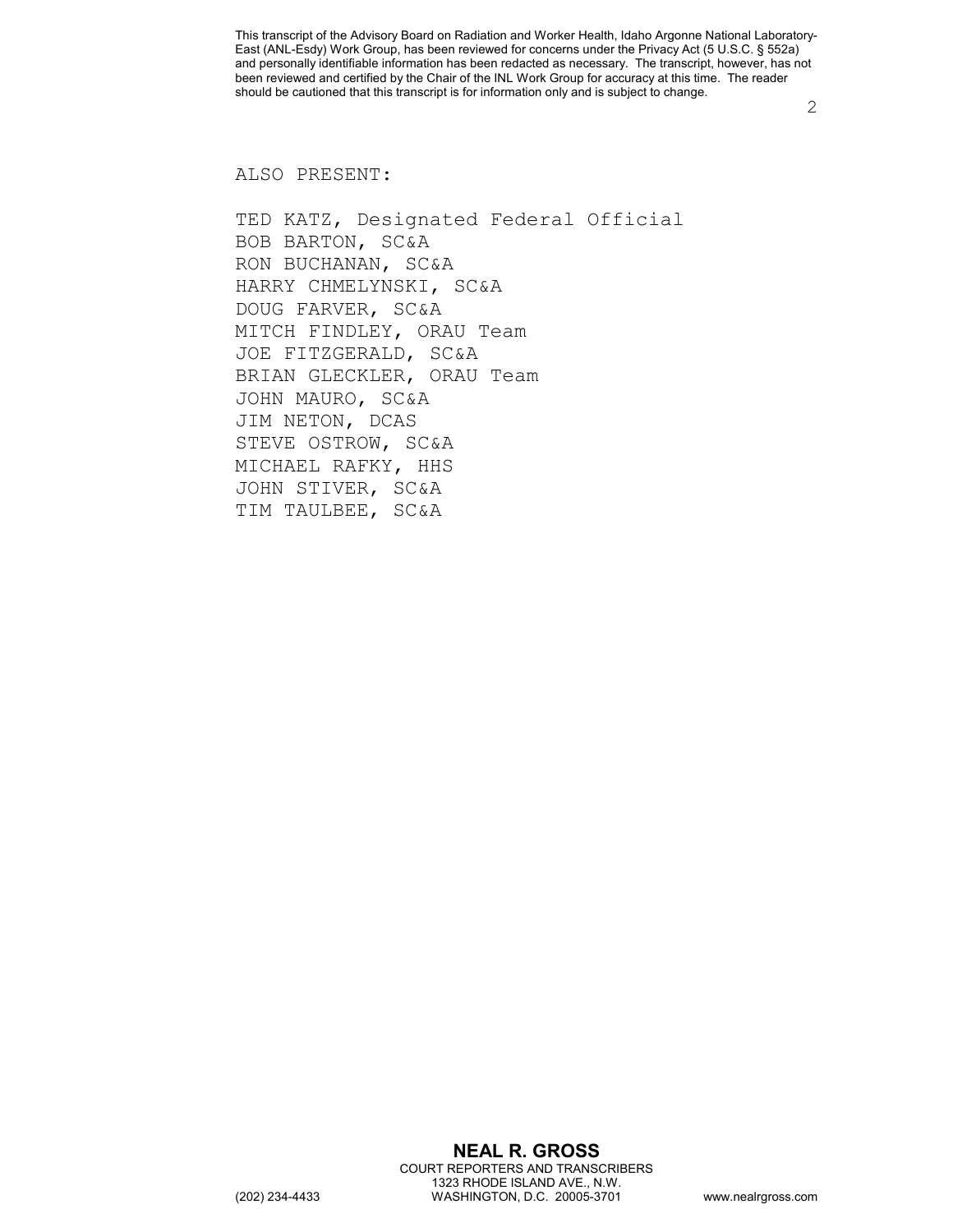ALSO PRESENT:

TED KATZ, Designated Federal Official
BOB BARTON, SC&A
RON BUCHANAN, SC&A
HARRY CHMELYNSKI, SC&A
DOUG FARVER, SC&A
MITCH FINDLEY, ORAU Team
JOE FITZGERALD, SC&A
BRIAN GLECKLER, ORAU Team
JOHN MAURO, SC&A
JIM NETON, DCAS
STEVE OSTROW, SC&A
MICHAEL RAFKY, HHS
JOHN STIVER, SC&A
TIM TAULBEE, SC&A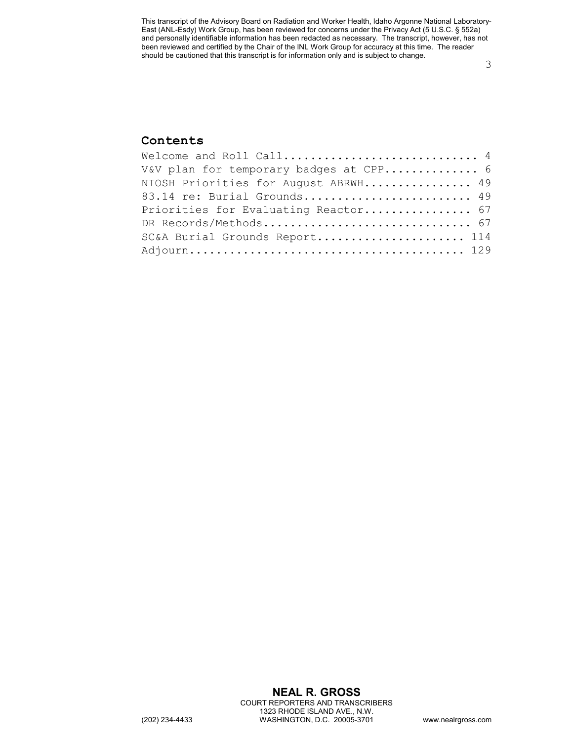## Contents

Welcome and Roll Call............................ 4
V&V plan for temporary badges at CPP............. 6
NIOSH Priorities for August ABRWH................ 49
83.14 re: Burial Grounds......................... 49
Priorities for Evaluating Reactor................ 67
DR Records/Methods............................... 67
SC&A Burial Grounds Report....................... 114
Adjourn.......................................... 129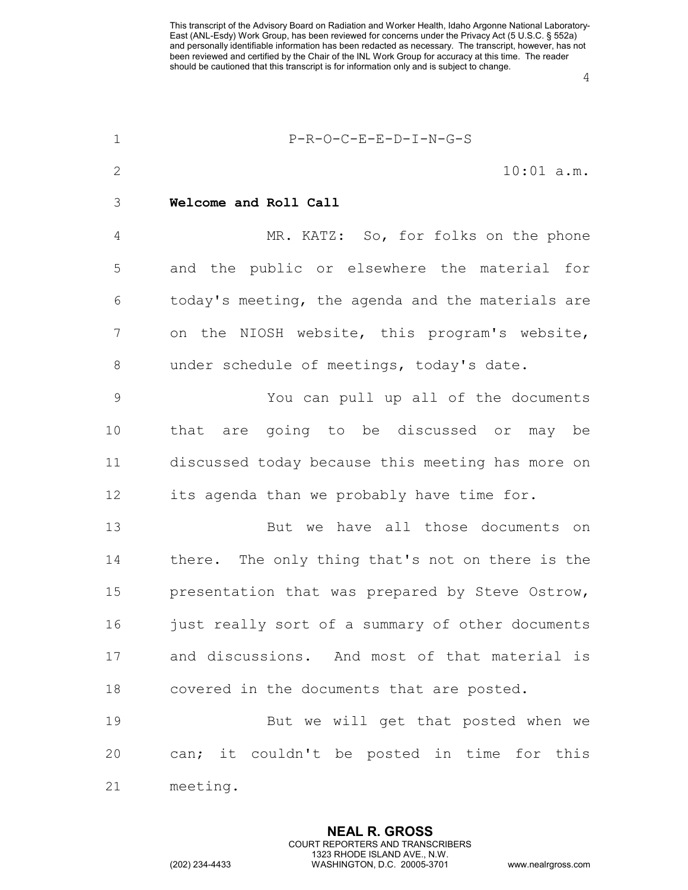P-R-O-C-E-E-D-I-N-G-S

10:01 a.m.

**Welcome and Roll Call**

MR. KATZ: So, for folks on the phone and the public or elsewhere the material for today's meeting, the agenda and the materials are on the NIOSH website, this program's website, under schedule of meetings, today's date.

You can pull up all of the documents that are going to be discussed or may be discussed today because this meeting has more on its agenda than we probably have time for.

But we have all those documents on there. The only thing that's not on there is the presentation that was prepared by Steve Ostrow, just really sort of a summary of other documents and discussions. And most of that material is covered in the documents that are posted.

But we will get that posted when we can; it couldn't be posted in time for this meeting.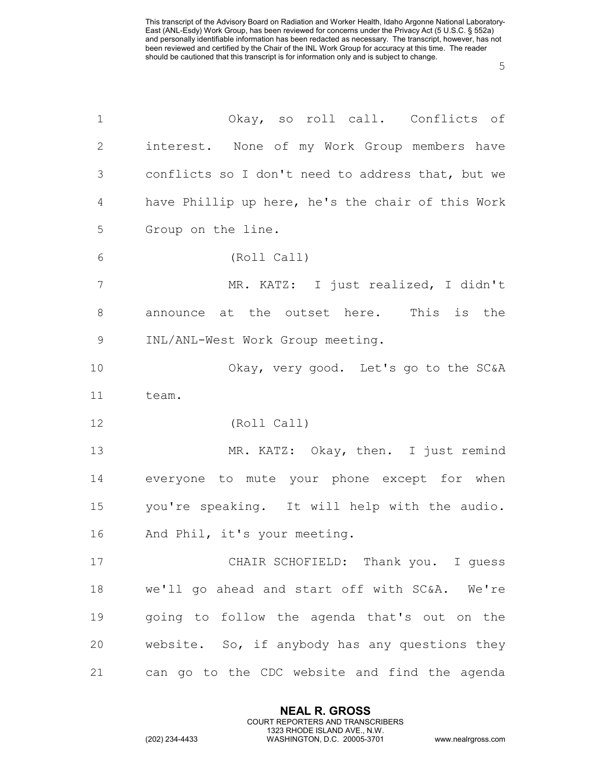Okay, so roll call. Conflicts of interest. None of my Work Group members have conflicts so I don't need to address that, but we have Phillip up here, he's the chair of this Work Group on the line.

(Roll Call)

MR. KATZ: I just realized, I didn't announce at the outset here. This is the INL/ANL-West Work Group meeting.

Okay, very good. Let's go to the SC&A team.

(Roll Call)

MR. KATZ: Okay, then. I just remind everyone to mute your phone except for when you're speaking. It will help with the audio. And Phil, it's your meeting.

CHAIR SCHOFIELD: Thank you. I guess we'll go ahead and start off with SC&A. We're going to follow the agenda that's out on the website. So, if anybody has any questions they can go to the CDC website and find the agenda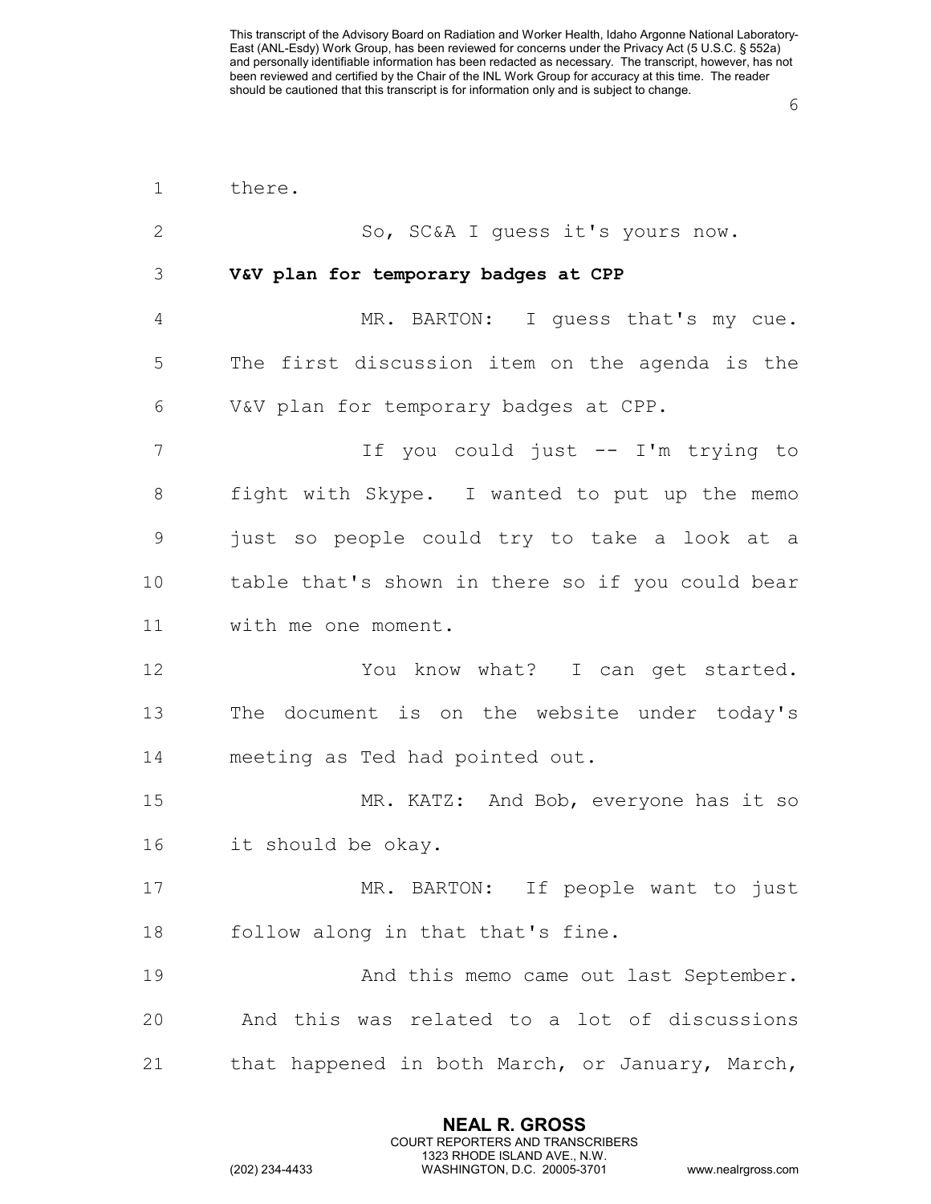there.

So, SC&A I guess it's yours now.

**V&V plan for temporary badges at CPP**

MR. BARTON: I guess that's my cue. The first discussion item on the agenda is the V&V plan for temporary badges at CPP.

If you could just -- I'm trying to fight with Skype. I wanted to put up the memo just so people could try to take a look at a table that's shown in there so if you could bear with me one moment.

You know what? I can get started. The document is on the website under today's meeting as Ted had pointed out.

MR. KATZ: And Bob, everyone has it so it should be okay.

MR. BARTON: If people want to just follow along in that that's fine.

And this memo came out last September. And this was related to a lot of discussions that happened in both March, or January, March,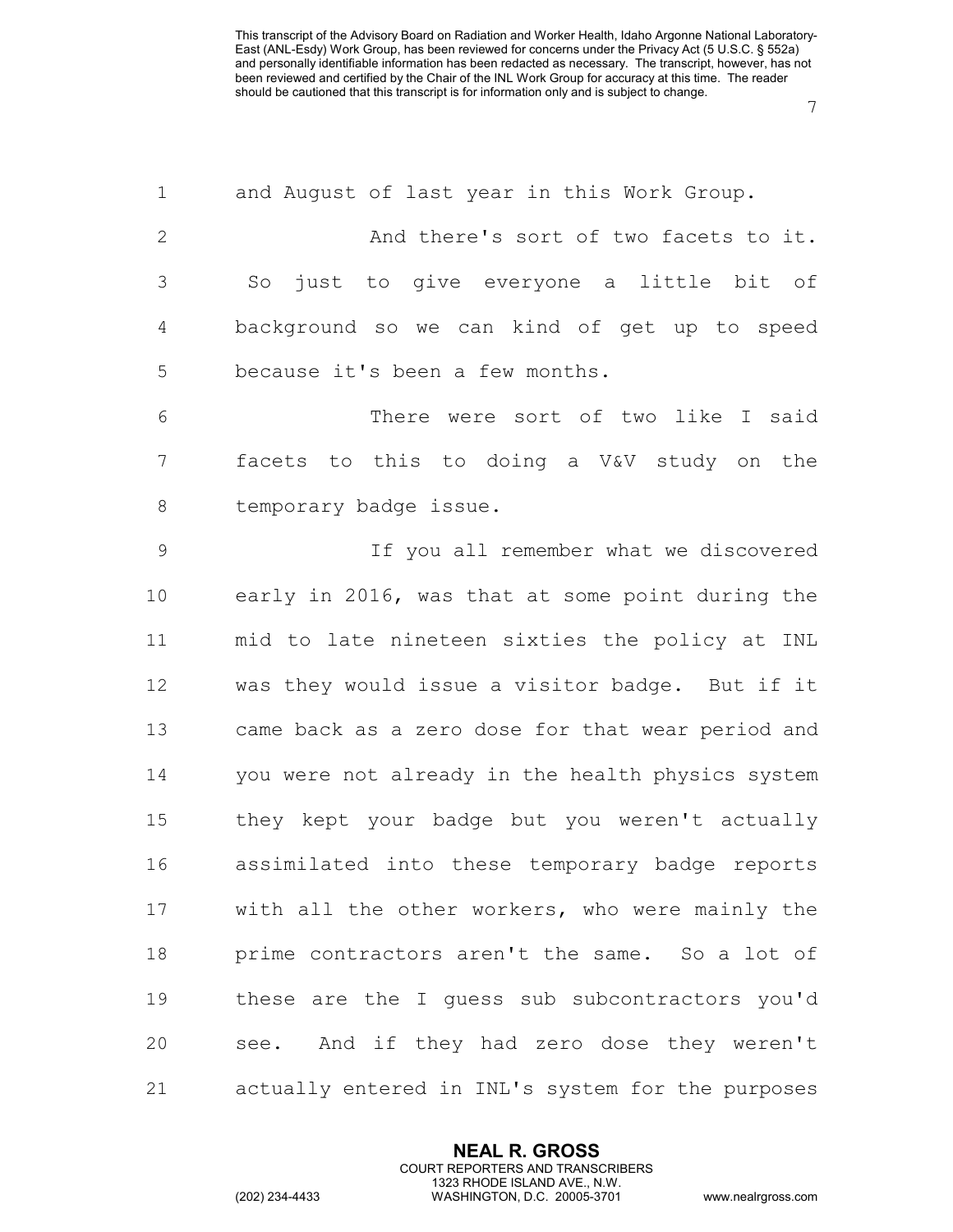and August of last year in this Work Group.

And there's sort of two facets to it. So just to give everyone a little bit of background so we can kind of get up to speed because it's been a few months.

There were sort of two like I said facets to this to doing a V&V study on the temporary badge issue.

If you all remember what we discovered early in 2016, was that at some point during the mid to late nineteen sixties the policy at INL was they would issue a visitor badge. But if it came back as a zero dose for that wear period and you were not already in the health physics system they kept your badge but you weren't actually assimilated into these temporary badge reports with all the other workers, who were mainly the prime contractors aren't the same. So a lot of these are the I guess sub subcontractors you'd see. And if they had zero dose they weren't actually entered in INL's system for the purposes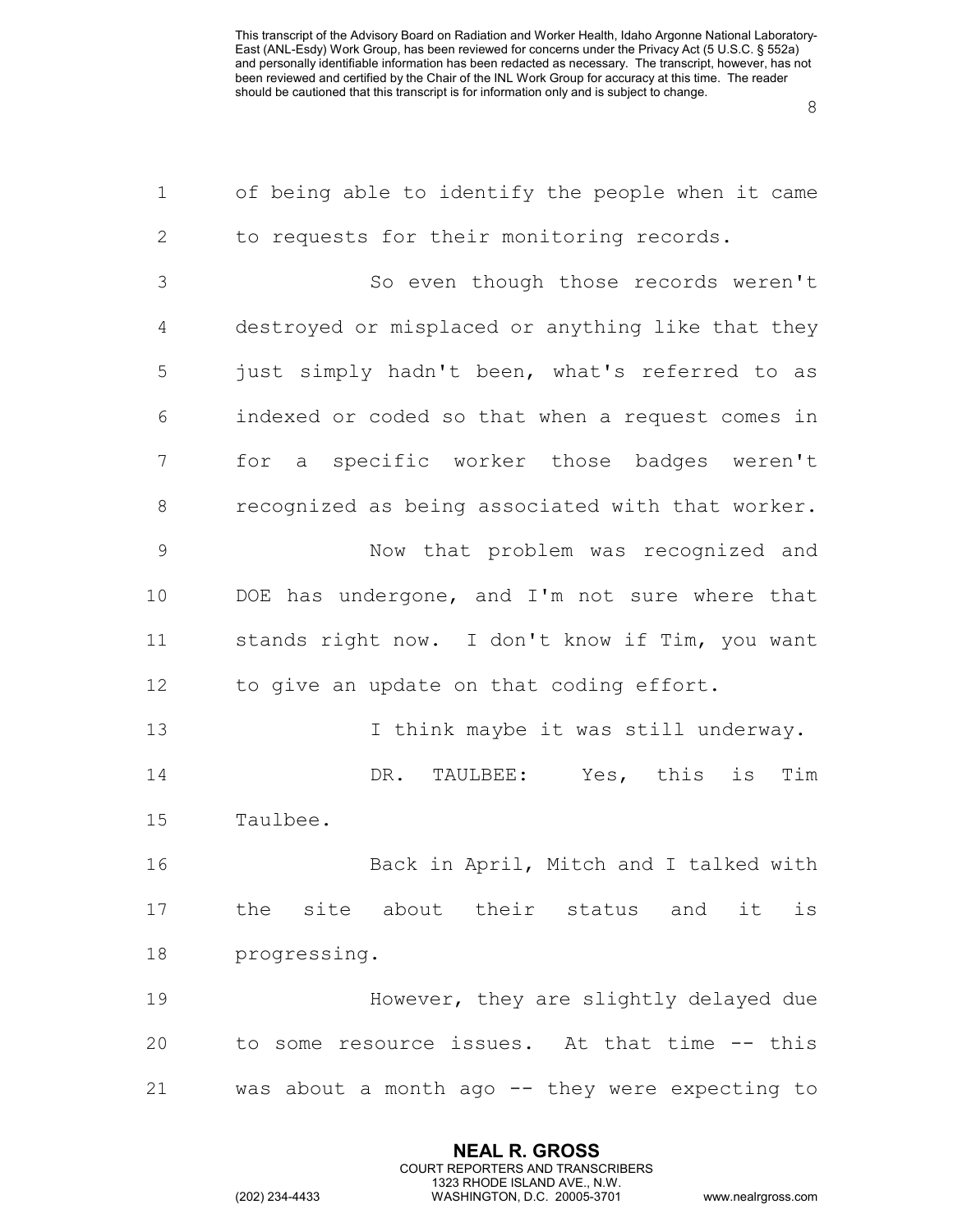of being able to identify the people when it came to requests for their monitoring records.

So even though those records weren't destroyed or misplaced or anything like that they just simply hadn't been, what's referred to as indexed or coded so that when a request comes in for a specific worker those badges weren't recognized as being associated with that worker.

Now that problem was recognized and DOE has undergone, and I'm not sure where that stands right now. I don't know if Tim, you want to give an update on that coding effort.

I think maybe it was still underway.

DR. TAULBEE: Yes, this is Tim Taulbee.

Back in April, Mitch and I talked with the site about their status and it is progressing.

However, they are slightly delayed due to some resource issues. At that time -- this was about a month ago -- they were expecting to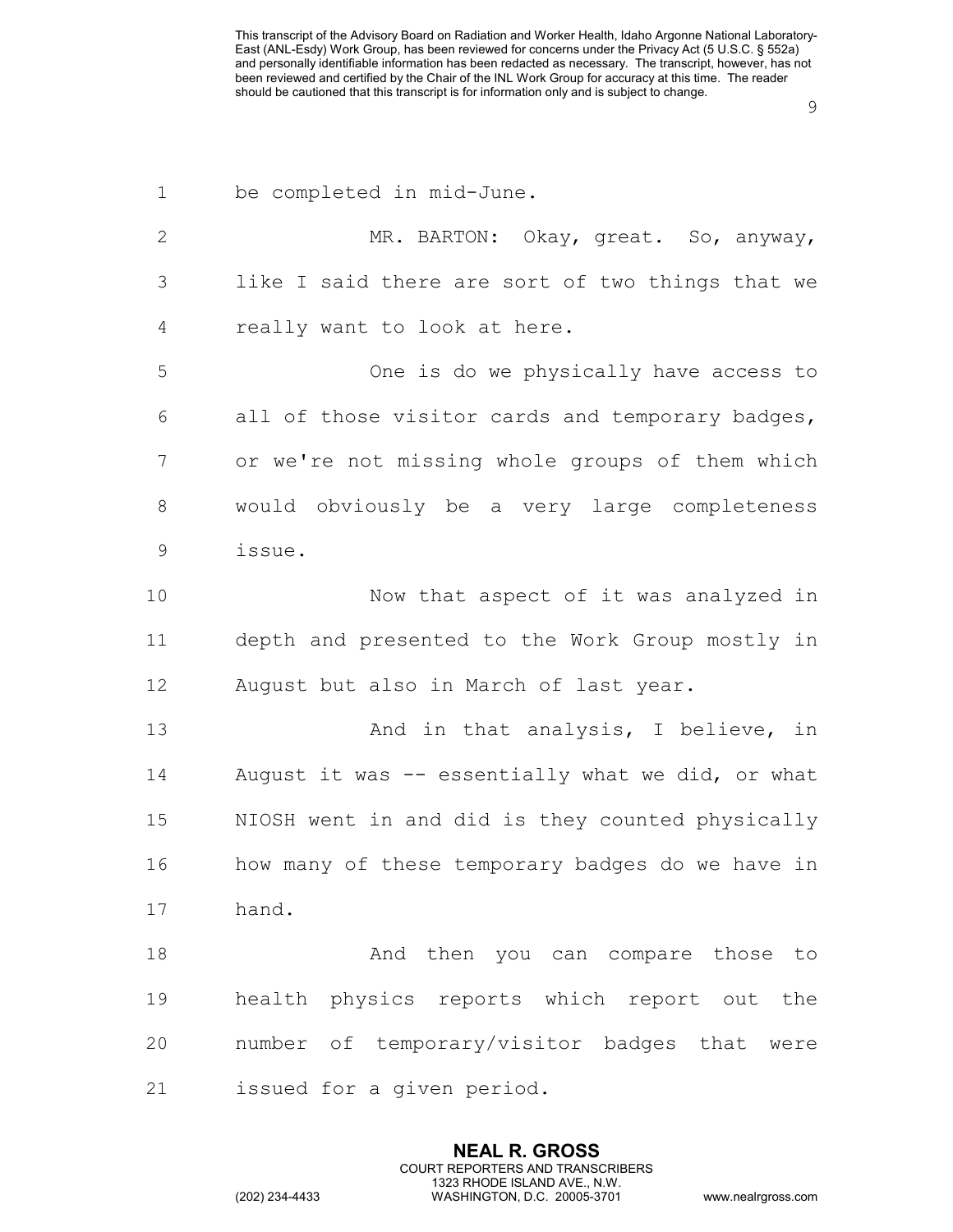be completed in mid-June.

MR. BARTON: Okay, great. So, anyway, like I said there are sort of two things that we really want to look at here.

One is do we physically have access to all of those visitor cards and temporary badges, or we're not missing whole groups of them which would obviously be a very large completeness issue.

Now that aspect of it was analyzed in depth and presented to the Work Group mostly in August but also in March of last year.

And in that analysis, I believe, in August it was -- essentially what we did, or what NIOSH went in and did is they counted physically how many of these temporary badges do we have in hand.

And then you can compare those to health physics reports which report out the number of temporary/visitor badges that were issued for a given period.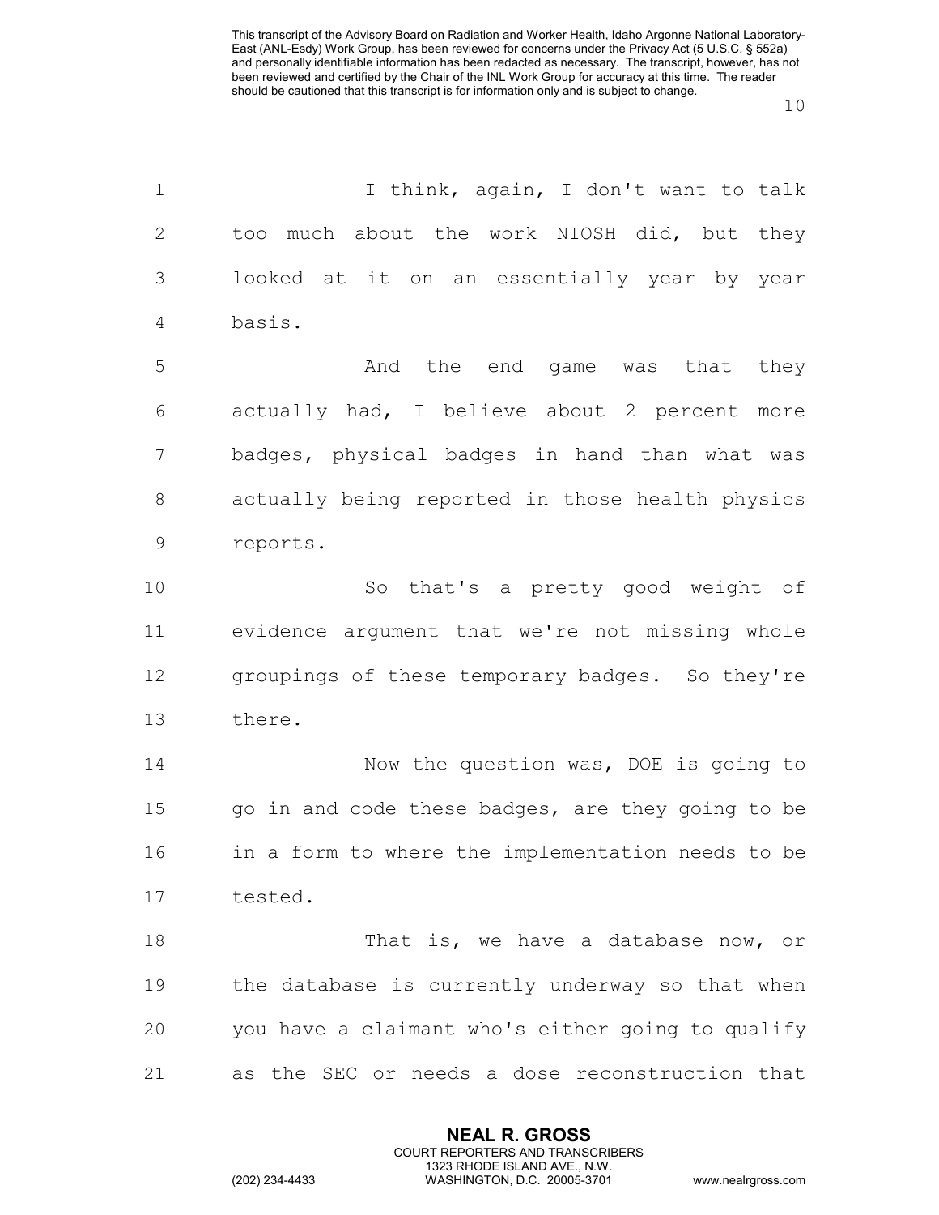I think, again, I don't want to talk too much about the work NIOSH did, but they looked at it on an essentially year by year basis.

And the end game was that they actually had, I believe about 2 percent more badges, physical badges in hand than what was actually being reported in those health physics reports.

So that's a pretty good weight of evidence argument that we're not missing whole groupings of these temporary badges. So they're there.

Now the question was, DOE is going to go in and code these badges, are they going to be in a form to where the implementation needs to be tested.

That is, we have a database now, or the database is currently underway so that when you have a claimant who's either going to qualify as the SEC or needs a dose reconstruction that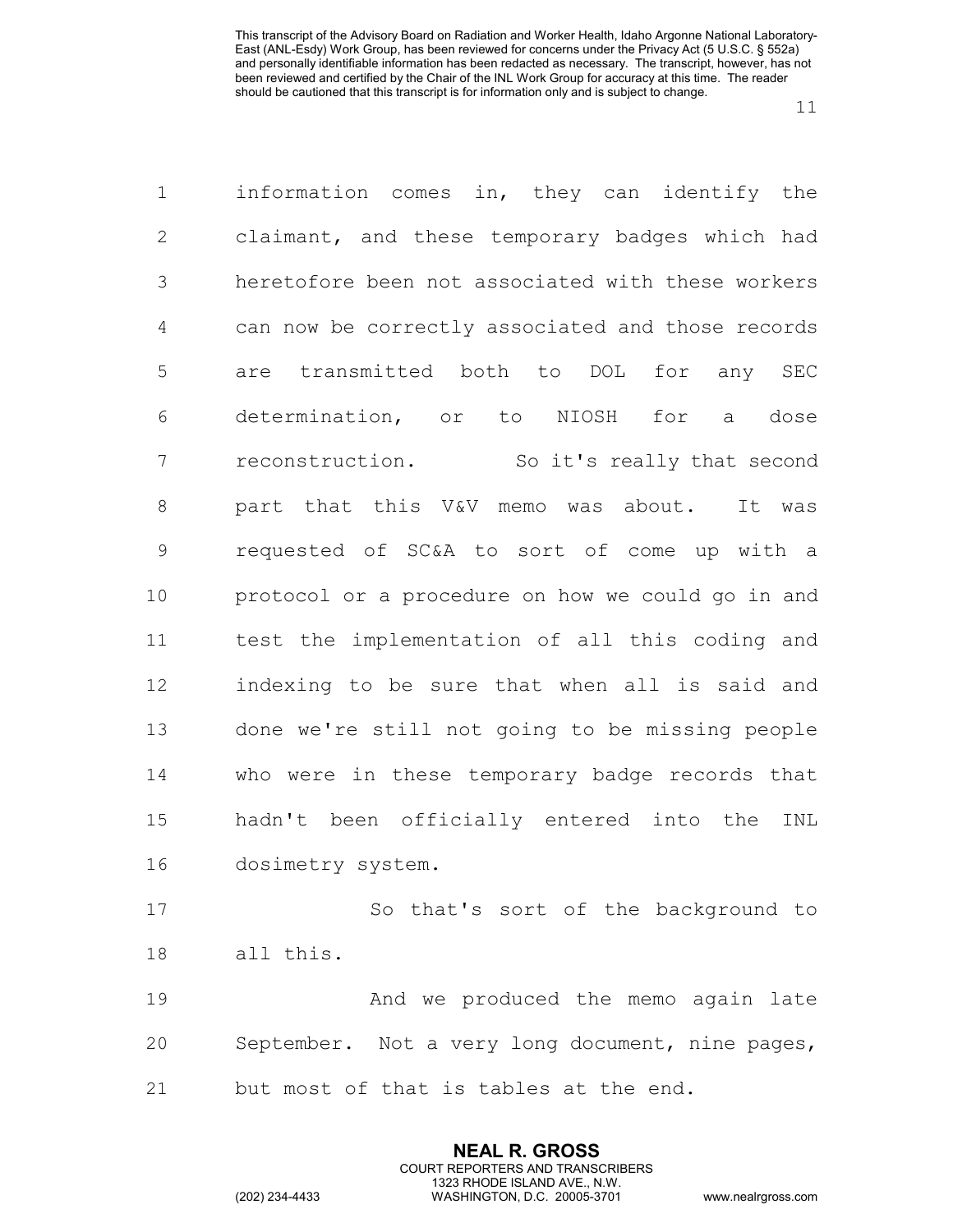information comes in, they can identify the claimant, and these temporary badges which had heretofore been not associated with these workers can now be correctly associated and those records are transmitted both to DOL for any SEC determination, or to NIOSH for a dose reconstruction. So it's really that second part that this V&V memo was about. It was requested of SC&A to sort of come up with a protocol or a procedure on how we could go in and test the implementation of all this coding and indexing to be sure that when all is said and done we're still not going to be missing people who were in these temporary badge records that hadn't been officially entered into the INL dosimetry system.

So that's sort of the background to all this.

And we produced the memo again late September. Not a very long document, nine pages, but most of that is tables at the end.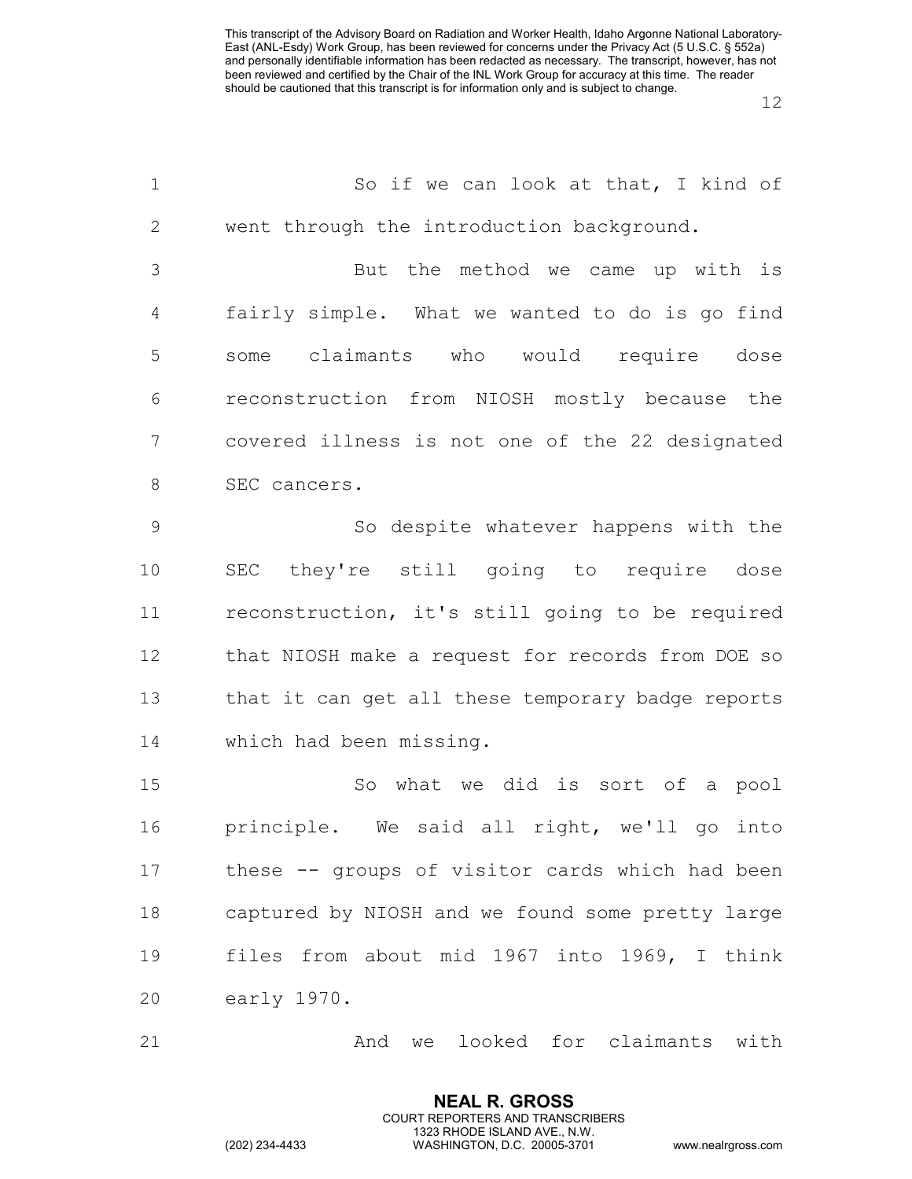So if we can look at that, I kind of went through the introduction background.

But the method we came up with is fairly simple. What we wanted to do is go find some claimants who would require dose reconstruction from NIOSH mostly because the covered illness is not one of the 22 designated SEC cancers.

So despite whatever happens with the SEC they're still going to require dose reconstruction, it's still going to be required that NIOSH make a request for records from DOE so that it can get all these temporary badge reports which had been missing.

So what we did is sort of a pool principle. We said all right, we'll go into these -- groups of visitor cards which had been captured by NIOSH and we found some pretty large files from about mid 1967 into 1969, I think early 1970.

And we looked for claimants with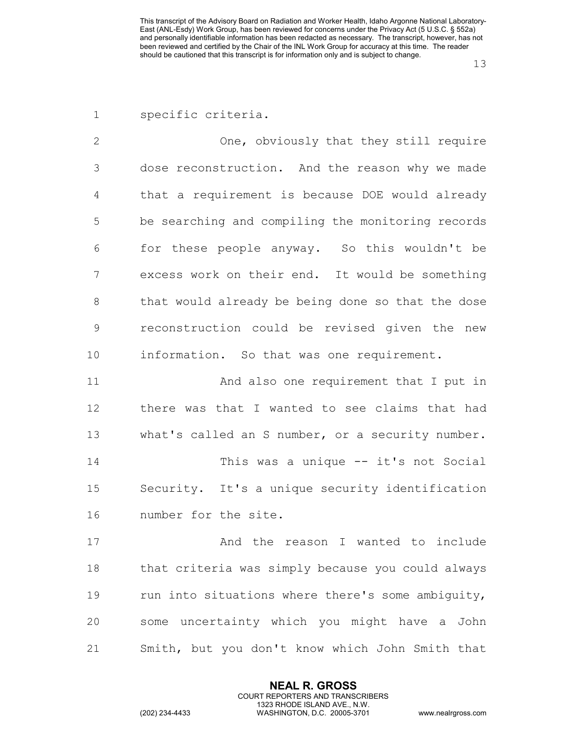specific criteria.

One, obviously that they still require dose reconstruction. And the reason why we made that a requirement is because DOE would already be searching and compiling the monitoring records for these people anyway. So this wouldn't be excess work on their end. It would be something that would already be being done so that the dose reconstruction could be revised given the new information. So that was one requirement.

And also one requirement that I put in there was that I wanted to see claims that had what's called an S number, or a security number.

This was a unique -- it's not Social Security. It's a unique security identification number for the site.

And the reason I wanted to include that criteria was simply because you could always run into situations where there's some ambiguity, some uncertainty which you might have a John Smith, but you don't know which John Smith that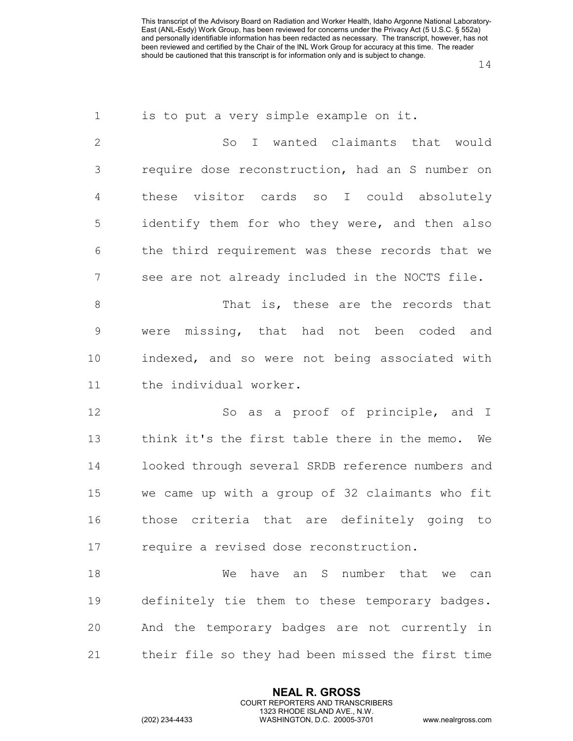is to put a very simple example on it.

So I wanted claimants that would require dose reconstruction, had an S number on these visitor cards so I could absolutely identify them for who they were, and then also the third requirement was these records that we see are not already included in the NOCTS file.

That is, these are the records that were missing, that had not been coded and indexed, and so were not being associated with the individual worker.

So as a proof of principle, and I think it's the first table there in the memo. We looked through several SRDB reference numbers and we came up with a group of 32 claimants who fit those criteria that are definitely going to require a revised dose reconstruction.

We have an S number that we can definitely tie them to these temporary badges. And the temporary badges are not currently in their file so they had been missed the first time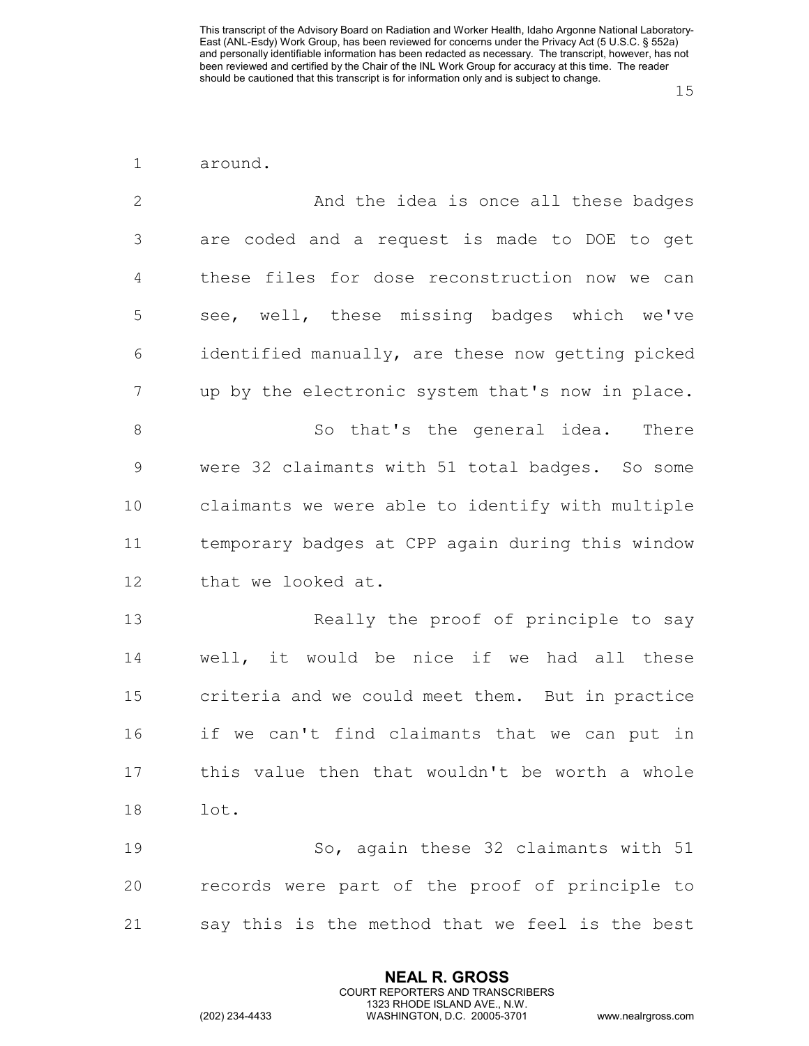around.

And the idea is once all these badges are coded and a request is made to DOE to get these files for dose reconstruction now we can see, well, these missing badges which we've identified manually, are these now getting picked up by the electronic system that's now in place.

So that's the general idea. There were 32 claimants with 51 total badges. So some claimants we were able to identify with multiple temporary badges at CPP again during this window that we looked at.

Really the proof of principle to say well, it would be nice if we had all these criteria and we could meet them. But in practice if we can't find claimants that we can put in this value then that wouldn't be worth a whole lot.

So, again these 32 claimants with 51 records were part of the proof of principle to say this is the method that we feel is the best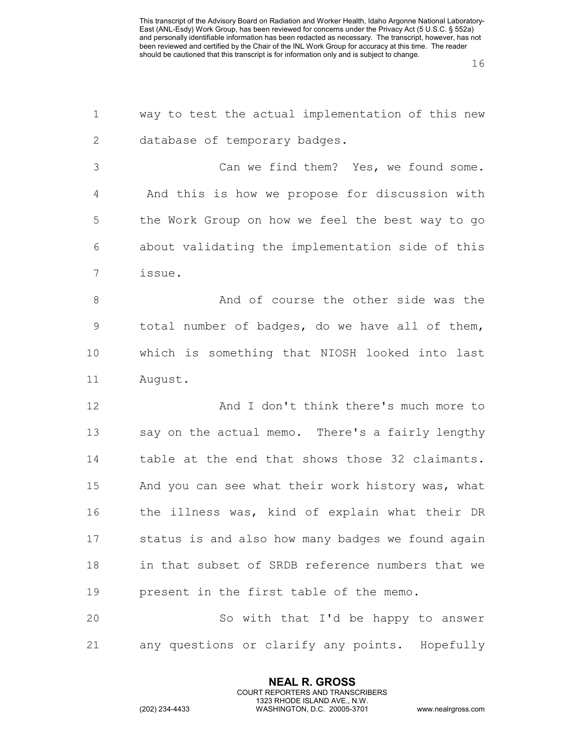way to test the actual implementation of this new database of temporary badges.

Can we find them? Yes, we found some. And this is how we propose for discussion with the Work Group on how we feel the best way to go about validating the implementation side of this issue.

And of course the other side was the total number of badges, do we have all of them, which is something that NIOSH looked into last August.

And I don't think there's much more to say on the actual memo. There's a fairly lengthy table at the end that shows those 32 claimants. And you can see what their work history was, what the illness was, kind of explain what their DR status is and also how many badges we found again in that subset of SRDB reference numbers that we present in the first table of the memo.

So with that I'd be happy to answer any questions or clarify any points. Hopefully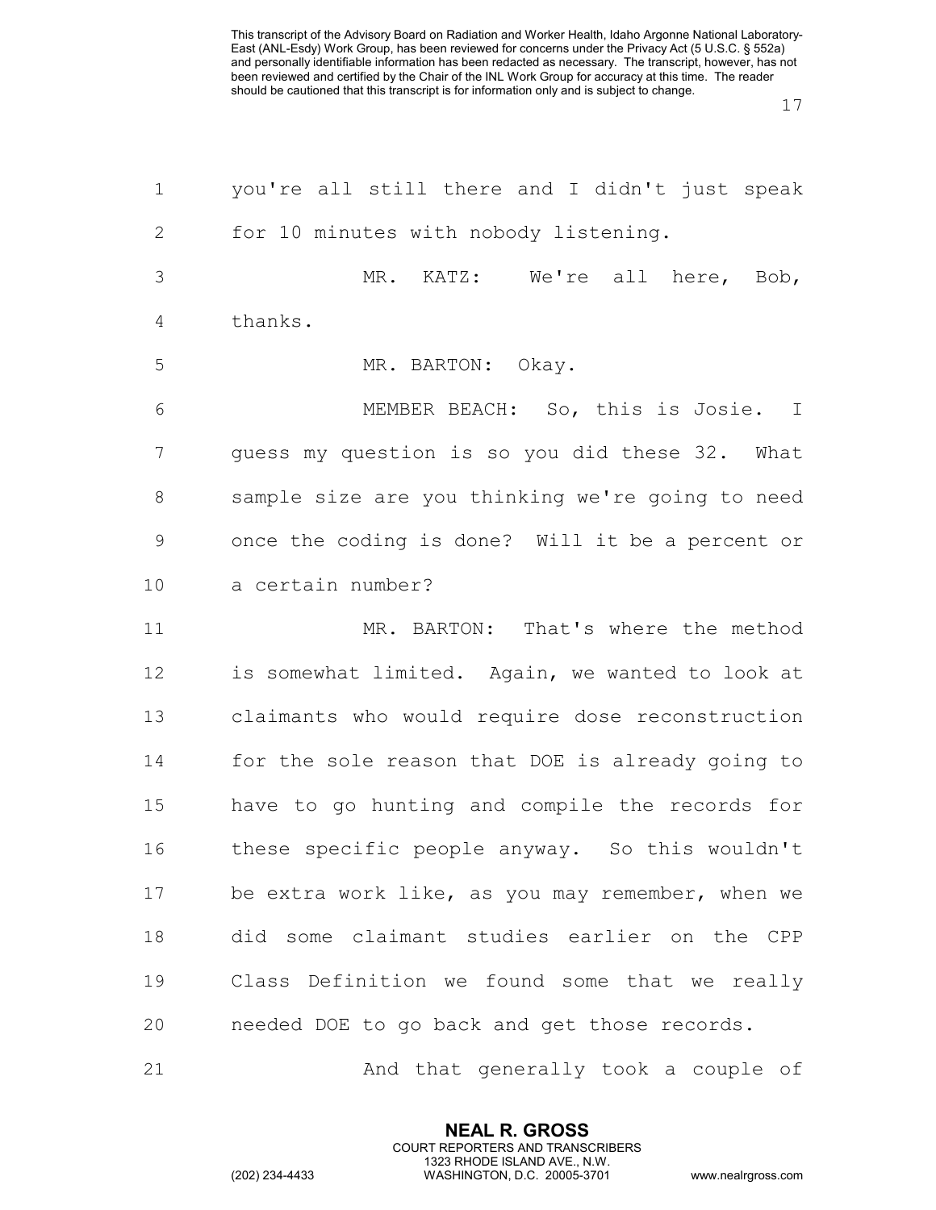you're all still there and I didn't just speak for 10 minutes with nobody listening.

MR. KATZ: We're all here, Bob, thanks.

MR. BARTON: Okay.

MEMBER BEACH: So, this is Josie. I guess my question is so you did these 32. What sample size are you thinking we're going to need once the coding is done? Will it be a percent or a certain number?

MR. BARTON: That's where the method is somewhat limited. Again, we wanted to look at claimants who would require dose reconstruction for the sole reason that DOE is already going to have to go hunting and compile the records for these specific people anyway. So this wouldn't be extra work like, as you may remember, when we did some claimant studies earlier on the CPP Class Definition we found some that we really needed DOE to go back and get those records.

And that generally took a couple of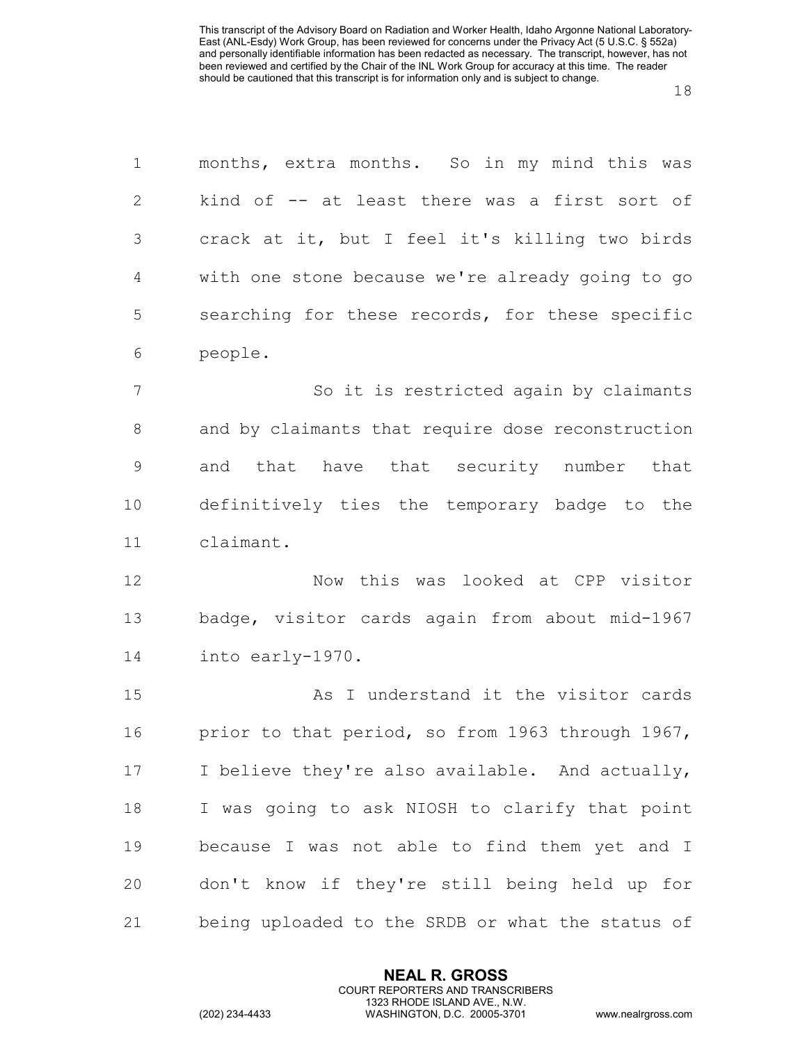months, extra months. So in my mind this was kind of -- at least there was a first sort of crack at it, but I feel it's killing two birds with one stone because we're already going to go searching for these records, for these specific people.

So it is restricted again by claimants and by claimants that require dose reconstruction and that have that security number that definitively ties the temporary badge to the claimant.

Now this was looked at CPP visitor badge, visitor cards again from about mid-1967 into early-1970.

As I understand it the visitor cards prior to that period, so from 1963 through 1967, I believe they're also available. And actually, I was going to ask NIOSH to clarify that point because I was not able to find them yet and I don't know if they're still being held up for being uploaded to the SRDB or what the status of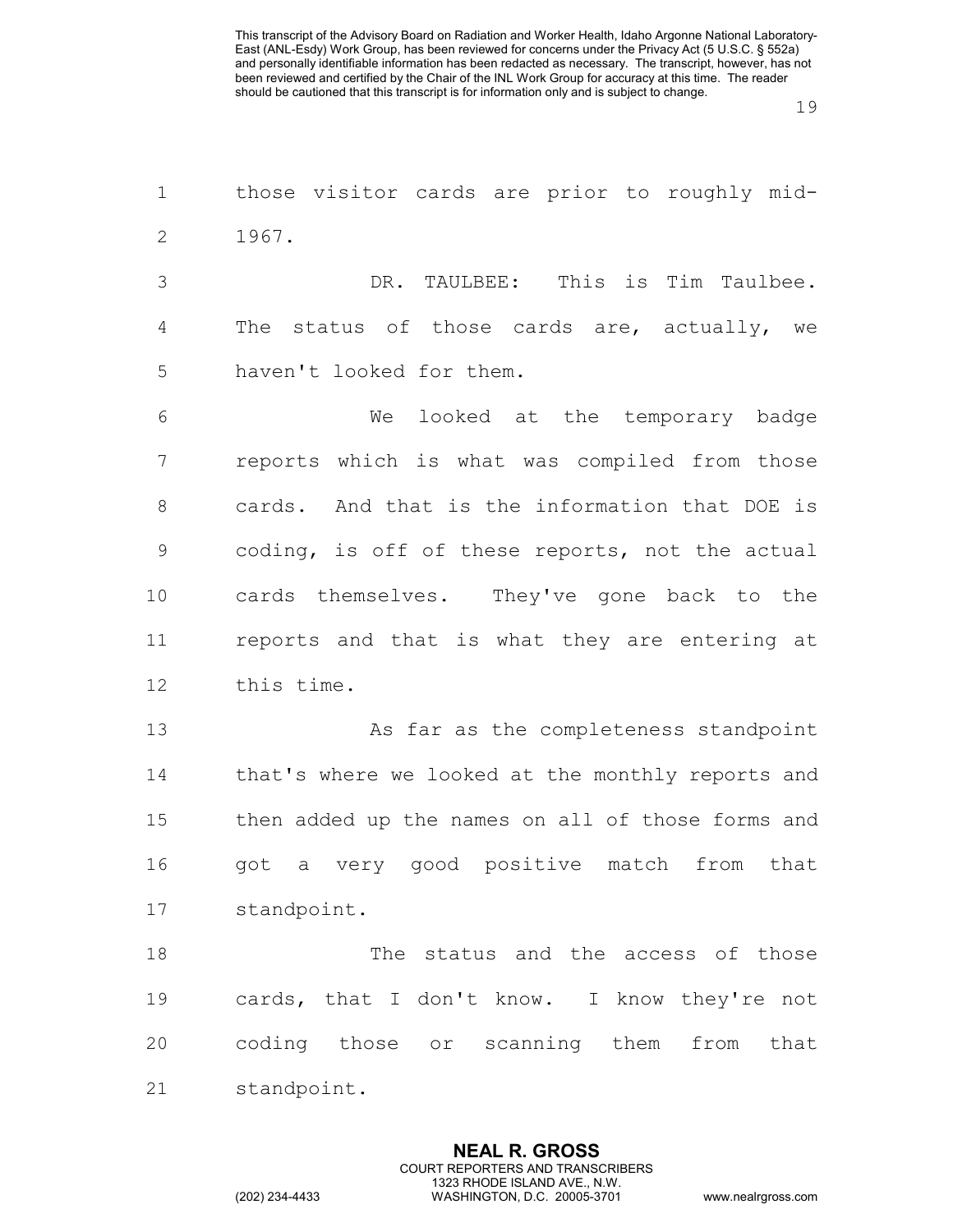those visitor cards are prior to roughly mid-1967.

DR. TAULBEE: This is Tim Taulbee. The status of those cards are, actually, we haven't looked for them.

We looked at the temporary badge reports which is what was compiled from those cards. And that is the information that DOE is coding, is off of these reports, not the actual cards themselves. They've gone back to the reports and that is what they are entering at this time.

As far as the completeness standpoint that's where we looked at the monthly reports and then added up the names on all of those forms and got a very good positive match from that standpoint.

The status and the access of those cards, that I don't know. I know they're not coding those or scanning them from that standpoint.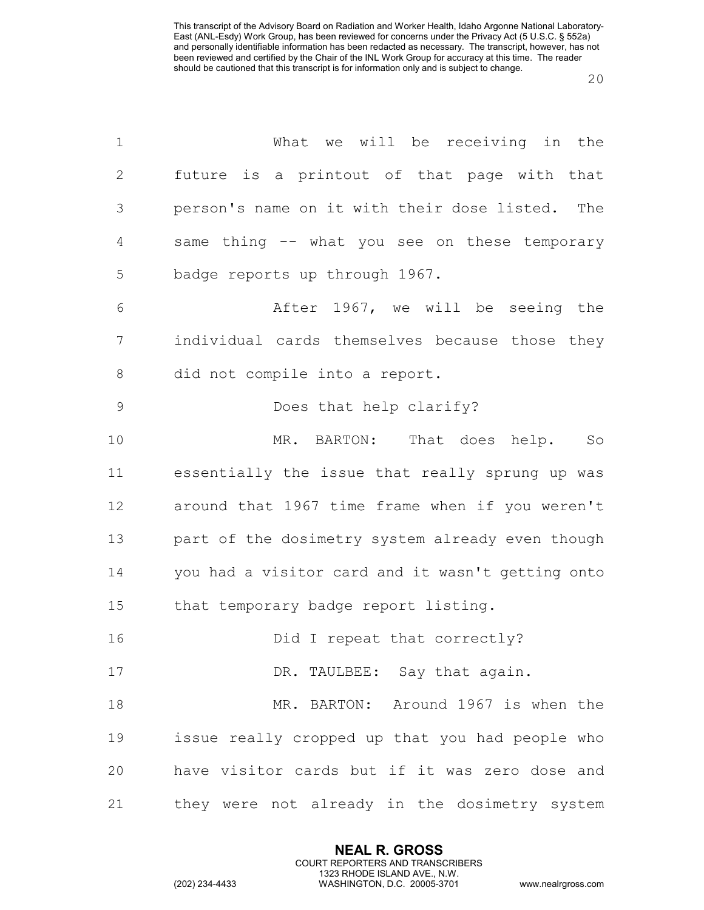What we will be receiving in the future is a printout of that page with that person's name on it with their dose listed. The same thing -- what you see on these temporary badge reports up through 1967.

After 1967, we will be seeing the individual cards themselves because those they did not compile into a report.

Does that help clarify?

MR. BARTON: That does help. So essentially the issue that really sprung up was around that 1967 time frame when if you weren't part of the dosimetry system already even though you had a visitor card and it wasn't getting onto that temporary badge report listing.

Did I repeat that correctly?

DR. TAULBEE: Say that again.

MR. BARTON: Around 1967 is when the issue really cropped up that you had people who have visitor cards but if it was zero dose and they were not already in the dosimetry system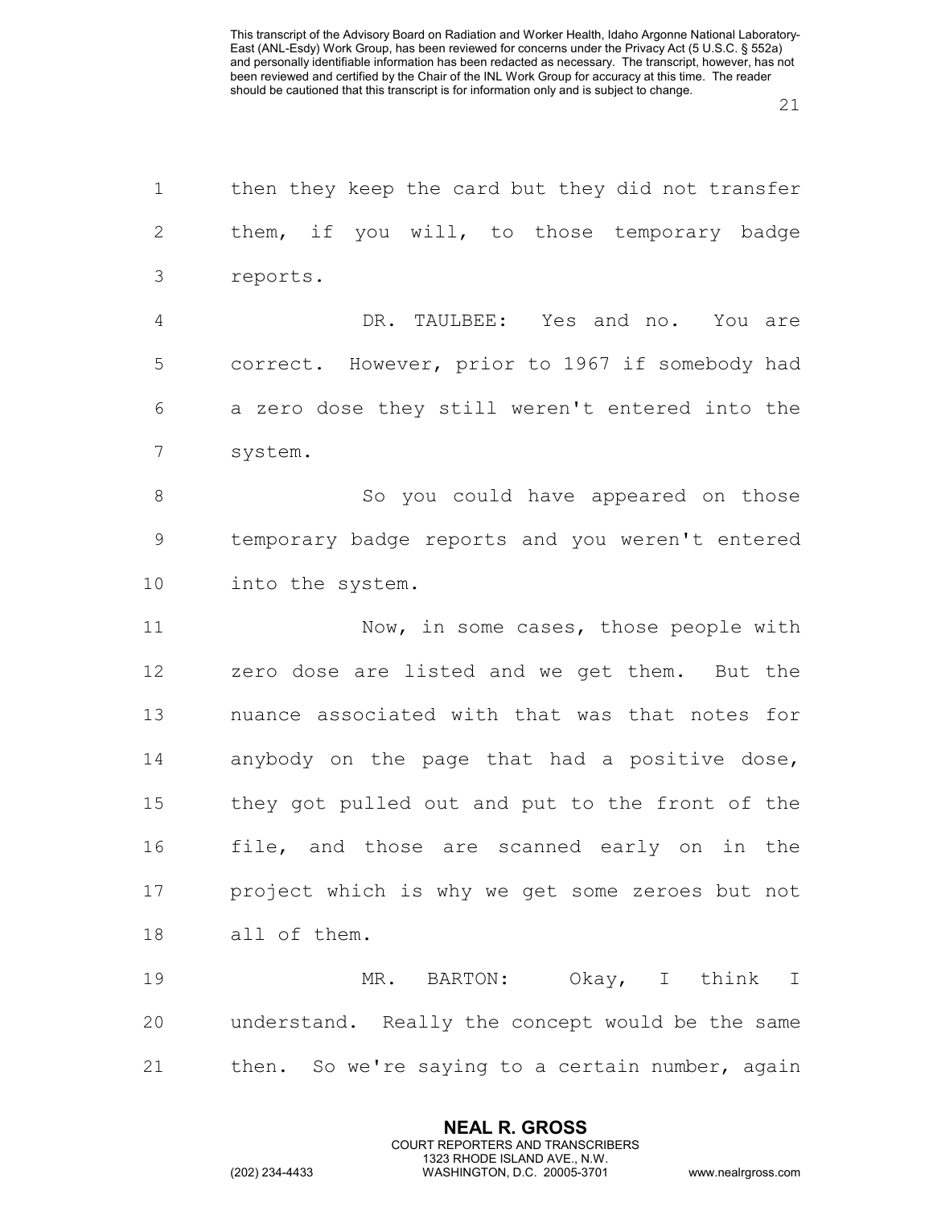then they keep the card but they did not transfer them, if you will, to those temporary badge reports.

DR. TAULBEE: Yes and no. You are correct. However, prior to 1967 if somebody had a zero dose they still weren't entered into the system.

So you could have appeared on those temporary badge reports and you weren't entered into the system.

Now, in some cases, those people with zero dose are listed and we get them. But the nuance associated with that was that notes for anybody on the page that had a positive dose, they got pulled out and put to the front of the file, and those are scanned early on in the project which is why we get some zeroes but not all of them.

MR. BARTON: Okay, I think I understand. Really the concept would be the same then. So we're saying to a certain number, again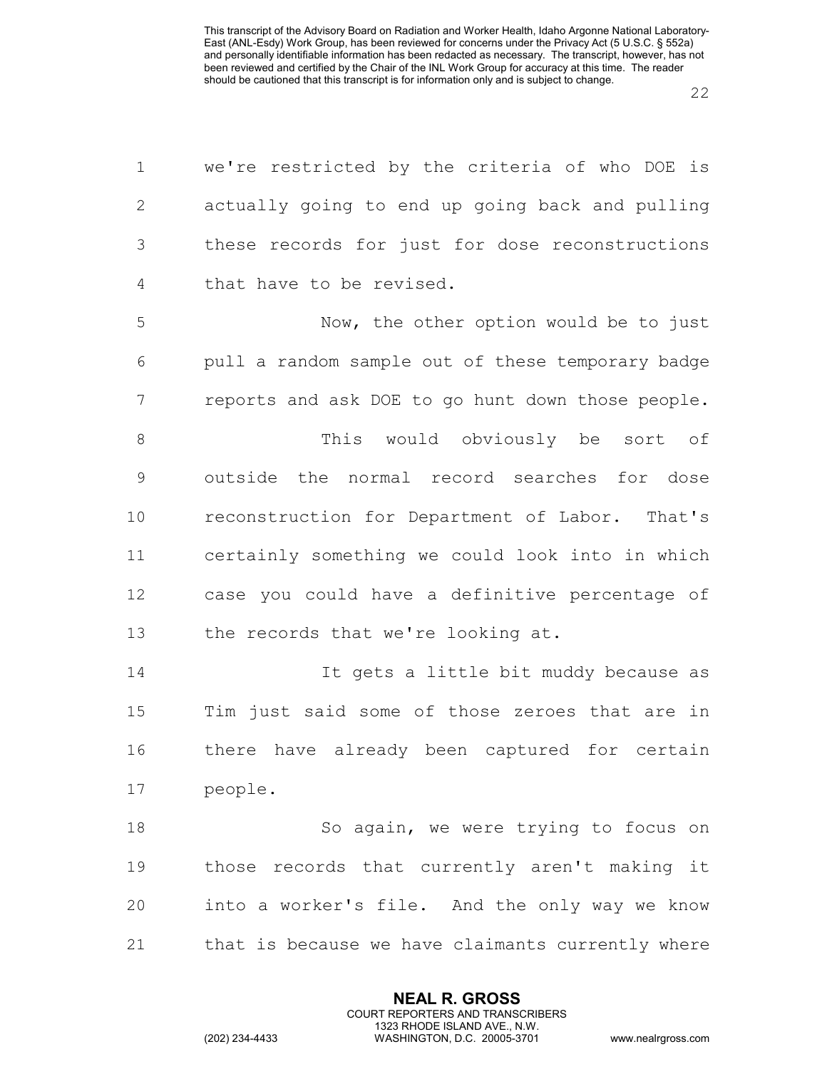we're restricted by the criteria of who DOE is actually going to end up going back and pulling these records for just for dose reconstructions that have to be revised.

Now, the other option would be to just pull a random sample out of these temporary badge reports and ask DOE to go hunt down those people.

This would obviously be sort of outside the normal record searches for dose reconstruction for Department of Labor. That's certainly something we could look into in which case you could have a definitive percentage of the records that we're looking at.

It gets a little bit muddy because as Tim just said some of those zeroes that are in there have already been captured for certain people.

So again, we were trying to focus on those records that currently aren't making it into a worker's file. And the only way we know that is because we have claimants currently where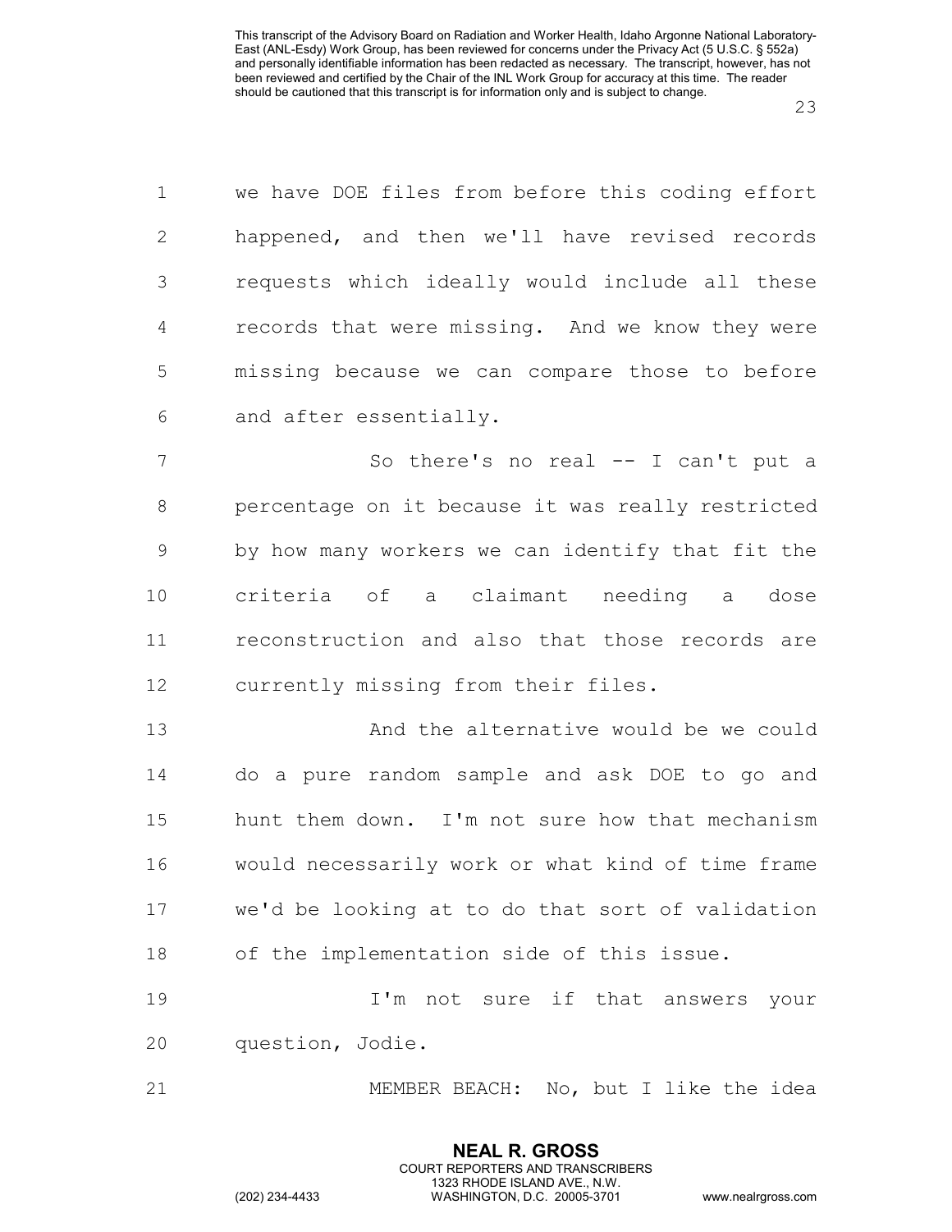we have DOE files from before this coding effort happened, and then we'll have revised records requests which ideally would include all these records that were missing. And we know they were missing because we can compare those to before and after essentially.

So there's no real -- I can't put a percentage on it because it was really restricted by how many workers we can identify that fit the criteria of a claimant needing a dose reconstruction and also that those records are currently missing from their files.

And the alternative would be we could do a pure random sample and ask DOE to go and hunt them down. I'm not sure how that mechanism would necessarily work or what kind of time frame we'd be looking at to do that sort of validation of the implementation side of this issue.

I'm not sure if that answers your question, Jodie.

MEMBER BEACH: No, but I like the idea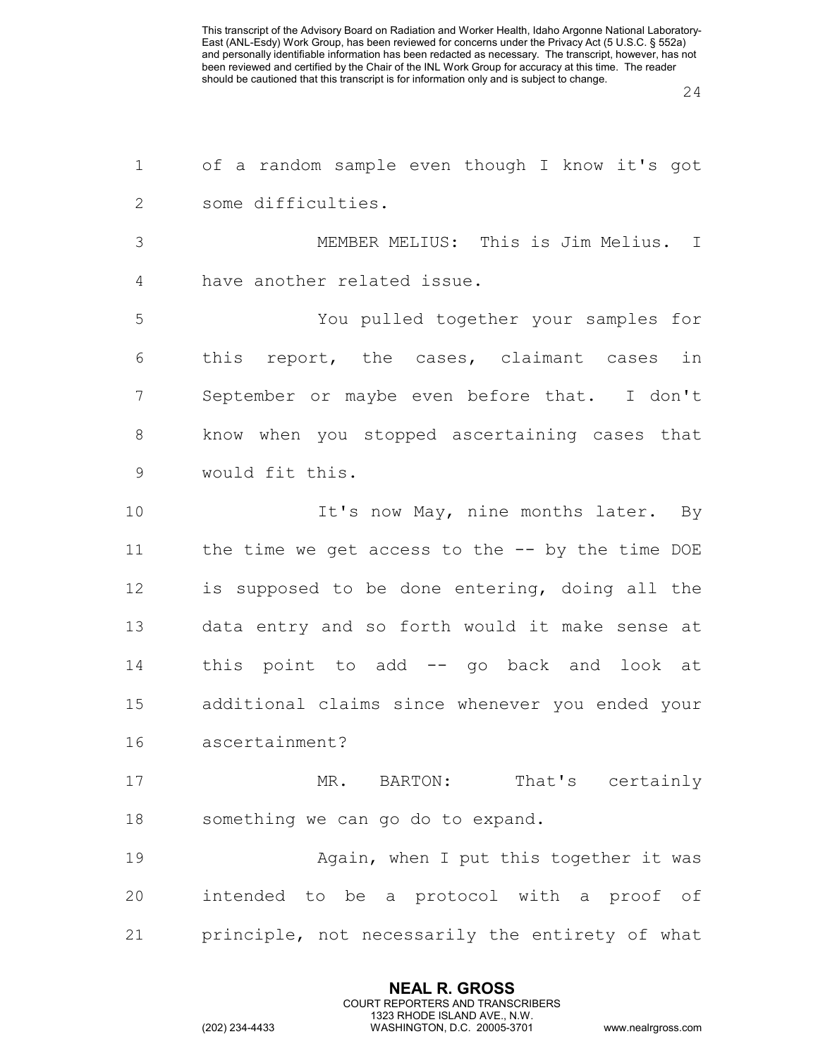of a random sample even though I know it's got some difficulties.

MEMBER MELIUS: This is Jim Melius. I have another related issue.

You pulled together your samples for this report, the cases, claimant cases in September or maybe even before that. I don't know when you stopped ascertaining cases that would fit this.

It's now May, nine months later. By the time we get access to the -- by the time DOE is supposed to be done entering, doing all the data entry and so forth would it make sense at this point to add -- go back and look at additional claims since whenever you ended your ascertainment?

MR. BARTON: That's certainly something we can go do to expand.

Again, when I put this together it was intended to be a protocol with a proof of principle, not necessarily the entirety of what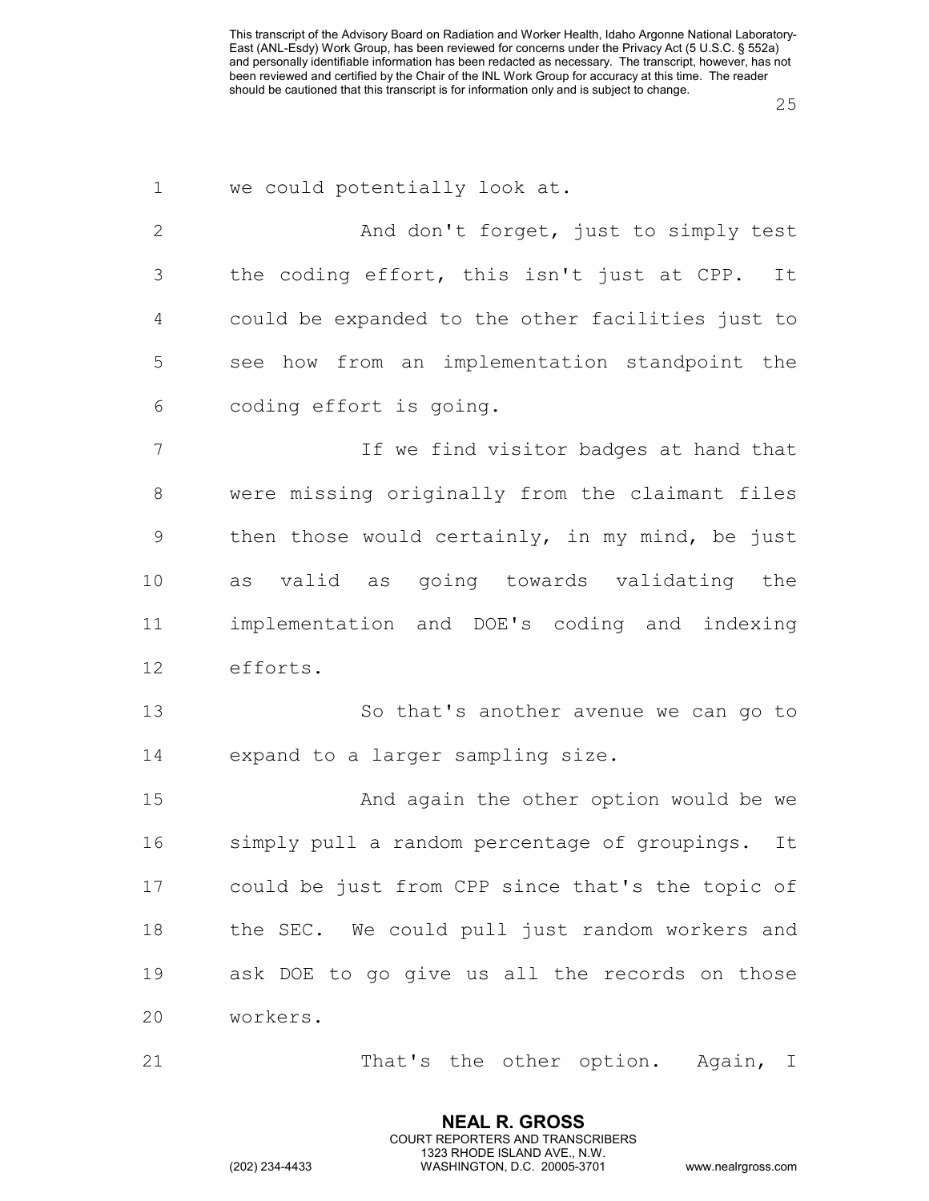we could potentially look at.

And don't forget, just to simply test the coding effort, this isn't just at CPP. It could be expanded to the other facilities just to see how from an implementation standpoint the coding effort is going.

If we find visitor badges at hand that were missing originally from the claimant files then those would certainly, in my mind, be just as valid as going towards validating the implementation and DOE's coding and indexing efforts.

So that's another avenue we can go to expand to a larger sampling size.

And again the other option would be we simply pull a random percentage of groupings. It could be just from CPP since that's the topic of the SEC. We could pull just random workers and ask DOE to go give us all the records on those workers.

That's the other option. Again, I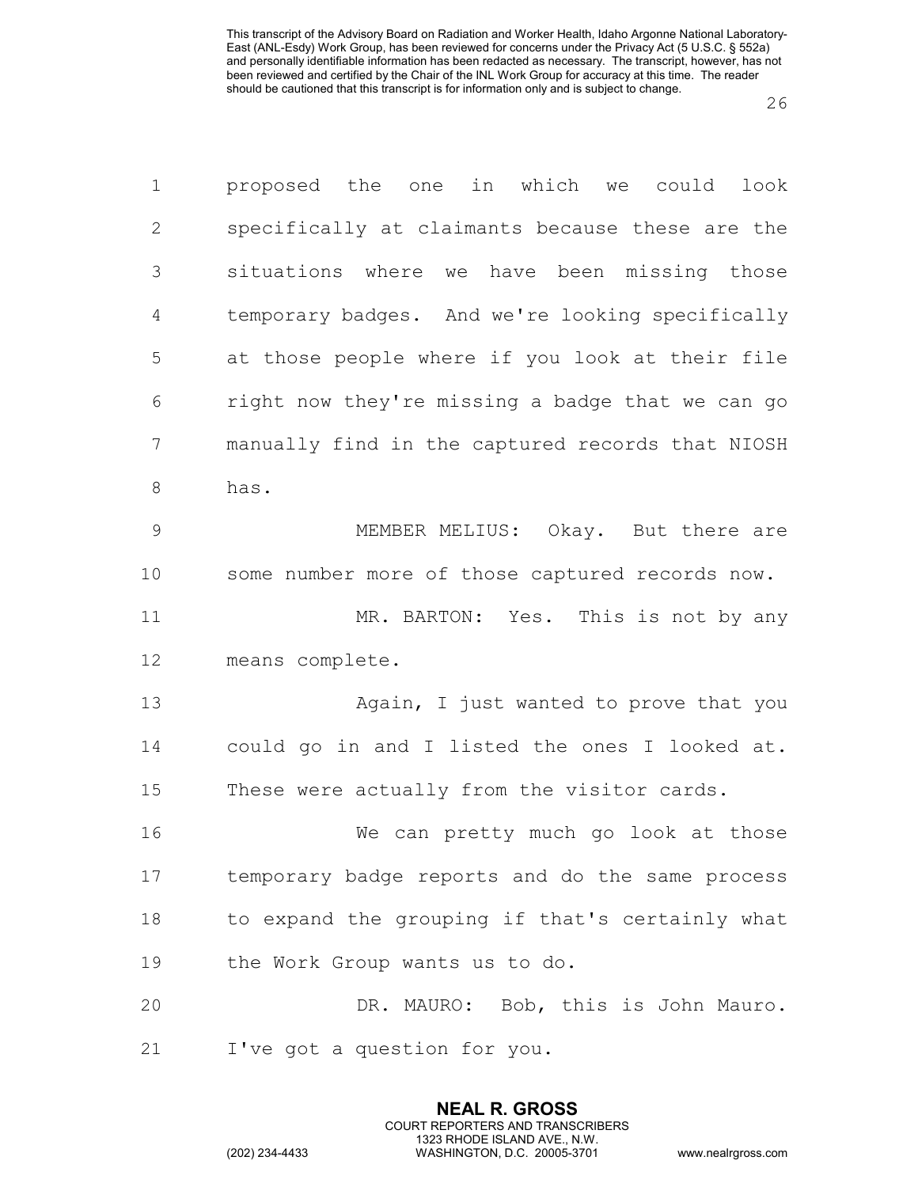proposed the one in which we could look specifically at claimants because these are the situations where we have been missing those temporary badges. And we're looking specifically at those people where if you look at their file right now they're missing a badge that we can go manually find in the captured records that NIOSH has.

MEMBER MELIUS: Okay. But there are some number more of those captured records now.

MR. BARTON: Yes. This is not by any means complete.

Again, I just wanted to prove that you could go in and I listed the ones I looked at. These were actually from the visitor cards.

We can pretty much go look at those temporary badge reports and do the same process to expand the grouping if that's certainly what the Work Group wants us to do.

DR. MAURO: Bob, this is John Mauro. I've got a question for you.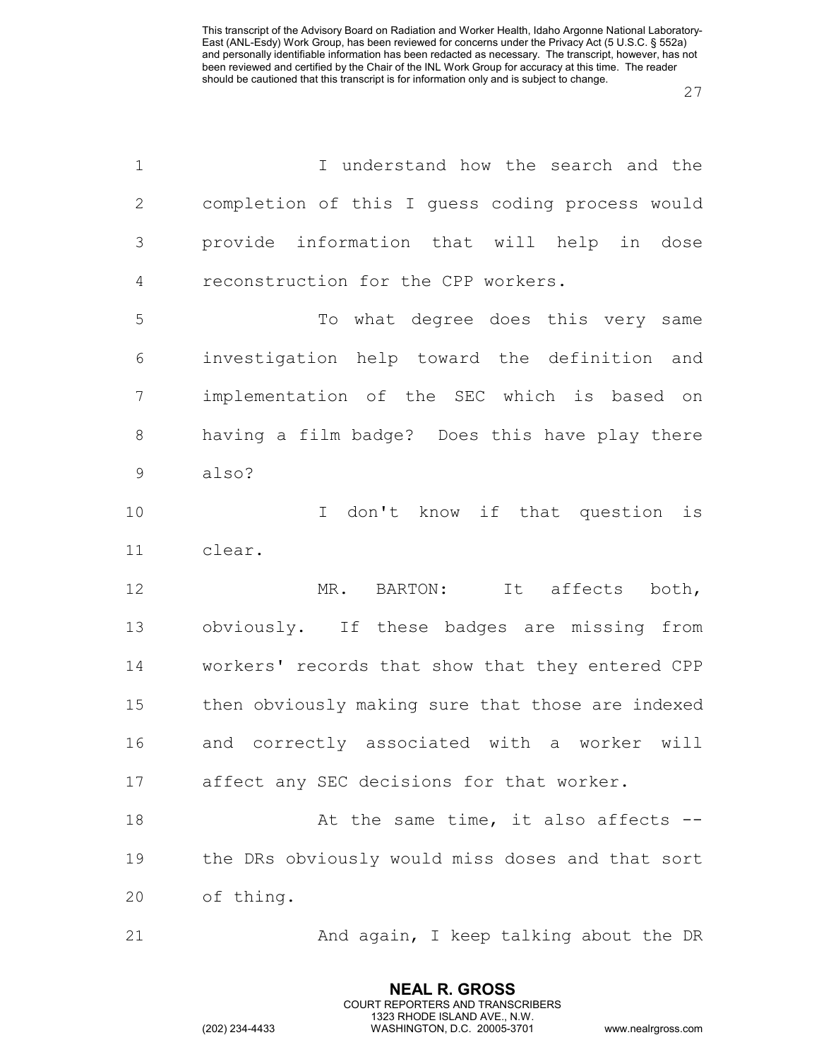I understand how the search and the completion of this I guess coding process would provide information that will help in dose reconstruction for the CPP workers.

To what degree does this very same investigation help toward the definition and implementation of the SEC which is based on having a film badge? Does this have play there also?

I don't know if that question is clear.

MR. BARTON: It affects both, obviously. If these badges are missing from workers' records that show that they entered CPP then obviously making sure that those are indexed and correctly associated with a worker will affect any SEC decisions for that worker.

At the same time, it also affects -- the DRs obviously would miss doses and that sort of thing.

And again, I keep talking about the DR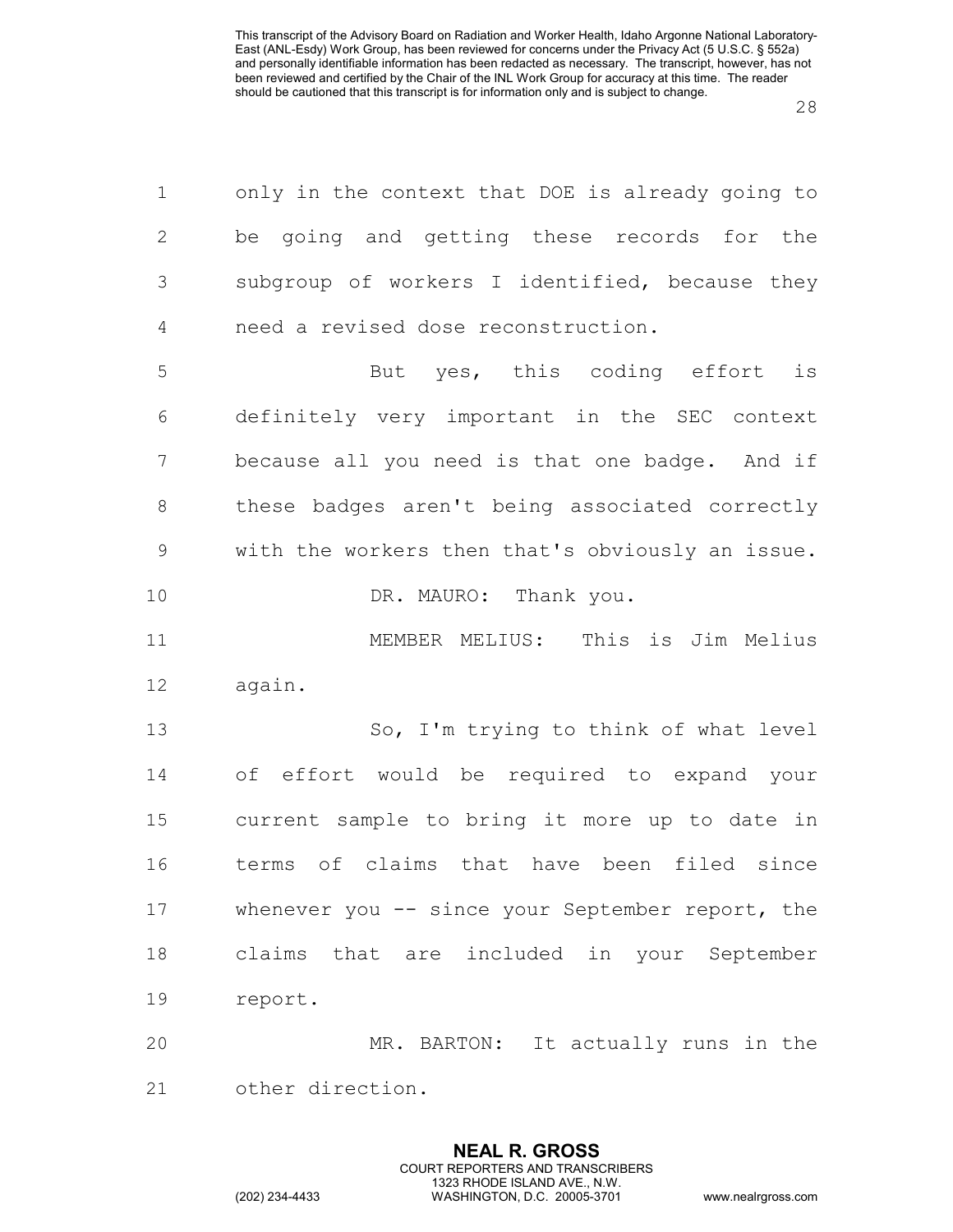only in the context that DOE is already going to be going and getting these records for the subgroup of workers I identified, because they need a revised dose reconstruction.

But yes, this coding effort is definitely very important in the SEC context because all you need is that one badge. And if these badges aren't being associated correctly with the workers then that's obviously an issue.

DR. MAURO: Thank you.

MEMBER MELIUS: This is Jim Melius again.

So, I'm trying to think of what level of effort would be required to expand your current sample to bring it more up to date in terms of claims that have been filed since whenever you -- since your September report, the claims that are included in your September report.

MR. BARTON: It actually runs in the other direction.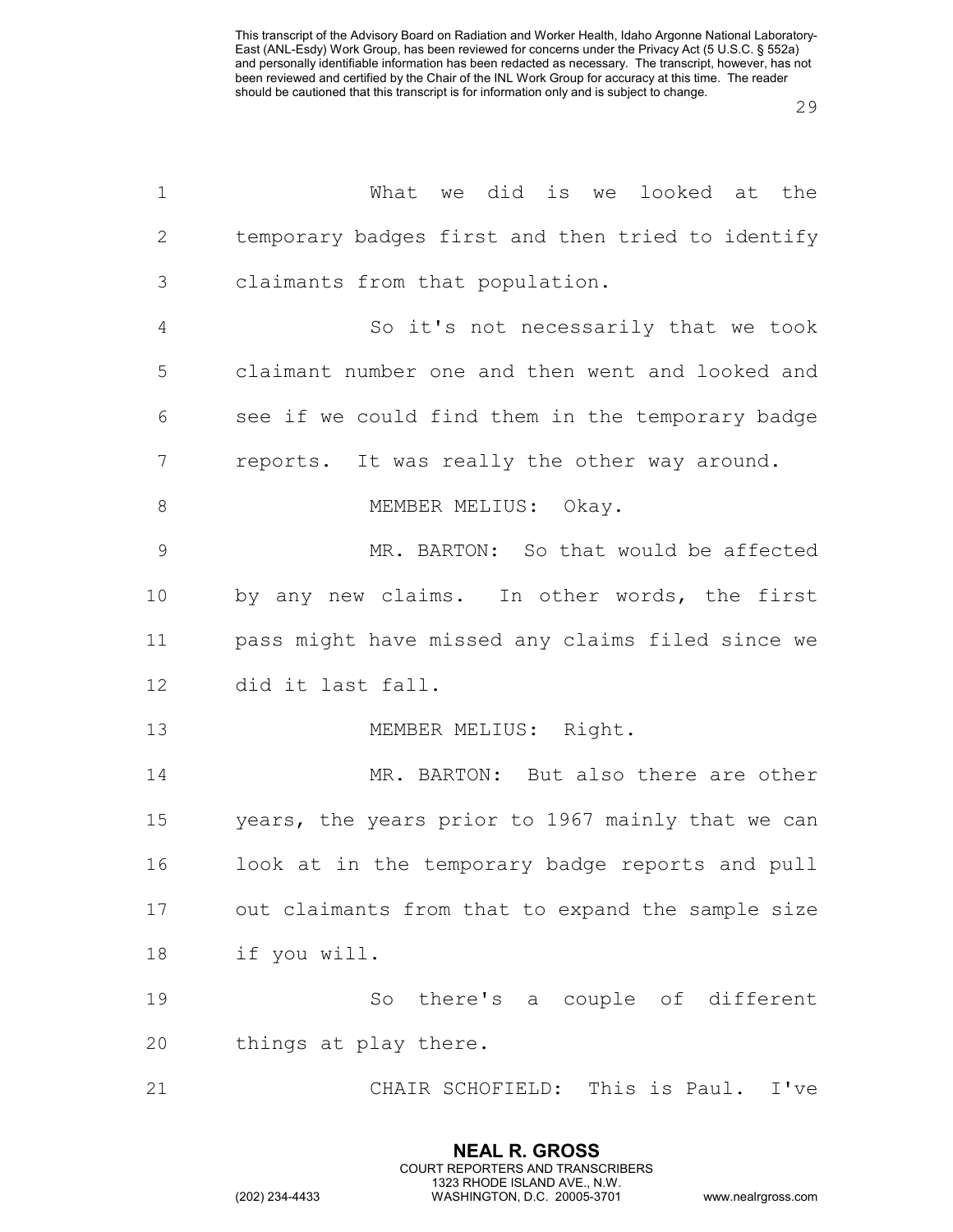What we did is we looked at the temporary badges first and then tried to identify claimants from that population.

So it's not necessarily that we took claimant number one and then went and looked and see if we could find them in the temporary badge reports. It was really the other way around.

MEMBER MELIUS: Okay.

MR. BARTON: So that would be affected by any new claims. In other words, the first pass might have missed any claims filed since we did it last fall.

MEMBER MELIUS: Right.

MR. BARTON: But also there are other years, the years prior to 1967 mainly that we can look at in the temporary badge reports and pull out claimants from that to expand the sample size if you will.

So there's a couple of different things at play there.

CHAIR SCHOFIELD: This is Paul. I've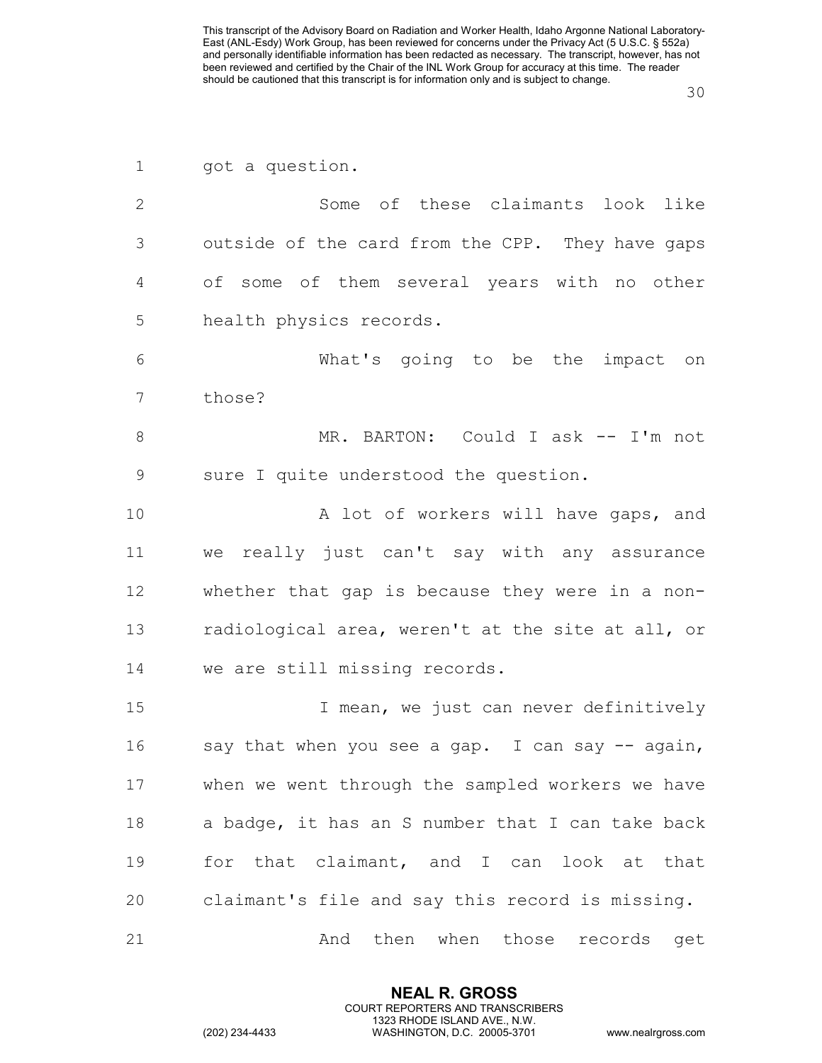got a question.

Some of these claimants look like outside of the card from the CPP. They have gaps of some of them several years with no other health physics records.

What's going to be the impact on those?

MR. BARTON: Could I ask -- I'm not sure I quite understood the question.

A lot of workers will have gaps, and we really just can't say with any assurance whether that gap is because they were in a non-radiological area, weren't at the site at all, or we are still missing records.

I mean, we just can never definitively say that when you see a gap. I can say -- again, when we went through the sampled workers we have a badge, it has an S number that I can take back for that claimant, and I can look at that claimant's file and say this record is missing.

And then when those records get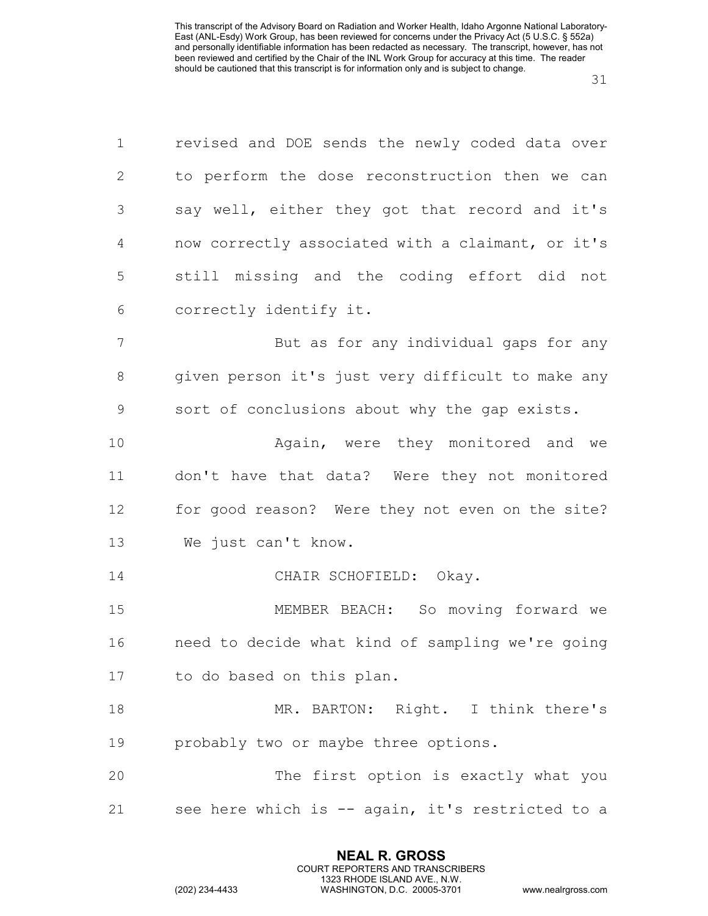revised and DOE sends the newly coded data over to perform the dose reconstruction then we can say well, either they got that record and it's now correctly associated with a claimant, or it's still missing and the coding effort did not correctly identify it.

But as for any individual gaps for any given person it's just very difficult to make any sort of conclusions about why the gap exists.

Again, were they monitored and we don't have that data? Were they not monitored for good reason? Were they not even on the site? We just can't know.

CHAIR SCHOFIELD: Okay.

MEMBER BEACH: So moving forward we need to decide what kind of sampling we're going to do based on this plan.

MR. BARTON: Right. I think there's probably two or maybe three options.

The first option is exactly what you see here which is -- again, it's restricted to a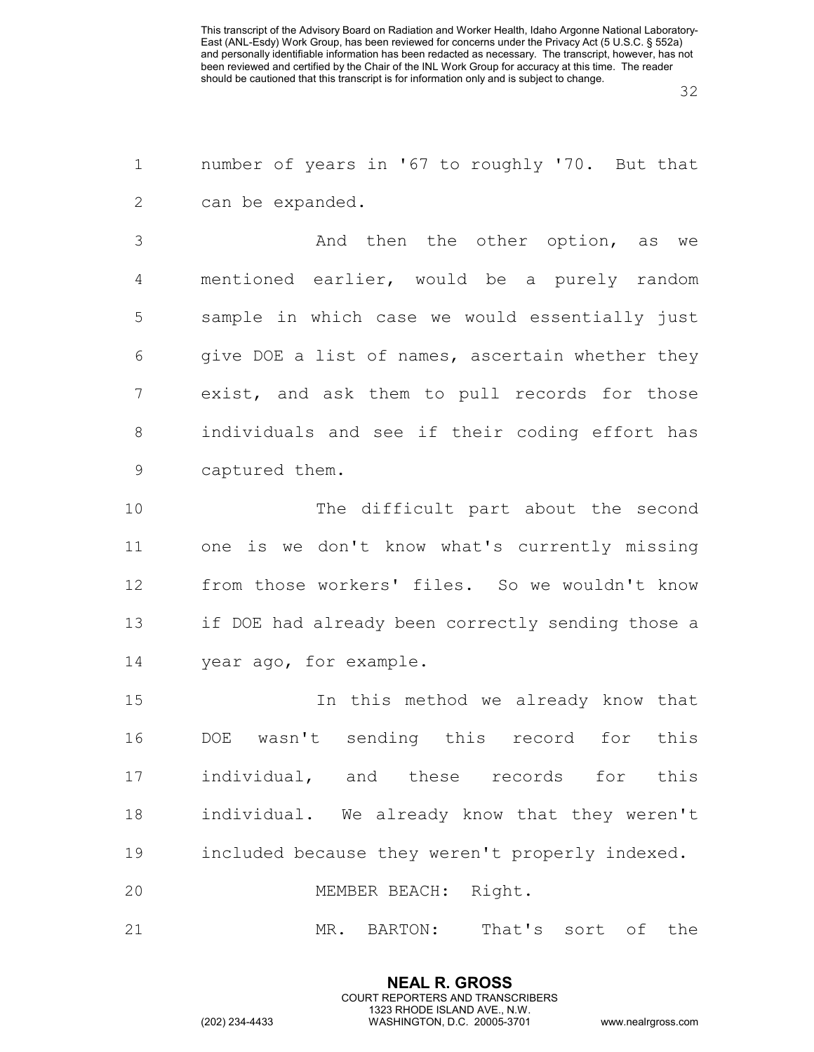number of years in '67 to roughly '70. But that can be expanded.

And then the other option, as we mentioned earlier, would be a purely random sample in which case we would essentially just give DOE a list of names, ascertain whether they exist, and ask them to pull records for those individuals and see if their coding effort has captured them.

The difficult part about the second one is we don't know what's currently missing from those workers' files. So we wouldn't know if DOE had already been correctly sending those a year ago, for example.

In this method we already know that DOE wasn't sending this record for this individual, and these records for this individual. We already know that they weren't included because they weren't properly indexed.

MEMBER BEACH: Right.

MR. BARTON: That's sort of the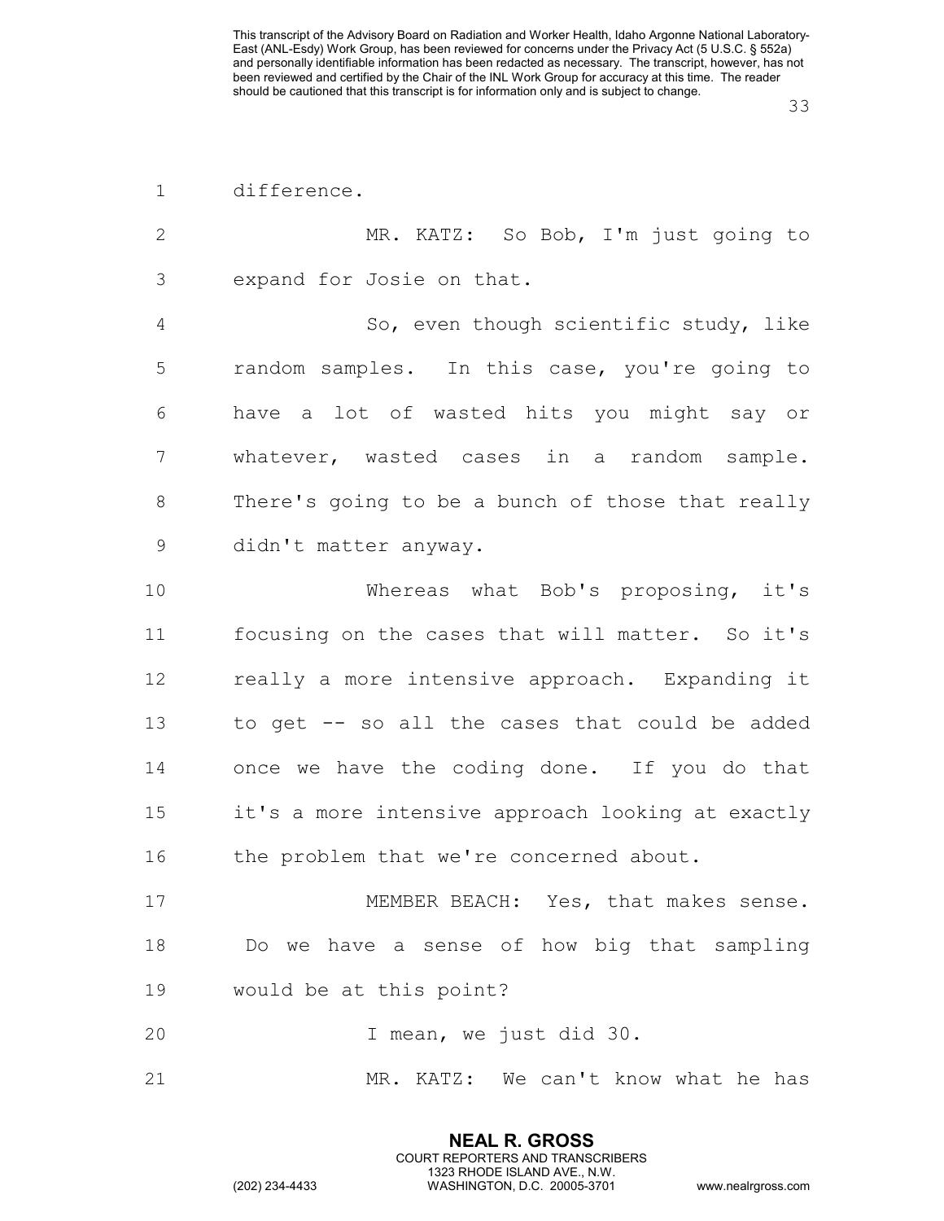difference.

MR. KATZ: So Bob, I'm just going to expand for Josie on that.

So, even though scientific study, like random samples. In this case, you're going to have a lot of wasted hits you might say or whatever, wasted cases in a random sample. There's going to be a bunch of those that really didn't matter anyway.

Whereas what Bob's proposing, it's focusing on the cases that will matter. So it's really a more intensive approach. Expanding it to get -- so all the cases that could be added once we have the coding done. If you do that it's a more intensive approach looking at exactly the problem that we're concerned about.

MEMBER BEACH: Yes, that makes sense. Do we have a sense of how big that sampling would be at this point?

I mean, we just did 30.

MR. KATZ: We can't know what he has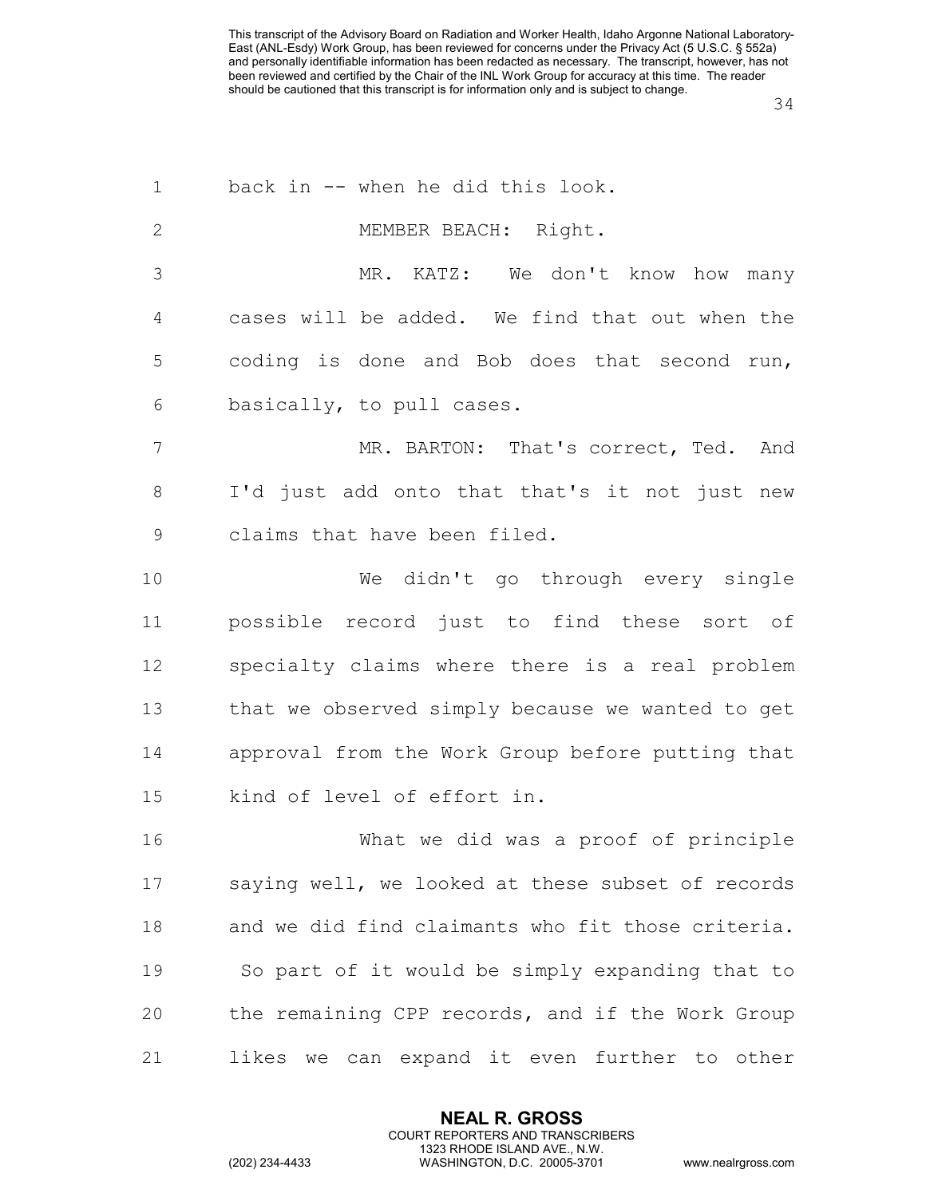back in -- when he did this look.

MEMBER BEACH: Right.

MR. KATZ: We don't know how many cases will be added. We find that out when the coding is done and Bob does that second run, basically, to pull cases.

MR. BARTON: That's correct, Ted. And I'd just add onto that that's it not just new claims that have been filed.

We didn't go through every single possible record just to find these sort of specialty claims where there is a real problem that we observed simply because we wanted to get approval from the Work Group before putting that kind of level of effort in.

What we did was a proof of principle saying well, we looked at these subset of records and we did find claimants who fit those criteria. So part of it would be simply expanding that to the remaining CPP records, and if the Work Group likes we can expand it even further to other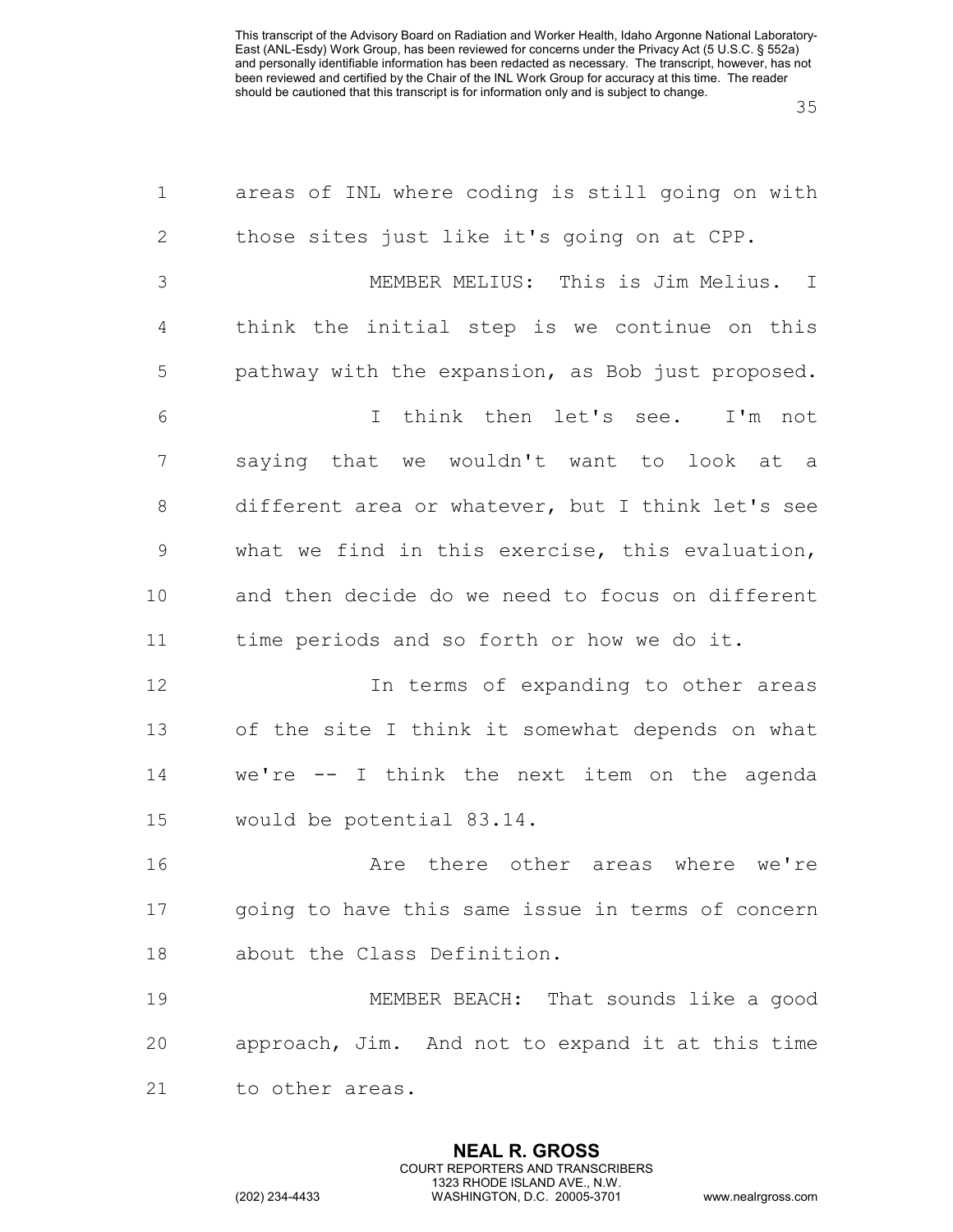areas of INL where coding is still going on with those sites just like it's going on at CPP.

MEMBER MELIUS: This is Jim Melius. I think the initial step is we continue on this pathway with the expansion, as Bob just proposed.

I think then let's see. I'm not saying that we wouldn't want to look at a different area or whatever, but I think let's see what we find in this exercise, this evaluation, and then decide do we need to focus on different time periods and so forth or how we do it.

In terms of expanding to other areas of the site I think it somewhat depends on what we're -- I think the next item on the agenda would be potential 83.14.

Are there other areas where we're going to have this same issue in terms of concern about the Class Definition.

MEMBER BEACH: That sounds like a good approach, Jim. And not to expand it at this time to other areas.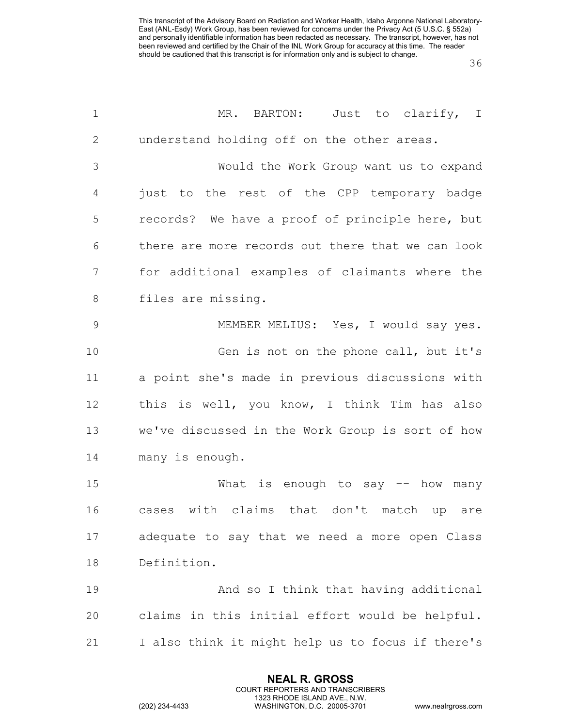MR. BARTON: Just to clarify, I understand holding off on the other areas.

Would the Work Group want us to expand just to the rest of the CPP temporary badge records? We have a proof of principle here, but there are more records out there that we can look for additional examples of claimants where the files are missing.

MEMBER MELIUS: Yes, I would say yes.

Gen is not on the phone call, but it's a point she's made in previous discussions with this is well, you know, I think Tim has also we've discussed in the Work Group is sort of how many is enough.

What is enough to say -- how many cases with claims that don't match up are adequate to say that we need a more open Class Definition.

And so I think that having additional claims in this initial effort would be helpful. I also think it might help us to focus if there's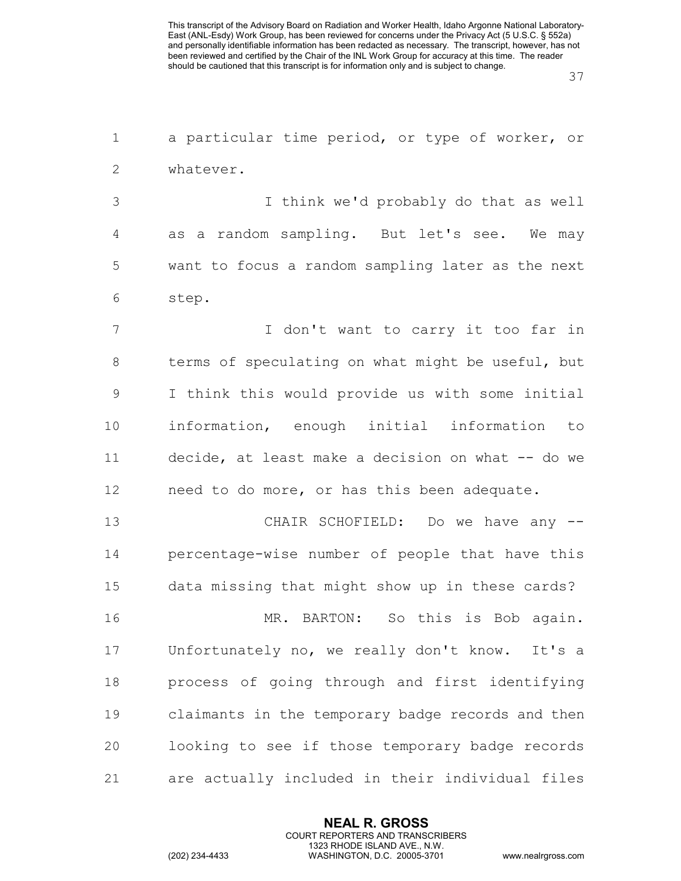a particular time period, or type of worker, or whatever.

I think we'd probably do that as well as a random sampling. But let's see. We may want to focus a random sampling later as the next step.

I don't want to carry it too far in terms of speculating on what might be useful, but I think this would provide us with some initial information, enough initial information to decide, at least make a decision on what -- do we need to do more, or has this been adequate.

CHAIR SCHOFIELD: Do we have any -- percentage-wise number of people that have this data missing that might show up in these cards?

MR. BARTON: So this is Bob again. Unfortunately no, we really don't know. It's a process of going through and first identifying claimants in the temporary badge records and then looking to see if those temporary badge records are actually included in their individual files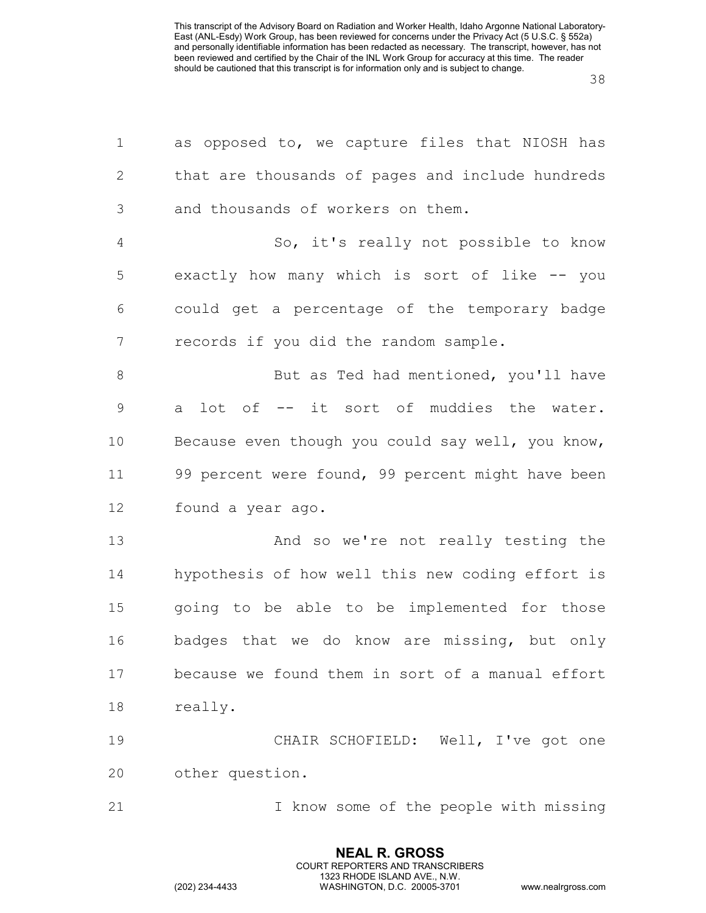as opposed to, we capture files that NIOSH has that are thousands of pages and include hundreds and thousands of workers on them.

So, it's really not possible to know exactly how many which is sort of like -- you could get a percentage of the temporary badge records if you did the random sample.

But as Ted had mentioned, you'll have a lot of -- it sort of muddies the water. Because even though you could say well, you know, 99 percent were found, 99 percent might have been found a year ago.

And so we're not really testing the hypothesis of how well this new coding effort is going to be able to be implemented for those badges that we do know are missing, but only because we found them in sort of a manual effort really.

CHAIR SCHOFIELD: Well, I've got one other question.

I know some of the people with missing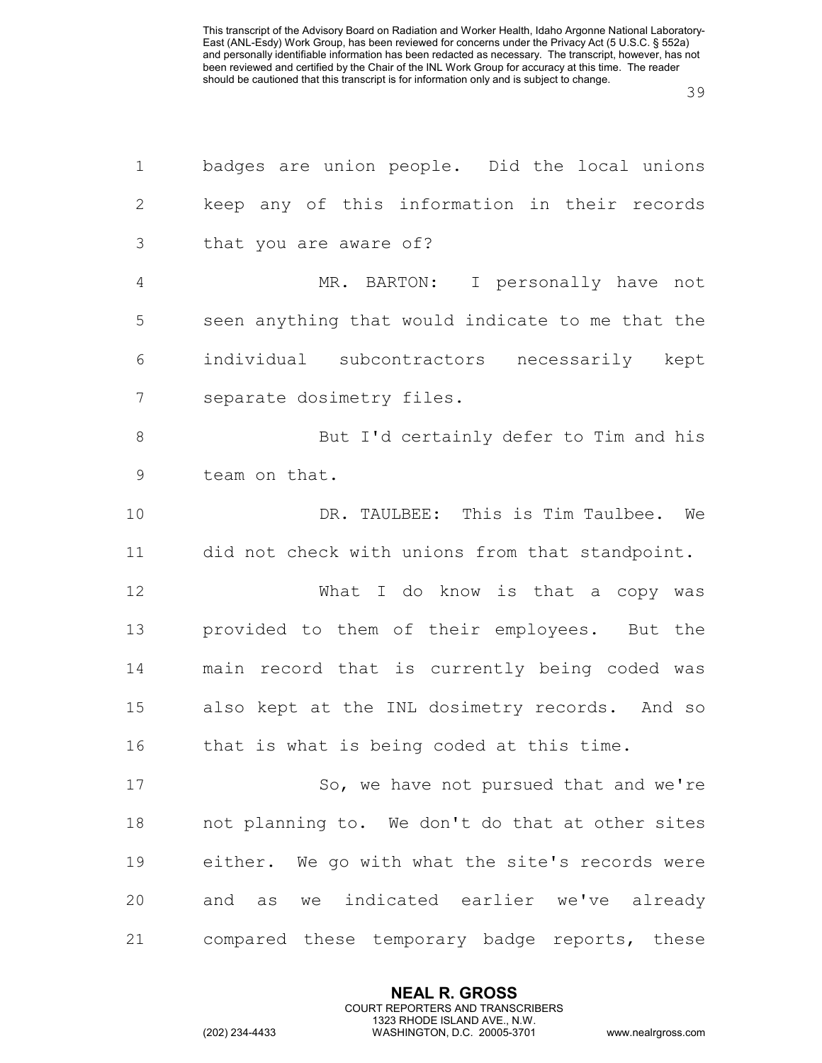badges are union people. Did the local unions keep any of this information in their records that you are aware of?

MR. BARTON: I personally have not seen anything that would indicate to me that the individual subcontractors necessarily kept separate dosimetry files.

But I'd certainly defer to Tim and his team on that.

DR. TAULBEE: This is Tim Taulbee. We did not check with unions from that standpoint.

What I do know is that a copy was provided to them of their employees. But the main record that is currently being coded was also kept at the INL dosimetry records. And so that is what is being coded at this time.

So, we have not pursued that and we're not planning to. We don't do that at other sites either. We go with what the site's records were and as we indicated earlier we've already compared these temporary badge reports, these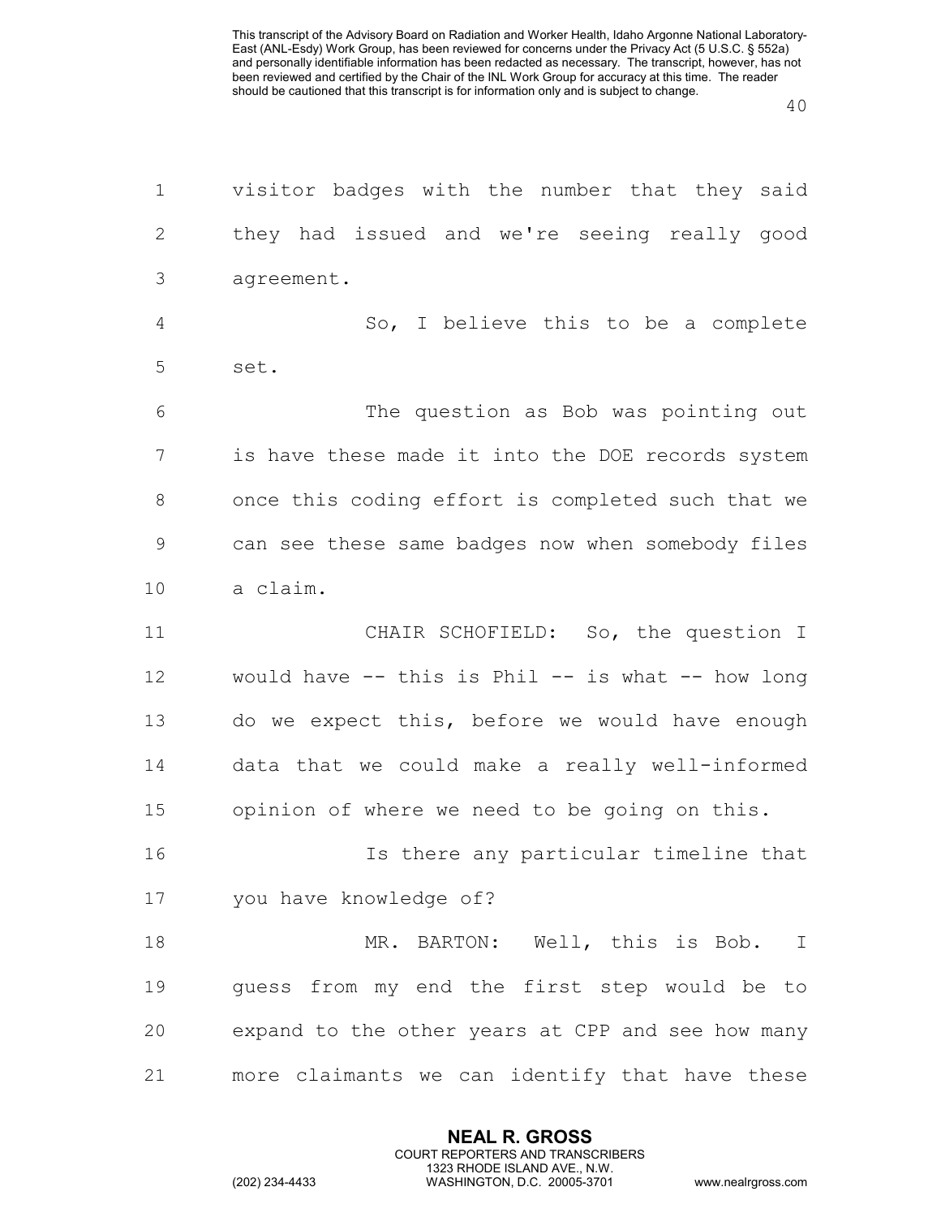visitor badges with the number that they said they had issued and we're seeing really good agreement.

So, I believe this to be a complete set.

The question as Bob was pointing out is have these made it into the DOE records system once this coding effort is completed such that we can see these same badges now when somebody files a claim.

CHAIR SCHOFIELD: So, the question I would have -- this is Phil -- is what -- how long do we expect this, before we would have enough data that we could make a really well-informed opinion of where we need to be going on this.

Is there any particular timeline that you have knowledge of?

MR. BARTON: Well, this is Bob. I guess from my end the first step would be to expand to the other years at CPP and see how many more claimants we can identify that have these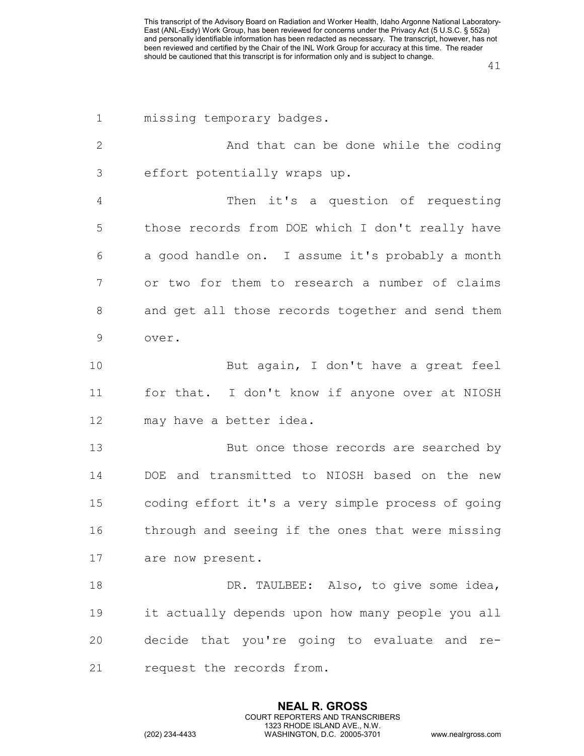missing temporary badges.

And that can be done while the coding effort potentially wraps up.

Then it's a question of requesting those records from DOE which I don't really have a good handle on. I assume it's probably a month or two for them to research a number of claims and get all those records together and send them over.

But again, I don't have a great feel for that. I don't know if anyone over at NIOSH may have a better idea.

But once those records are searched by DOE and transmitted to NIOSH based on the new coding effort it's a very simple process of going through and seeing if the ones that were missing are now present.

DR. TAULBEE: Also, to give some idea, it actually depends upon how many people you all decide that you're going to evaluate and re-request the records from.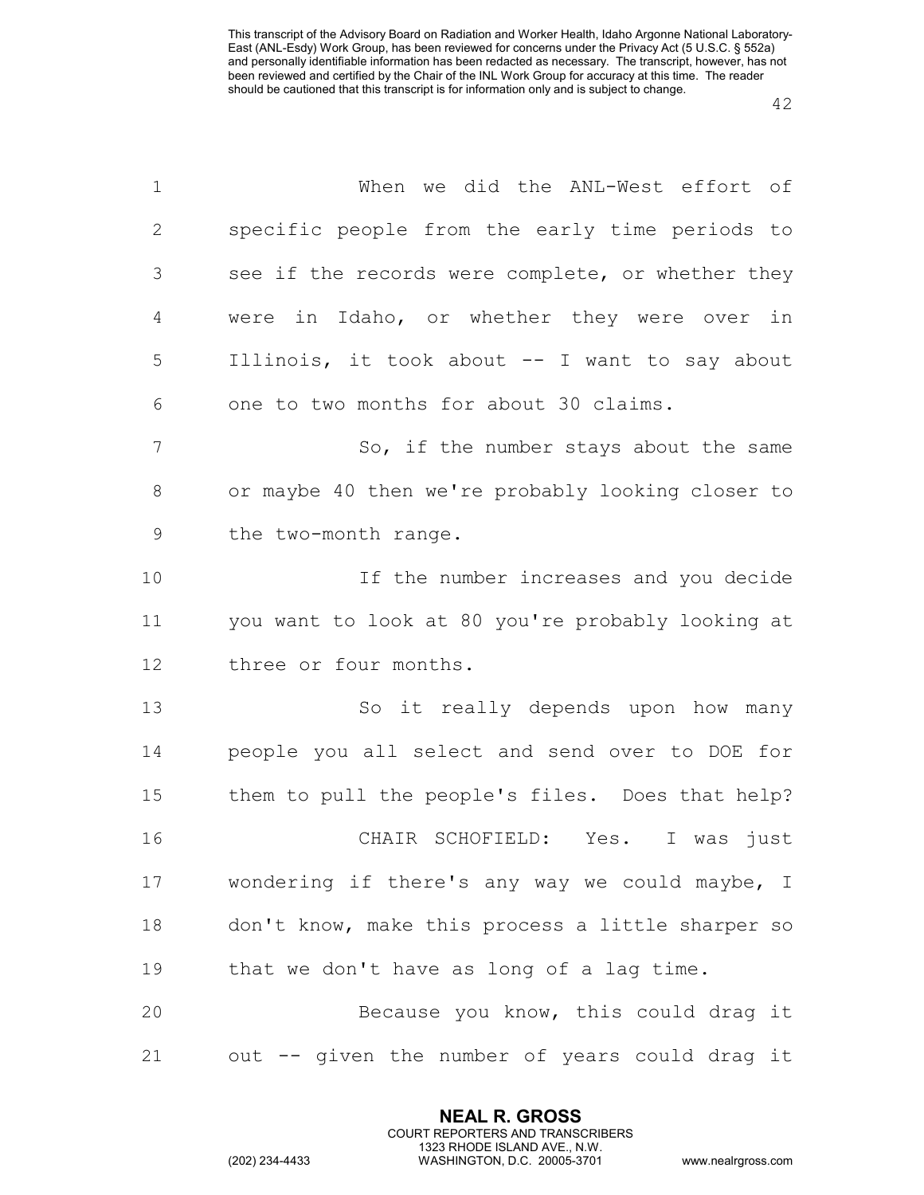When we did the ANL-West effort of specific people from the early time periods to see if the records were complete, or whether they were in Idaho, or whether they were over in Illinois, it took about -- I want to say about one to two months for about 30 claims.

So, if the number stays about the same or maybe 40 then we're probably looking closer to the two-month range.

If the number increases and you decide you want to look at 80 you're probably looking at three or four months.

So it really depends upon how many people you all select and send over to DOE for them to pull the people's files. Does that help?

CHAIR SCHOFIELD: Yes. I was just wondering if there's any way we could maybe, I don't know, make this process a little sharper so that we don't have as long of a lag time.

Because you know, this could drag it out -- given the number of years could drag it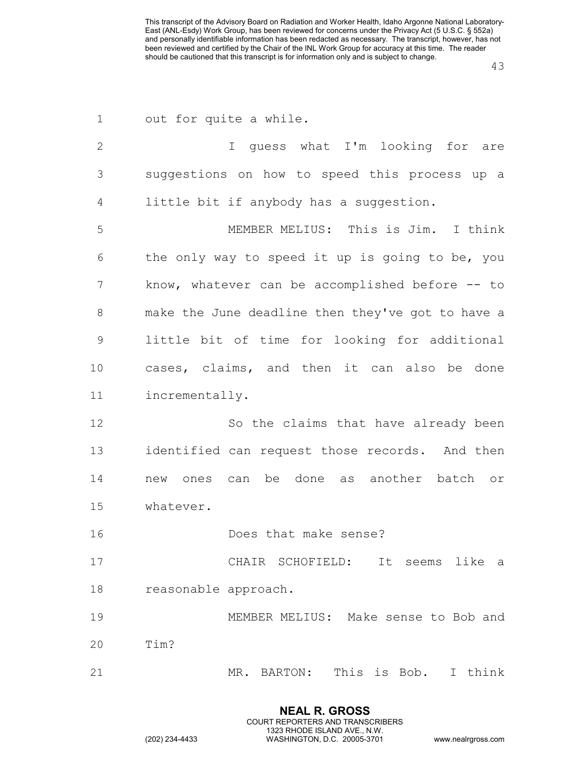out for quite a while.

I guess what I'm looking for are suggestions on how to speed this process up a little bit if anybody has a suggestion.

MEMBER MELIUS: This is Jim. I think the only way to speed it up is going to be, you know, whatever can be accomplished before -- to make the June deadline then they've got to have a little bit of time for looking for additional cases, claims, and then it can also be done incrementally.

So the claims that have already been identified can request those records. And then new ones can be done as another batch or whatever.

Does that make sense?

CHAIR SCHOFIELD: It seems like a reasonable approach.

MEMBER MELIUS: Make sense to Bob and Tim?

MR. BARTON: This is Bob. I think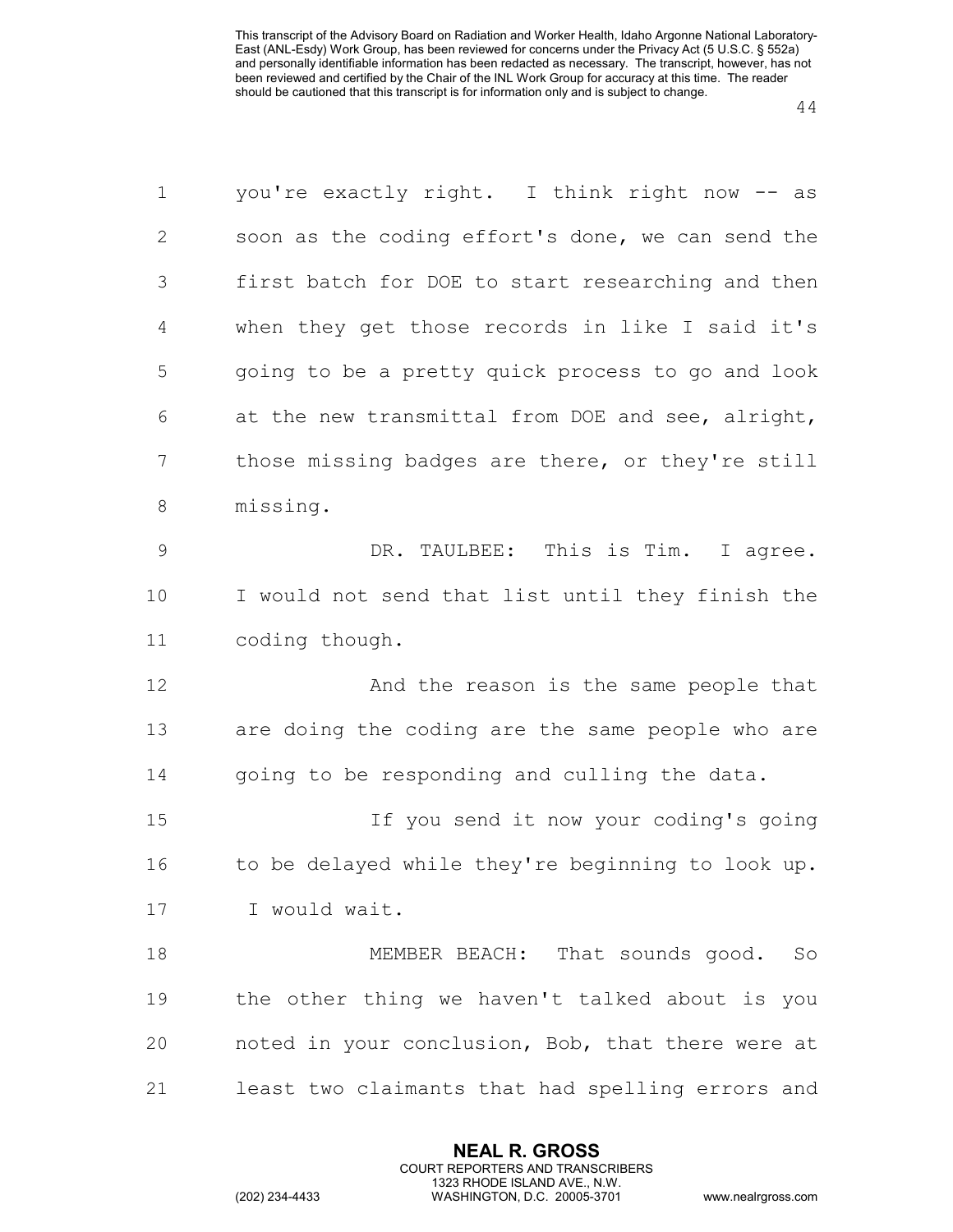you're exactly right. I think right now -- as soon as the coding effort's done, we can send the first batch for DOE to start researching and then when they get those records in like I said it's going to be a pretty quick process to go and look at the new transmittal from DOE and see, alright, those missing badges are there, or they're still missing.

DR. TAULBEE: This is Tim. I agree. I would not send that list until they finish the coding though.

And the reason is the same people that are doing the coding are the same people who are going to be responding and culling the data.

If you send it now your coding's going to be delayed while they're beginning to look up. I would wait.

MEMBER BEACH: That sounds good. So the other thing we haven't talked about is you noted in your conclusion, Bob, that there were at least two claimants that had spelling errors and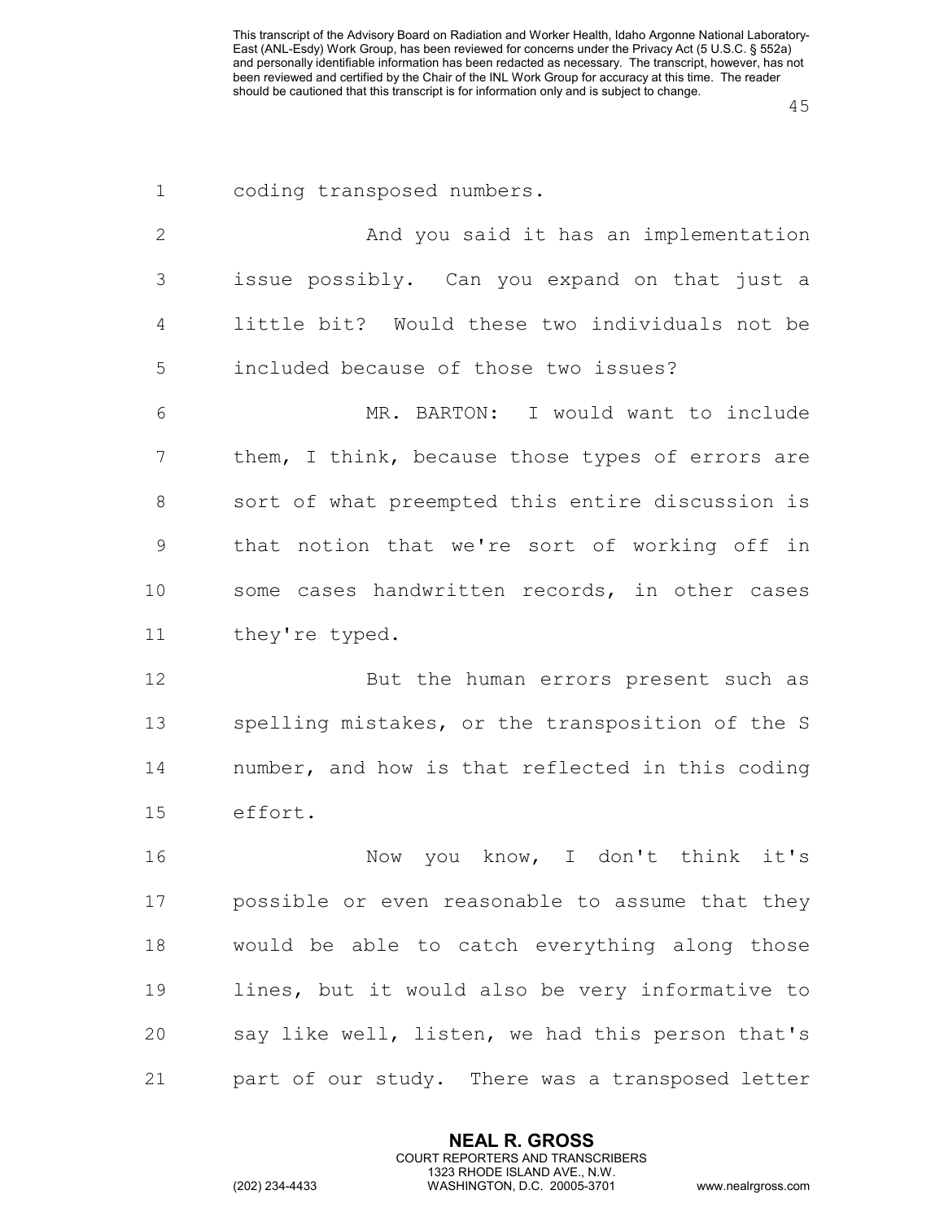coding transposed numbers.

And you said it has an implementation issue possibly. Can you expand on that just a little bit? Would these two individuals not be included because of those two issues?

MR. BARTON: I would want to include them, I think, because those types of errors are sort of what preempted this entire discussion is that notion that we're sort of working off in some cases handwritten records, in other cases they're typed.

But the human errors present such as spelling mistakes, or the transposition of the S number, and how is that reflected in this coding effort.

Now you know, I don't think it's possible or even reasonable to assume that they would be able to catch everything along those lines, but it would also be very informative to say like well, listen, we had this person that's part of our study. There was a transposed letter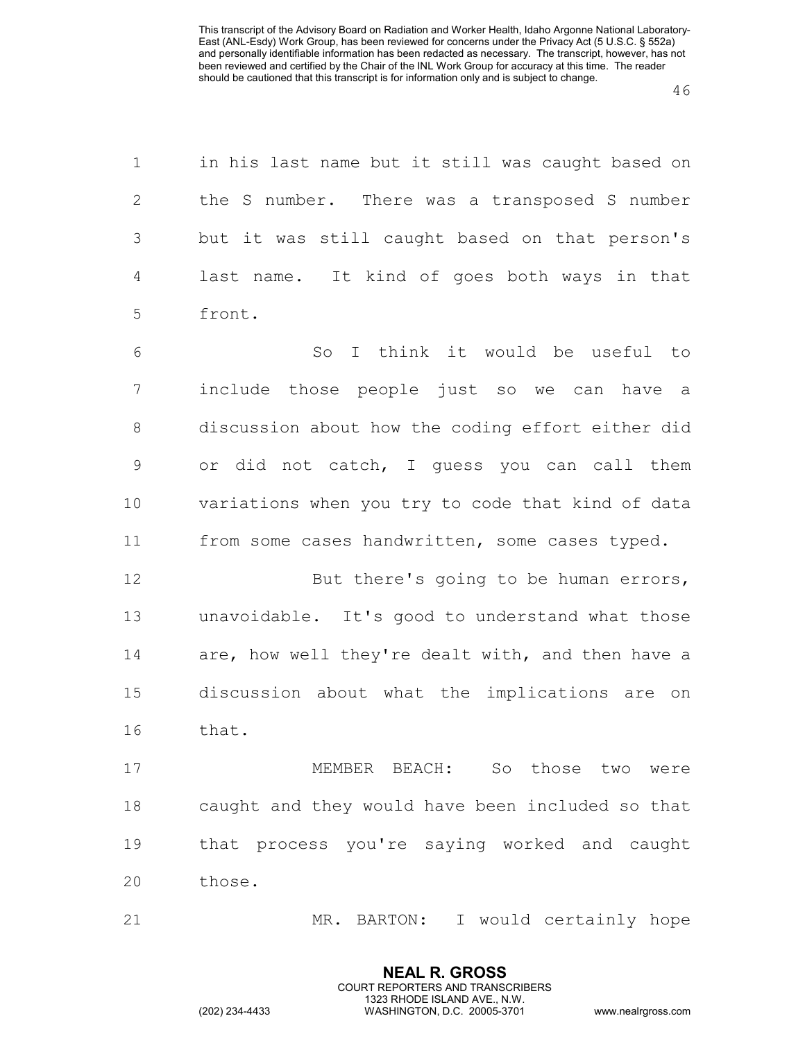in his last name but it still was caught based on the S number. There was a transposed S number but it was still caught based on that person's last name. It kind of goes both ways in that front.

So I think it would be useful to include those people just so we can have a discussion about how the coding effort either did or did not catch, I guess you can call them variations when you try to code that kind of data from some cases handwritten, some cases typed.

But there's going to be human errors, unavoidable. It's good to understand what those are, how well they're dealt with, and then have a discussion about what the implications are on that.

MEMBER BEACH: So those two were caught and they would have been included so that that process you're saying worked and caught those.

MR. BARTON: I would certainly hope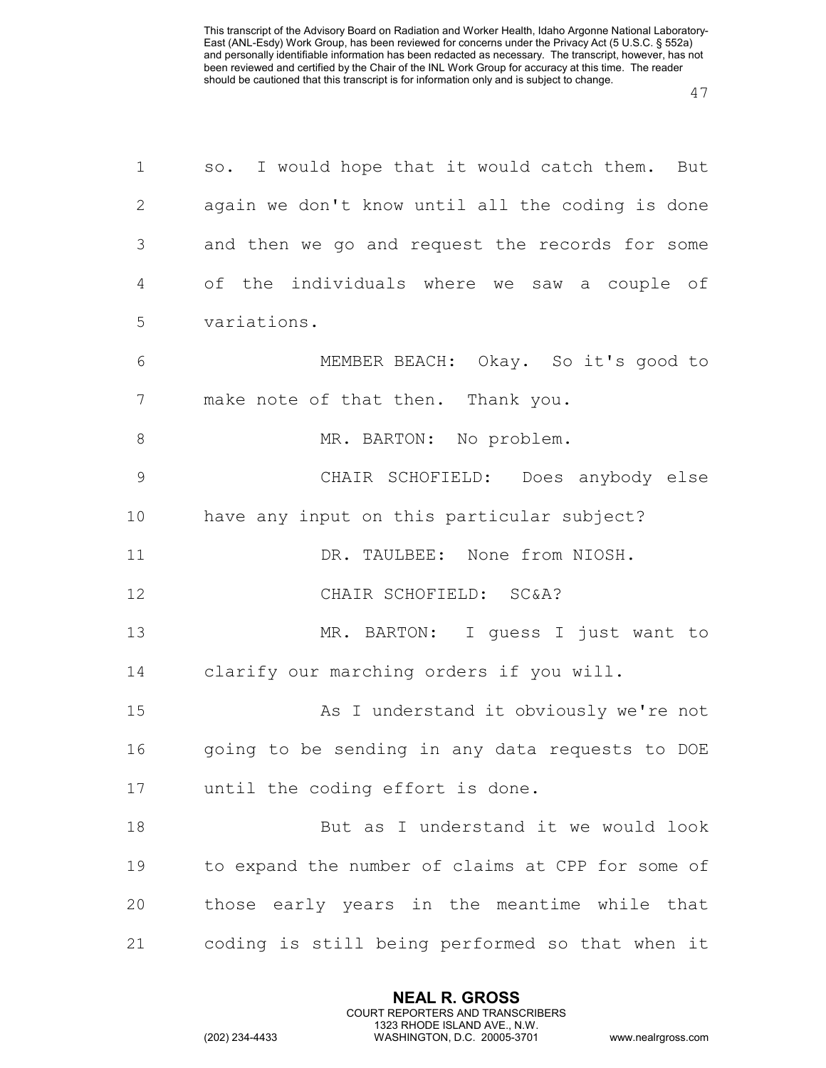so. I would hope that it would catch them. But again we don't know until all the coding is done and then we go and request the records for some of the individuals where we saw a couple of variations.

MEMBER BEACH: Okay. So it's good to make note of that then. Thank you.

MR. BARTON: No problem.

CHAIR SCHOFIELD: Does anybody else have any input on this particular subject?

DR. TAULBEE: None from NIOSH.

CHAIR SCHOFIELD: SC&A?

MR. BARTON: I guess I just want to clarify our marching orders if you will.

As I understand it obviously we're not going to be sending in any data requests to DOE until the coding effort is done.

But as I understand it we would look to expand the number of claims at CPP for some of those early years in the meantime while that coding is still being performed so that when it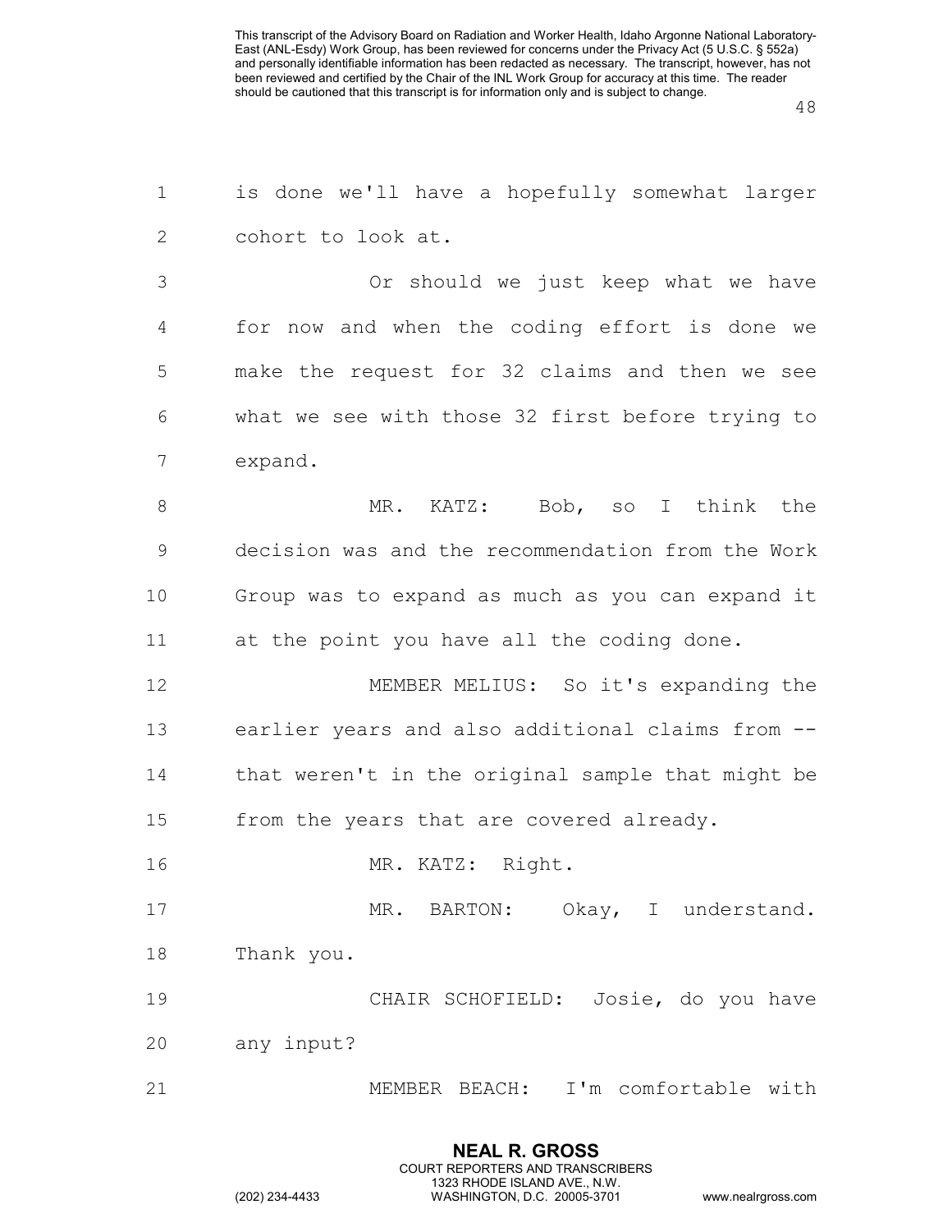is done we'll have a hopefully somewhat larger cohort to look at.

Or should we just keep what we have for now and when the coding effort is done we make the request for 32 claims and then we see what we see with those 32 first before trying to expand.

MR. KATZ: Bob, so I think the decision was and the recommendation from the Work Group was to expand as much as you can expand it at the point you have all the coding done.

MEMBER MELIUS: So it's expanding the earlier years and also additional claims from -- that weren't in the original sample that might be from the years that are covered already.

MR. KATZ: Right.

MR. BARTON: Okay, I understand. Thank you.

CHAIR SCHOFIELD: Josie, do you have any input?

MEMBER BEACH: I'm comfortable with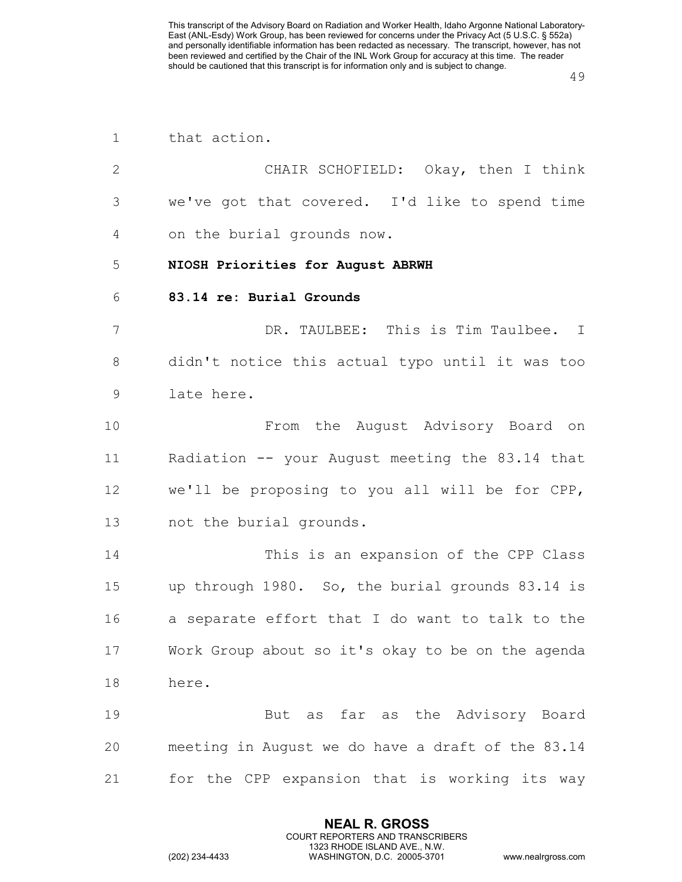that action.

CHAIR SCHOFIELD: Okay, then I think we've got that covered. I'd like to spend time on the burial grounds now.

**NIOSH Priorities for August ABRWH**

**83.14 re: Burial Grounds**

DR. TAULBEE: This is Tim Taulbee. I didn't notice this actual typo until it was too late here.

From the August Advisory Board on Radiation -- your August meeting the 83.14 that we'll be proposing to you all will be for CPP, not the burial grounds.

This is an expansion of the CPP Class up through 1980. So, the burial grounds 83.14 is a separate effort that I do want to talk to the Work Group about so it's okay to be on the agenda here.

But as far as the Advisory Board meeting in August we do have a draft of the 83.14 for the CPP expansion that is working its way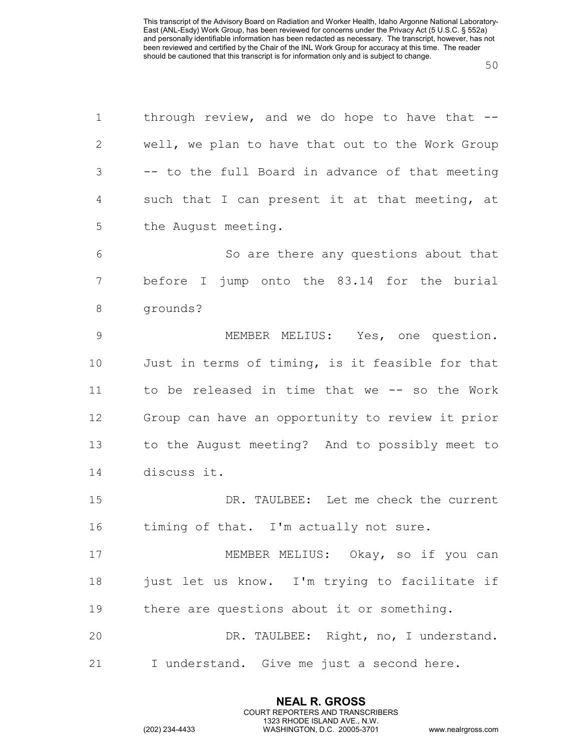through review, and we do hope to have that -- well, we plan to have that out to the Work Group -- to the full Board in advance of that meeting such that I can present it at that meeting, at the August meeting.

So are there any questions about that before I jump onto the 83.14 for the burial grounds?

MEMBER MELIUS: Yes, one question. Just in terms of timing, is it feasible for that to be released in time that we -- so the Work Group can have an opportunity to review it prior to the August meeting? And to possibly meet to discuss it.

DR. TAULBEE: Let me check the current timing of that. I'm actually not sure.

MEMBER MELIUS: Okay, so if you can just let us know. I'm trying to facilitate if there are questions about it or something.

DR. TAULBEE: Right, no, I understand. I understand. Give me just a second here.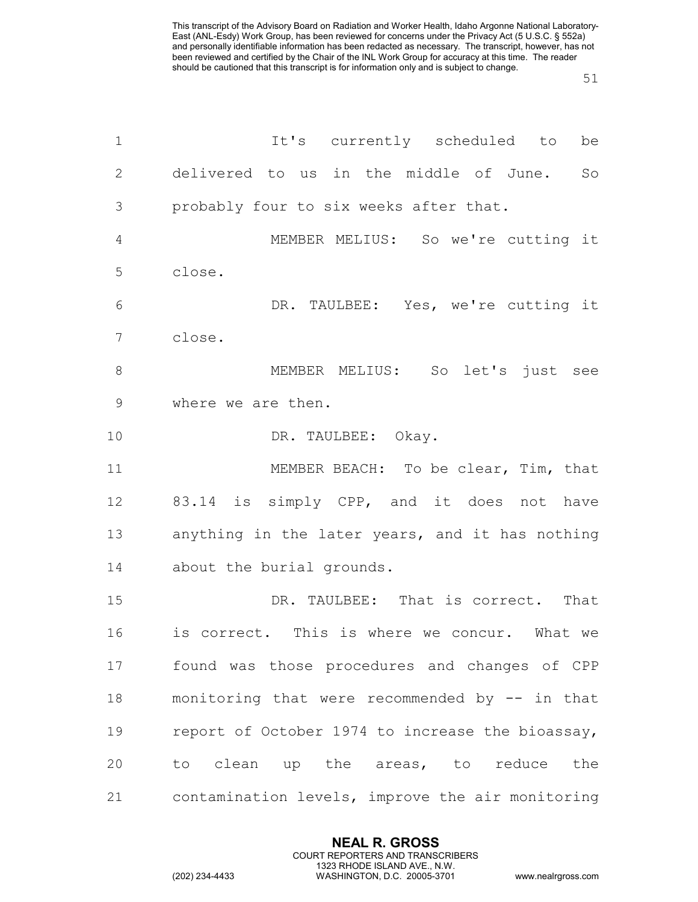It's currently scheduled to be delivered to us in the middle of June. So probably four to six weeks after that.

MEMBER MELIUS: So we're cutting it close.

DR. TAULBEE: Yes, we're cutting it close.

MEMBER MELIUS: So let's just see where we are then.

DR. TAULBEE: Okay.

MEMBER BEACH: To be clear, Tim, that 83.14 is simply CPP, and it does not have anything in the later years, and it has nothing about the burial grounds.

DR. TAULBEE: That is correct. That is correct. This is where we concur. What we found was those procedures and changes of CPP monitoring that were recommended by -- in that report of October 1974 to increase the bioassay, to clean up the areas, to reduce the contamination levels, improve the air monitoring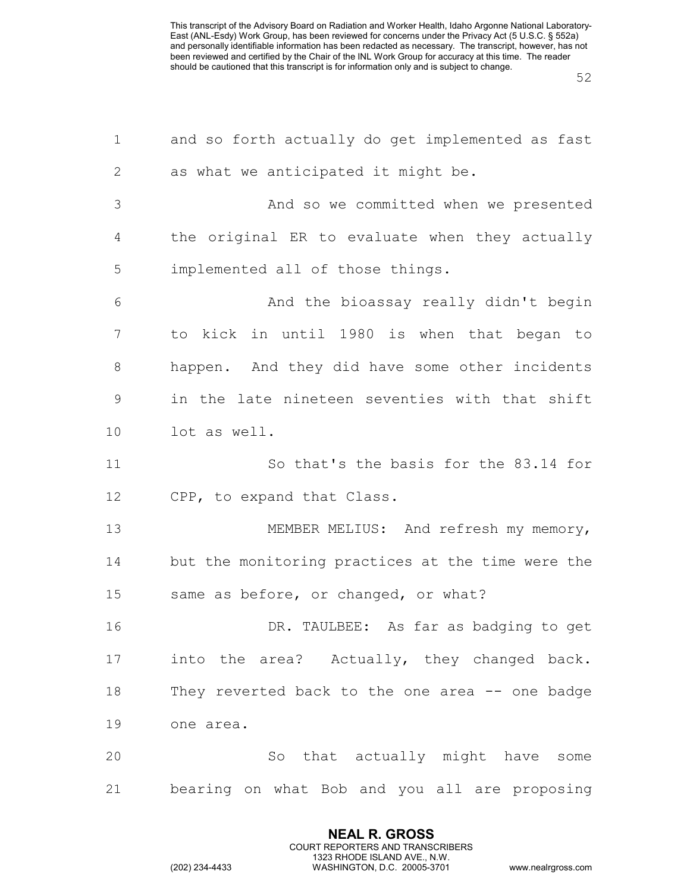and so forth actually do get implemented as fast as what we anticipated it might be.

And so we committed when we presented the original ER to evaluate when they actually implemented all of those things.

And the bioassay really didn't begin to kick in until 1980 is when that began to happen. And they did have some other incidents in the late nineteen seventies with that shift lot as well.

So that's the basis for the 83.14 for CPP, to expand that Class.

MEMBER MELIUS: And refresh my memory, but the monitoring practices at the time were the same as before, or changed, or what?

DR. TAULBEE: As far as badging to get into the area? Actually, they changed back. They reverted back to the one area -- one badge one area.

So that actually might have some bearing on what Bob and you all are proposing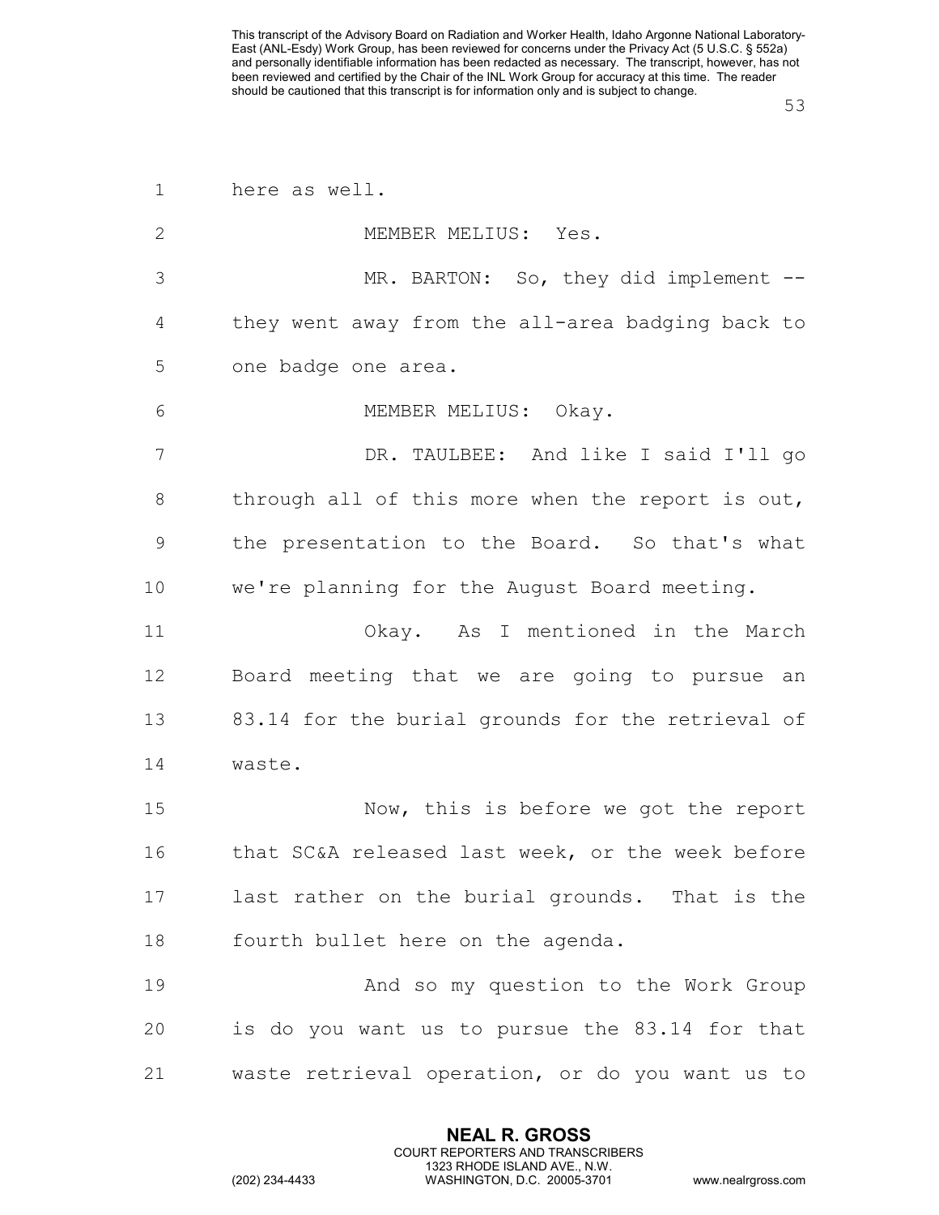here as well.

MEMBER MELIUS: Yes.

MR. BARTON: So, they did implement -- they went away from the all-area badging back to one badge one area.

MEMBER MELIUS: Okay.

DR. TAULBEE: And like I said I'll go through all of this more when the report is out, the presentation to the Board. So that's what we're planning for the August Board meeting.

Okay. As I mentioned in the March Board meeting that we are going to pursue an 83.14 for the burial grounds for the retrieval of waste.

Now, this is before we got the report that SC&A released last week, or the week before last rather on the burial grounds. That is the fourth bullet here on the agenda.

And so my question to the Work Group is do you want us to pursue the 83.14 for that waste retrieval operation, or do you want us to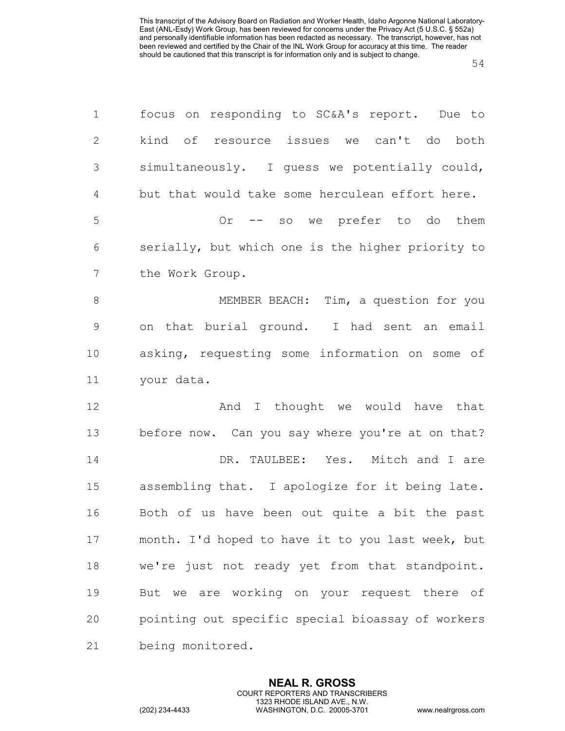focus on responding to SC&A's report. Due to kind of resource issues we can't do both simultaneously. I guess we potentially could, but that would take some herculean effort here.

Or -- so we prefer to do them serially, but which one is the higher priority to the Work Group.

MEMBER BEACH: Tim, a question for you on that burial ground. I had sent an email asking, requesting some information on some of your data.

And I thought we would have that before now. Can you say where you're at on that?

DR. TAULBEE: Yes. Mitch and I are assembling that. I apologize for it being late. Both of us have been out quite a bit the past month. I'd hoped to have it to you last week, but we're just not ready yet from that standpoint. But we are working on your request there of pointing out specific special bioassay of workers being monitored.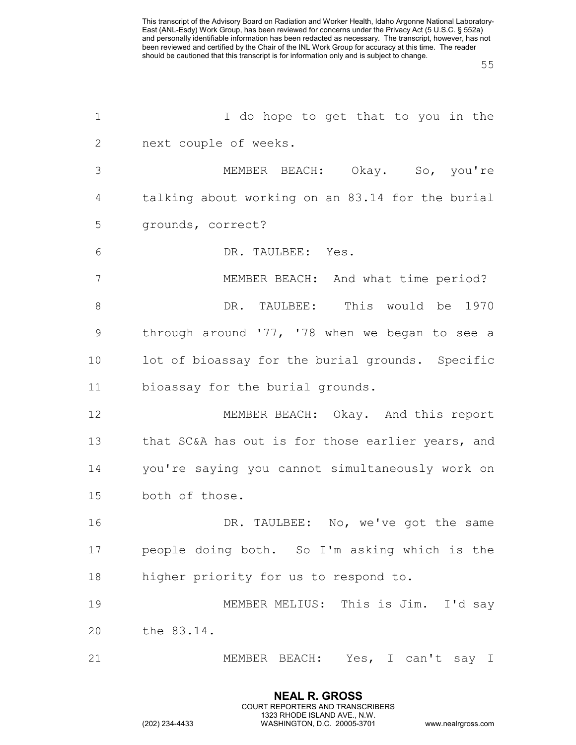I do hope to get that to you in the next couple of weeks.

MEMBER BEACH: Okay. So, you're talking about working on an 83.14 for the burial grounds, correct?

DR. TAULBEE: Yes.

MEMBER BEACH: And what time period?

DR. TAULBEE: This would be 1970 through around '77, '78 when we began to see a lot of bioassay for the burial grounds. Specific bioassay for the burial grounds.

MEMBER BEACH: Okay. And this report that SC&A has out is for those earlier years, and you're saying you cannot simultaneously work on both of those.

DR. TAULBEE: No, we've got the same people doing both. So I'm asking which is the higher priority for us to respond to.

MEMBER MELIUS: This is Jim. I'd say the 83.14.

MEMBER BEACH: Yes, I can't say I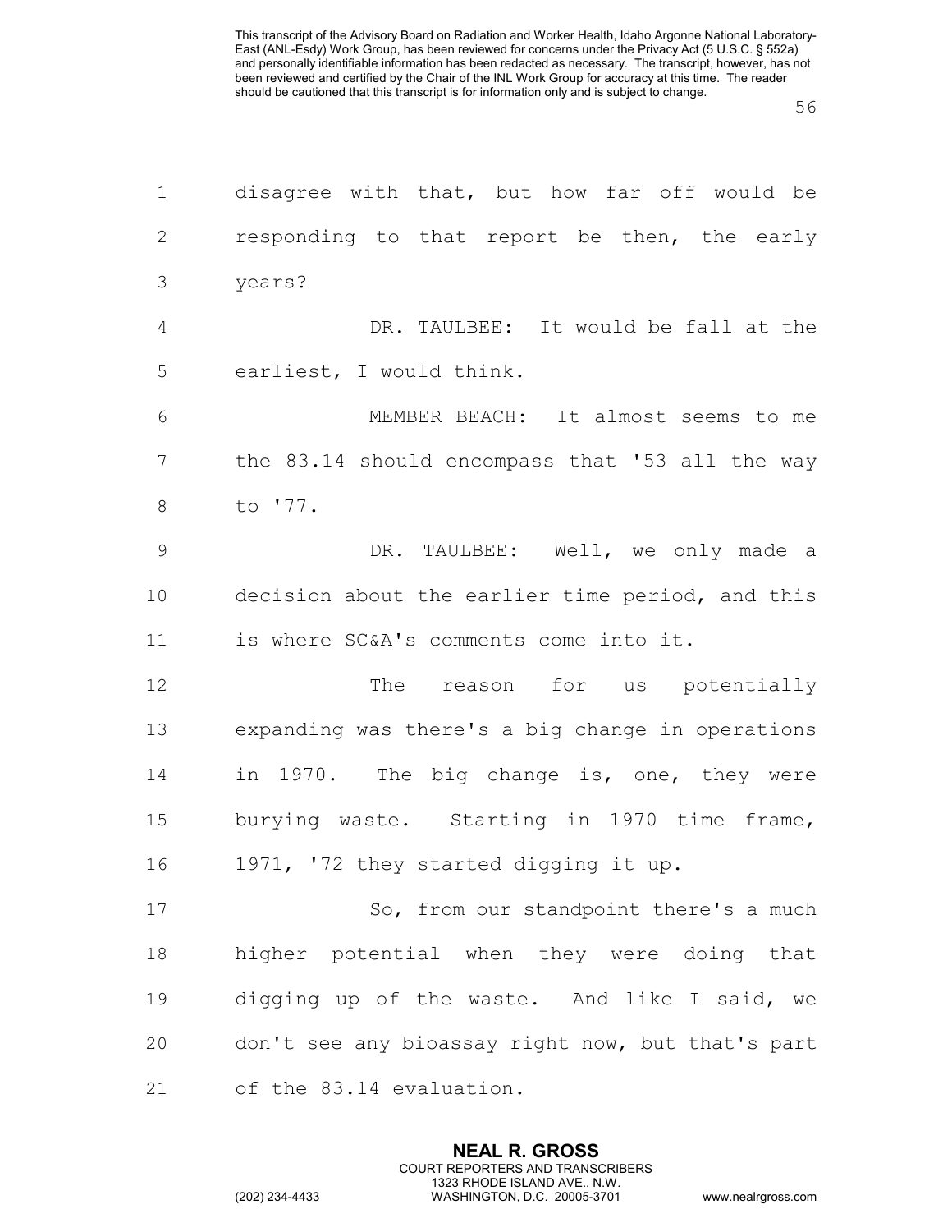disagree with that, but how far off would be responding to that report be then, the early years?

DR. TAULBEE: It would be fall at the earliest, I would think.

MEMBER BEACH: It almost seems to me the 83.14 should encompass that '53 all the way to '77.

DR. TAULBEE: Well, we only made a decision about the earlier time period, and this is where SC&A's comments come into it.

The reason for us potentially expanding was there's a big change in operations in 1970. The big change is, one, they were burying waste. Starting in 1970 time frame, 1971, '72 they started digging it up.

So, from our standpoint there's a much higher potential when they were doing that digging up of the waste. And like I said, we don't see any bioassay right now, but that's part of the 83.14 evaluation.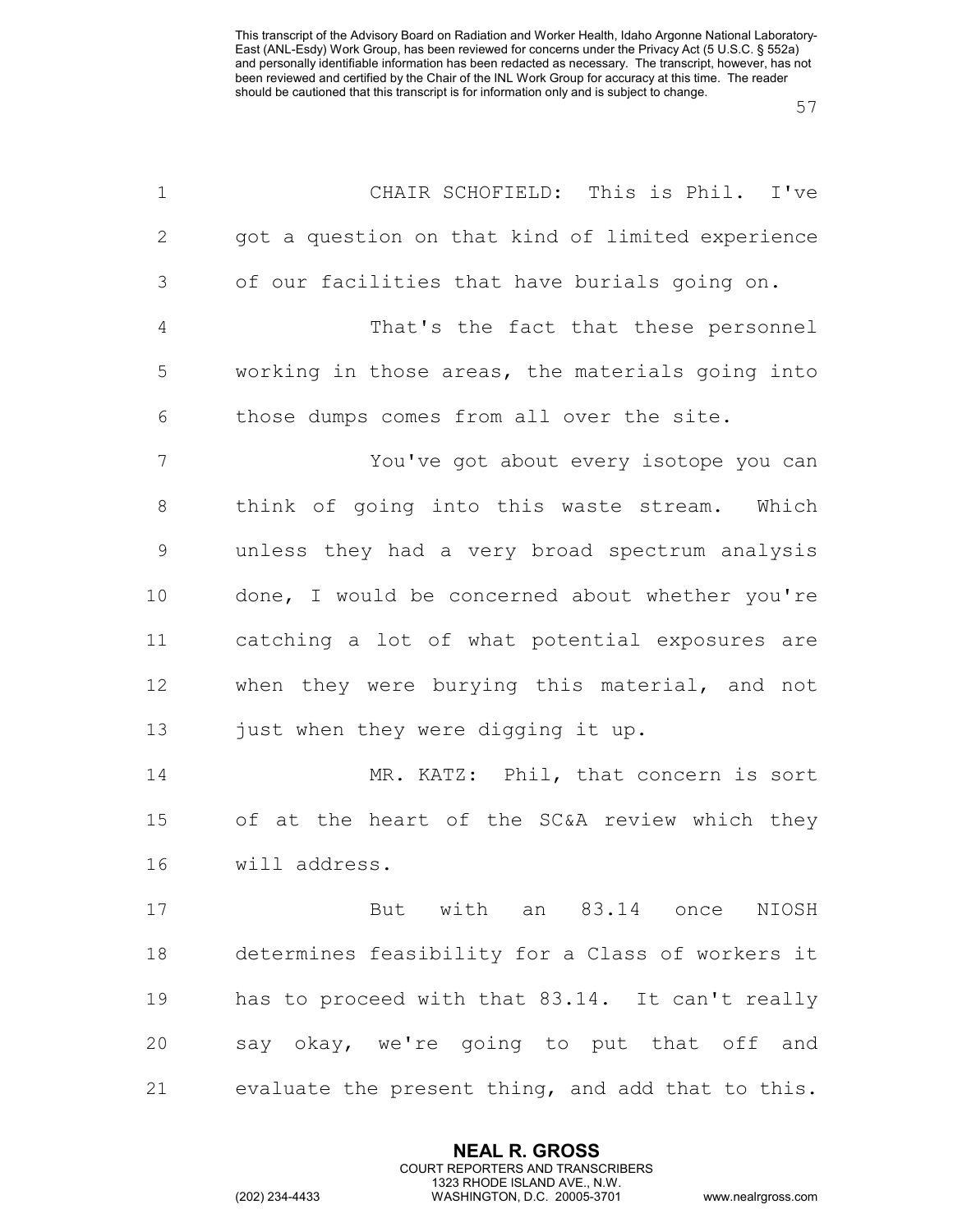CHAIR SCHOFIELD: This is Phil. I've got a question on that kind of limited experience of our facilities that have burials going on.

That's the fact that these personnel working in those areas, the materials going into those dumps comes from all over the site.

You've got about every isotope you can think of going into this waste stream. Which unless they had a very broad spectrum analysis done, I would be concerned about whether you're catching a lot of what potential exposures are when they were burying this material, and not just when they were digging it up.

MR. KATZ: Phil, that concern is sort of at the heart of the SC&A review which they will address.

But with an 83.14 once NIOSH determines feasibility for a Class of workers it has to proceed with that 83.14. It can't really say okay, we're going to put that off and evaluate the present thing, and add that to this.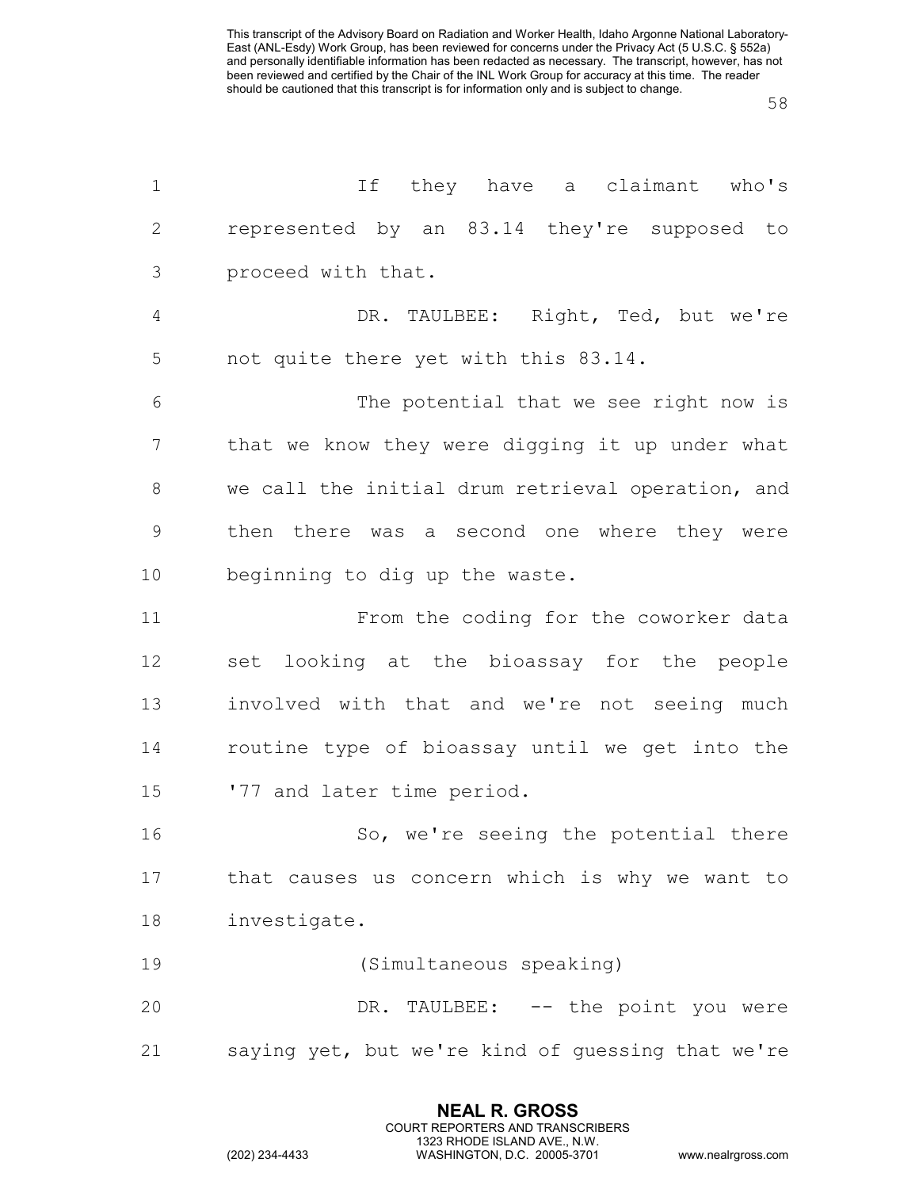If they have a claimant who's represented by an 83.14 they're supposed to proceed with that.

DR. TAULBEE: Right, Ted, but we're not quite there yet with this 83.14.

The potential that we see right now is that we know they were digging it up under what we call the initial drum retrieval operation, and then there was a second one where they were beginning to dig up the waste.

From the coding for the coworker data set looking at the bioassay for the people involved with that and we're not seeing much routine type of bioassay until we get into the '77 and later time period.

So, we're seeing the potential there that causes us concern which is why we want to investigate.

(Simultaneous speaking)

DR. TAULBEE: -- the point you were saying yet, but we're kind of guessing that we're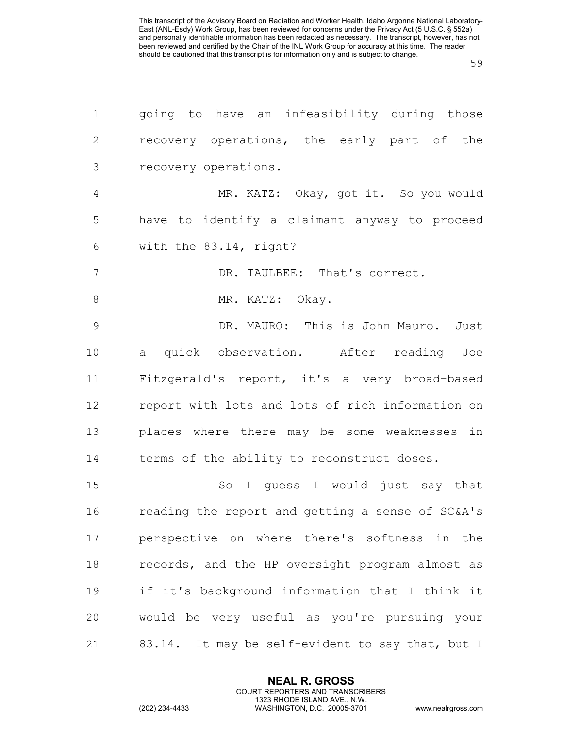going to have an infeasibility during those recovery operations, the early part of the recovery operations.

MR. KATZ: Okay, got it. So you would have to identify a claimant anyway to proceed with the 83.14, right?

DR. TAULBEE: That's correct.

MR. KATZ: Okay.

DR. MAURO: This is John Mauro. Just a quick observation. After reading Joe Fitzgerald's report, it's a very broad-based report with lots and lots of rich information on places where there may be some weaknesses in terms of the ability to reconstruct doses.

So I guess I would just say that reading the report and getting a sense of SC&A's perspective on where there's softness in the records, and the HP oversight program almost as if it's background information that I think it would be very useful as you're pursuing your 83.14. It may be self-evident to say that, but I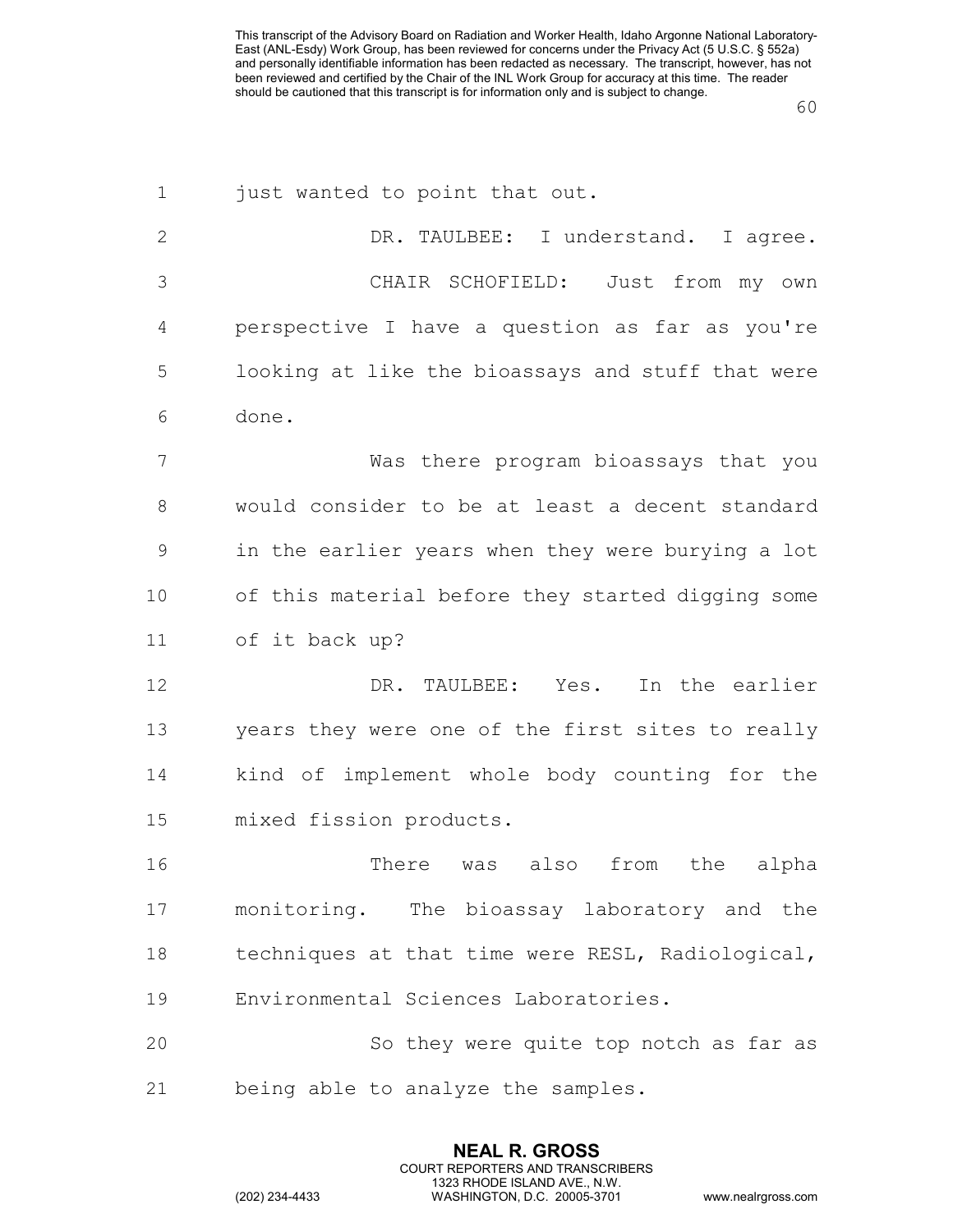just wanted to point that out.

DR. TAULBEE: I understand. I agree.

CHAIR SCHOFIELD: Just from my own perspective I have a question as far as you're looking at like the bioassays and stuff that were done.

Was there program bioassays that you would consider to be at least a decent standard in the earlier years when they were burying a lot of this material before they started digging some of it back up?

DR. TAULBEE: Yes. In the earlier years they were one of the first sites to really kind of implement whole body counting for the mixed fission products.

There was also from the alpha monitoring. The bioassay laboratory and the techniques at that time were RESL, Radiological, Environmental Sciences Laboratories.

So they were quite top notch as far as being able to analyze the samples.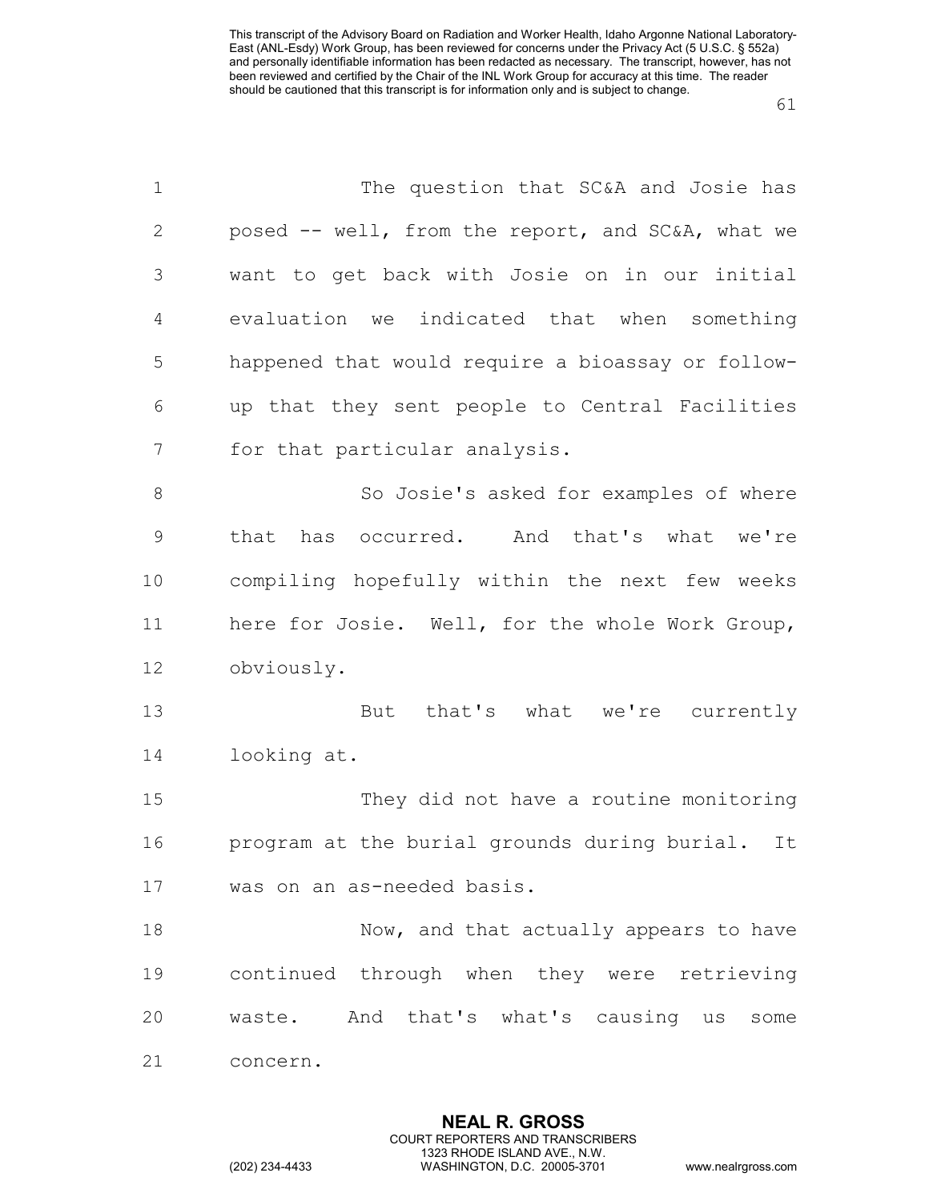The question that SC&A and Josie has posed -- well, from the report, and SC&A, what we want to get back with Josie on in our initial evaluation we indicated that when something happened that would require a bioassay or follow-up that they sent people to Central Facilities for that particular analysis.

So Josie's asked for examples of where that has occurred. And that's what we're compiling hopefully within the next few weeks here for Josie. Well, for the whole Work Group, obviously.

But that's what we're currently looking at.

They did not have a routine monitoring program at the burial grounds during burial. It was on an as-needed basis.

Now, and that actually appears to have continued through when they were retrieving waste. And that's what's causing us some concern.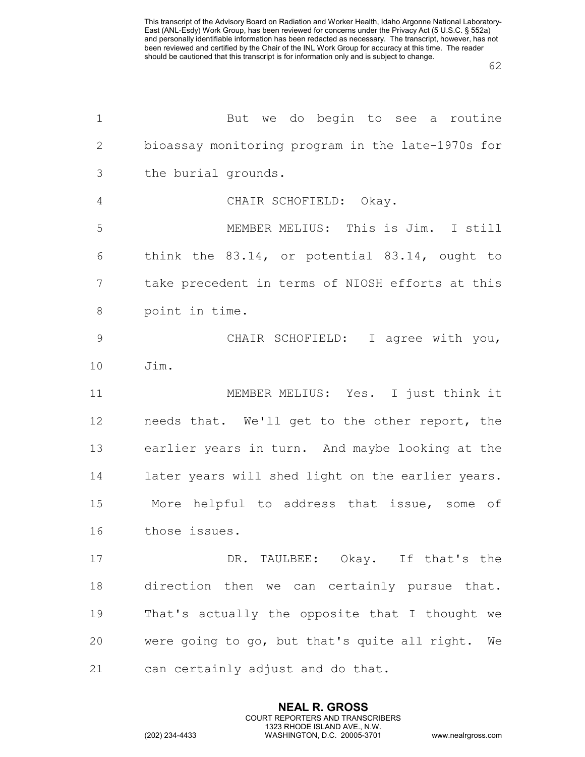But we do begin to see a routine bioassay monitoring program in the late-1970s for the burial grounds.

CHAIR SCHOFIELD: Okay.

MEMBER MELIUS: This is Jim. I still think the 83.14, or potential 83.14, ought to take precedent in terms of NIOSH efforts at this point in time.

CHAIR SCHOFIELD: I agree with you, Jim.

MEMBER MELIUS: Yes. I just think it needs that. We'll get to the other report, the earlier years in turn. And maybe looking at the later years will shed light on the earlier years. More helpful to address that issue, some of those issues.

DR. TAULBEE: Okay. If that's the direction then we can certainly pursue that. That's actually the opposite that I thought we were going to go, but that's quite all right. We can certainly adjust and do that.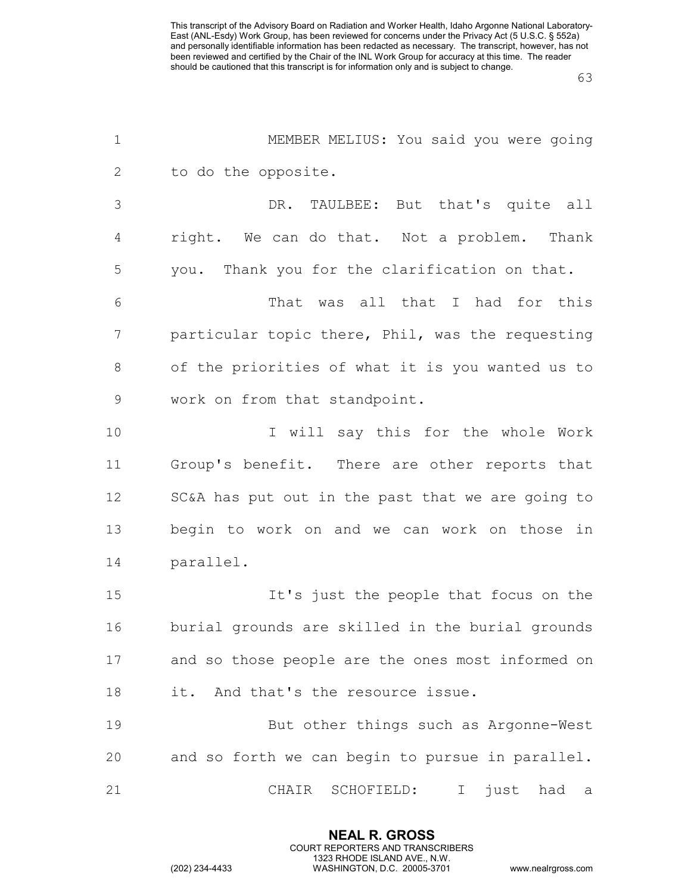MEMBER MELIUS: You said you were going to do the opposite.

DR. TAULBEE: But that's quite all right. We can do that. Not a problem. Thank you. Thank you for the clarification on that.

That was all that I had for this particular topic there, Phil, was the requesting of the priorities of what it is you wanted us to work on from that standpoint.

I will say this for the whole Work Group's benefit. There are other reports that SC&A has put out in the past that we are going to begin to work on and we can work on those in parallel.

It's just the people that focus on the burial grounds are skilled in the burial grounds and so those people are the ones most informed on it. And that's the resource issue.

But other things such as Argonne-West and so forth we can begin to pursue in parallel.

CHAIR SCHOFIELD: I just had a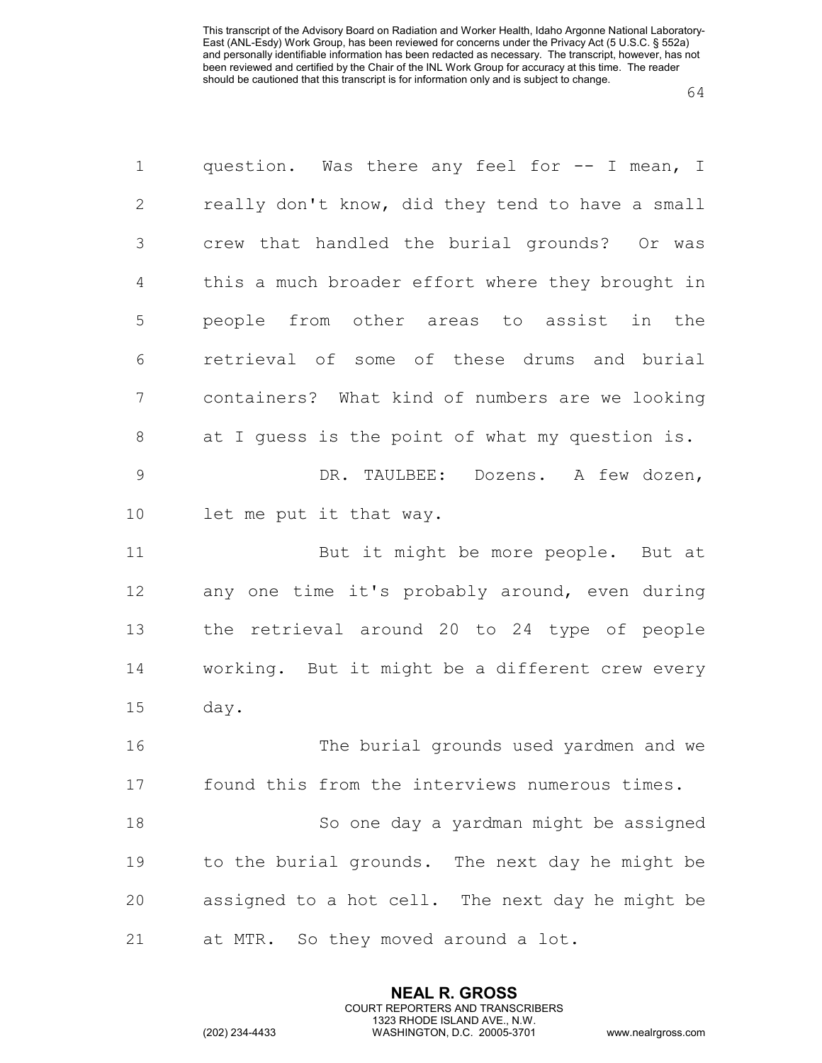question. Was there any feel for -- I mean, I really don't know, did they tend to have a small crew that handled the burial grounds? Or was this a much broader effort where they brought in people from other areas to assist in the retrieval of some of these drums and burial containers? What kind of numbers are we looking at I guess is the point of what my question is.

DR. TAULBEE: Dozens. A few dozen, let me put it that way.

But it might be more people. But at any one time it's probably around, even during the retrieval around 20 to 24 type of people working. But it might be a different crew every day.

The burial grounds used yardmen and we found this from the interviews numerous times.

So one day a yardman might be assigned to the burial grounds. The next day he might be assigned to a hot cell. The next day he might be at MTR. So they moved around a lot.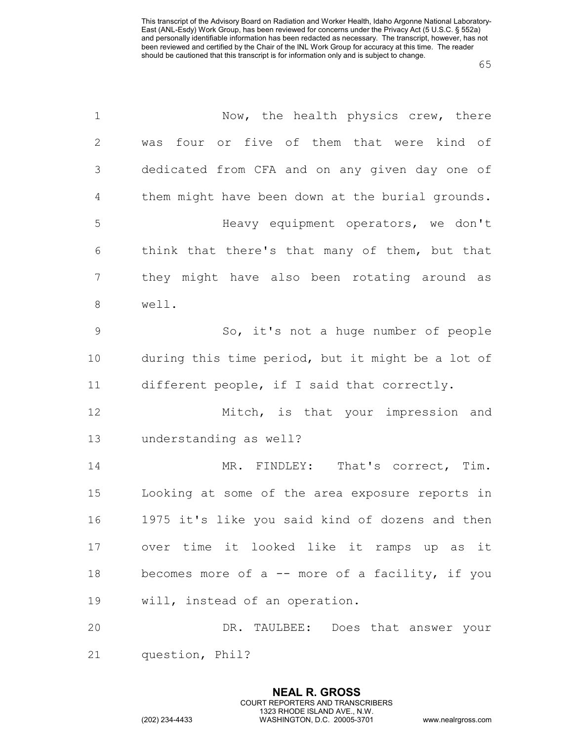Now, the health physics crew, there was four or five of them that were kind of dedicated from CFA and on any given day one of them might have been down at the burial grounds.

Heavy equipment operators, we don't think that there's that many of them, but that they might have also been rotating around as well.

So, it's not a huge number of people during this time period, but it might be a lot of different people, if I said that correctly.

Mitch, is that your impression and understanding as well?

MR. FINDLEY: That's correct, Tim. Looking at some of the area exposure reports in 1975 it's like you said kind of dozens and then over time it looked like it ramps up as it becomes more of a -- more of a facility, if you will, instead of an operation.

DR. TAULBEE: Does that answer your question, Phil?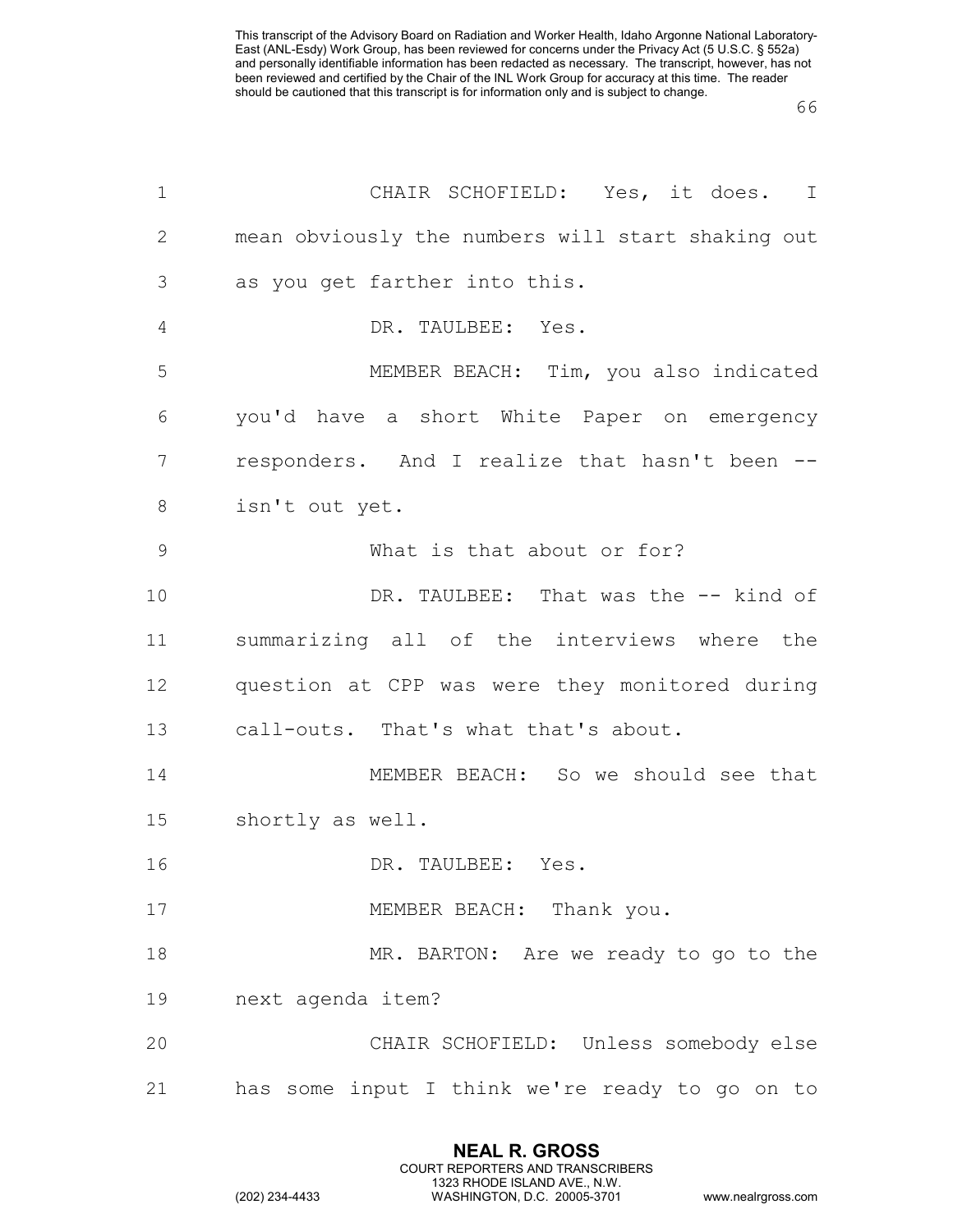CHAIR SCHOFIELD: Yes, it does. I mean obviously the numbers will start shaking out as you get farther into this.

DR. TAULBEE: Yes.

MEMBER BEACH: Tim, you also indicated you'd have a short White Paper on emergency responders. And I realize that hasn't been -- isn't out yet.

What is that about or for?

DR. TAULBEE: That was the -- kind of summarizing all of the interviews where the question at CPP was were they monitored during call-outs. That's what that's about.

MEMBER BEACH: So we should see that shortly as well.

DR. TAULBEE: Yes.

MEMBER BEACH: Thank you.

MR. BARTON: Are we ready to go to the next agenda item?

CHAIR SCHOFIELD: Unless somebody else has some input I think we're ready to go on to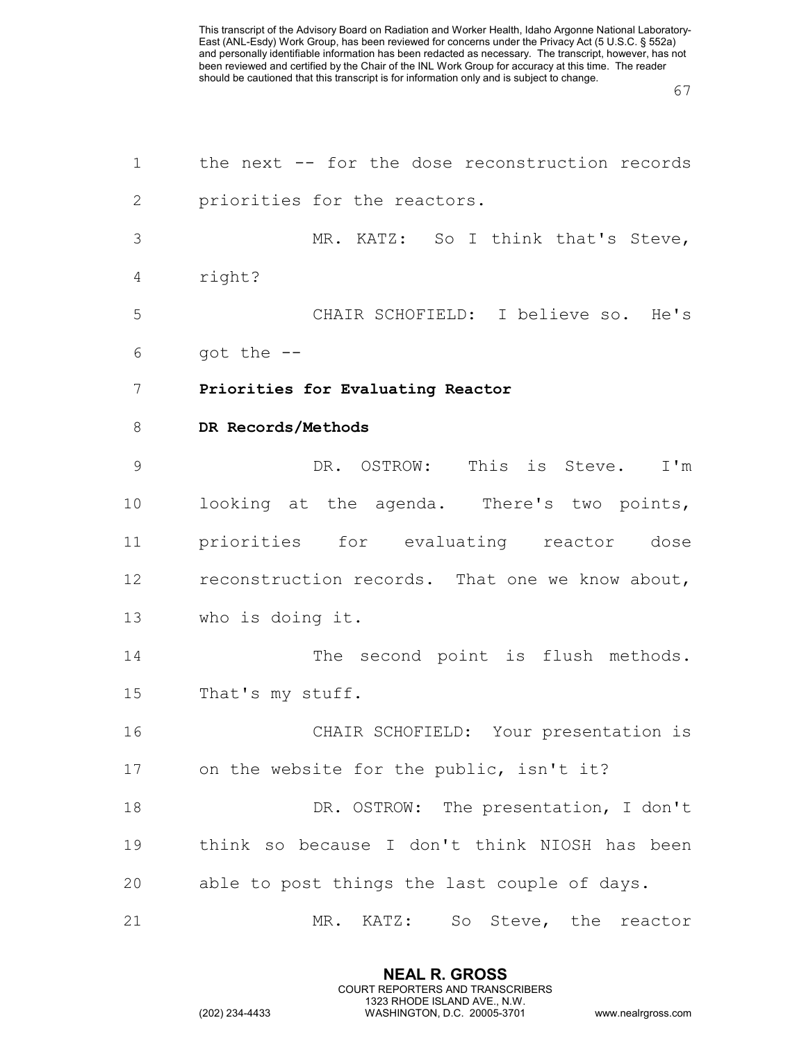the next -- for the dose reconstruction records priorities for the reactors.

MR. KATZ: So I think that's Steve, right?

CHAIR SCHOFIELD: I believe so. He's got the --

**Priorities for Evaluating Reactor DR Records/Methods**

DR. OSTROW: This is Steve. I'm looking at the agenda. There's two points, priorities for evaluating reactor dose reconstruction records. That one we know about, who is doing it.

The second point is flush methods. That's my stuff.

CHAIR SCHOFIELD: Your presentation is on the website for the public, isn't it?

DR. OSTROW: The presentation, I don't think so because I don't think NIOSH has been able to post things the last couple of days.

MR. KATZ: So Steve, the reactor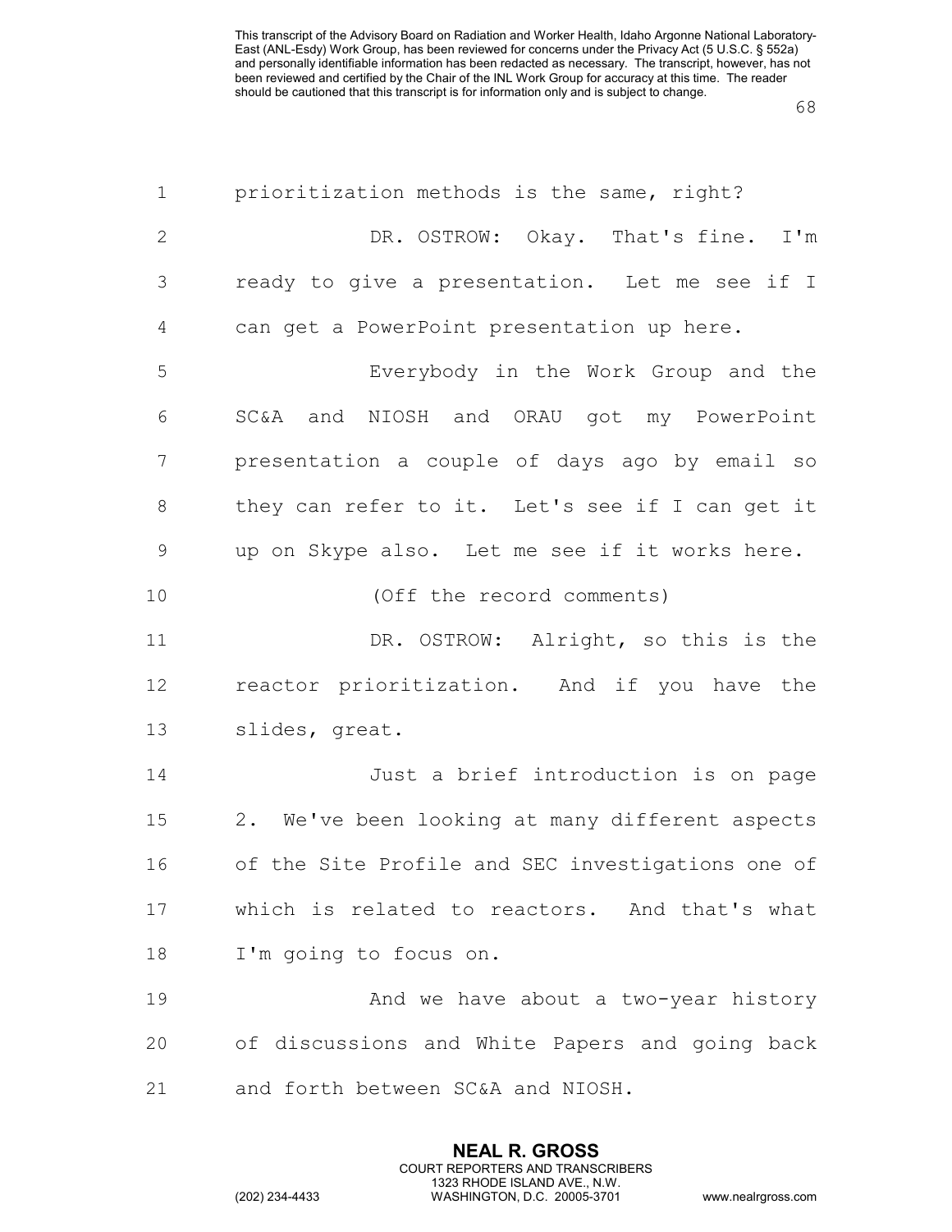prioritization methods is the same, right?

DR. OSTROW: Okay. That's fine. I'm ready to give a presentation. Let me see if I can get a PowerPoint presentation up here.

Everybody in the Work Group and the SC&A and NIOSH and ORAU got my PowerPoint presentation a couple of days ago by email so they can refer to it. Let's see if I can get it up on Skype also. Let me see if it works here.

(Off the record comments)

DR. OSTROW: Alright, so this is the reactor prioritization. And if you have the slides, great.

Just a brief introduction is on page 2. We've been looking at many different aspects of the Site Profile and SEC investigations one of which is related to reactors. And that's what I'm going to focus on.

And we have about a two-year history of discussions and White Papers and going back and forth between SC&A and NIOSH.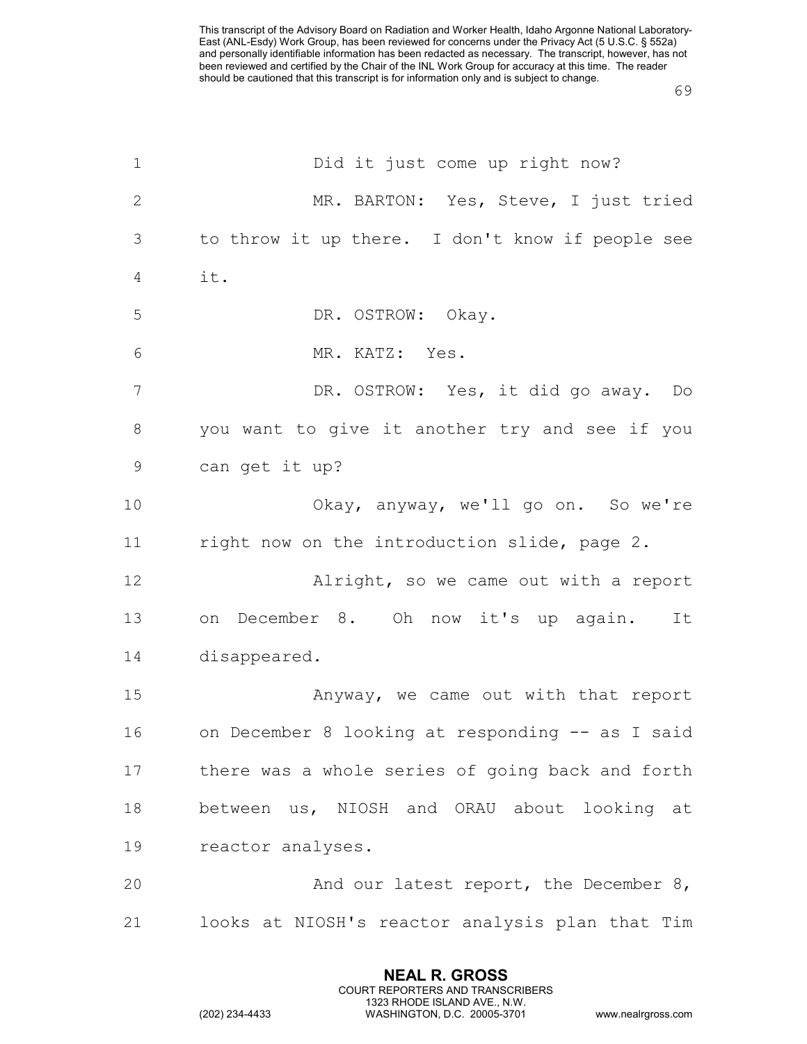Did it just come up right now?

MR. BARTON: Yes, Steve, I just tried to throw it up there. I don't know if people see it.

DR. OSTROW: Okay.

MR. KATZ: Yes.

DR. OSTROW: Yes, it did go away. Do you want to give it another try and see if you can get it up?

Okay, anyway, we'll go on. So we're right now on the introduction slide, page 2.

Alright, so we came out with a report on December 8. Oh now it's up again. It disappeared.

Anyway, we came out with that report on December 8 looking at responding -- as I said there was a whole series of going back and forth between us, NIOSH and ORAU about looking at reactor analyses.

And our latest report, the December 8, looks at NIOSH's reactor analysis plan that Tim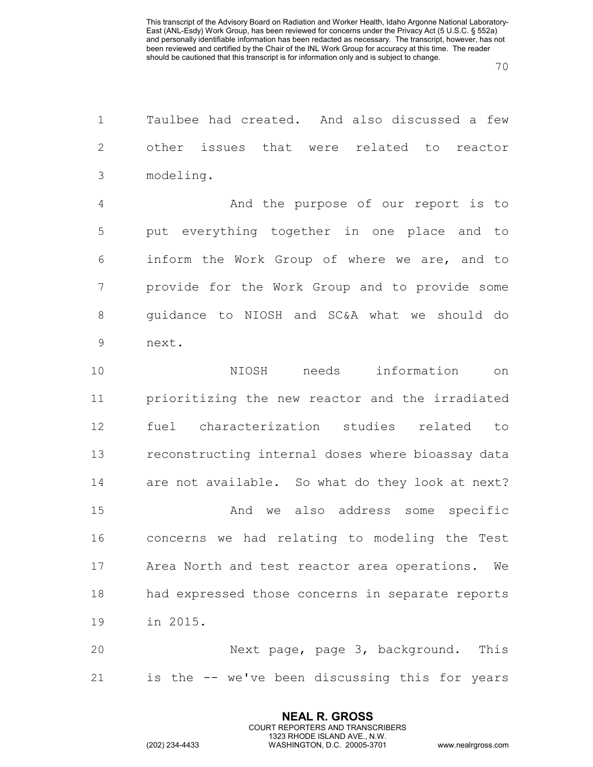Taulbee had created. And also discussed a few other issues that were related to reactor modeling.

And the purpose of our report is to put everything together in one place and to inform the Work Group of where we are, and to provide for the Work Group and to provide some guidance to NIOSH and SC&A what we should do next.

NIOSH needs information on prioritizing the new reactor and the irradiated fuel characterization studies related to reconstructing internal doses where bioassay data are not available. So what do they look at next?

And we also address some specific concerns we had relating to modeling the Test Area North and test reactor area operations. We had expressed those concerns in separate reports in 2015.

Next page, page 3, background. This is the -- we've been discussing this for years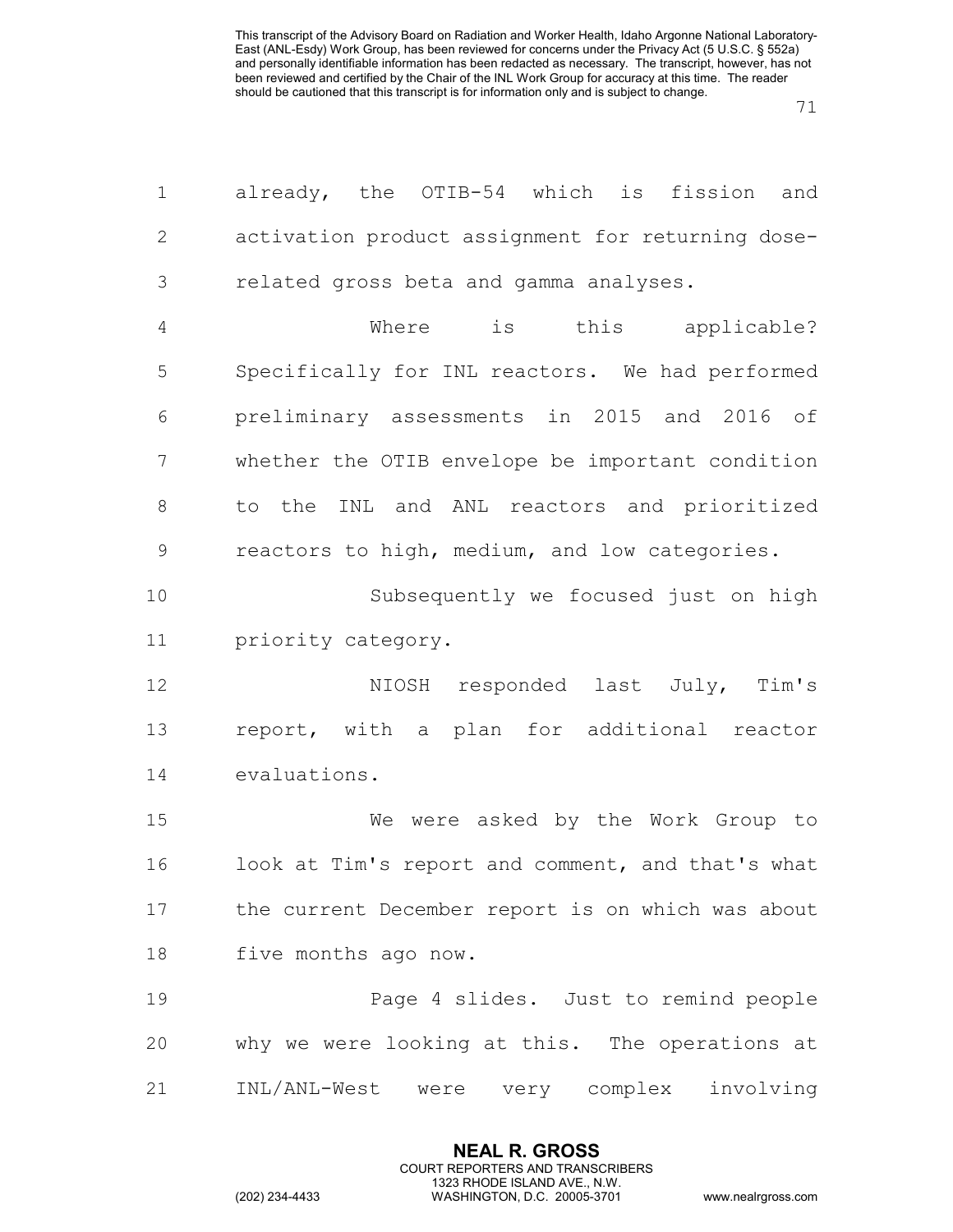already, the OTIB-54 which is fission and activation product assignment for returning dose-related gross beta and gamma analyses.

Where is this applicable? Specifically for INL reactors. We had performed preliminary assessments in 2015 and 2016 of whether the OTIB envelope be important condition to the INL and ANL reactors and prioritized reactors to high, medium, and low categories.

Subsequently we focused just on high priority category.

NIOSH responded last July, Tim's report, with a plan for additional reactor evaluations.

We were asked by the Work Group to look at Tim's report and comment, and that's what the current December report is on which was about five months ago now.

Page 4 slides. Just to remind people why we were looking at this. The operations at INL/ANL-West were very complex involving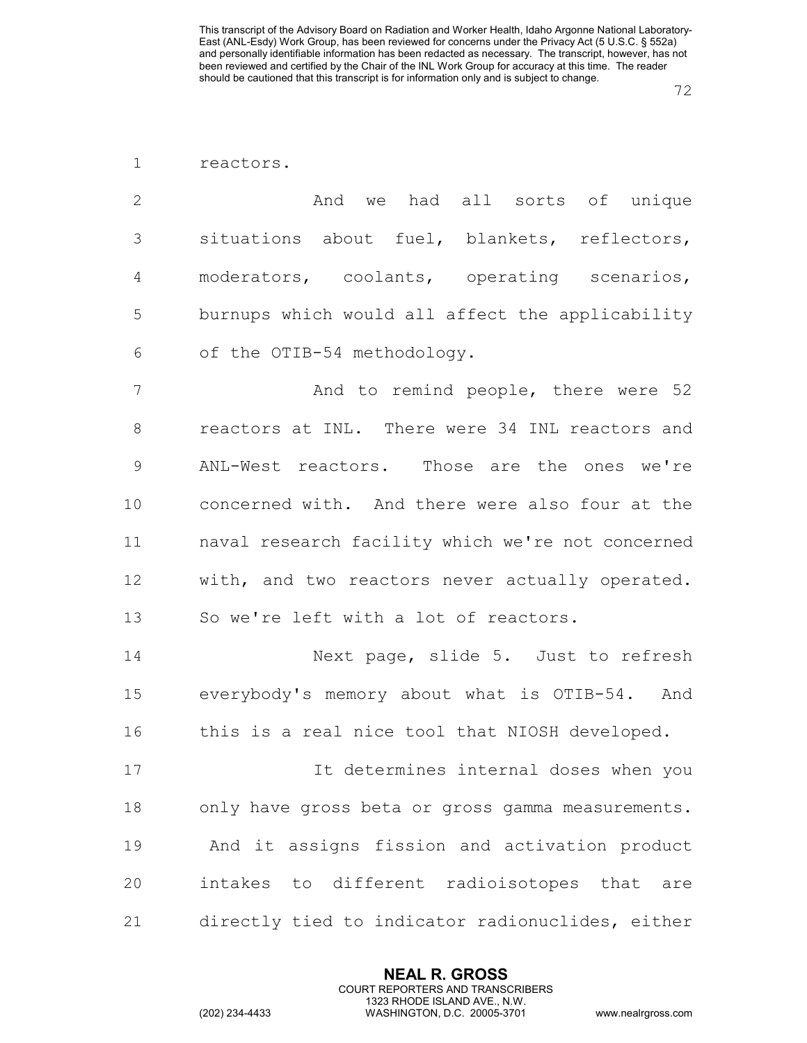reactors.

And we had all sorts of unique situations about fuel, blankets, reflectors, moderators, coolants, operating scenarios, burnups which would all affect the applicability of the OTIB-54 methodology.

And to remind people, there were 52 reactors at INL. There were 34 INL reactors and ANL-West reactors. Those are the ones we're concerned with. And there were also four at the naval research facility which we're not concerned with, and two reactors never actually operated. So we're left with a lot of reactors.

Next page, slide 5. Just to refresh everybody's memory about what is OTIB-54. And this is a real nice tool that NIOSH developed.

It determines internal doses when you only have gross beta or gross gamma measurements. And it assigns fission and activation product intakes to different radioisotopes that are directly tied to indicator radionuclides, either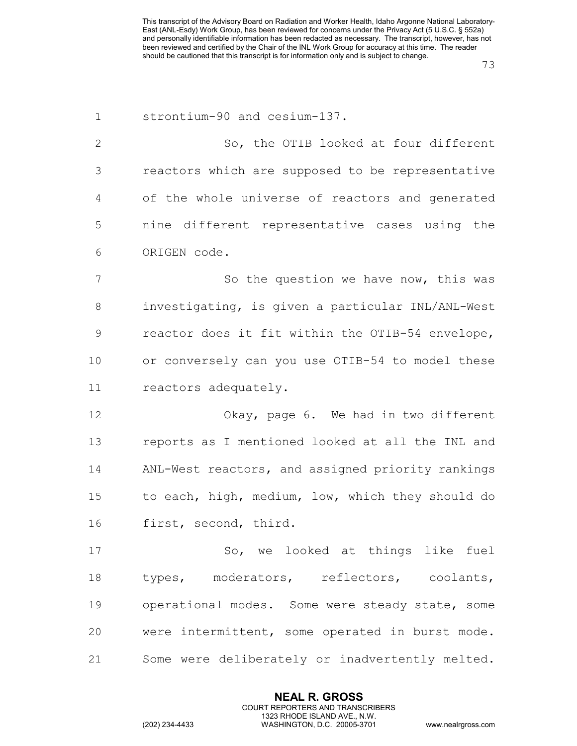strontium-90 and cesium-137.

So, the OTIB looked at four different reactors which are supposed to be representative of the whole universe of reactors and generated nine different representative cases using the ORIGEN code.

So the question we have now, this was investigating, is given a particular INL/ANL-West reactor does it fit within the OTIB-54 envelope, or conversely can you use OTIB-54 to model these reactors adequately.

Okay, page 6. We had in two different reports as I mentioned looked at all the INL and ANL-West reactors, and assigned priority rankings to each, high, medium, low, which they should do first, second, third.

So, we looked at things like fuel types, moderators, reflectors, coolants, operational modes. Some were steady state, some were intermittent, some operated in burst mode. Some were deliberately or inadvertently melted.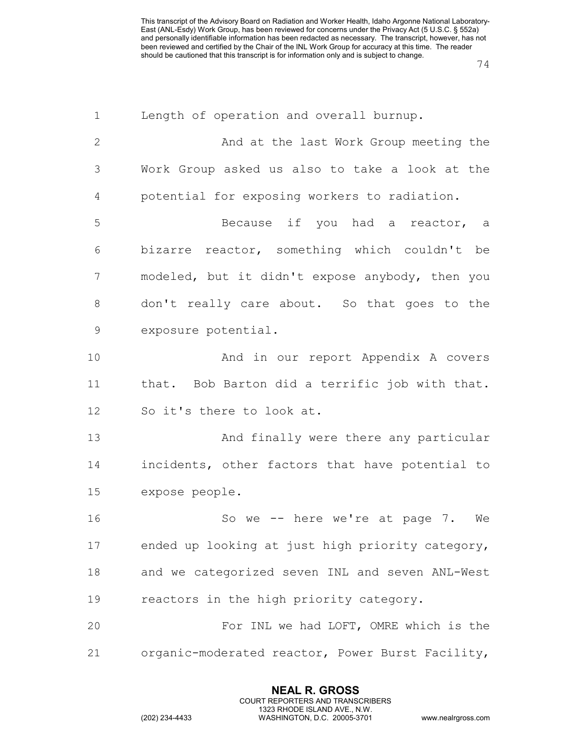Length of operation and overall burnup.

And at the last Work Group meeting the Work Group asked us also to take a look at the potential for exposing workers to radiation.

Because if you had a reactor, a bizarre reactor, something which couldn't be modeled, but it didn't expose anybody, then you don't really care about. So that goes to the exposure potential.

And in our report Appendix A covers that. Bob Barton did a terrific job with that. So it's there to look at.

And finally were there any particular incidents, other factors that have potential to expose people.

So we -- here we're at page 7. We ended up looking at just high priority category, and we categorized seven INL and seven ANL-West reactors in the high priority category.

For INL we had LOFT, OMRE which is the organic-moderated reactor, Power Burst Facility,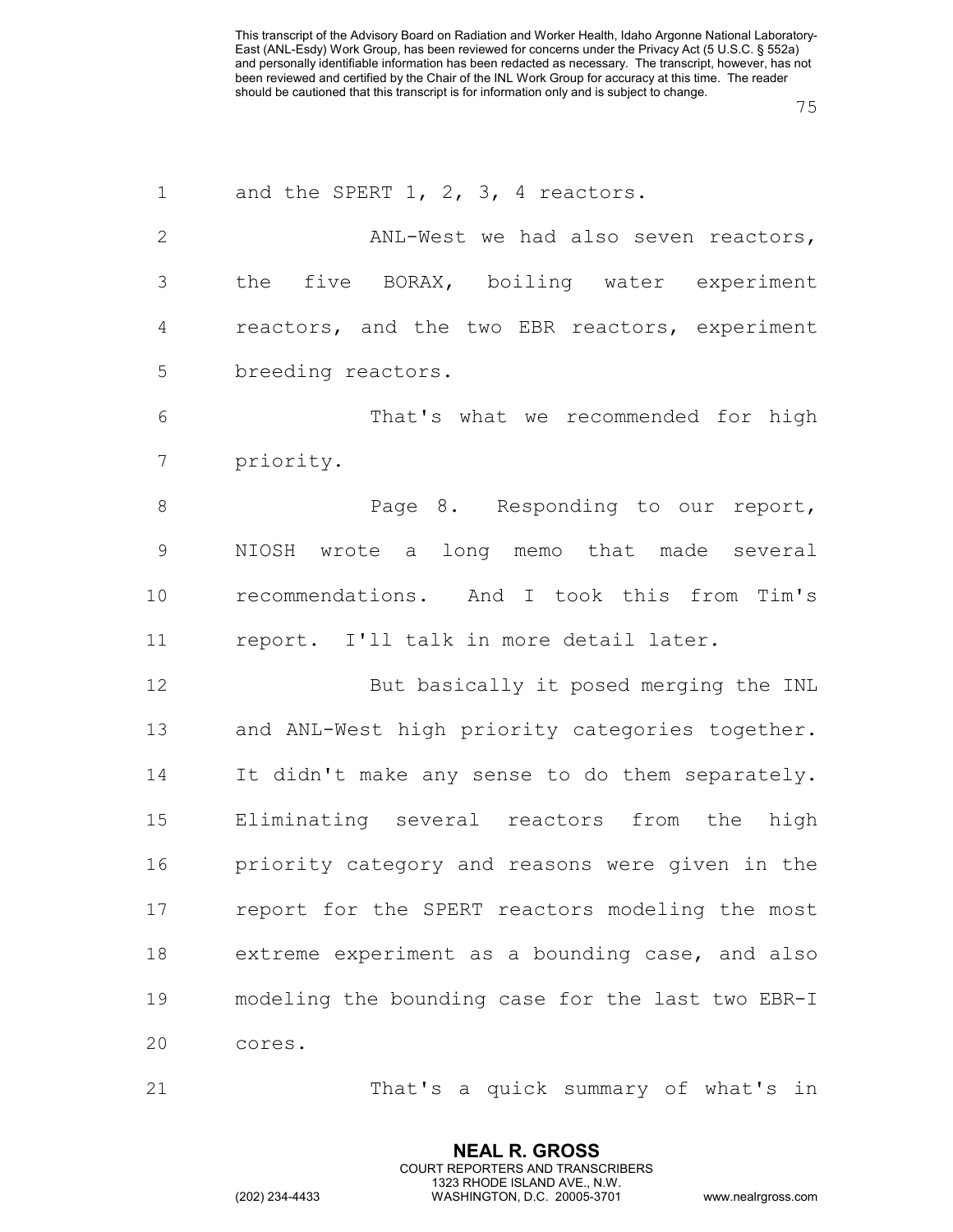and the SPERT 1, 2, 3, 4 reactors.

ANL-West we had also seven reactors, the five BORAX, boiling water experiment reactors, and the two EBR reactors, experiment breeding reactors.

That's what we recommended for high priority.

Page 8. Responding to our report, NIOSH wrote a long memo that made several recommendations. And I took this from Tim's report. I'll talk in more detail later.

But basically it posed merging the INL and ANL-West high priority categories together. It didn't make any sense to do them separately. Eliminating several reactors from the high priority category and reasons were given in the report for the SPERT reactors modeling the most extreme experiment as a bounding case, and also modeling the bounding case for the last two EBR-I cores.

That's a quick summary of what's in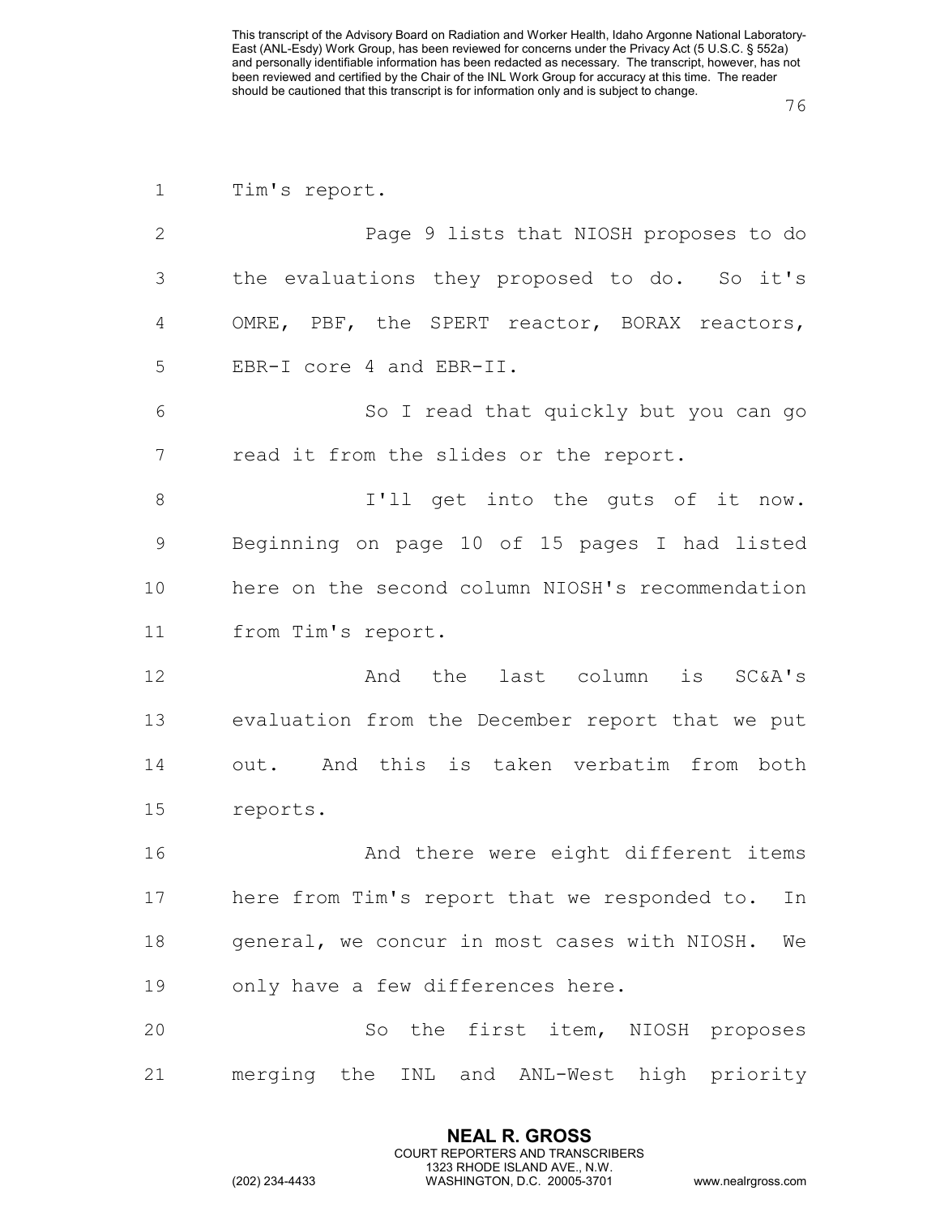Tim's report.

Page 9 lists that NIOSH proposes to do the evaluations they proposed to do. So it's OMRE, PBF, the SPERT reactor, BORAX reactors, EBR-I core 4 and EBR-II.

So I read that quickly but you can go read it from the slides or the report.

I'll get into the guts of it now. Beginning on page 10 of 15 pages I had listed here on the second column NIOSH's recommendation from Tim's report.

And the last column is SC&A's evaluation from the December report that we put out. And this is taken verbatim from both reports.

And there were eight different items here from Tim's report that we responded to. In general, we concur in most cases with NIOSH. We only have a few differences here.

So the first item, NIOSH proposes merging the INL and ANL-West high priority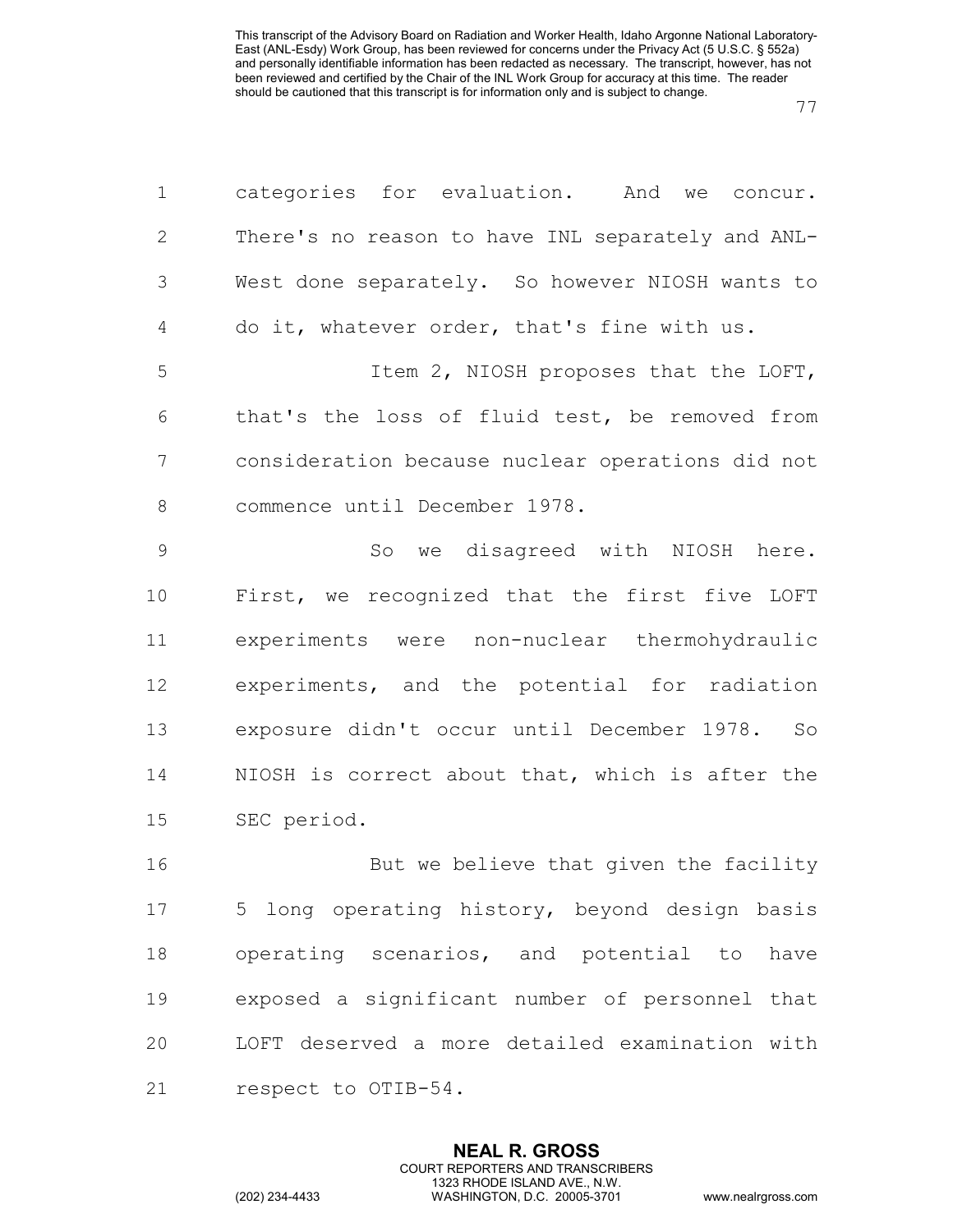categories for evaluation. And we concur. There's no reason to have INL separately and ANL-West done separately. So however NIOSH wants to do it, whatever order, that's fine with us.

Item 2, NIOSH proposes that the LOFT, that's the loss of fluid test, be removed from consideration because nuclear operations did not commence until December 1978.

So we disagreed with NIOSH here. First, we recognized that the first five LOFT experiments were non-nuclear thermohydraulic experiments, and the potential for radiation exposure didn't occur until December 1978. So NIOSH is correct about that, which is after the SEC period.

But we believe that given the facility 5 long operating history, beyond design basis operating scenarios, and potential to have exposed a significant number of personnel that LOFT deserved a more detailed examination with respect to OTIB-54.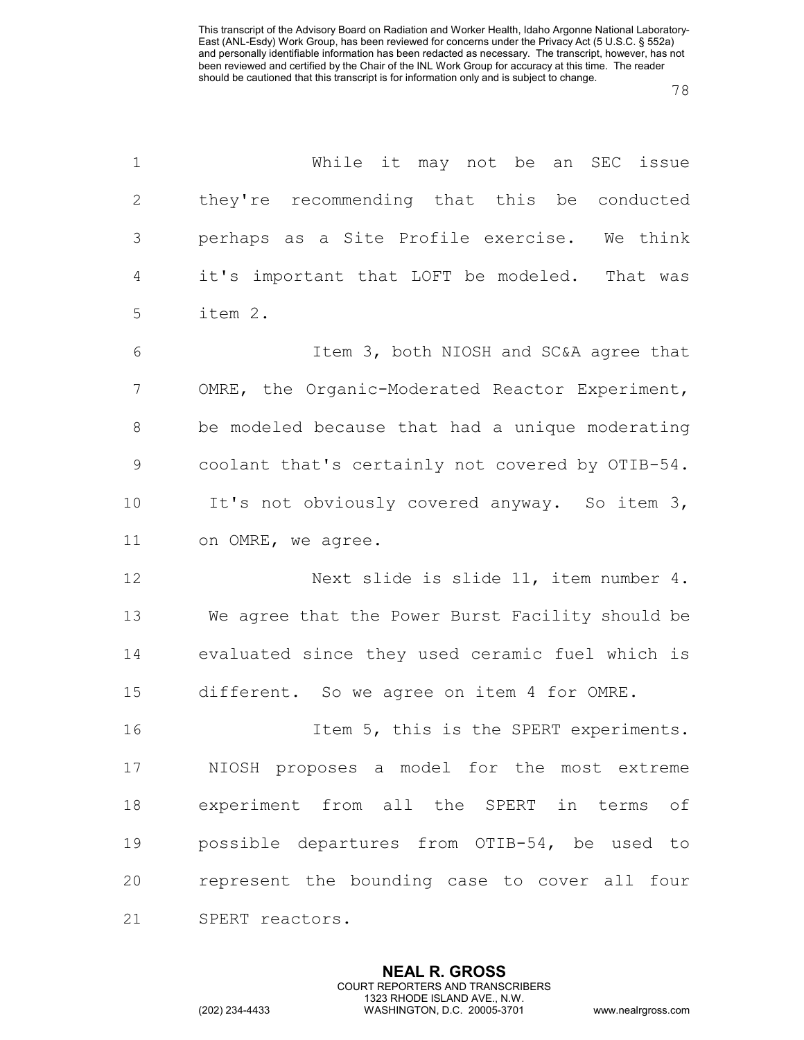While it may not be an SEC issue they're recommending that this be conducted perhaps as a Site Profile exercise. We think it's important that LOFT be modeled. That was item 2.

Item 3, both NIOSH and SC&A agree that OMRE, the Organic-Moderated Reactor Experiment, be modeled because that had a unique moderating coolant that's certainly not covered by OTIB-54. It's not obviously covered anyway. So item 3, on OMRE, we agree.

Next slide is slide 11, item number 4. We agree that the Power Burst Facility should be evaluated since they used ceramic fuel which is different. So we agree on item 4 for OMRE.

Item 5, this is the SPERT experiments. NIOSH proposes a model for the most extreme experiment from all the SPERT in terms of possible departures from OTIB-54, be used to represent the bounding case to cover all four SPERT reactors.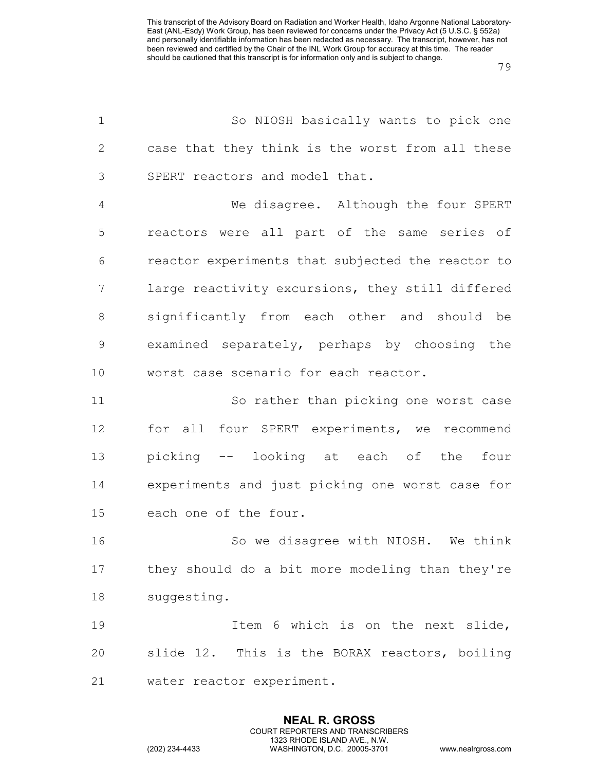So NIOSH basically wants to pick one case that they think is the worst from all these SPERT reactors and model that.

We disagree. Although the four SPERT reactors were all part of the same series of reactor experiments that subjected the reactor to large reactivity excursions, they still differed significantly from each other and should be examined separately, perhaps by choosing the worst case scenario for each reactor.

So rather than picking one worst case for all four SPERT experiments, we recommend picking -- looking at each of the four experiments and just picking one worst case for each one of the four.

So we disagree with NIOSH. We think they should do a bit more modeling than they're suggesting.

Item 6 which is on the next slide, slide 12. This is the BORAX reactors, boiling water reactor experiment.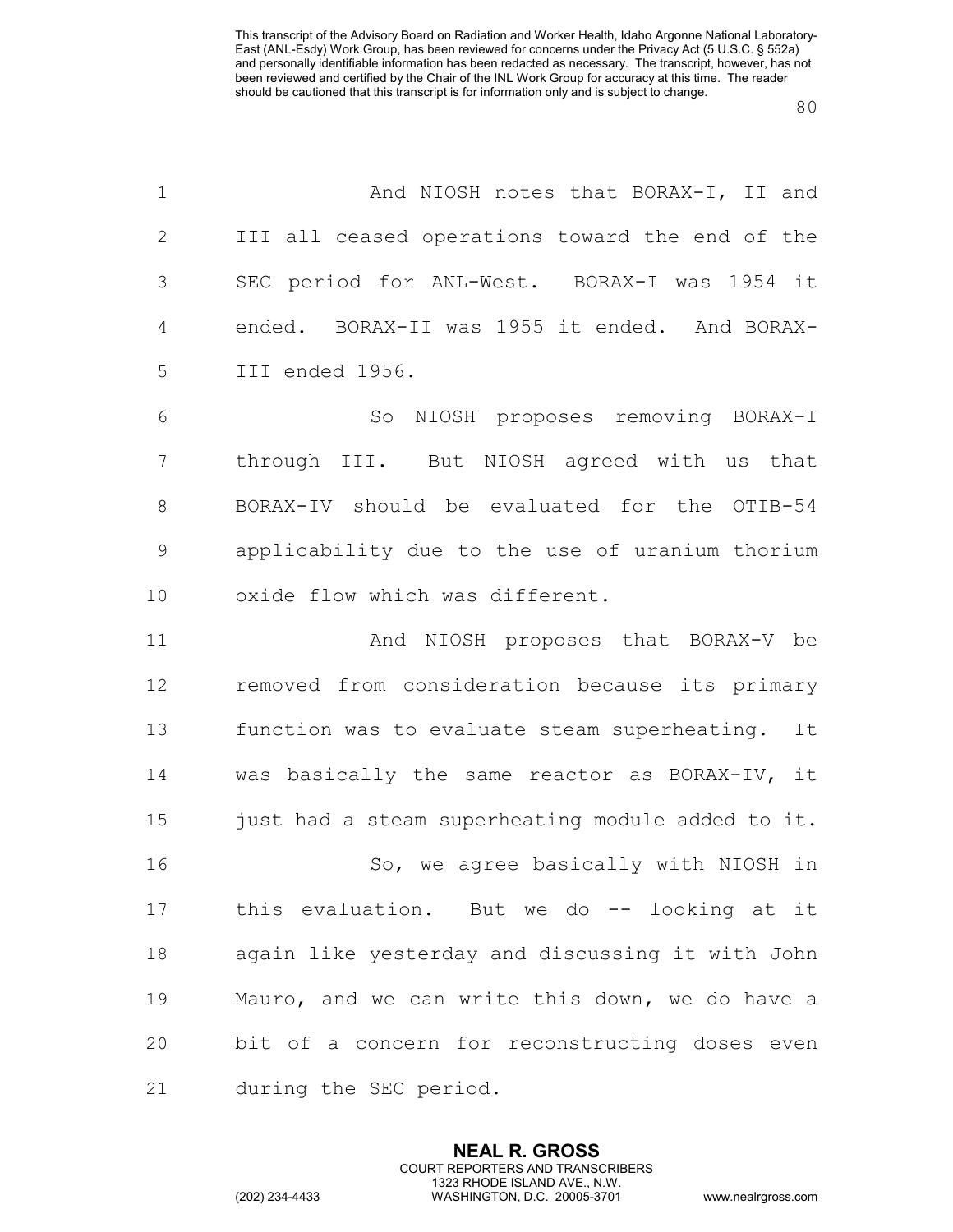And NIOSH notes that BORAX-I, II and III all ceased operations toward the end of the SEC period for ANL-West. BORAX-I was 1954 it ended. BORAX-II was 1955 it ended. And BORAX-III ended 1956.

So NIOSH proposes removing BORAX-I through III. But NIOSH agreed with us that BORAX-IV should be evaluated for the OTIB-54 applicability due to the use of uranium thorium oxide flow which was different.

And NIOSH proposes that BORAX-V be removed from consideration because its primary function was to evaluate steam superheating. It was basically the same reactor as BORAX-IV, it just had a steam superheating module added to it.

So, we agree basically with NIOSH in this evaluation. But we do -- looking at it again like yesterday and discussing it with John Mauro, and we can write this down, we do have a bit of a concern for reconstructing doses even during the SEC period.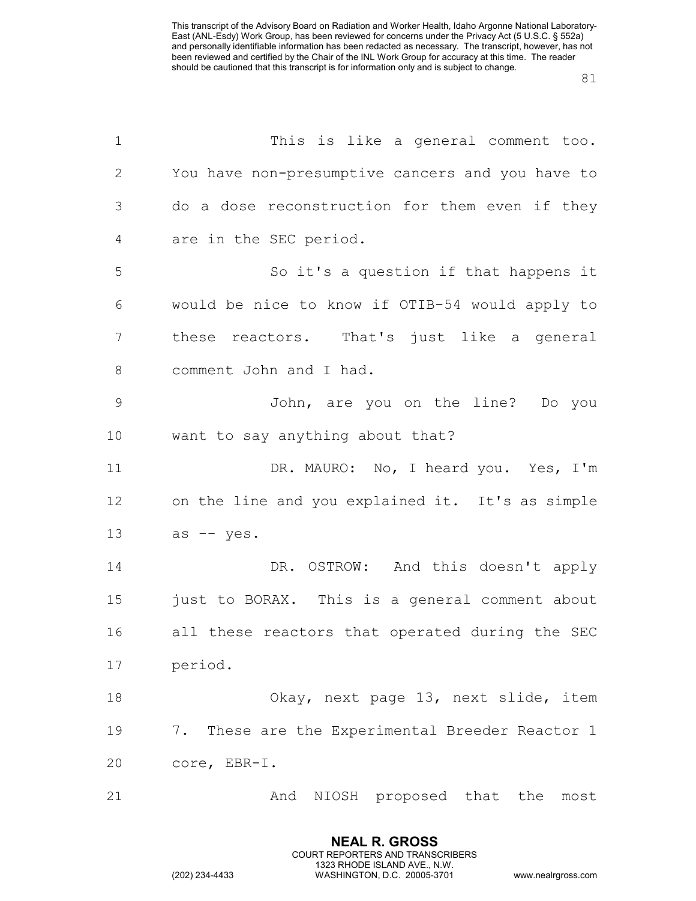This is like a general comment too. You have non-presumptive cancers and you have to do a dose reconstruction for them even if they are in the SEC period.

So it's a question if that happens it would be nice to know if OTIB-54 would apply to these reactors. That's just like a general comment John and I had.

John, are you on the line? Do you want to say anything about that?

DR. MAURO: No, I heard you. Yes, I'm on the line and you explained it. It's as simple as -- yes.

DR. OSTROW: And this doesn't apply just to BORAX. This is a general comment about all these reactors that operated during the SEC period.

Okay, next page 13, next slide, item 7. These are the Experimental Breeder Reactor 1 core, EBR-I.

And NIOSH proposed that the most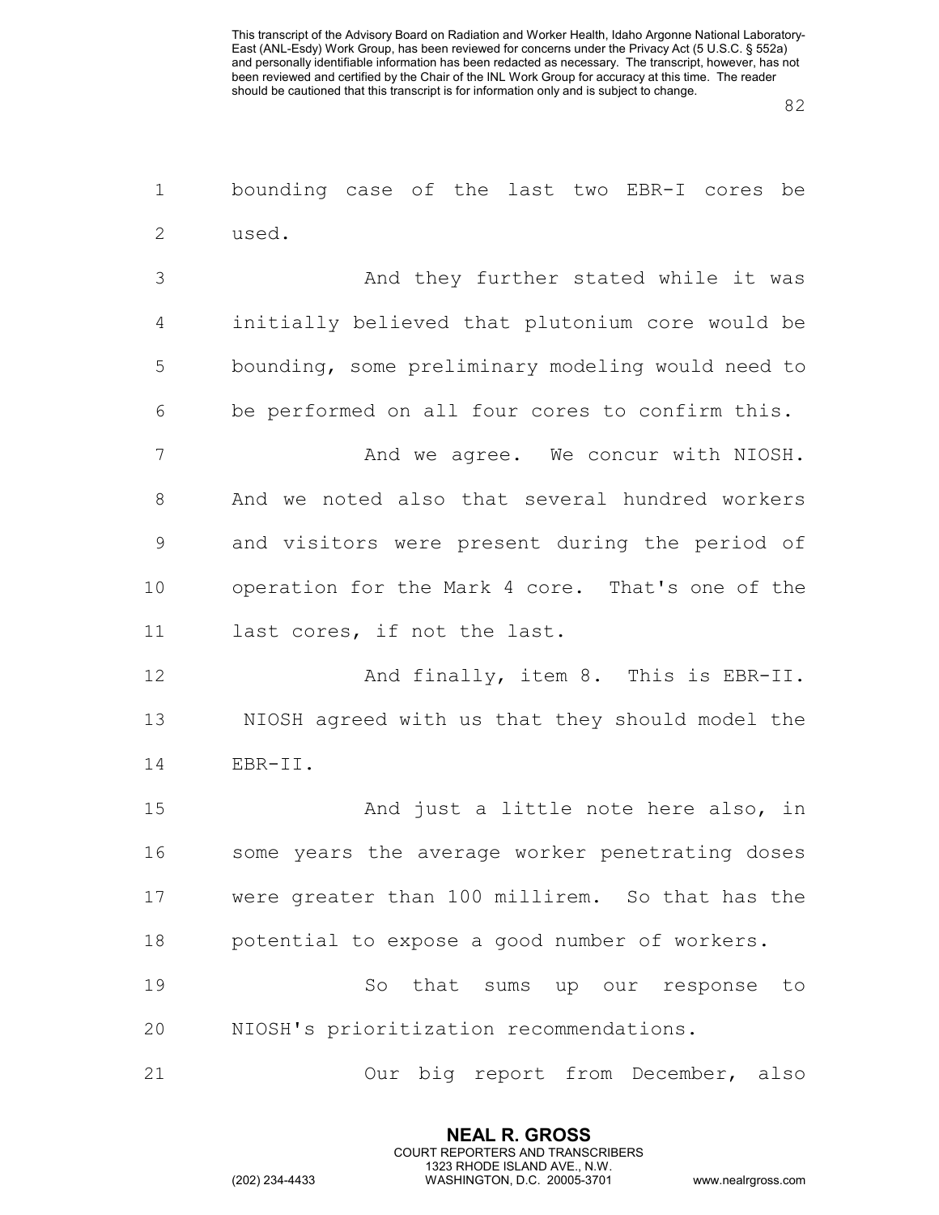bounding case of the last two EBR-I cores be used.

And they further stated while it was initially believed that plutonium core would be bounding, some preliminary modeling would need to be performed on all four cores to confirm this.

And we agree. We concur with NIOSH. And we noted also that several hundred workers and visitors were present during the period of operation for the Mark 4 core. That's one of the last cores, if not the last.

And finally, item 8. This is EBR-II. NIOSH agreed with us that they should model the EBR-II.

And just a little note here also, in some years the average worker penetrating doses were greater than 100 millirem. So that has the potential to expose a good number of workers.

So that sums up our response to NIOSH's prioritization recommendations.

Our big report from December, also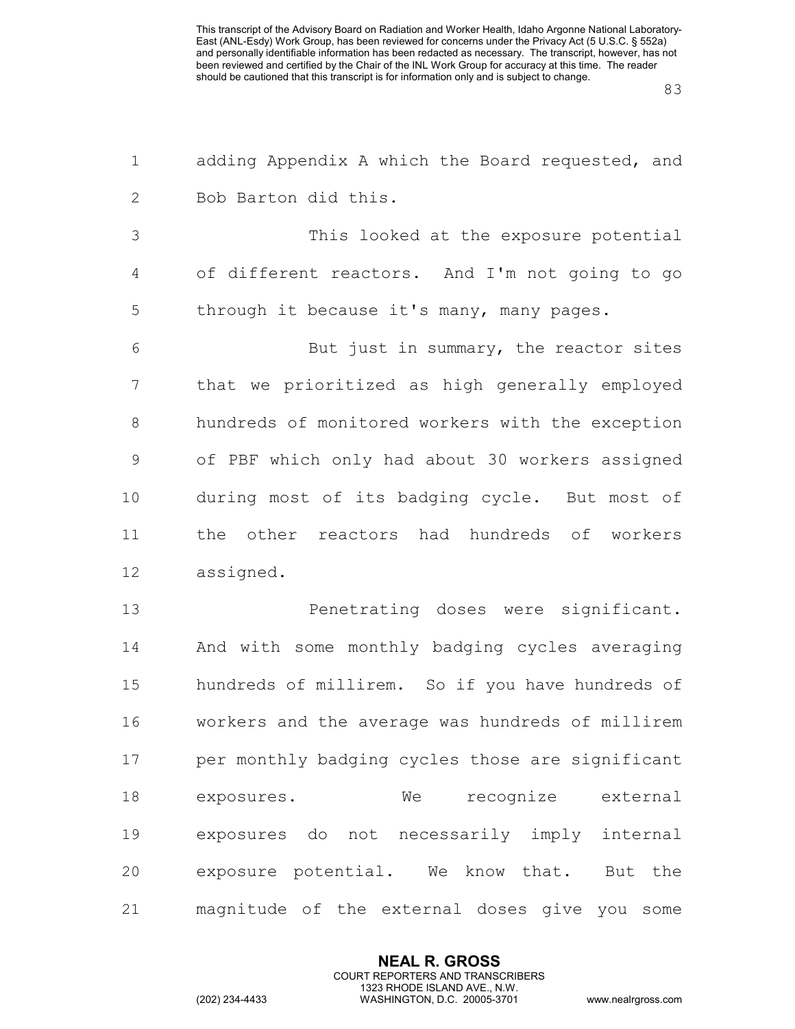adding Appendix A which the Board requested, and Bob Barton did this.

This looked at the exposure potential of different reactors. And I'm not going to go through it because it's many, many pages.

But just in summary, the reactor sites that we prioritized as high generally employed hundreds of monitored workers with the exception of PBF which only had about 30 workers assigned during most of its badging cycle. But most of the other reactors had hundreds of workers assigned.

Penetrating doses were significant. And with some monthly badging cycles averaging hundreds of millirem. So if you have hundreds of workers and the average was hundreds of millirem per monthly badging cycles those are significant exposures. We recognize external exposures do not necessarily imply internal exposure potential. We know that. But the magnitude of the external doses give you some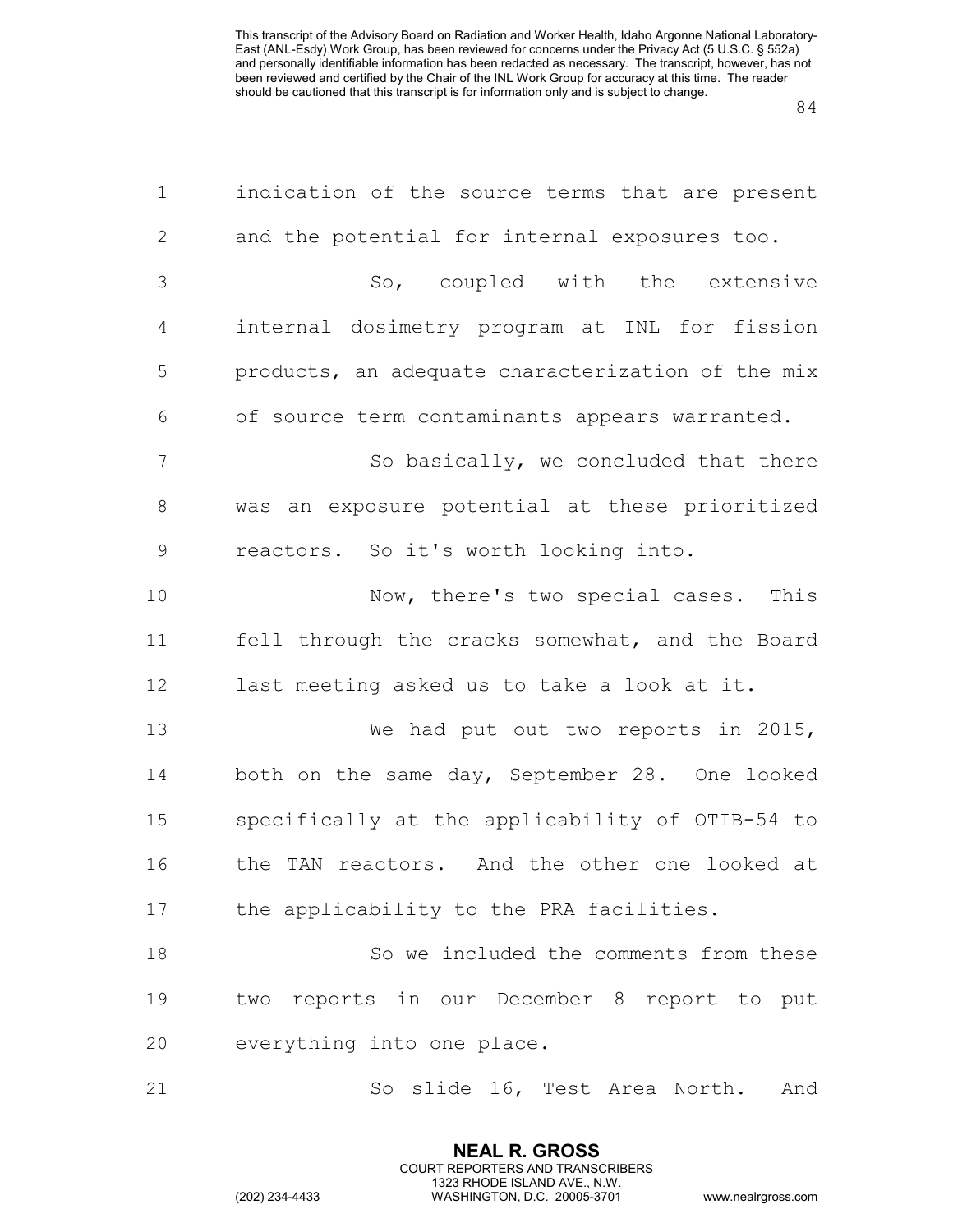indication of the source terms that are present and the potential for internal exposures too.

So, coupled with the extensive internal dosimetry program at INL for fission products, an adequate characterization of the mix of source term contaminants appears warranted.

So basically, we concluded that there was an exposure potential at these prioritized reactors. So it's worth looking into.

Now, there's two special cases. This fell through the cracks somewhat, and the Board last meeting asked us to take a look at it.

We had put out two reports in 2015, both on the same day, September 28. One looked specifically at the applicability of OTIB-54 to the TAN reactors. And the other one looked at the applicability to the PRA facilities.

So we included the comments from these two reports in our December 8 report to put everything into one place.

So slide 16, Test Area North. And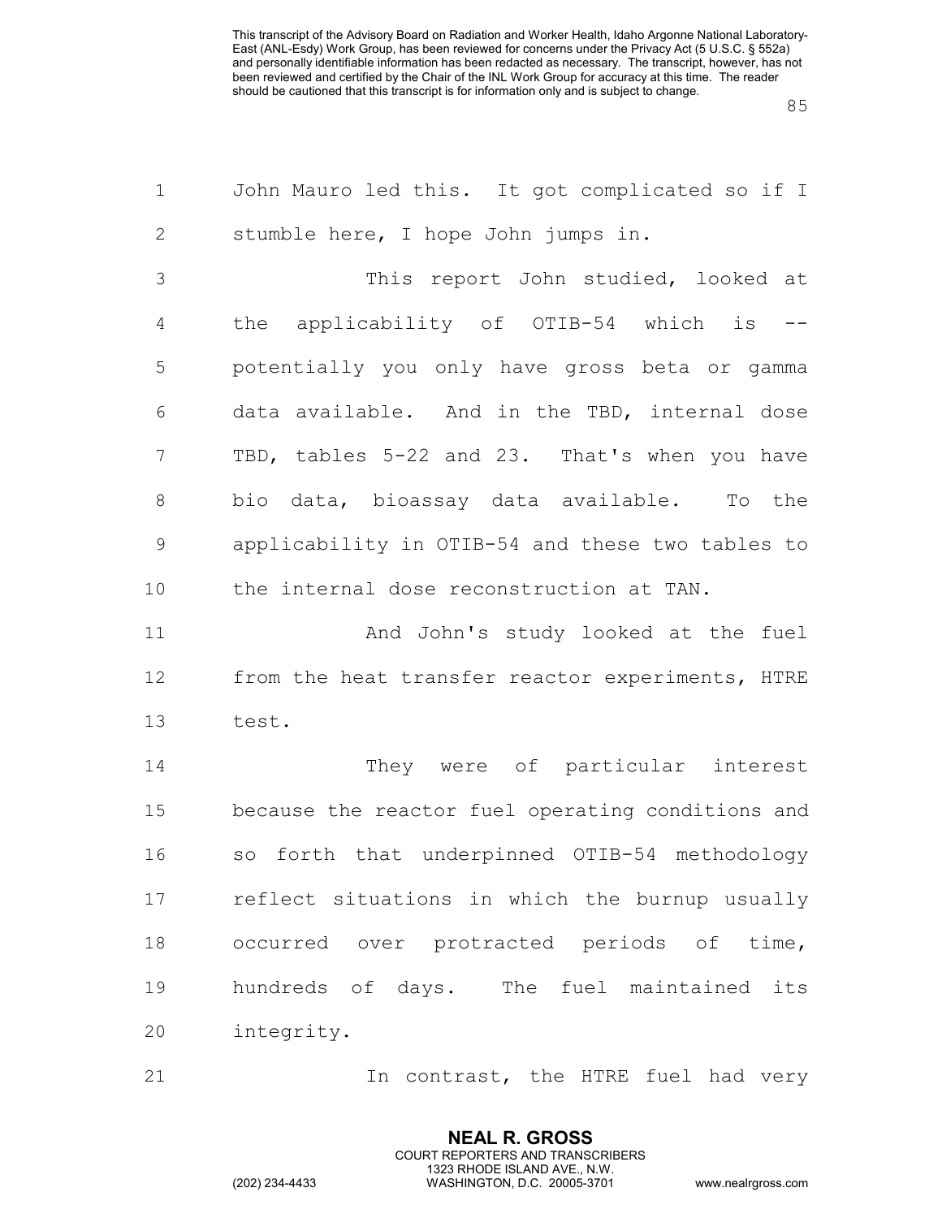John Mauro led this. It got complicated so if I stumble here, I hope John jumps in.

This report John studied, looked at the applicability of OTIB-54 which is -- potentially you only have gross beta or gamma data available. And in the TBD, internal dose TBD, tables 5-22 and 23. That's when you have bio data, bioassay data available. To the applicability in OTIB-54 and these two tables to the internal dose reconstruction at TAN.

And John's study looked at the fuel from the heat transfer reactor experiments, HTRE test.

They were of particular interest because the reactor fuel operating conditions and so forth that underpinned OTIB-54 methodology reflect situations in which the burnup usually occurred over protracted periods of time, hundreds of days. The fuel maintained its integrity.

In contrast, the HTRE fuel had very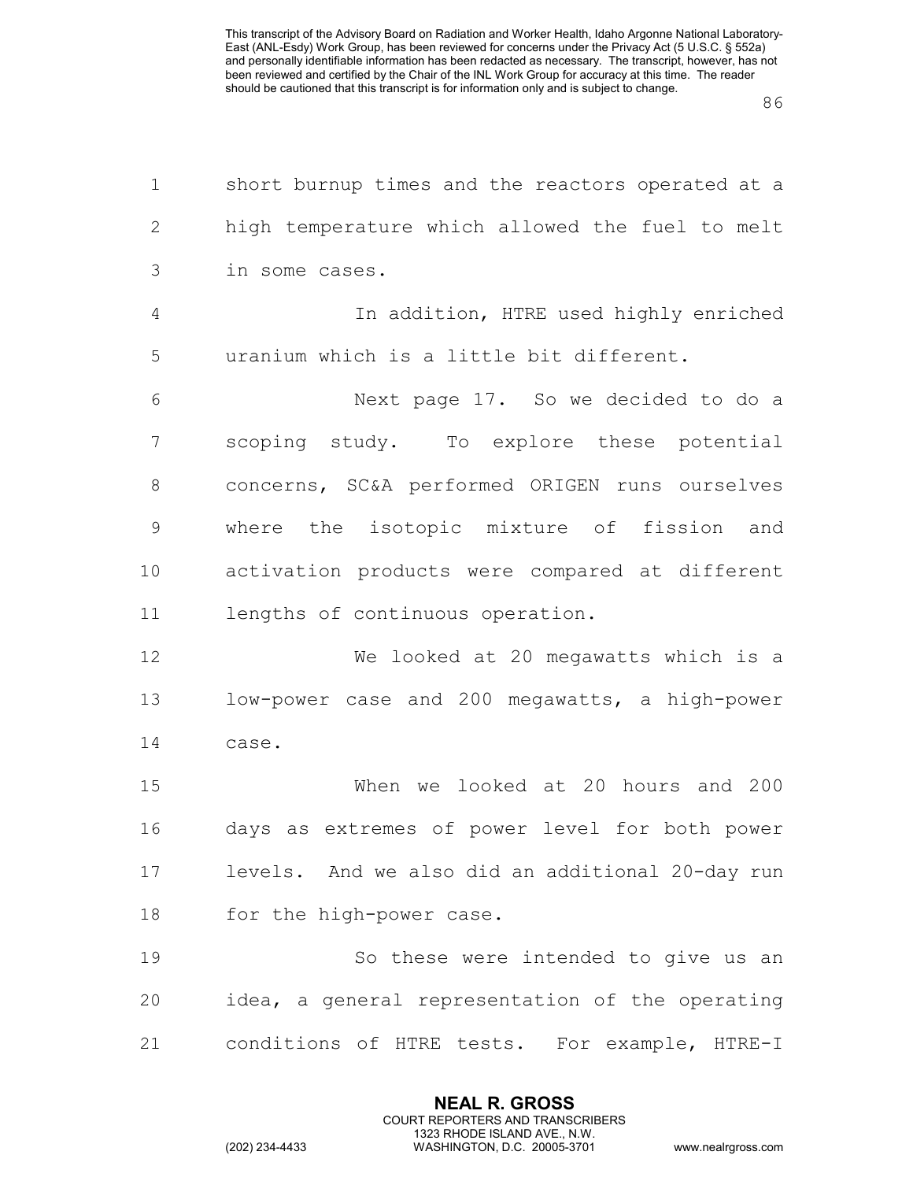short burnup times and the reactors operated at a high temperature which allowed the fuel to melt in some cases.

In addition, HTRE used highly enriched uranium which is a little bit different.

Next page 17. So we decided to do a scoping study. To explore these potential concerns, SC&A performed ORIGEN runs ourselves where the isotopic mixture of fission and activation products were compared at different lengths of continuous operation.

We looked at 20 megawatts which is a low-power case and 200 megawatts, a high-power case.

When we looked at 20 hours and 200 days as extremes of power level for both power levels. And we also did an additional 20-day run for the high-power case.

So these were intended to give us an idea, a general representation of the operating conditions of HTRE tests. For example, HTRE-I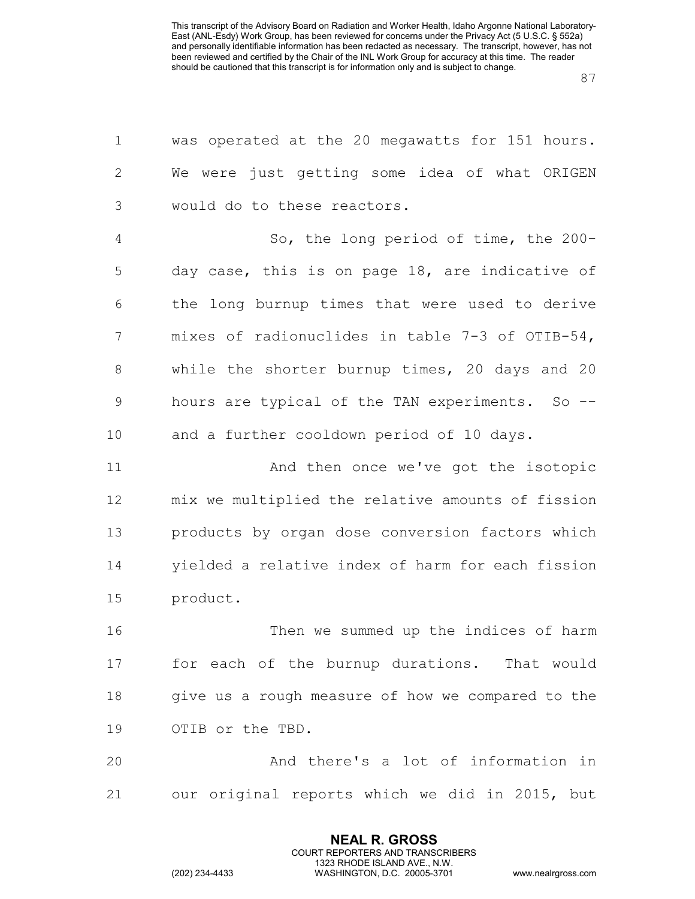was operated at the 20 megawatts for 151 hours. We were just getting some idea of what ORIGEN would do to these reactors.

So, the long period of time, the 200-day case, this is on page 18, are indicative of the long burnup times that were used to derive mixes of radionuclides in table 7-3 of OTIB-54, while the shorter burnup times, 20 days and 20 hours are typical of the TAN experiments. So -- and a further cooldown period of 10 days.

And then once we've got the isotopic mix we multiplied the relative amounts of fission products by organ dose conversion factors which yielded a relative index of harm for each fission product.

Then we summed up the indices of harm for each of the burnup durations. That would give us a rough measure of how we compared to the OTIB or the TBD.

And there's a lot of information in our original reports which we did in 2015, but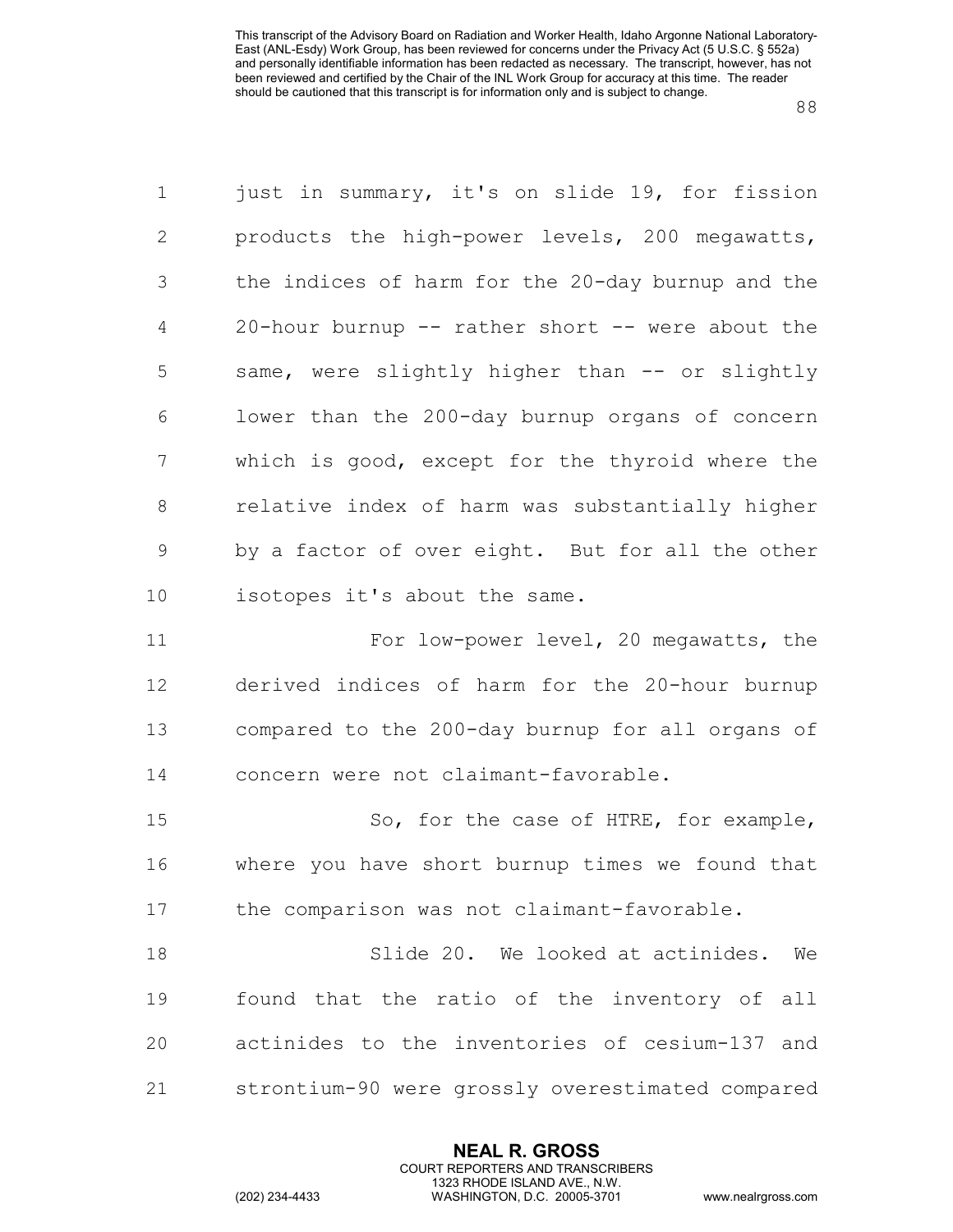just in summary, it's on slide 19, for fission products the high-power levels, 200 megawatts, the indices of harm for the 20-day burnup and the 20-hour burnup -- rather short -- were about the same, were slightly higher than -- or slightly lower than the 200-day burnup organs of concern which is good, except for the thyroid where the relative index of harm was substantially higher by a factor of over eight. But for all the other isotopes it's about the same.

For low-power level, 20 megawatts, the derived indices of harm for the 20-hour burnup compared to the 200-day burnup for all organs of concern were not claimant-favorable.

So, for the case of HTRE, for example, where you have short burnup times we found that the comparison was not claimant-favorable.

Slide 20. We looked at actinides. We found that the ratio of the inventory of all actinides to the inventories of cesium-137 and strontium-90 were grossly overestimated compared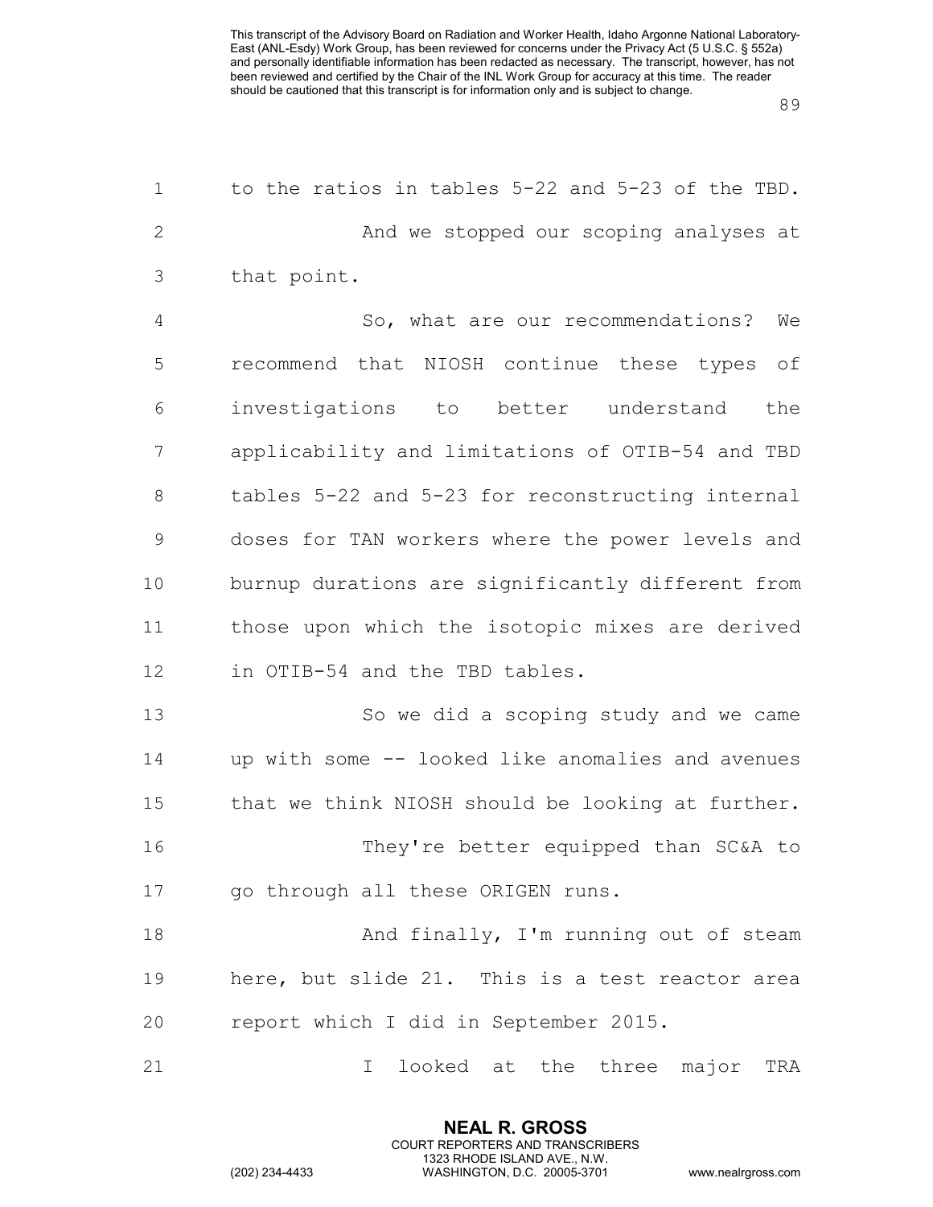to the ratios in tables 5-22 and 5-23 of the TBD.

And we stopped our scoping analyses at that point.

So, what are our recommendations? We recommend that NIOSH continue these types of investigations to better understand the applicability and limitations of OTIB-54 and TBD tables 5-22 and 5-23 for reconstructing internal doses for TAN workers where the power levels and burnup durations are significantly different from those upon which the isotopic mixes are derived in OTIB-54 and the TBD tables.

So we did a scoping study and we came up with some -- looked like anomalies and avenues that we think NIOSH should be looking at further.

They're better equipped than SC&A to go through all these ORIGEN runs.

And finally, I'm running out of steam here, but slide 21. This is a test reactor area report which I did in September 2015.

I looked at the three major TRA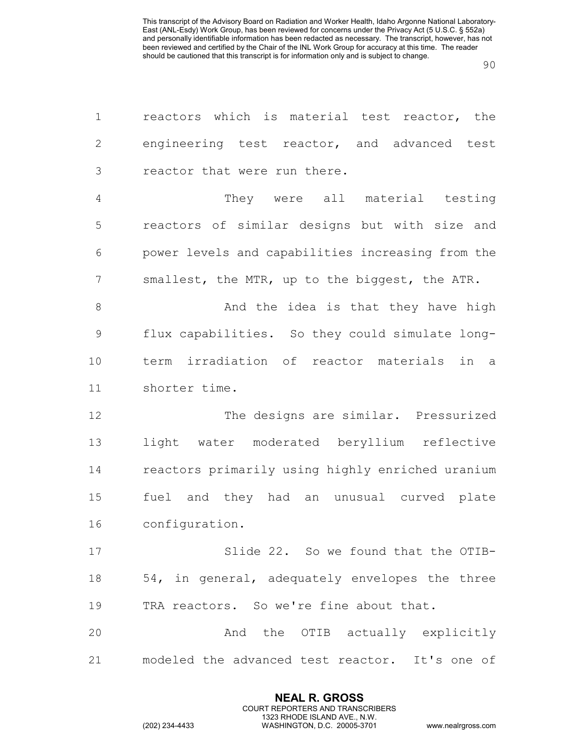reactors which is material test reactor, the engineering test reactor, and advanced test reactor that were run there.

They were all material testing reactors of similar designs but with size and power levels and capabilities increasing from the smallest, the MTR, up to the biggest, the ATR.

And the idea is that they have high flux capabilities. So they could simulate long-term irradiation of reactor materials in a shorter time.

The designs are similar. Pressurized light water moderated beryllium reflective reactors primarily using highly enriched uranium fuel and they had an unusual curved plate configuration.

Slide 22. So we found that the OTIB-54, in general, adequately envelopes the three TRA reactors. So we're fine about that.

And the OTIB actually explicitly modeled the advanced test reactor. It's one of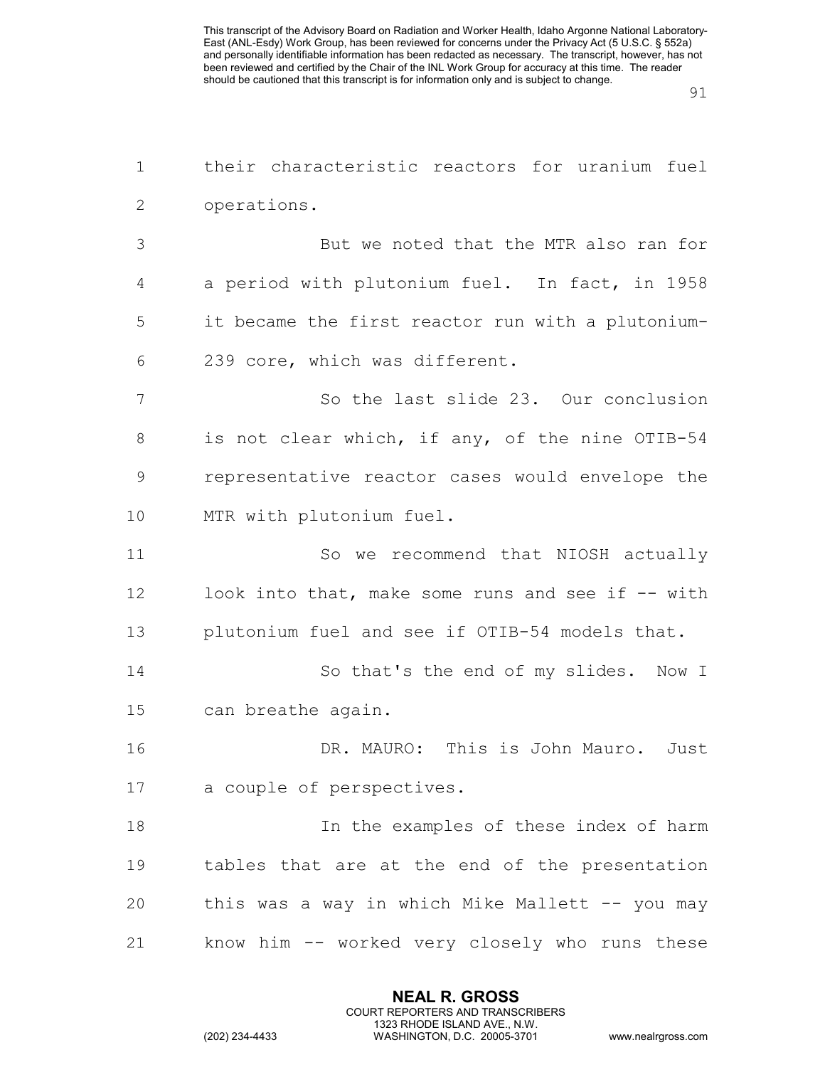their characteristic reactors for uranium fuel operations.

But we noted that the MTR also ran for a period with plutonium fuel. In fact, in 1958 it became the first reactor run with a plutonium-239 core, which was different.

So the last slide 23. Our conclusion is not clear which, if any, of the nine OTIB-54 representative reactor cases would envelope the MTR with plutonium fuel.

So we recommend that NIOSH actually look into that, make some runs and see if -- with plutonium fuel and see if OTIB-54 models that.

So that's the end of my slides. Now I can breathe again.

DR. MAURO: This is John Mauro. Just a couple of perspectives.

In the examples of these index of harm tables that are at the end of the presentation this was a way in which Mike Mallett -- you may know him -- worked very closely who runs these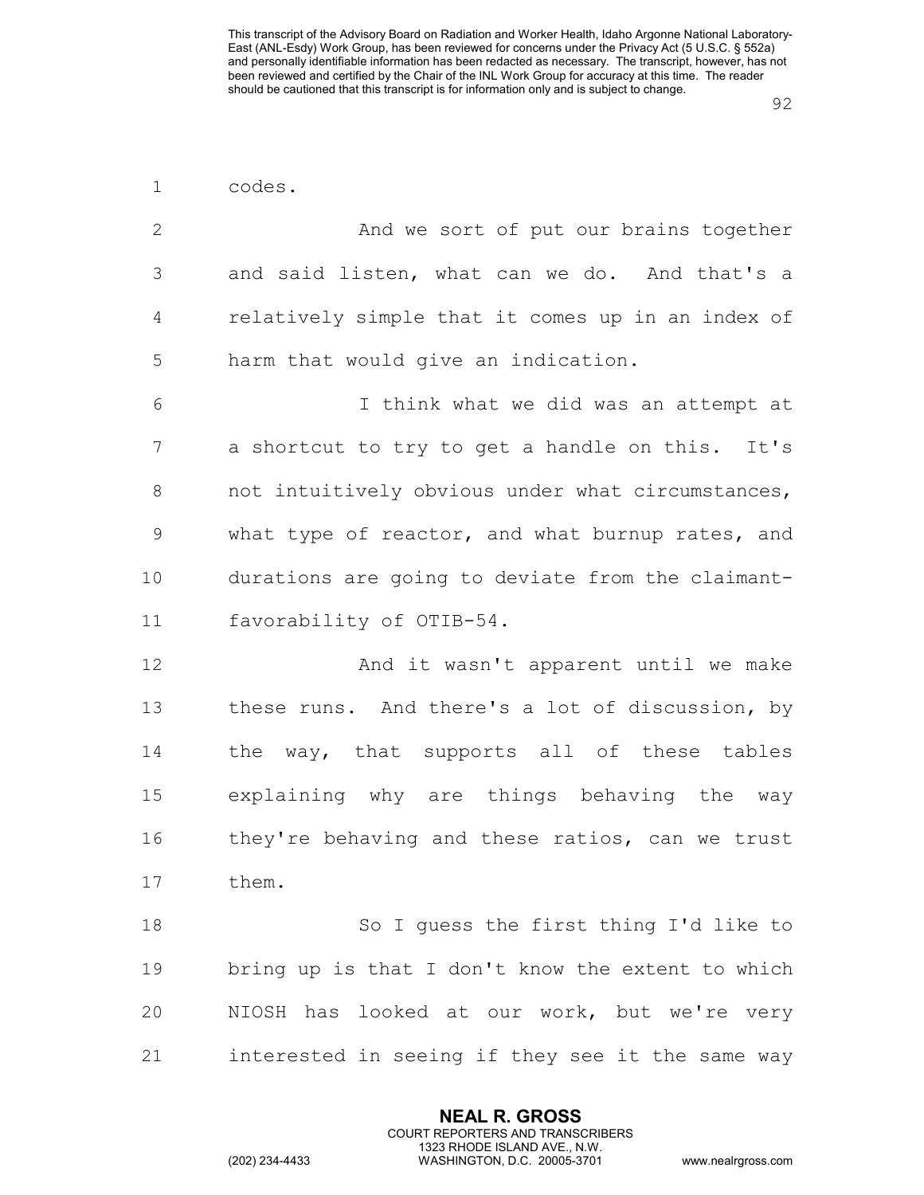codes.

And we sort of put our brains together and said listen, what can we do. And that's a relatively simple that it comes up in an index of harm that would give an indication.

I think what we did was an attempt at a shortcut to try to get a handle on this. It's not intuitively obvious under what circumstances, what type of reactor, and what burnup rates, and durations are going to deviate from the claimant-favorability of OTIB-54.

And it wasn't apparent until we make these runs. And there's a lot of discussion, by the way, that supports all of these tables explaining why are things behaving the way they're behaving and these ratios, can we trust them.

So I guess the first thing I'd like to bring up is that I don't know the extent to which NIOSH has looked at our work, but we're very interested in seeing if they see it the same way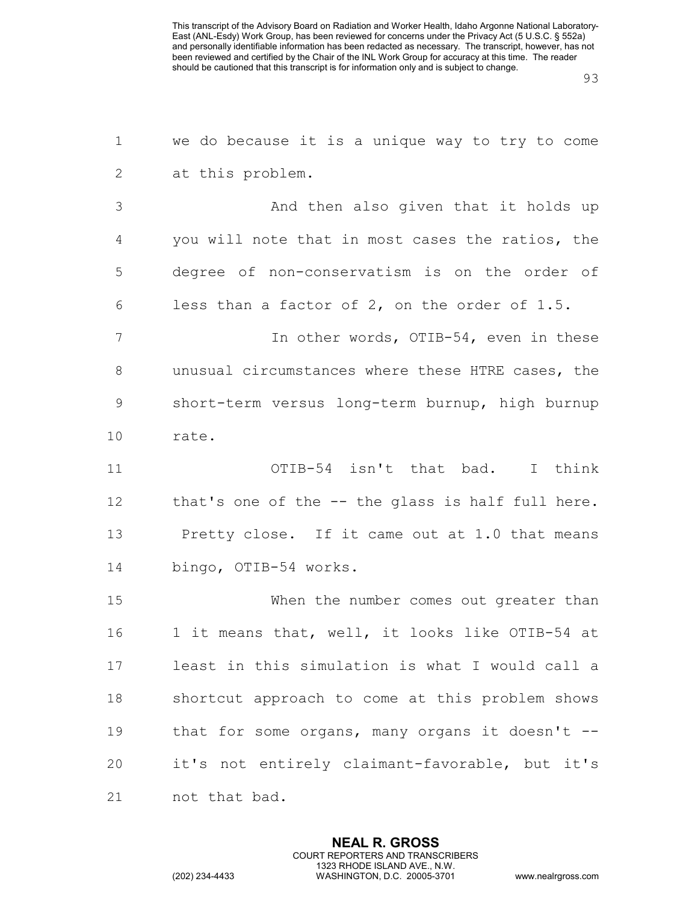we do because it is a unique way to try to come at this problem.

And then also given that it holds up you will note that in most cases the ratios, the degree of non-conservatism is on the order of less than a factor of 2, on the order of 1.5.

In other words, OTIB-54, even in these unusual circumstances where these HTRE cases, the short-term versus long-term burnup, high burnup rate.

OTIB-54 isn't that bad. I think that's one of the -- the glass is half full here. Pretty close. If it came out at 1.0 that means bingo, OTIB-54 works.

When the number comes out greater than 1 it means that, well, it looks like OTIB-54 at least in this simulation is what I would call a shortcut approach to come at this problem shows that for some organs, many organs it doesn't -- it's not entirely claimant-favorable, but it's not that bad.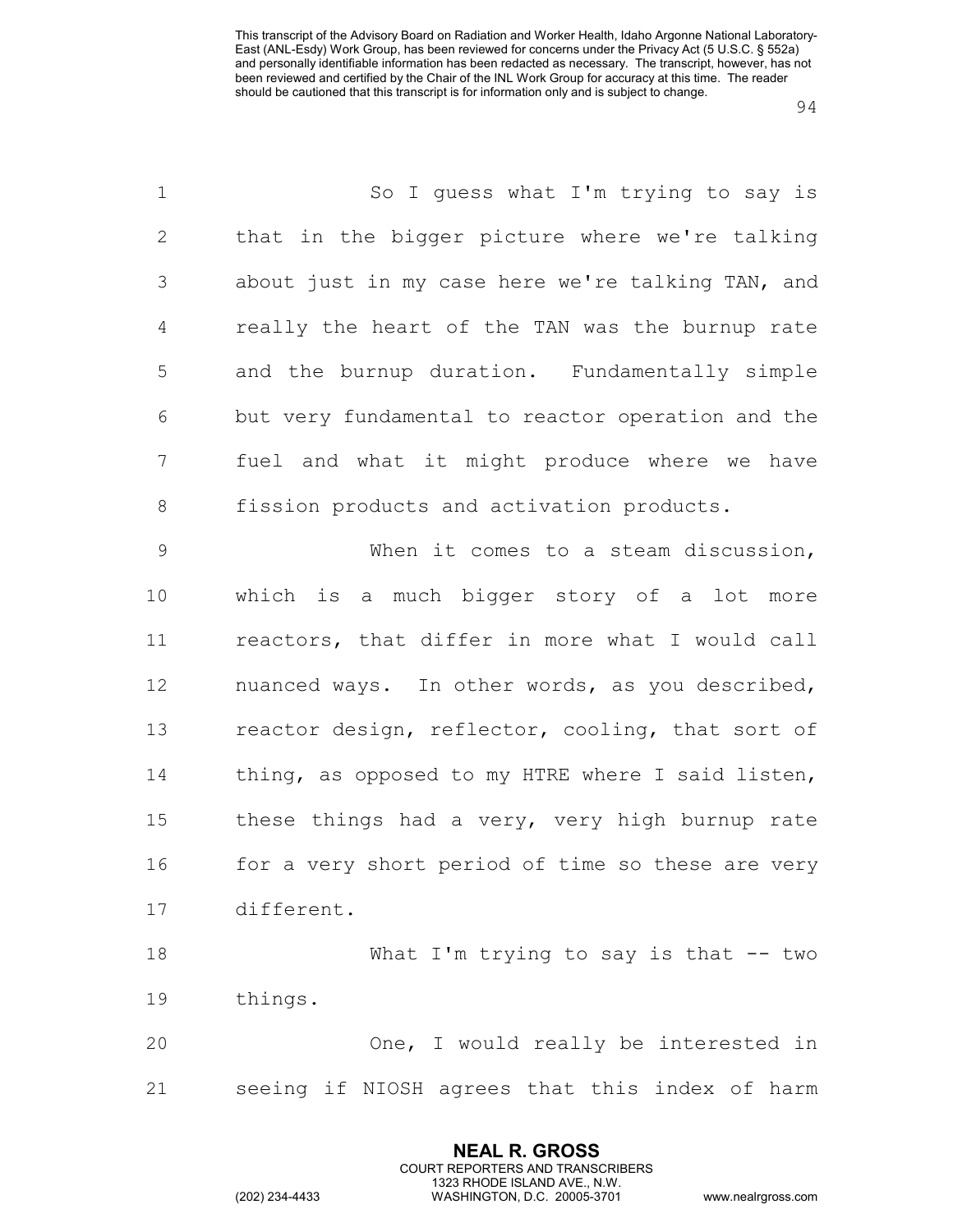So I guess what I'm trying to say is that in the bigger picture where we're talking about just in my case here we're talking TAN, and really the heart of the TAN was the burnup rate and the burnup duration. Fundamentally simple but very fundamental to reactor operation and the fuel and what it might produce where we have fission products and activation products.

When it comes to a steam discussion, which is a much bigger story of a lot more reactors, that differ in more what I would call nuanced ways. In other words, as you described, reactor design, reflector, cooling, that sort of thing, as opposed to my HTRE where I said listen, these things had a very, very high burnup rate for a very short period of time so these are very different.

What I'm trying to say is that -- two things.

One, I would really be interested in seeing if NIOSH agrees that this index of harm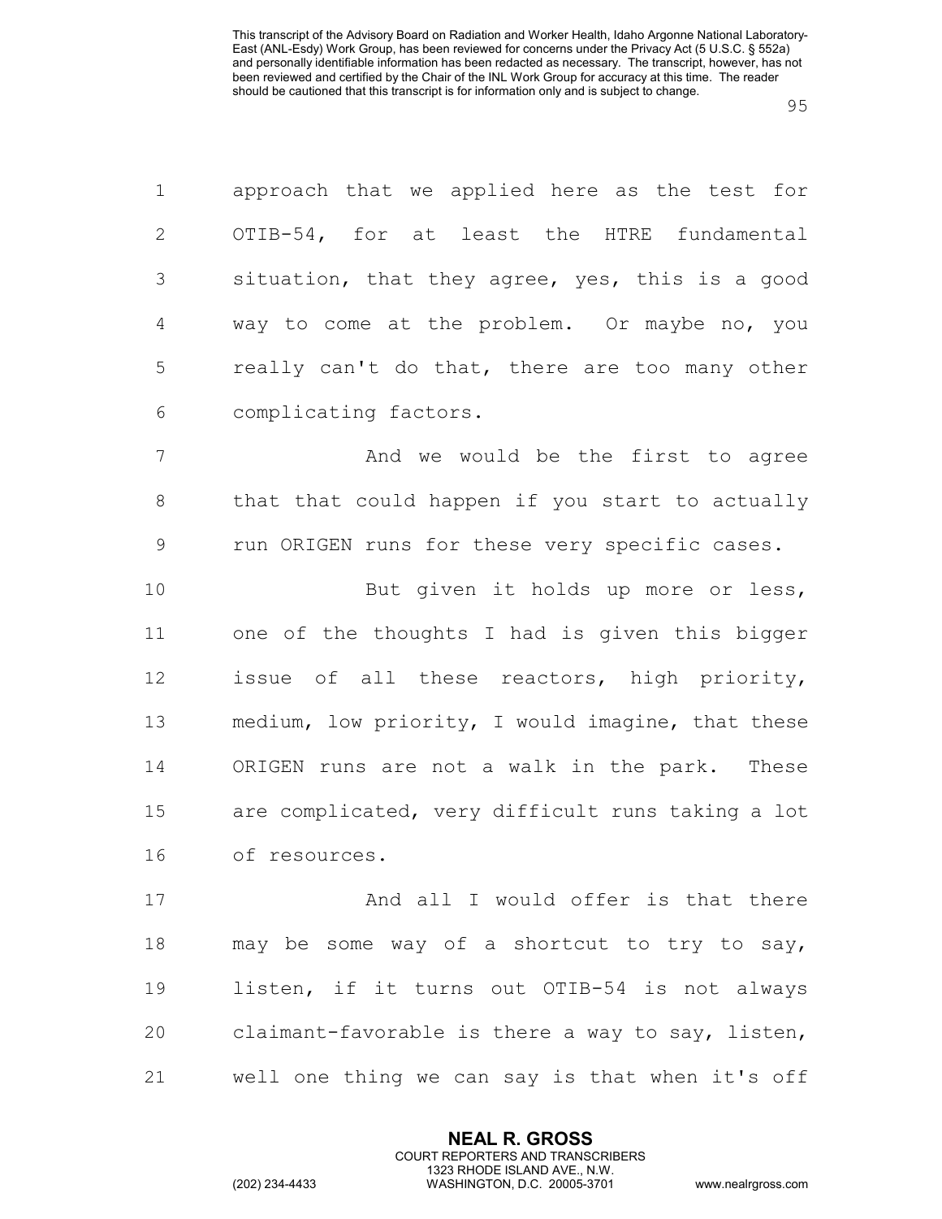approach that we applied here as the test for OTIB-54, for at least the HTRE fundamental situation, that they agree, yes, this is a good way to come at the problem. Or maybe no, you really can't do that, there are too many other complicating factors.

And we would be the first to agree that that could happen if you start to actually run ORIGEN runs for these very specific cases.

But given it holds up more or less, one of the thoughts I had is given this bigger issue of all these reactors, high priority, medium, low priority, I would imagine, that these ORIGEN runs are not a walk in the park. These are complicated, very difficult runs taking a lot of resources.

And all I would offer is that there may be some way of a shortcut to try to say, listen, if it turns out OTIB-54 is not always claimant-favorable is there a way to say, listen, well one thing we can say is that when it's off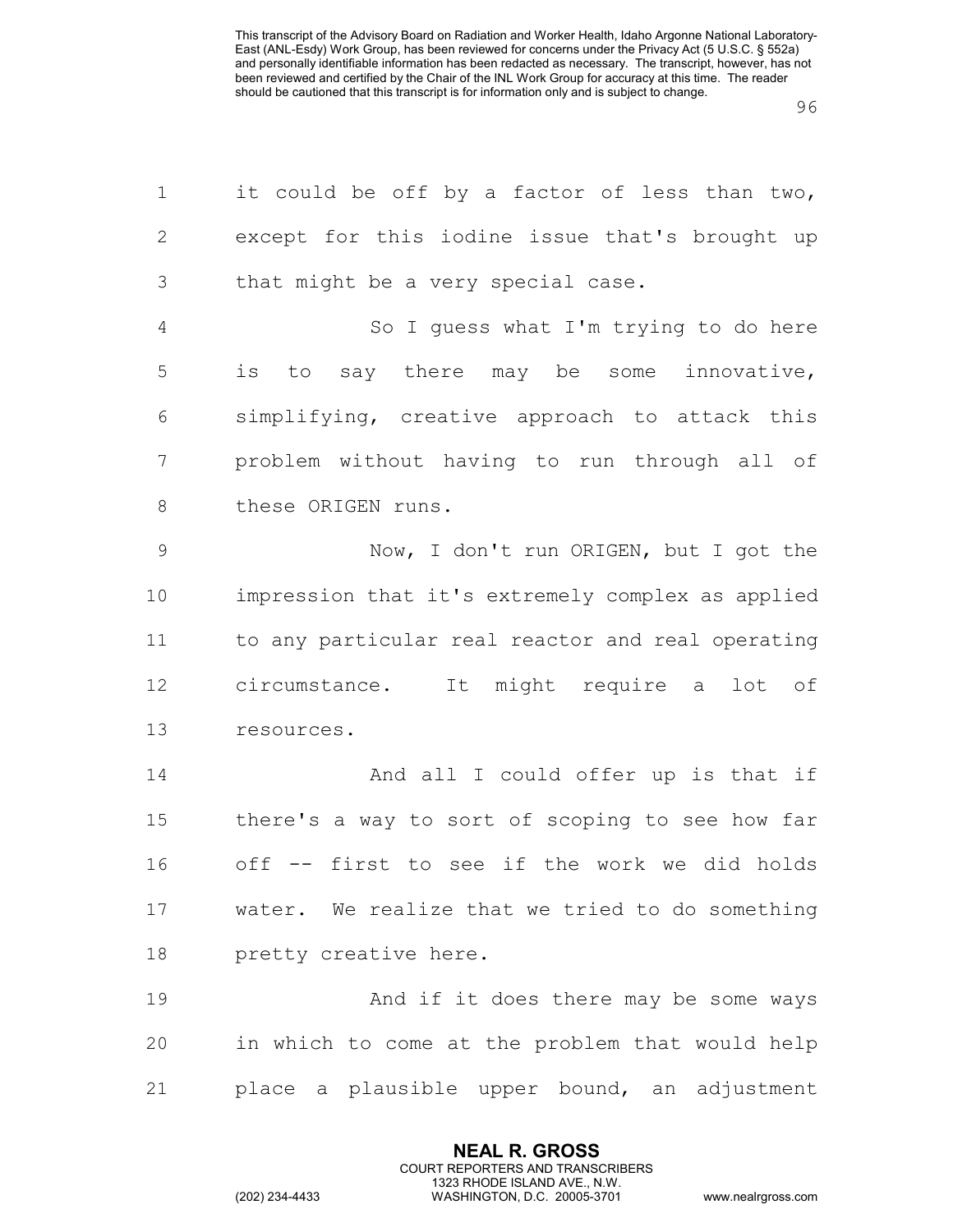it could be off by a factor of less than two, except for this iodine issue that's brought up that might be a very special case.

So I guess what I'm trying to do here is to say there may be some innovative, simplifying, creative approach to attack this problem without having to run through all of these ORIGEN runs.

Now, I don't run ORIGEN, but I got the impression that it's extremely complex as applied to any particular real reactor and real operating circumstance. It might require a lot of resources.

And all I could offer up is that if there's a way to sort of scoping to see how far off -- first to see if the work we did holds water. We realize that we tried to do something pretty creative here.

And if it does there may be some ways in which to come at the problem that would help place a plausible upper bound, an adjustment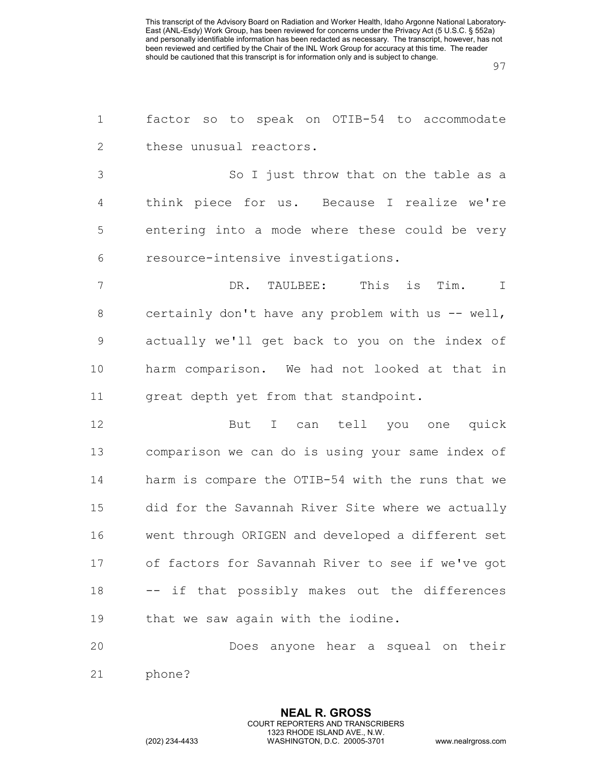factor so to speak on OTIB-54 to accommodate these unusual reactors.

So I just throw that on the table as a think piece for us. Because I realize we're entering into a mode where these could be very resource-intensive investigations.

DR. TAULBEE: This is Tim. I certainly don't have any problem with us -- well, actually we'll get back to you on the index of harm comparison. We had not looked at that in great depth yet from that standpoint.

But I can tell you one quick comparison we can do is using your same index of harm is compare the OTIB-54 with the runs that we did for the Savannah River Site where we actually went through ORIGEN and developed a different set of factors for Savannah River to see if we've got -- if that possibly makes out the differences that we saw again with the iodine.

Does anyone hear a squeal on their phone?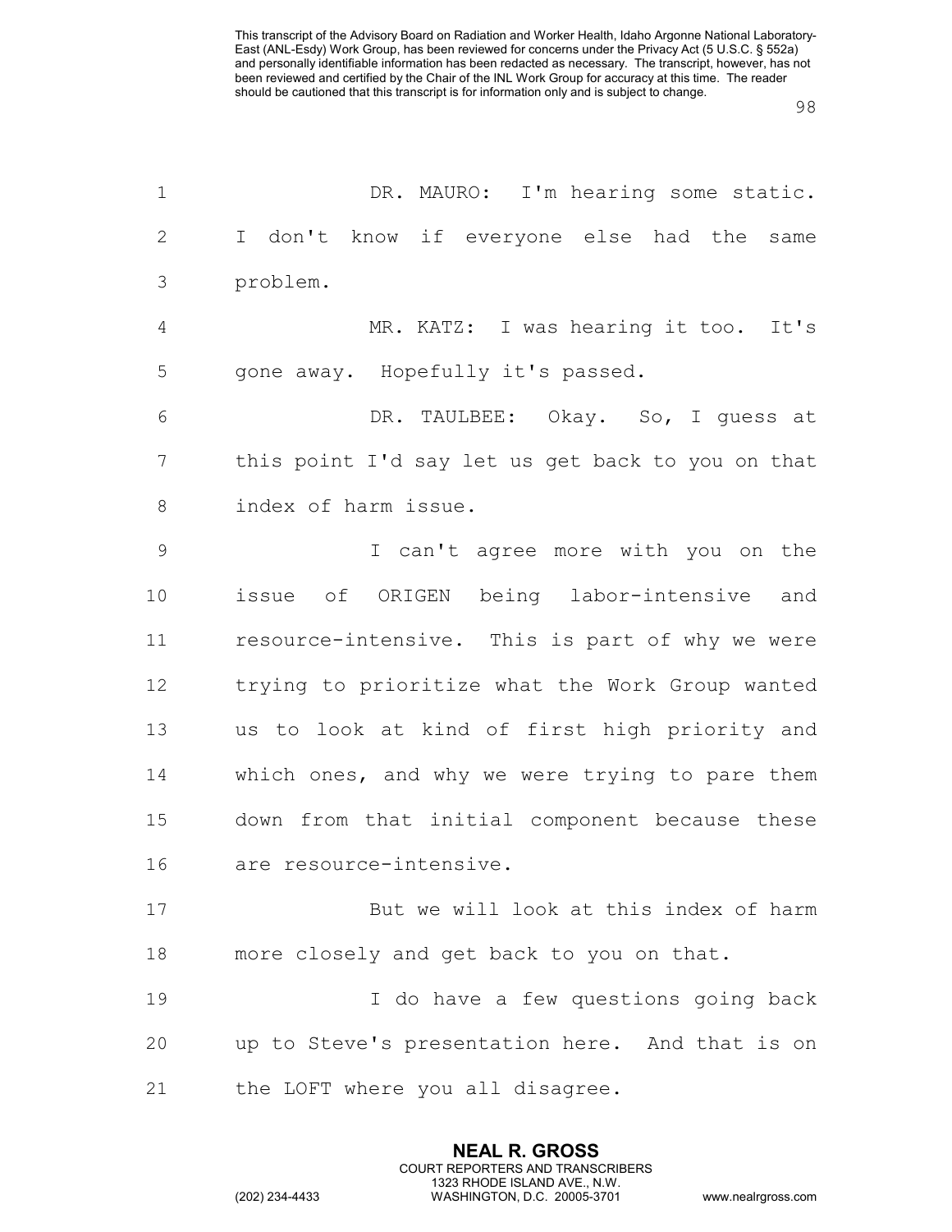DR. MAURO: I'm hearing some static. I don't know if everyone else had the same problem.

MR. KATZ: I was hearing it too. It's gone away. Hopefully it's passed.

DR. TAULBEE: Okay. So, I guess at this point I'd say let us get back to you on that index of harm issue.

I can't agree more with you on the issue of ORIGEN being labor-intensive and resource-intensive. This is part of why we were trying to prioritize what the Work Group wanted us to look at kind of first high priority and which ones, and why we were trying to pare them down from that initial component because these are resource-intensive.

But we will look at this index of harm more closely and get back to you on that.

I do have a few questions going back up to Steve's presentation here. And that is on the LOFT where you all disagree.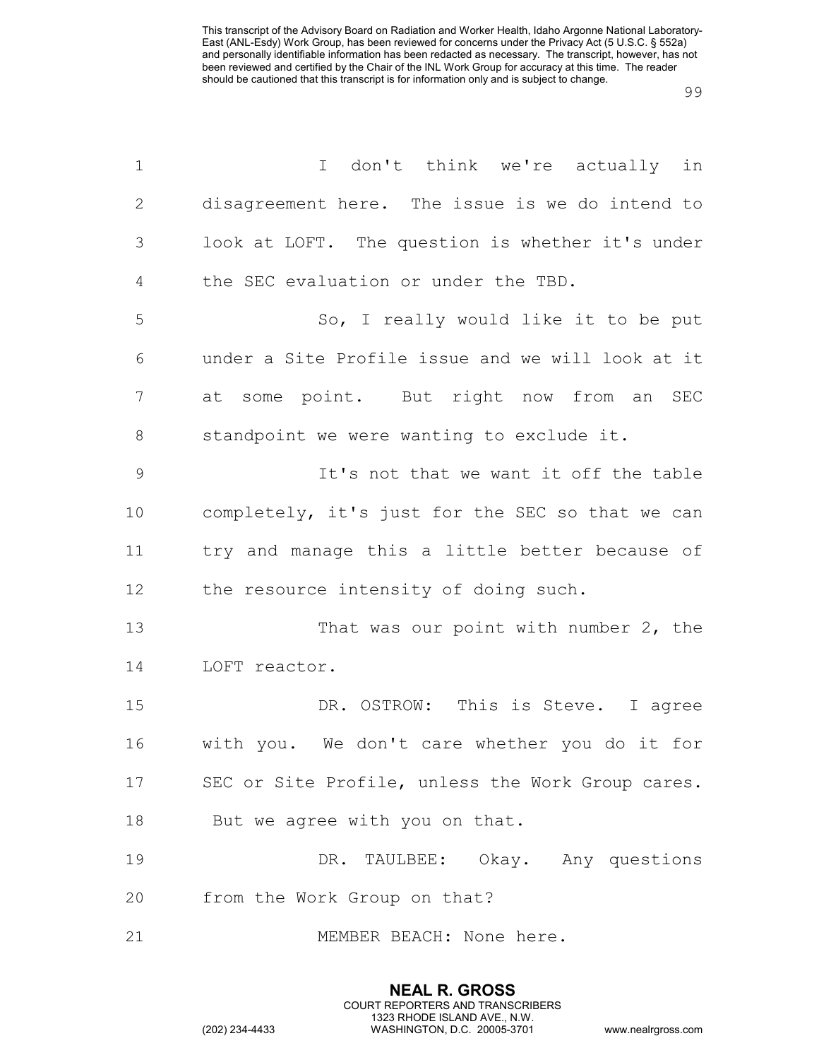I don't think we're actually in disagreement here. The issue is we do intend to look at LOFT. The question is whether it's under the SEC evaluation or under the TBD.

So, I really would like it to be put under a Site Profile issue and we will look at it at some point. But right now from an SEC standpoint we were wanting to exclude it.

It's not that we want it off the table completely, it's just for the SEC so that we can try and manage this a little better because of the resource intensity of doing such.

That was our point with number 2, the LOFT reactor.

DR. OSTROW: This is Steve. I agree with you. We don't care whether you do it for SEC or Site Profile, unless the Work Group cares. But we agree with you on that.

DR. TAULBEE: Okay. Any questions from the Work Group on that?

MEMBER BEACH: None here.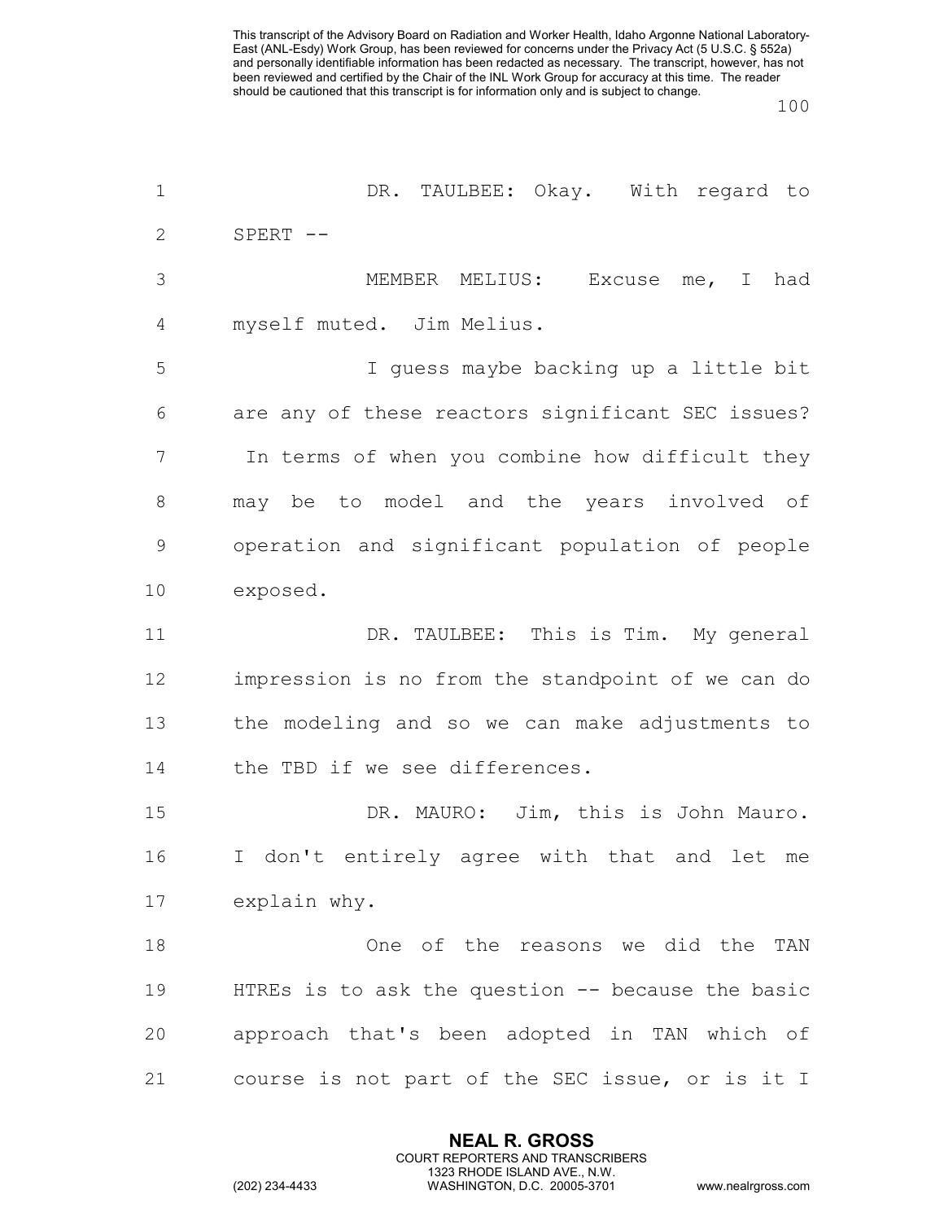DR. TAULBEE: Okay. With regard to SPERT --

MEMBER MELIUS: Excuse me, I had myself muted. Jim Melius.

I guess maybe backing up a little bit are any of these reactors significant SEC issues? In terms of when you combine how difficult they may be to model and the years involved of operation and significant population of people exposed.

DR. TAULBEE: This is Tim. My general impression is no from the standpoint of we can do the modeling and so we can make adjustments to the TBD if we see differences.

DR. MAURO: Jim, this is John Mauro. I don't entirely agree with that and let me explain why.

One of the reasons we did the TAN HTREs is to ask the question -- because the basic approach that's been adopted in TAN which of course is not part of the SEC issue, or is it I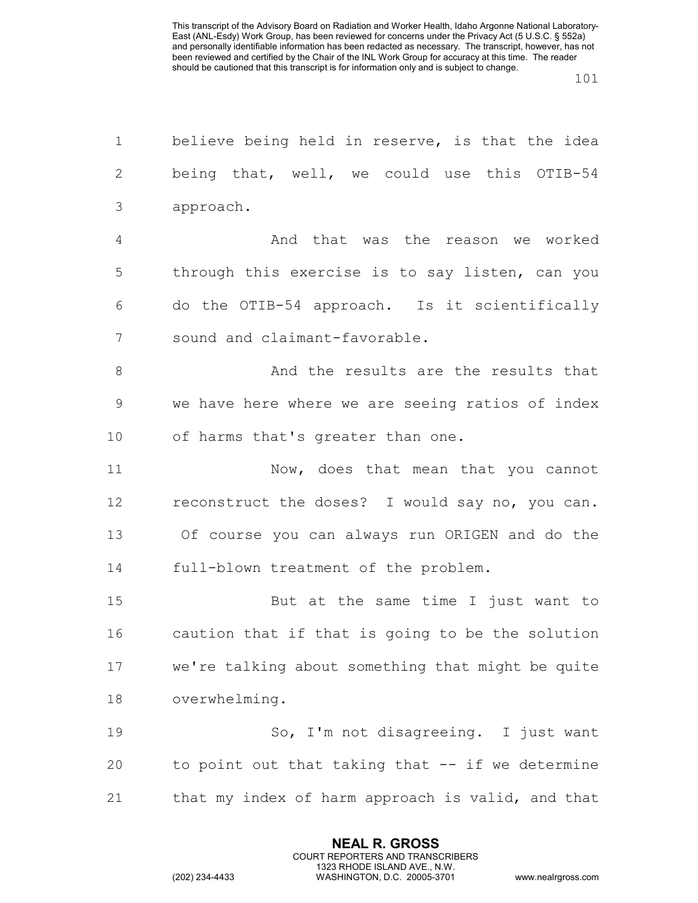believe being held in reserve, is that the idea being that, well, we could use this OTIB-54 approach.

And that was the reason we worked through this exercise is to say listen, can you do the OTIB-54 approach. Is it scientifically sound and claimant-favorable.

And the results are the results that we have here where we are seeing ratios of index of harms that's greater than one.

Now, does that mean that you cannot reconstruct the doses? I would say no, you can. Of course you can always run ORIGEN and do the full-blown treatment of the problem.

But at the same time I just want to caution that if that is going to be the solution we're talking about something that might be quite overwhelming.

So, I'm not disagreeing. I just want to point out that taking that -- if we determine that my index of harm approach is valid, and that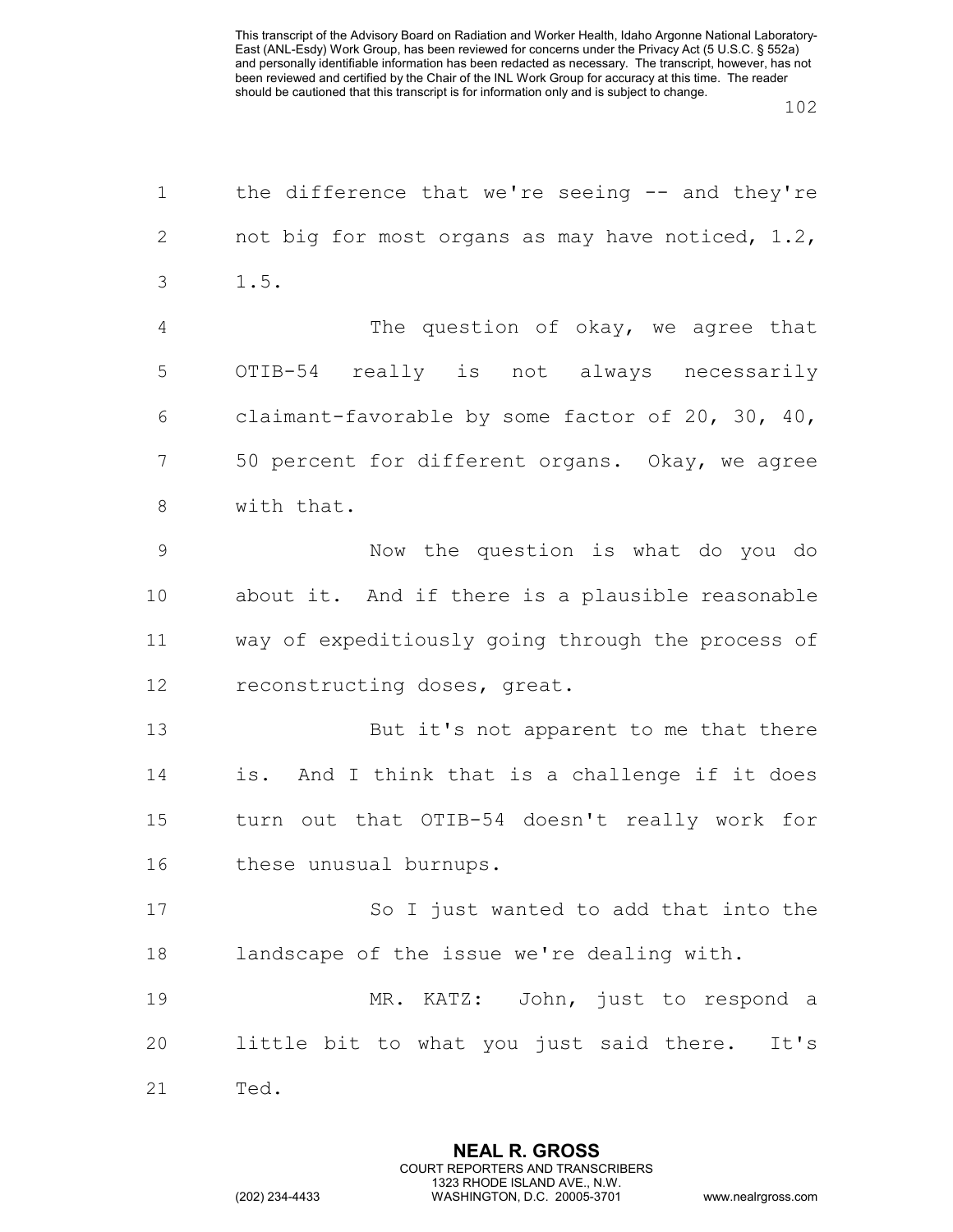the difference that we're seeing -- and they're not big for most organs as may have noticed, 1.2, 1.5.

The question of okay, we agree that OTIB-54 really is not always necessarily claimant-favorable by some factor of 20, 30, 40, 50 percent for different organs. Okay, we agree with that.

Now the question is what do you do about it. And if there is a plausible reasonable way of expeditiously going through the process of reconstructing doses, great.

But it's not apparent to me that there is. And I think that is a challenge if it does turn out that OTIB-54 doesn't really work for these unusual burnups.

So I just wanted to add that into the landscape of the issue we're dealing with.

MR. KATZ: John, just to respond a little bit to what you just said there. It's Ted.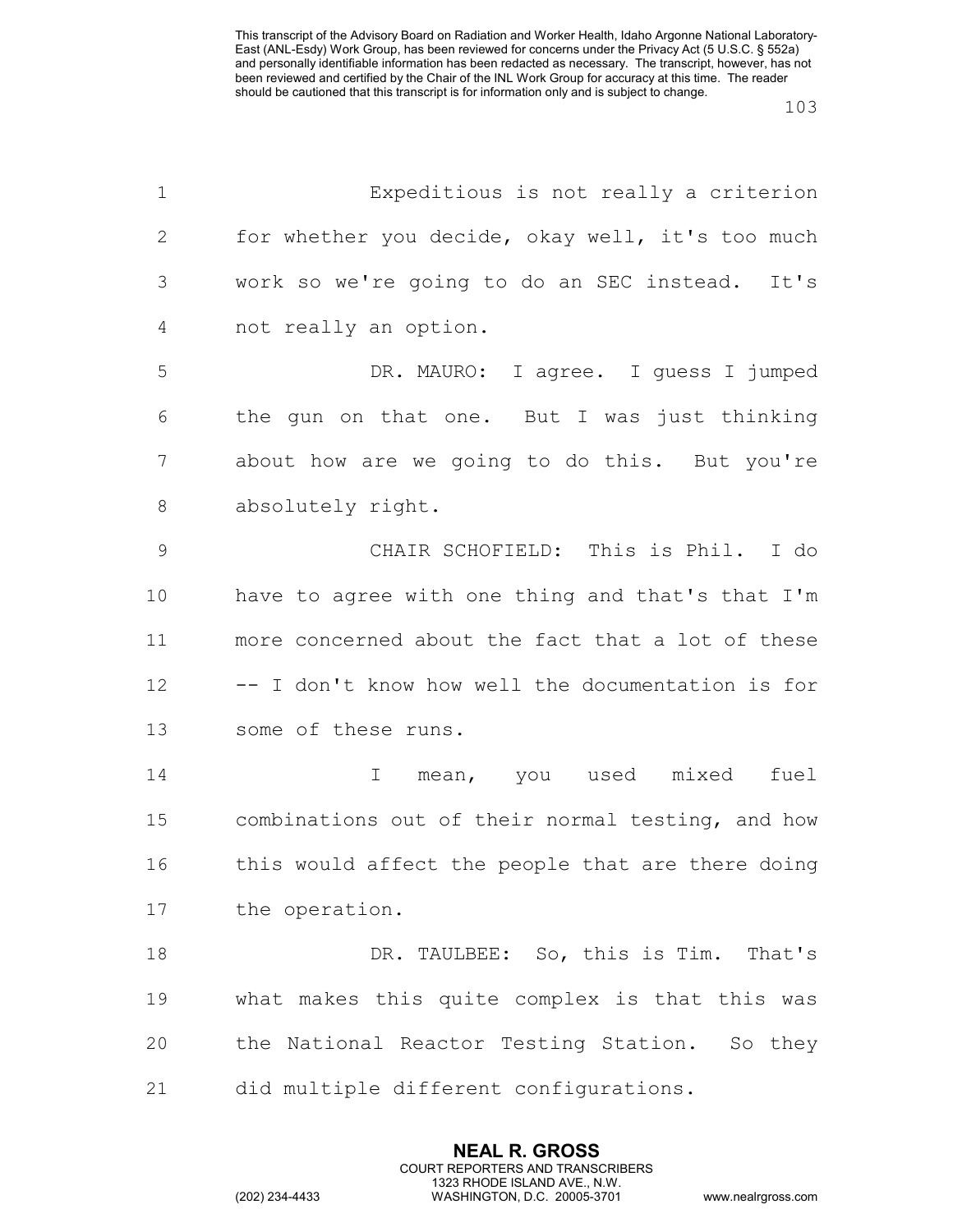Expeditious is not really a criterion for whether you decide, okay well, it's too much work so we're going to do an SEC instead. It's not really an option.

DR. MAURO: I agree. I guess I jumped the gun on that one. But I was just thinking about how are we going to do this. But you're absolutely right.

CHAIR SCHOFIELD: This is Phil. I do have to agree with one thing and that's that I'm more concerned about the fact that a lot of these -- I don't know how well the documentation is for some of these runs.

I mean, you used mixed fuel combinations out of their normal testing, and how this would affect the people that are there doing the operation.

DR. TAULBEE: So, this is Tim. That's what makes this quite complex is that this was the National Reactor Testing Station. So they did multiple different configurations.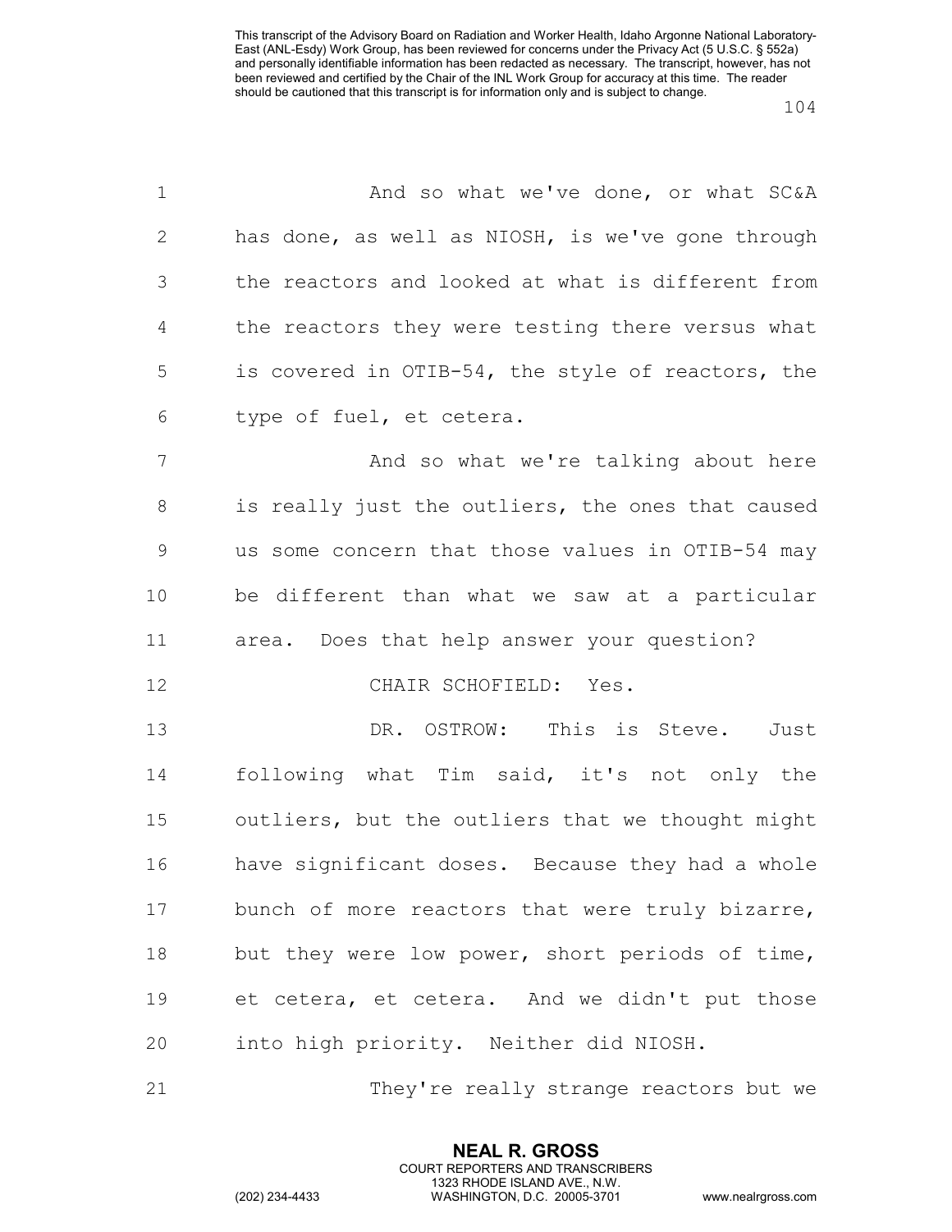And so what we've done, or what SC&A has done, as well as NIOSH, is we've gone through the reactors and looked at what is different from the reactors they were testing there versus what is covered in OTIB-54, the style of reactors, the type of fuel, et cetera.

And so what we're talking about here is really just the outliers, the ones that caused us some concern that those values in OTIB-54 may be different than what we saw at a particular area. Does that help answer your question?

CHAIR SCHOFIELD: Yes.

DR. OSTROW: This is Steve. Just following what Tim said, it's not only the outliers, but the outliers that we thought might have significant doses. Because they had a whole bunch of more reactors that were truly bizarre, but they were low power, short periods of time, et cetera, et cetera. And we didn't put those into high priority. Neither did NIOSH.

They're really strange reactors but we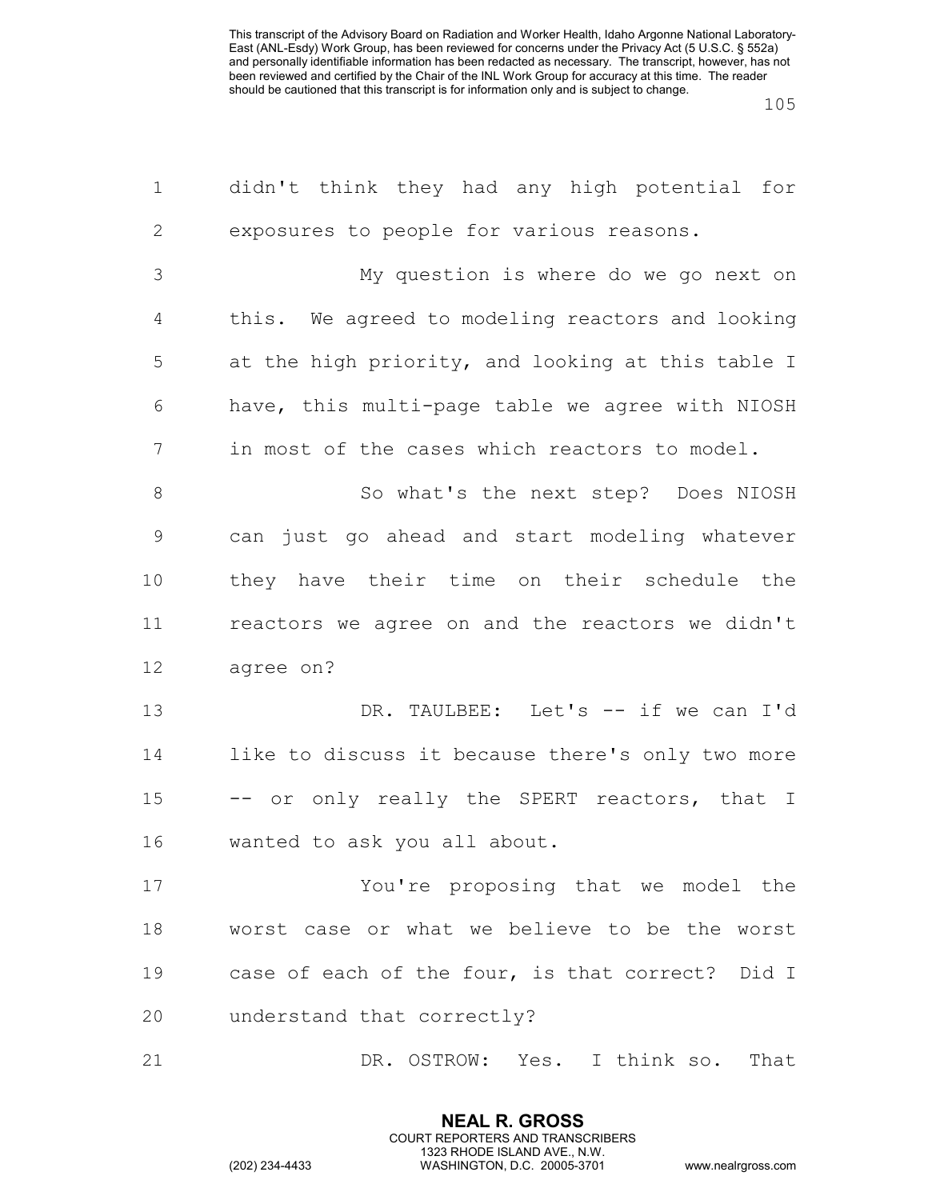didn't think they had any high potential for exposures to people for various reasons.

My question is where do we go next on this. We agreed to modeling reactors and looking at the high priority, and looking at this table I have, this multi-page table we agree with NIOSH in most of the cases which reactors to model.

So what's the next step? Does NIOSH can just go ahead and start modeling whatever they have their time on their schedule the reactors we agree on and the reactors we didn't agree on?

DR. TAULBEE: Let's -- if we can I'd like to discuss it because there's only two more -- or only really the SPERT reactors, that I wanted to ask you all about.

You're proposing that we model the worst case or what we believe to be the worst case of each of the four, is that correct? Did I understand that correctly?

DR. OSTROW: Yes. I think so. That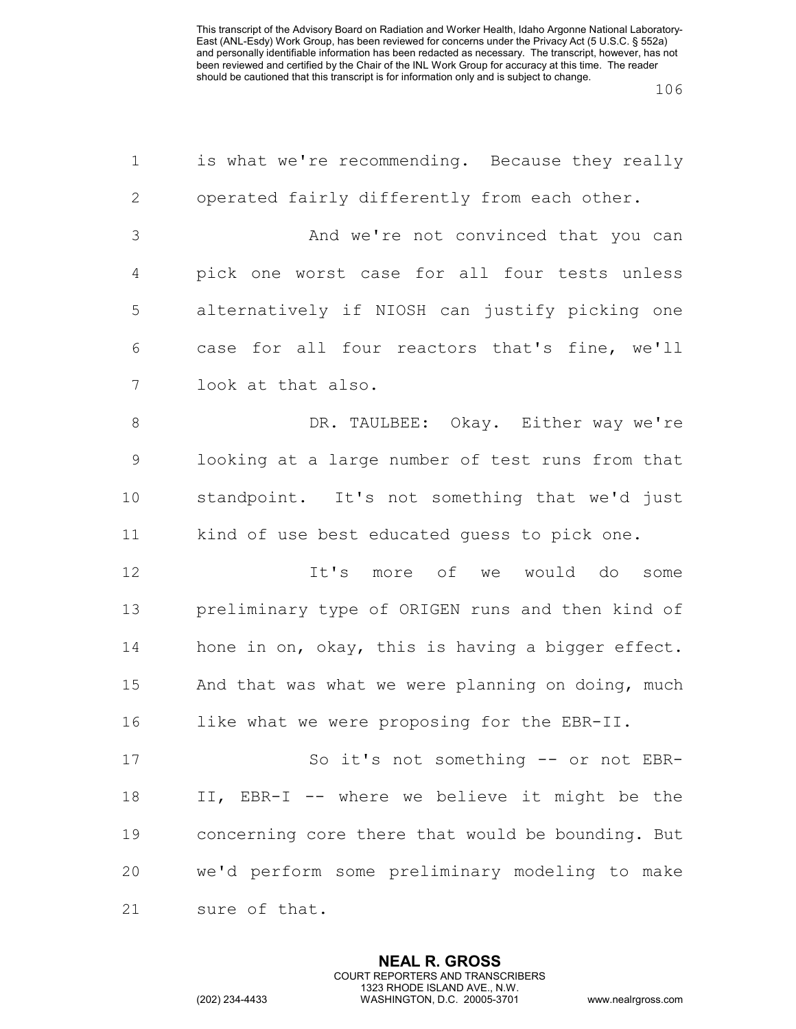is what we're recommending. Because they really operated fairly differently from each other.

And we're not convinced that you can pick one worst case for all four tests unless alternatively if NIOSH can justify picking one case for all four reactors that's fine, we'll look at that also.

DR. TAULBEE: Okay. Either way we're looking at a large number of test runs from that standpoint. It's not something that we'd just kind of use best educated guess to pick one.

It's more of we would do some preliminary type of ORIGEN runs and then kind of hone in on, okay, this is having a bigger effect. And that was what we were planning on doing, much like what we were proposing for the EBR-II.

So it's not something -- or not EBR-II, EBR-I -- where we believe it might be the concerning core there that would be bounding. But we'd perform some preliminary modeling to make sure of that.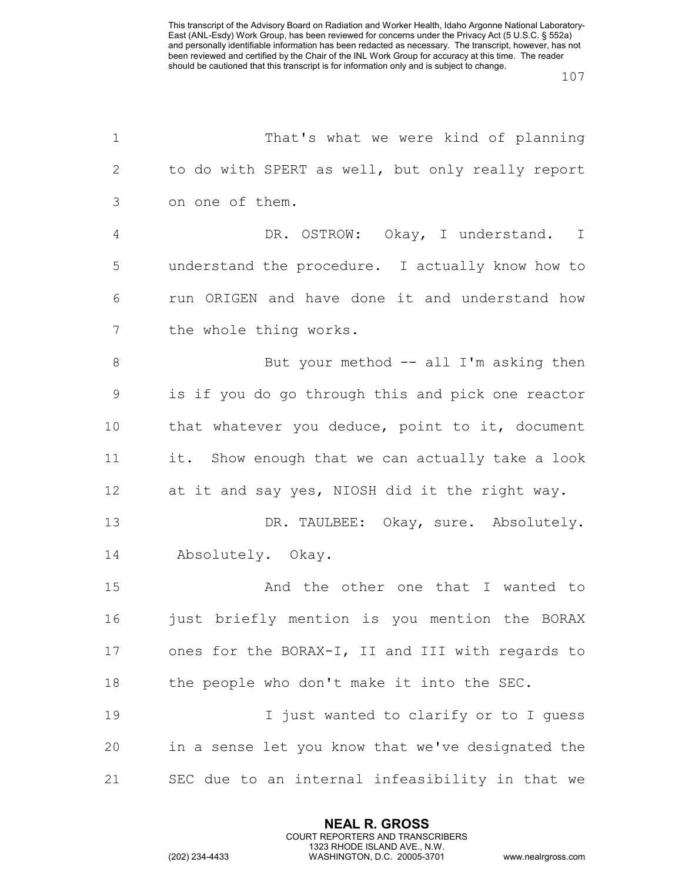That's what we were kind of planning to do with SPERT as well, but only really report on one of them.

DR. OSTROW: Okay, I understand. I understand the procedure. I actually know how to run ORIGEN and have done it and understand how the whole thing works.

But your method -- all I'm asking then is if you do go through this and pick one reactor that whatever you deduce, point to it, document it. Show enough that we can actually take a look at it and say yes, NIOSH did it the right way.

DR. TAULBEE: Okay, sure. Absolutely. Absolutely. Okay.

And the other one that I wanted to just briefly mention is you mention the BORAX ones for the BORAX-I, II and III with regards to the people who don't make it into the SEC.

I just wanted to clarify or to I guess in a sense let you know that we've designated the SEC due to an internal infeasibility in that we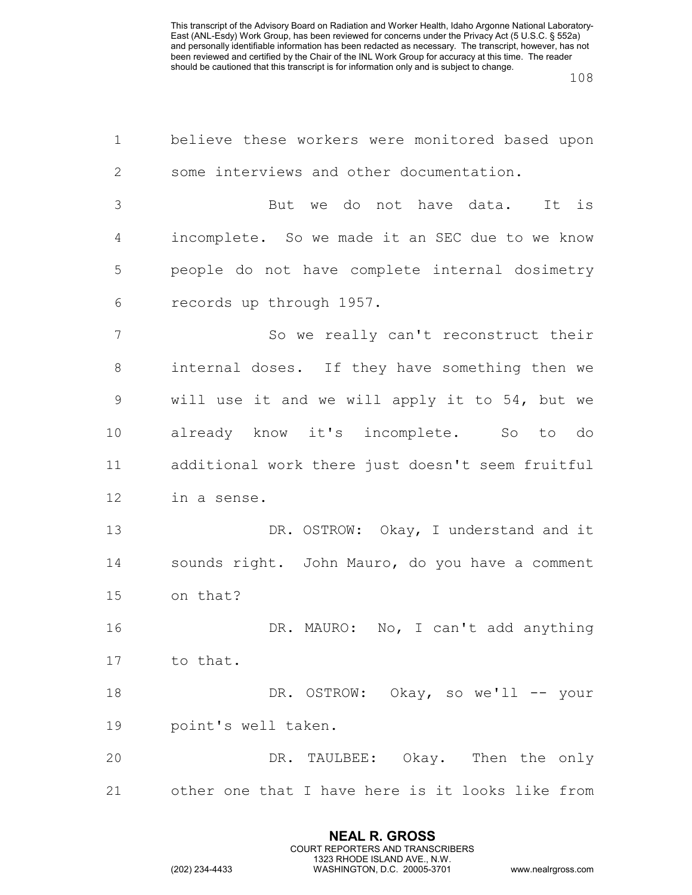believe these workers were monitored based upon some interviews and other documentation.

But we do not have data. It is incomplete. So we made it an SEC due to we know people do not have complete internal dosimetry records up through 1957.

So we really can't reconstruct their internal doses. If they have something then we will use it and we will apply it to 54, but we already know it's incomplete. So to do additional work there just doesn't seem fruitful in a sense.

DR. OSTROW: Okay, I understand and it sounds right. John Mauro, do you have a comment on that?

DR. MAURO: No, I can't add anything to that.

DR. OSTROW: Okay, so we'll -- your point's well taken.

DR. TAULBEE: Okay. Then the only other one that I have here is it looks like from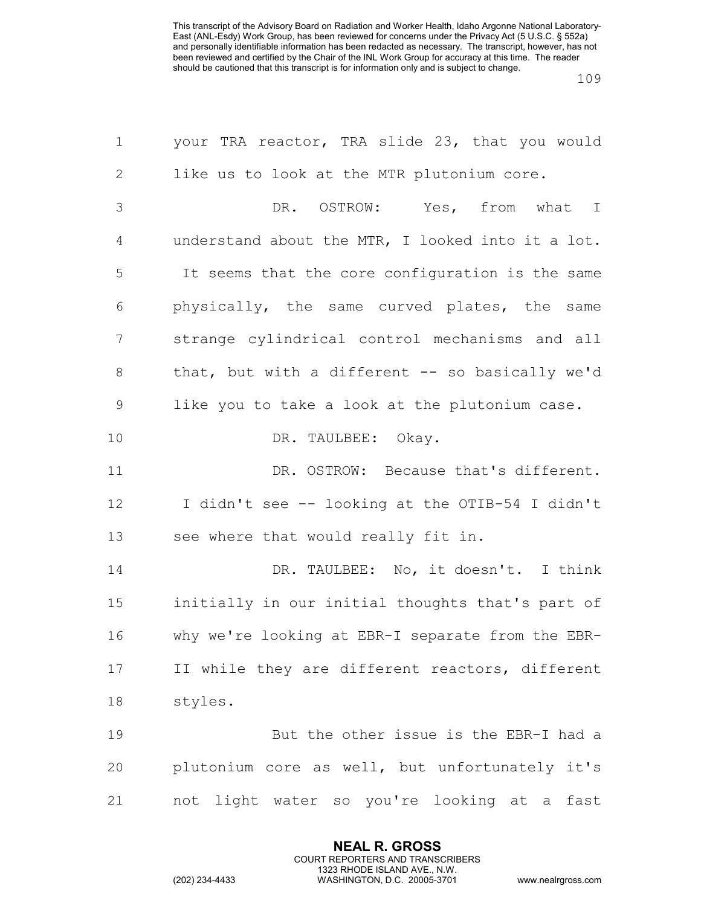your TRA reactor, TRA slide 23, that you would like us to look at the MTR plutonium core.

DR. OSTROW: Yes, from what I understand about the MTR, I looked into it a lot. It seems that the core configuration is the same physically, the same curved plates, the same strange cylindrical control mechanisms and all that, but with a different -- so basically we'd like you to take a look at the plutonium case.

DR. TAULBEE: Okay.

DR. OSTROW: Because that's different. I didn't see -- looking at the OTIB-54 I didn't see where that would really fit in.

DR. TAULBEE: No, it doesn't. I think initially in our initial thoughts that's part of why we're looking at EBR-I separate from the EBR-II while they are different reactors, different styles.

But the other issue is the EBR-I had a plutonium core as well, but unfortunately it's not light water so you're looking at a fast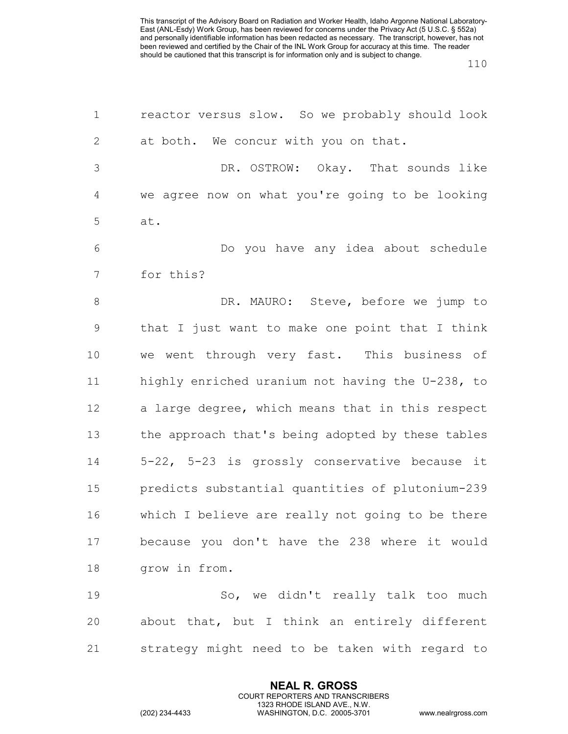reactor versus slow. So we probably should look at both. We concur with you on that.

DR. OSTROW: Okay. That sounds like we agree now on what you're going to be looking at.

Do you have any idea about schedule for this?

DR. MAURO: Steve, before we jump to that I just want to make one point that I think we went through very fast. This business of highly enriched uranium not having the U-238, to a large degree, which means that in this respect the approach that's being adopted by these tables 5-22, 5-23 is grossly conservative because it predicts substantial quantities of plutonium-239 which I believe are really not going to be there because you don't have the 238 where it would grow in from.

So, we didn't really talk too much about that, but I think an entirely different strategy might need to be taken with regard to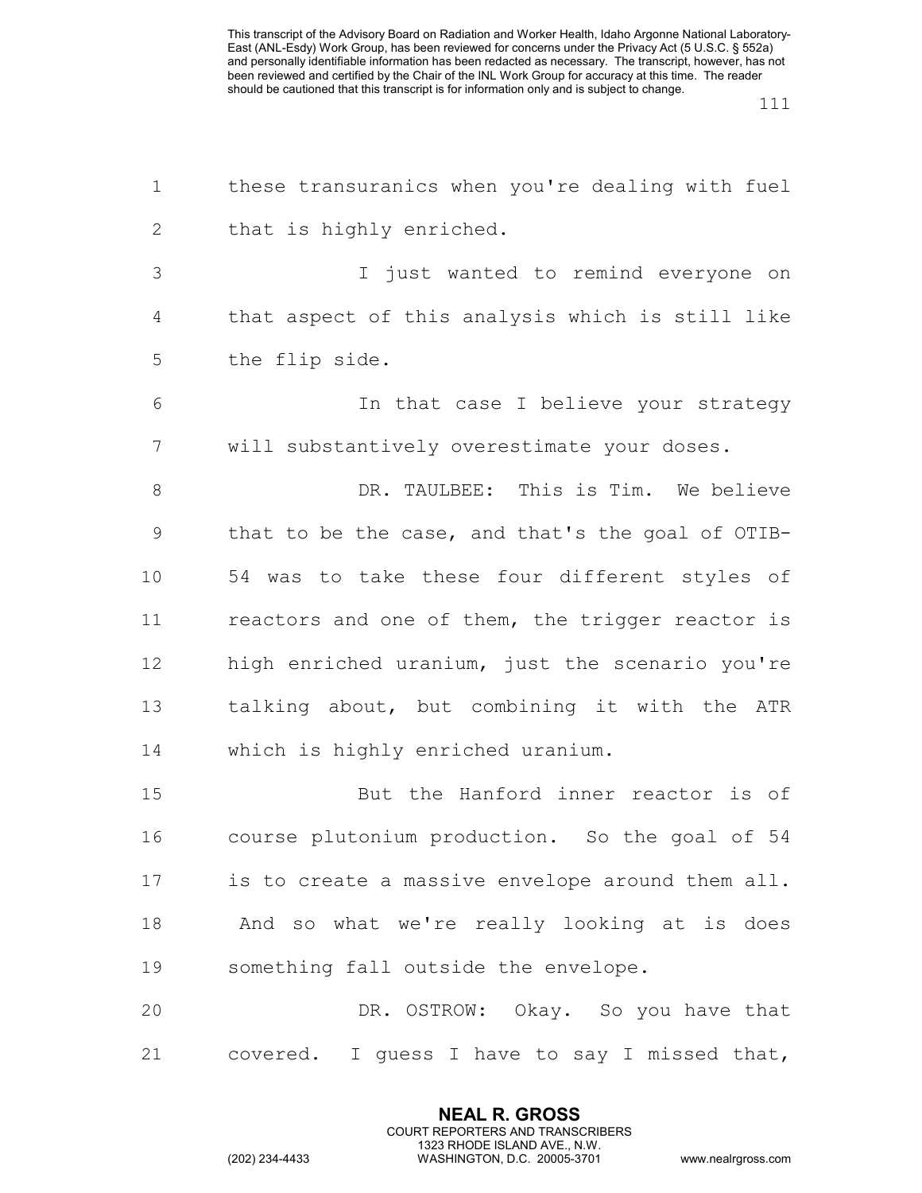these transuranics when you're dealing with fuel that is highly enriched.

I just wanted to remind everyone on that aspect of this analysis which is still like the flip side.

In that case I believe your strategy will substantively overestimate your doses.

DR. TAULBEE: This is Tim. We believe that to be the case, and that's the goal of OTIB-54 was to take these four different styles of reactors and one of them, the trigger reactor is high enriched uranium, just the scenario you're talking about, but combining it with the ATR which is highly enriched uranium.

But the Hanford inner reactor is of course plutonium production. So the goal of 54 is to create a massive envelope around them all. And so what we're really looking at is does something fall outside the envelope.

DR. OSTROW: Okay. So you have that covered. I guess I have to say I missed that,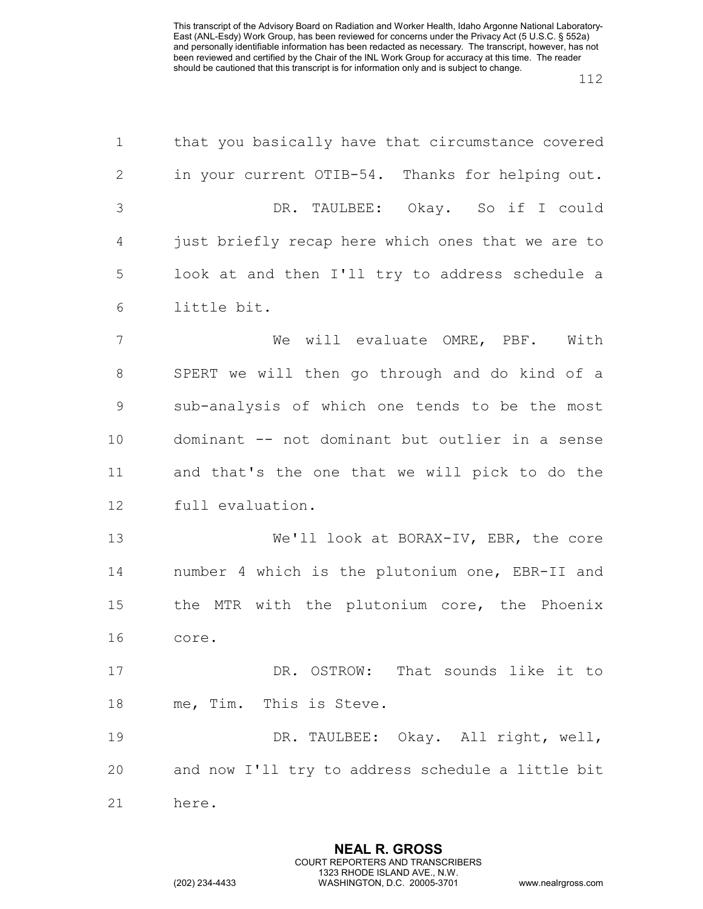that you basically have that circumstance covered in your current OTIB-54. Thanks for helping out.

DR. TAULBEE: Okay. So if I could just briefly recap here which ones that we are to look at and then I'll try to address schedule a little bit.

We will evaluate OMRE, PBF. With SPERT we will then go through and do kind of a sub-analysis of which one tends to be the most dominant -- not dominant but outlier in a sense and that's the one that we will pick to do the full evaluation.

We'll look at BORAX-IV, EBR, the core number 4 which is the plutonium one, EBR-II and the MTR with the plutonium core, the Phoenix core.

DR. OSTROW: That sounds like it to me, Tim. This is Steve.

DR. TAULBEE: Okay. All right, well, and now I'll try to address schedule a little bit here.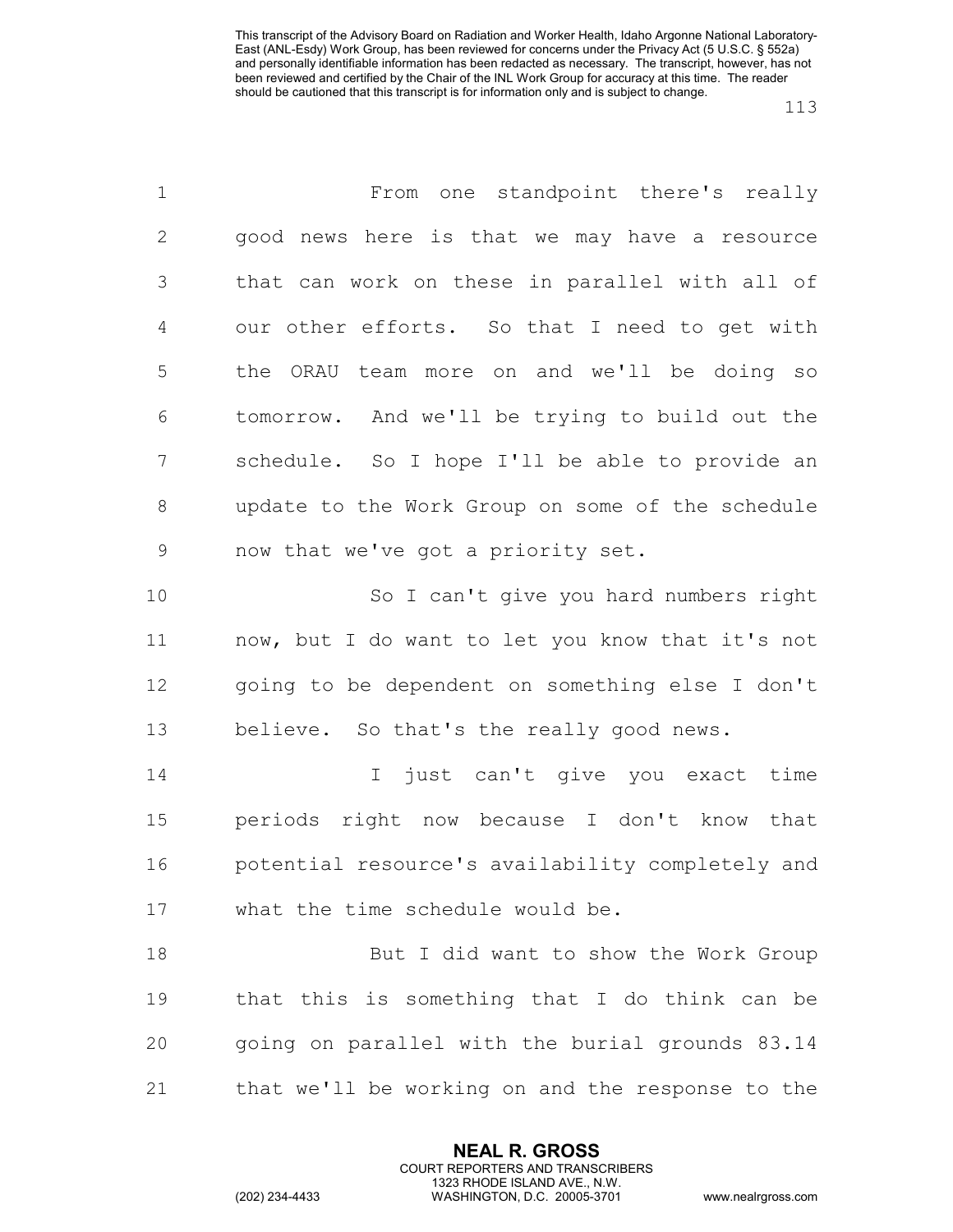From one standpoint there's really good news here is that we may have a resource that can work on these in parallel with all of our other efforts. So that I need to get with the ORAU team more on and we'll be doing so tomorrow. And we'll be trying to build out the schedule. So I hope I'll be able to provide an update to the Work Group on some of the schedule now that we've got a priority set.

So I can't give you hard numbers right now, but I do want to let you know that it's not going to be dependent on something else I don't believe. So that's the really good news.

I just can't give you exact time periods right now because I don't know that potential resource's availability completely and what the time schedule would be.

But I did want to show the Work Group that this is something that I do think can be going on parallel with the burial grounds 83.14 that we'll be working on and the response to the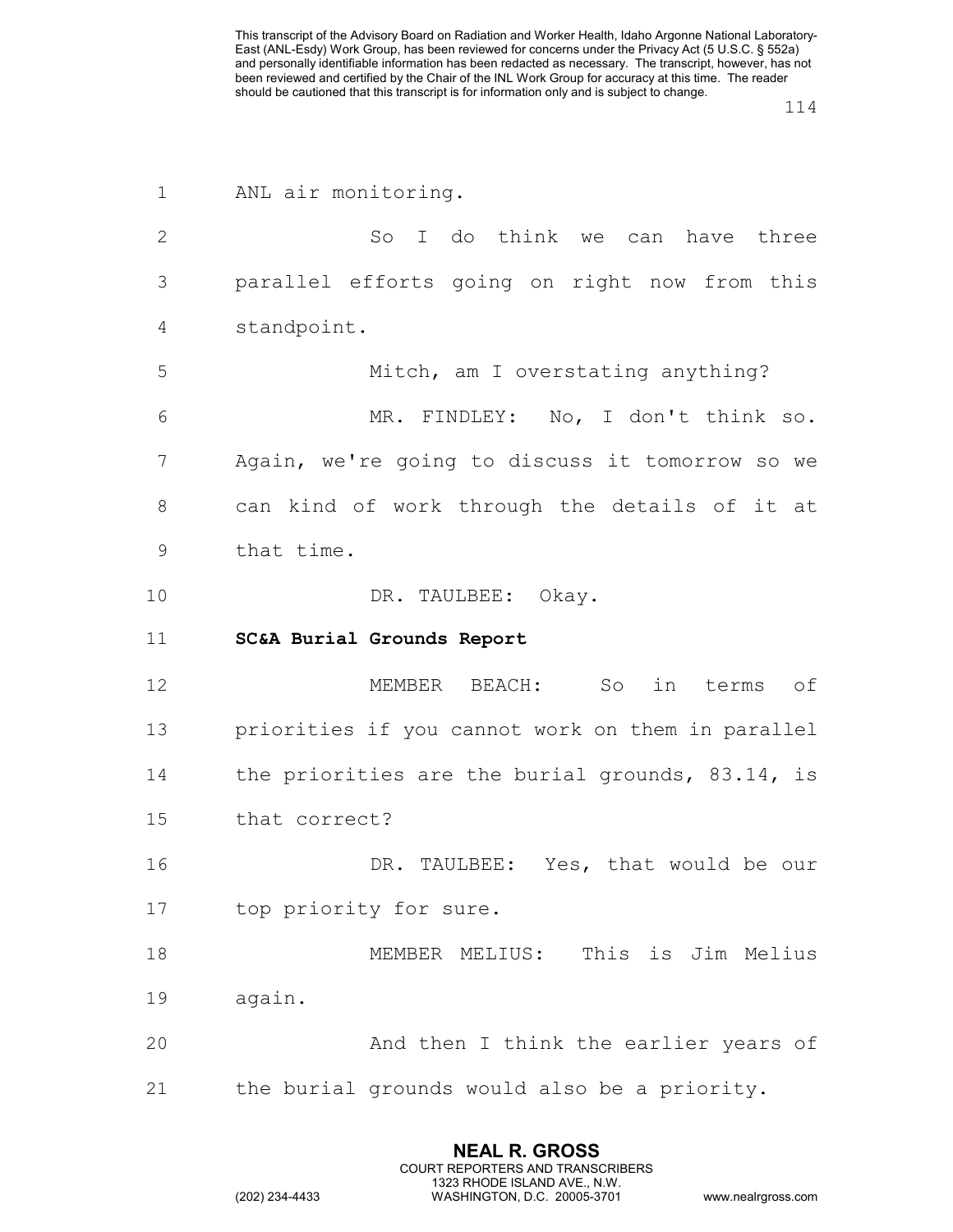ANL air monitoring.

So I do think we can have three parallel efforts going on right now from this standpoint.

Mitch, am I overstating anything?

MR. FINDLEY: No, I don't think so. Again, we're going to discuss it tomorrow so we can kind of work through the details of it at that time.

DR. TAULBEE: Okay.

**SC&A Burial Grounds Report**

MEMBER BEACH: So in terms of priorities if you cannot work on them in parallel the priorities are the burial grounds, 83.14, is that correct?

DR. TAULBEE: Yes, that would be our top priority for sure.

MEMBER MELIUS: This is Jim Melius again.

And then I think the earlier years of the burial grounds would also be a priority.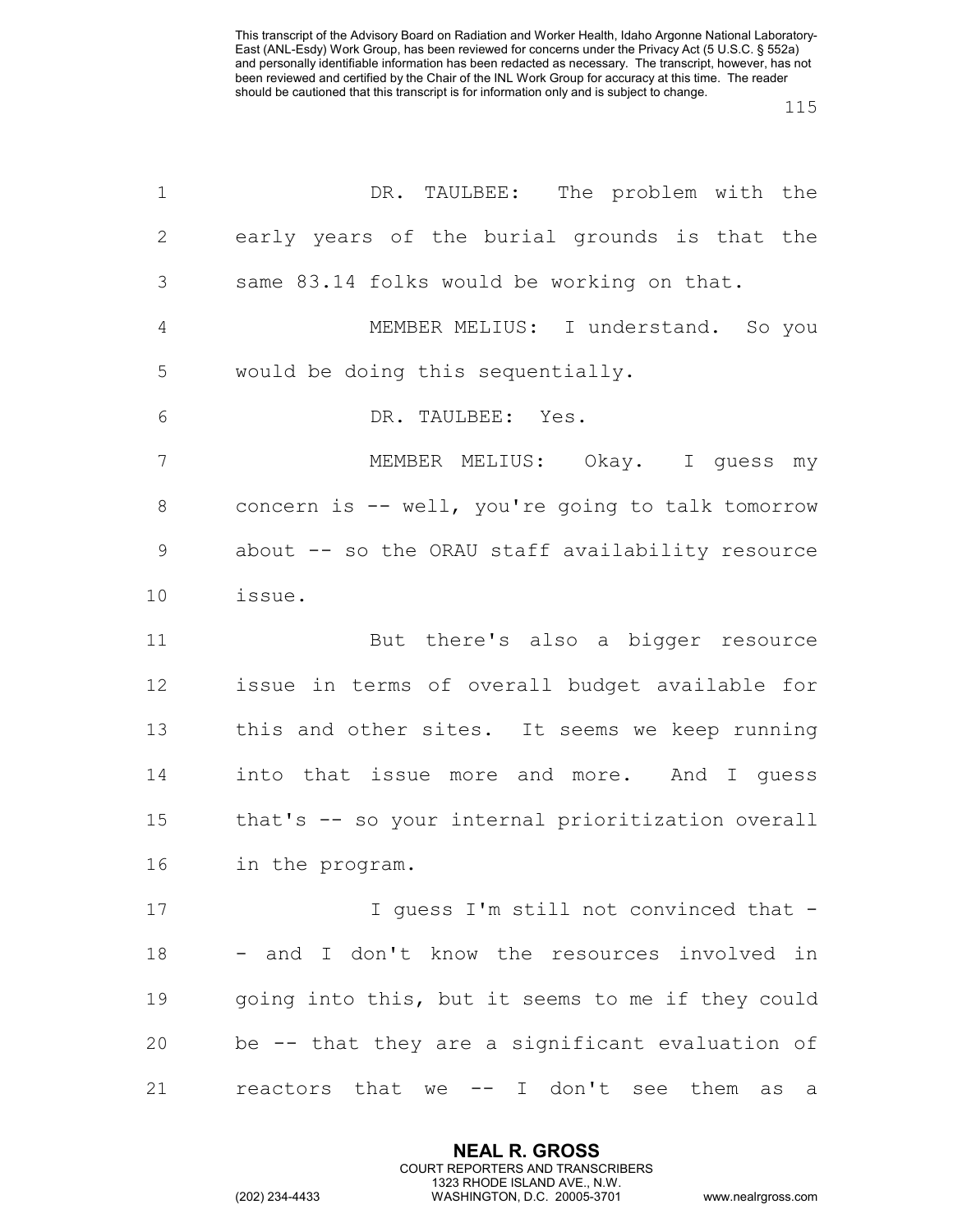DR. TAULBEE: The problem with the early years of the burial grounds is that the same 83.14 folks would be working on that.

MEMBER MELIUS: I understand. So you would be doing this sequentially.

DR. TAULBEE: Yes.

MEMBER MELIUS: Okay. I guess my concern is -- well, you're going to talk tomorrow about -- so the ORAU staff availability resource issue.

But there's also a bigger resource issue in terms of overall budget available for this and other sites. It seems we keep running into that issue more and more. And I guess that's -- so your internal prioritization overall in the program.

I guess I'm still not convinced that -- and I don't know the resources involved in going into this, but it seems to me if they could be -- that they are a significant evaluation of reactors that we -- I don't see them as a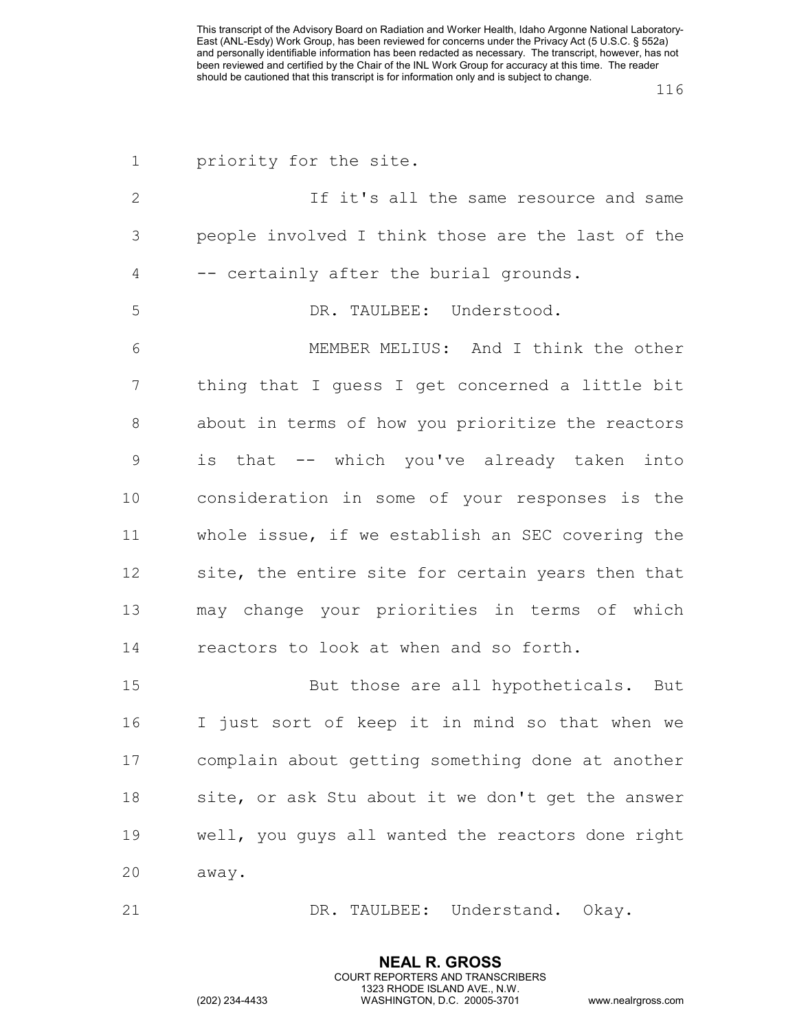priority for the site.

If it's all the same resource and same people involved I think those are the last of the -- certainly after the burial grounds.

DR. TAULBEE: Understood.

MEMBER MELIUS: And I think the other thing that I guess I get concerned a little bit about in terms of how you prioritize the reactors is that -- which you've already taken into consideration in some of your responses is the whole issue, if we establish an SEC covering the site, the entire site for certain years then that may change your priorities in terms of which reactors to look at when and so forth.

But those are all hypotheticals. But I just sort of keep it in mind so that when we complain about getting something done at another site, or ask Stu about it we don't get the answer well, you guys all wanted the reactors done right away.

DR. TAULBEE: Understand. Okay.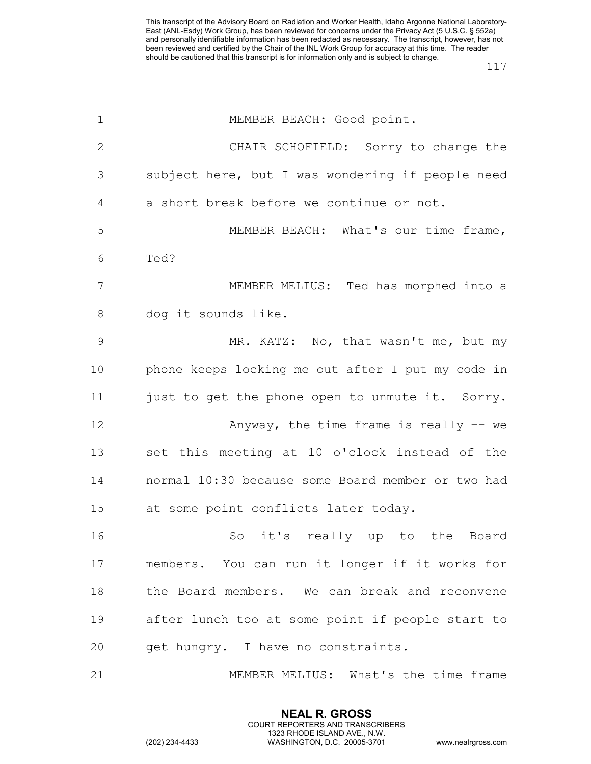MEMBER BEACH: Good point.

CHAIR SCHOFIELD: Sorry to change the subject here, but I was wondering if people need a short break before we continue or not.

MEMBER BEACH: What's our time frame, Ted?

MEMBER MELIUS: Ted has morphed into a dog it sounds like.

MR. KATZ: No, that wasn't me, but my phone keeps locking me out after I put my code in just to get the phone open to unmute it. Sorry.

Anyway, the time frame is really -- we set this meeting at 10 o'clock instead of the normal 10:30 because some Board member or two had at some point conflicts later today.

So it's really up to the Board members. You can run it longer if it works for the Board members. We can break and reconvene after lunch too at some point if people start to get hungry. I have no constraints.

MEMBER MELIUS: What's the time frame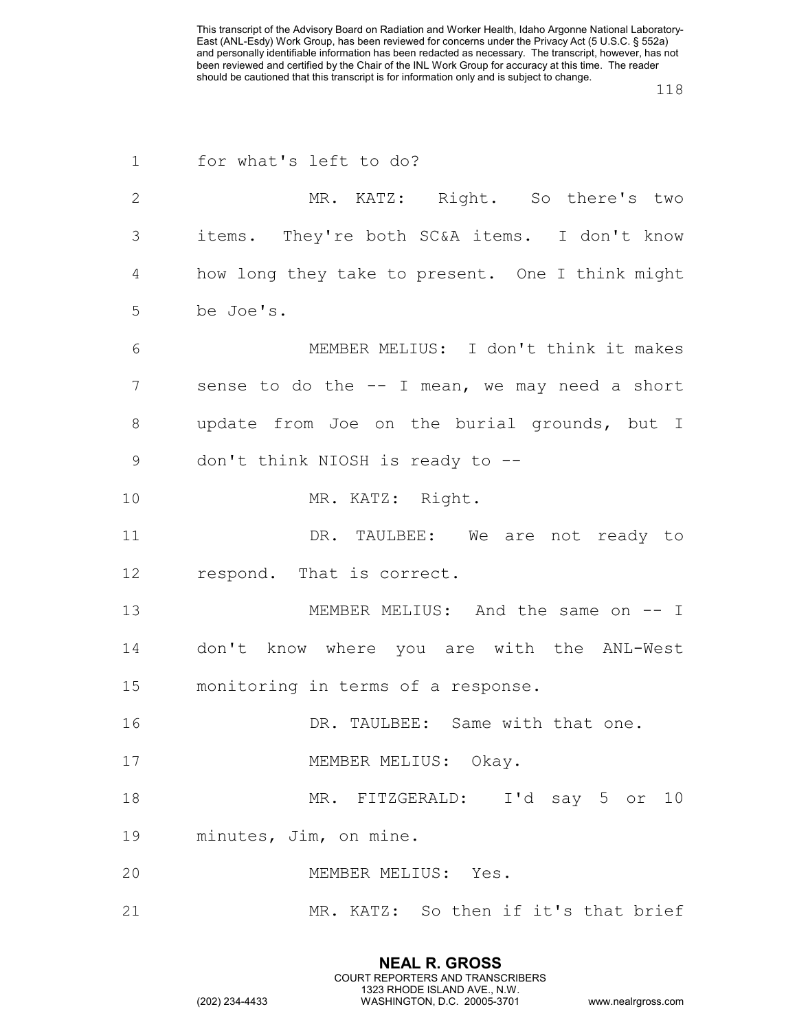for what's left to do?

MR. KATZ: Right. So there's two items. They're both SC&A items. I don't know how long they take to present. One I think might be Joe's.

MEMBER MELIUS: I don't think it makes sense to do the -- I mean, we may need a short update from Joe on the burial grounds, but I don't think NIOSH is ready to --

MR. KATZ: Right.

DR. TAULBEE: We are not ready to respond. That is correct.

MEMBER MELIUS: And the same on -- I don't know where you are with the ANL-West monitoring in terms of a response.

DR. TAULBEE: Same with that one.

MEMBER MELIUS: Okay.

MR. FITZGERALD: I'd say 5 or 10 minutes, Jim, on mine.

MEMBER MELIUS: Yes.

MR. KATZ: So then if it's that brief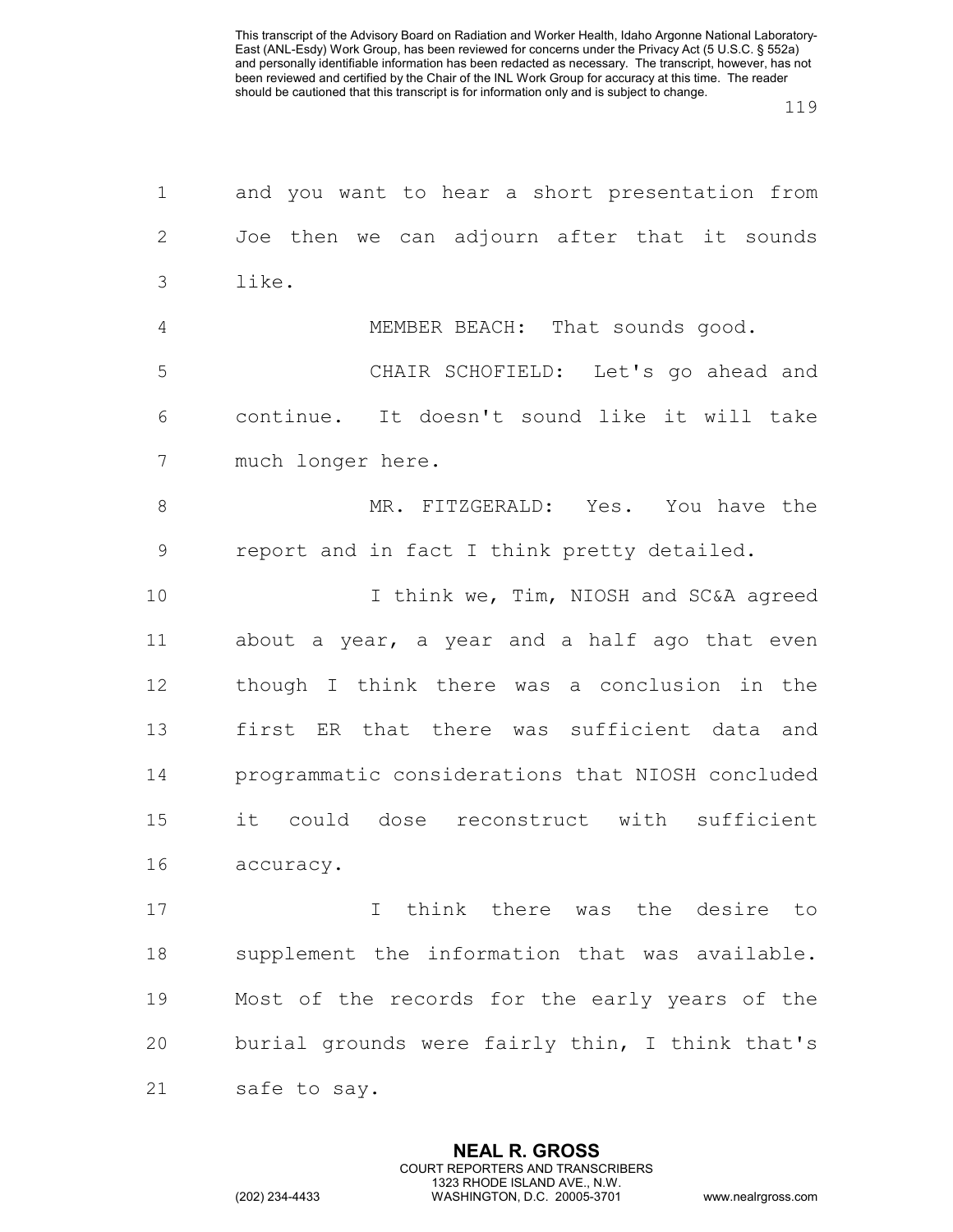and you want to hear a short presentation from Joe then we can adjourn after that it sounds like.

MEMBER BEACH: That sounds good.

CHAIR SCHOFIELD: Let's go ahead and continue. It doesn't sound like it will take much longer here.

MR. FITZGERALD: Yes. You have the report and in fact I think pretty detailed.

I think we, Tim, NIOSH and SC&A agreed about a year, a year and a half ago that even though I think there was a conclusion in the first ER that there was sufficient data and programmatic considerations that NIOSH concluded it could dose reconstruct with sufficient accuracy.

I think there was the desire to supplement the information that was available. Most of the records for the early years of the burial grounds were fairly thin, I think that's safe to say.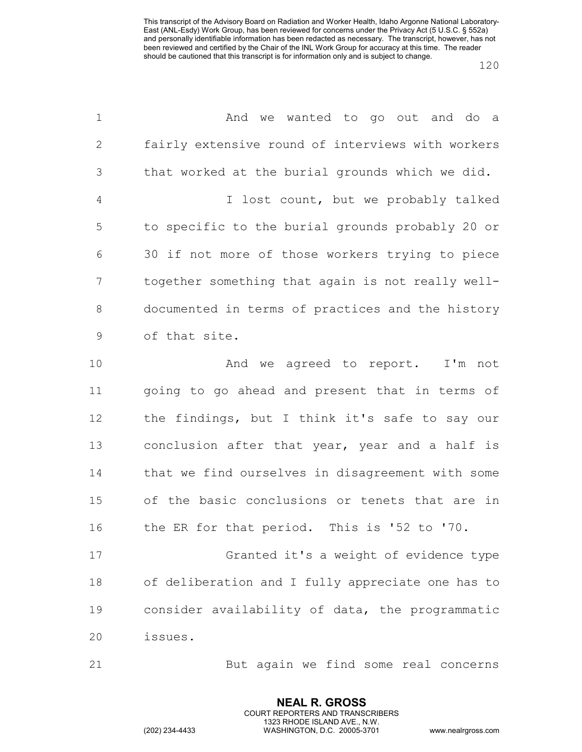And we wanted to go out and do a fairly extensive round of interviews with workers that worked at the burial grounds which we did.

I lost count, but we probably talked to specific to the burial grounds probably 20 or 30 if not more of those workers trying to piece together something that again is not really well-documented in terms of practices and the history of that site.

And we agreed to report. I'm not going to go ahead and present that in terms of the findings, but I think it's safe to say our conclusion after that year, year and a half is that we find ourselves in disagreement with some of the basic conclusions or tenets that are in the ER for that period. This is '52 to '70.

Granted it's a weight of evidence type of deliberation and I fully appreciate one has to consider availability of data, the programmatic issues.

But again we find some real concerns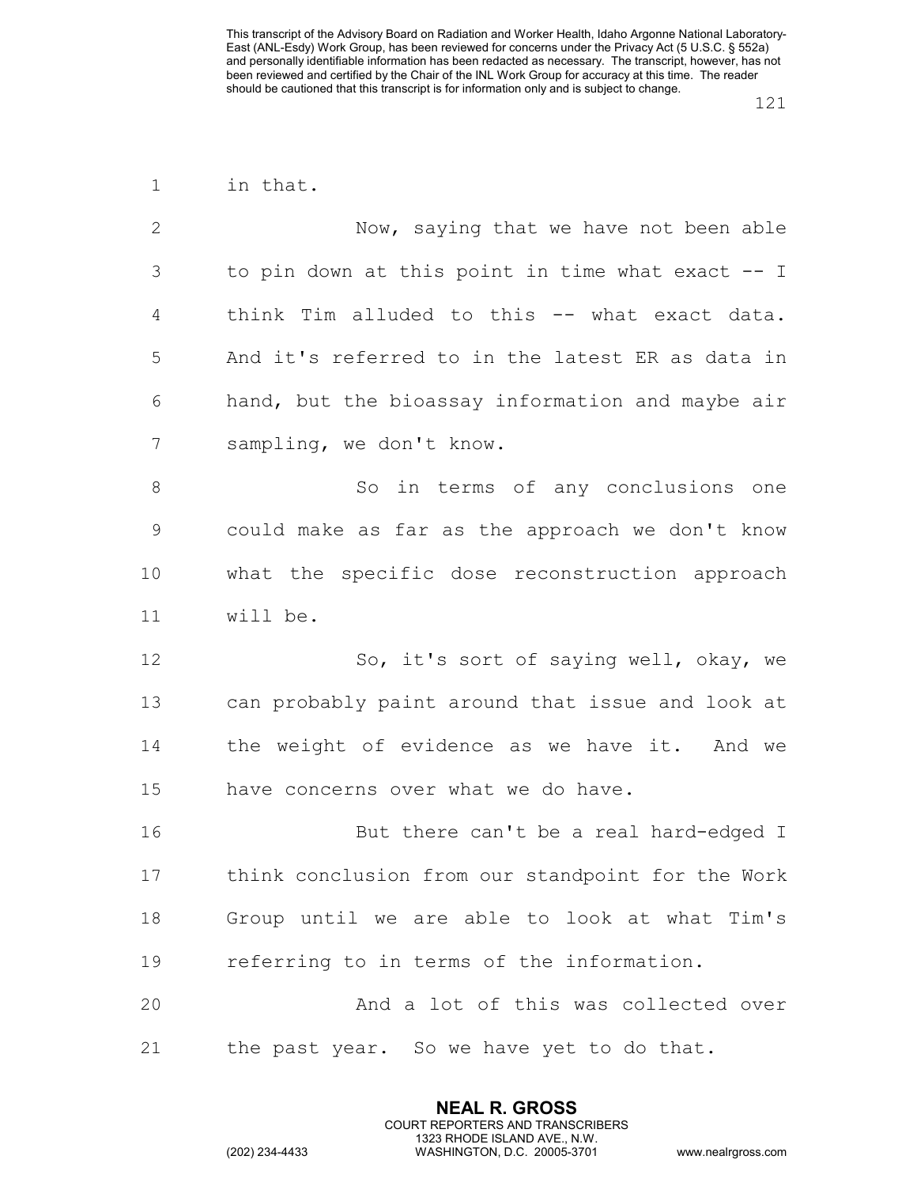in that.

Now, saying that we have not been able to pin down at this point in time what exact -- I think Tim alluded to this -- what exact data. And it's referred to in the latest ER as data in hand, but the bioassay information and maybe air sampling, we don't know.

So in terms of any conclusions one could make as far as the approach we don't know what the specific dose reconstruction approach will be.

So, it's sort of saying well, okay, we can probably paint around that issue and look at the weight of evidence as we have it. And we have concerns over what we do have.

But there can't be a real hard-edged I think conclusion from our standpoint for the Work Group until we are able to look at what Tim's referring to in terms of the information.

And a lot of this was collected over the past year. So we have yet to do that.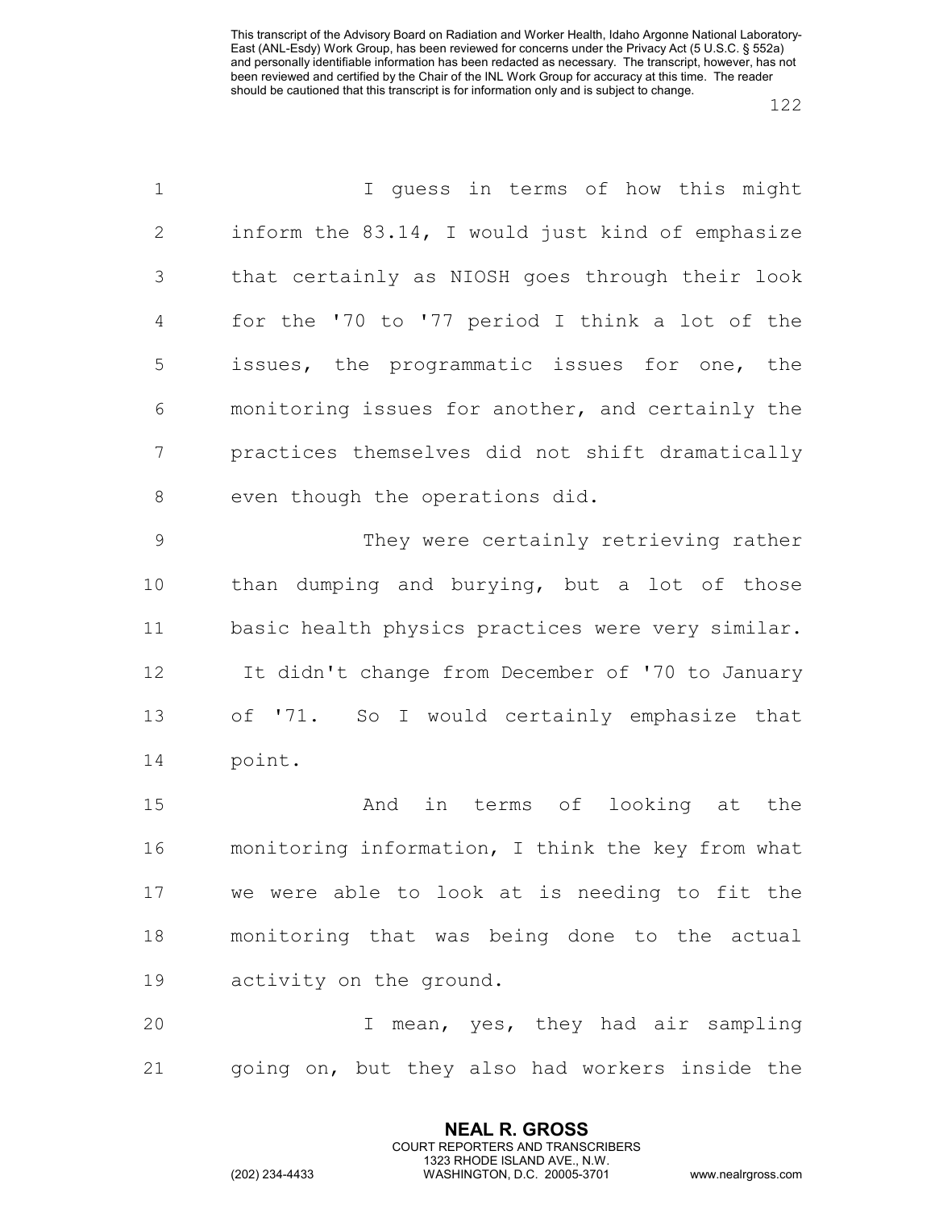I guess in terms of how this might inform the 83.14, I would just kind of emphasize that certainly as NIOSH goes through their look for the '70 to '77 period I think a lot of the issues, the programmatic issues for one, the monitoring issues for another, and certainly the practices themselves did not shift dramatically even though the operations did.

They were certainly retrieving rather than dumping and burying, but a lot of those basic health physics practices were very similar. It didn't change from December of '70 to January of '71. So I would certainly emphasize that point.

And in terms of looking at the monitoring information, I think the key from what we were able to look at is needing to fit the monitoring that was being done to the actual activity on the ground.

I mean, yes, they had air sampling going on, but they also had workers inside the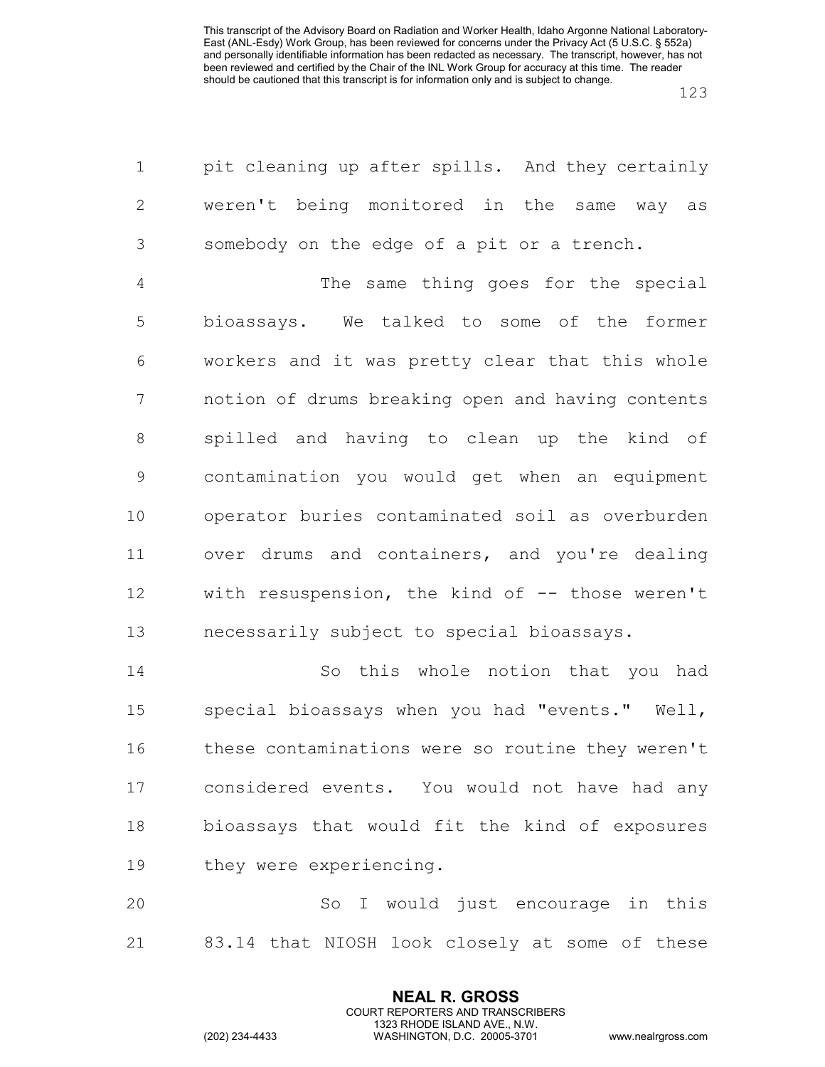pit cleaning up after spills. And they certainly weren't being monitored in the same way as somebody on the edge of a pit or a trench.

The same thing goes for the special bioassays. We talked to some of the former workers and it was pretty clear that this whole notion of drums breaking open and having contents spilled and having to clean up the kind of contamination you would get when an equipment operator buries contaminated soil as overburden over drums and containers, and you're dealing with resuspension, the kind of -- those weren't necessarily subject to special bioassays.

So this whole notion that you had special bioassays when you had "events." Well, these contaminations were so routine they weren't considered events. You would not have had any bioassays that would fit the kind of exposures they were experiencing.

So I would just encourage in this 83.14 that NIOSH look closely at some of these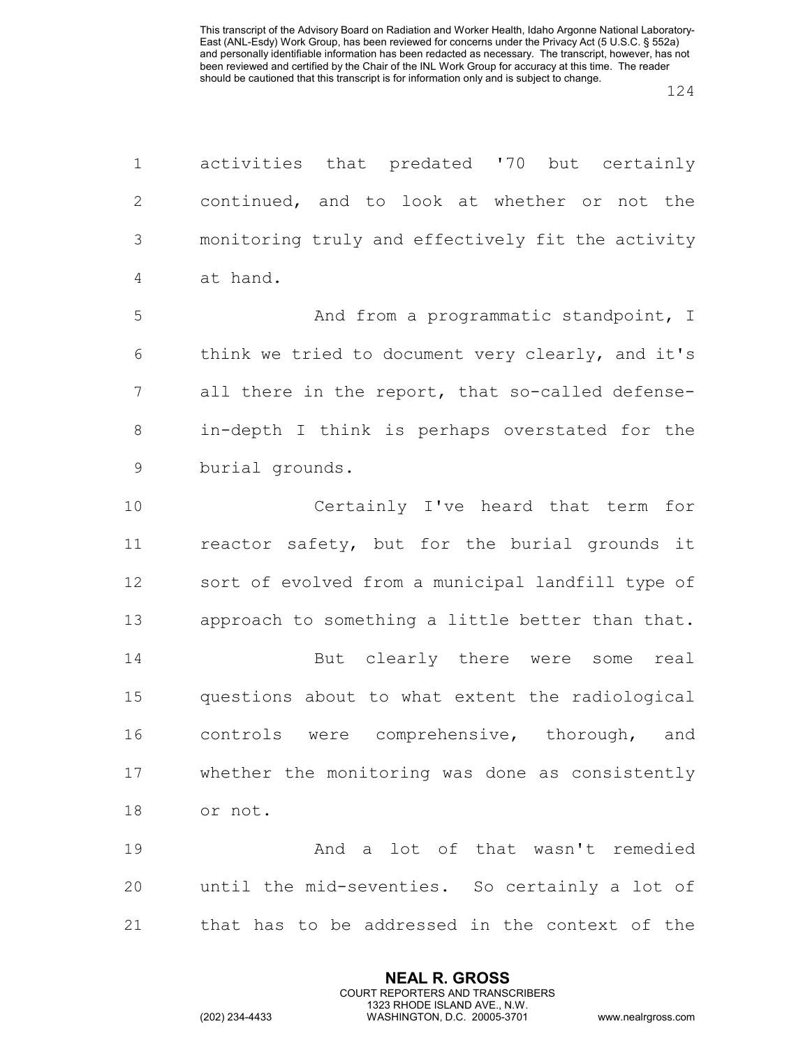activities that predated '70 but certainly continued, and to look at whether or not the monitoring truly and effectively fit the activity at hand.

And from a programmatic standpoint, I think we tried to document very clearly, and it's all there in the report, that so-called defense-in-depth I think is perhaps overstated for the burial grounds.

Certainly I've heard that term for reactor safety, but for the burial grounds it sort of evolved from a municipal landfill type of approach to something a little better than that.

But clearly there were some real questions about to what extent the radiological controls were comprehensive, thorough, and whether the monitoring was done as consistently or not.

And a lot of that wasn't remedied until the mid-seventies. So certainly a lot of that has to be addressed in the context of the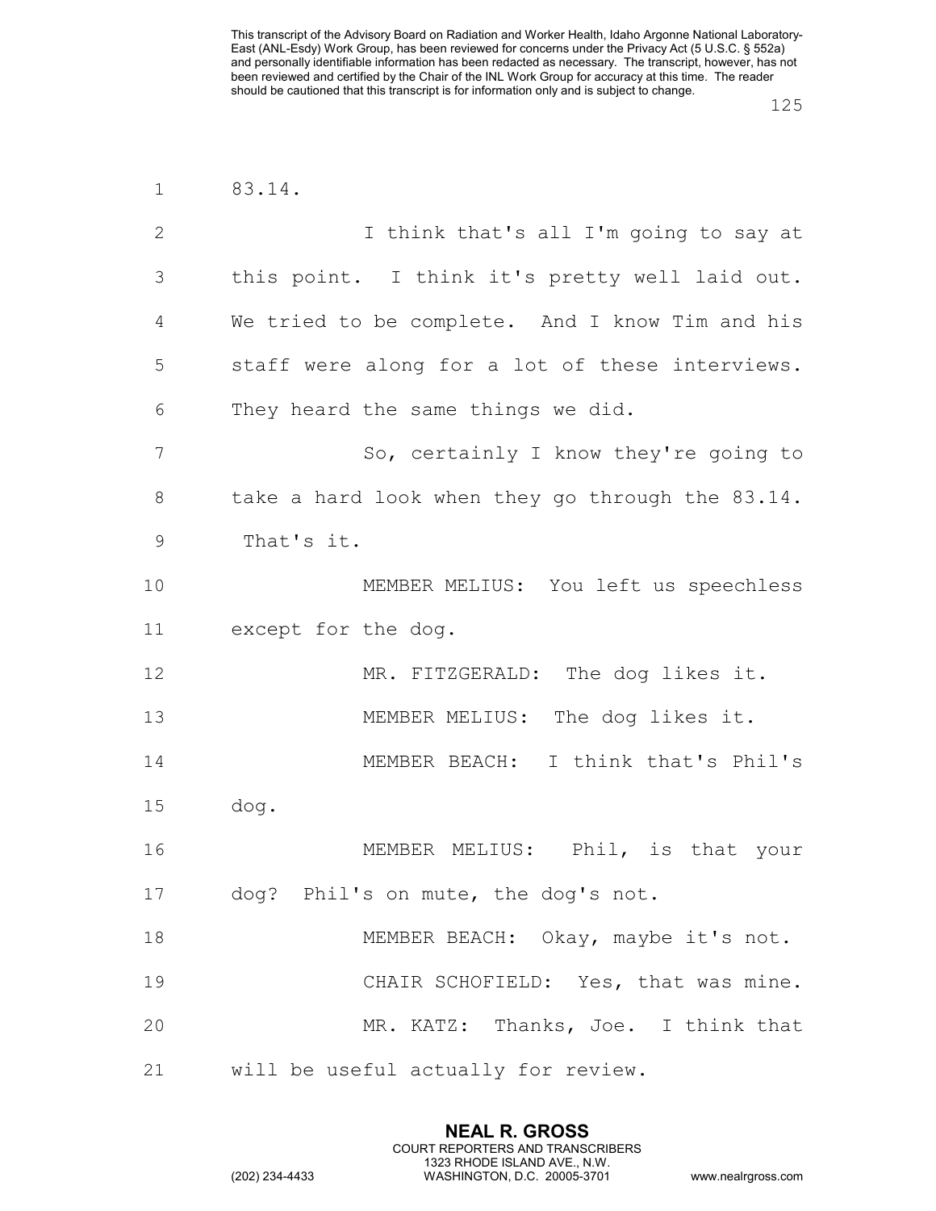83.14.

I think that's all I'm going to say at this point. I think it's pretty well laid out. We tried to be complete. And I know Tim and his staff were along for a lot of these interviews. They heard the same things we did.

So, certainly I know they're going to take a hard look when they go through the 83.14. That's it.

MEMBER MELIUS: You left us speechless except for the dog.

MR. FITZGERALD: The dog likes it.

MEMBER MELIUS: The dog likes it.

MEMBER BEACH: I think that's Phil's dog.

MEMBER MELIUS: Phil, is that your dog? Phil's on mute, the dog's not.

MEMBER BEACH: Okay, maybe it's not.

CHAIR SCHOFIELD: Yes, that was mine.

MR. KATZ: Thanks, Joe. I think that will be useful actually for review.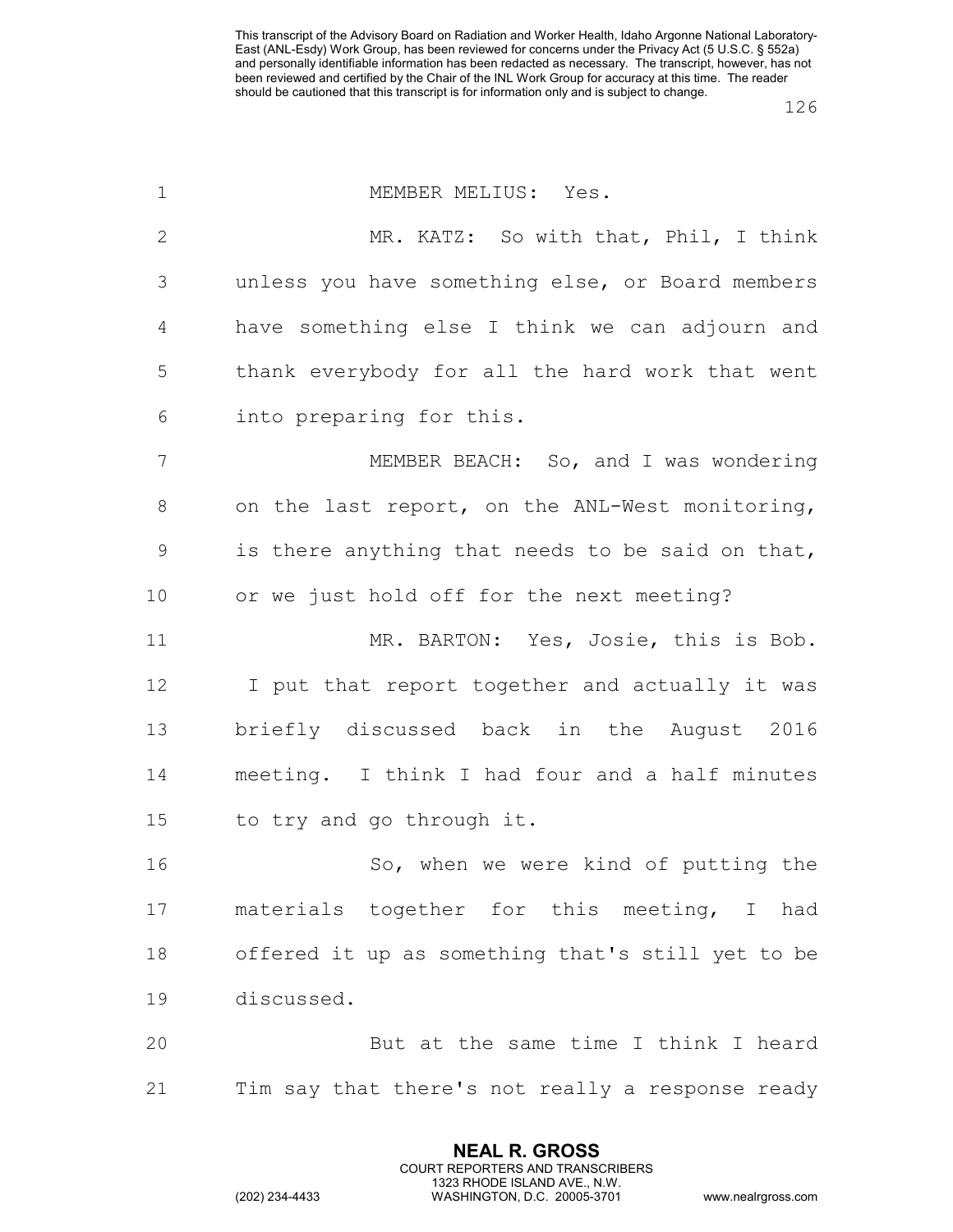MEMBER MELIUS: Yes.

MR. KATZ: So with that, Phil, I think unless you have something else, or Board members have something else I think we can adjourn and thank everybody for all the hard work that went into preparing for this.

MEMBER BEACH: So, and I was wondering on the last report, on the ANL-West monitoring, is there anything that needs to be said on that, or we just hold off for the next meeting?

MR. BARTON: Yes, Josie, this is Bob. I put that report together and actually it was briefly discussed back in the August 2016 meeting. I think I had four and a half minutes to try and go through it.

So, when we were kind of putting the materials together for this meeting, I had offered it up as something that's still yet to be discussed.

But at the same time I think I heard Tim say that there's not really a response ready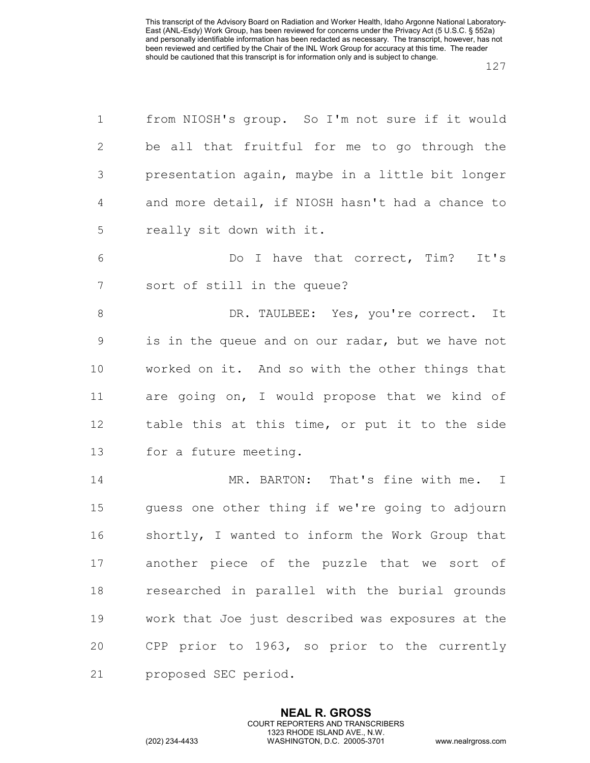from NIOSH's group. So I'm not sure if it would be all that fruitful for me to go through the presentation again, maybe in a little bit longer and more detail, if NIOSH hasn't had a chance to really sit down with it.

Do I have that correct, Tim? It's sort of still in the queue?

DR. TAULBEE: Yes, you're correct. It is in the queue and on our radar, but we have not worked on it. And so with the other things that are going on, I would propose that we kind of table this at this time, or put it to the side for a future meeting.

MR. BARTON: That's fine with me. I guess one other thing if we're going to adjourn shortly, I wanted to inform the Work Group that another piece of the puzzle that we sort of researched in parallel with the burial grounds work that Joe just described was exposures at the CPP prior to 1963, so prior to the currently proposed SEC period.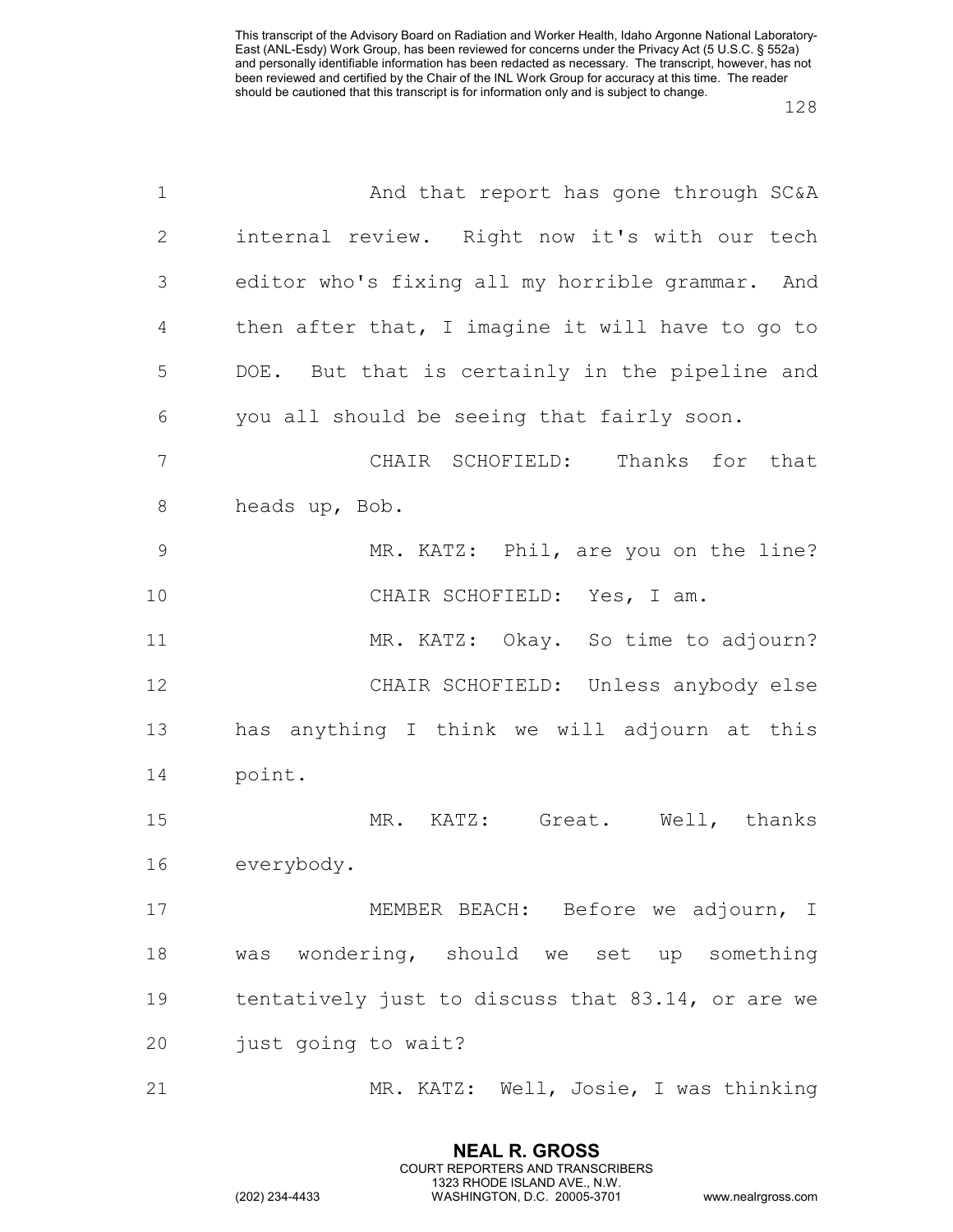And that report has gone through SC&A internal review. Right now it's with our tech editor who's fixing all my horrible grammar. And then after that, I imagine it will have to go to DOE. But that is certainly in the pipeline and you all should be seeing that fairly soon.

CHAIR SCHOFIELD: Thanks for that heads up, Bob.

MR. KATZ: Phil, are you on the line?

CHAIR SCHOFIELD: Yes, I am.

MR. KATZ: Okay. So time to adjourn?

CHAIR SCHOFIELD: Unless anybody else has anything I think we will adjourn at this point.

MR. KATZ: Great. Well, thanks everybody.

MEMBER BEACH: Before we adjourn, I was wondering, should we set up something tentatively just to discuss that 83.14, or are we just going to wait?

MR. KATZ: Well, Josie, I was thinking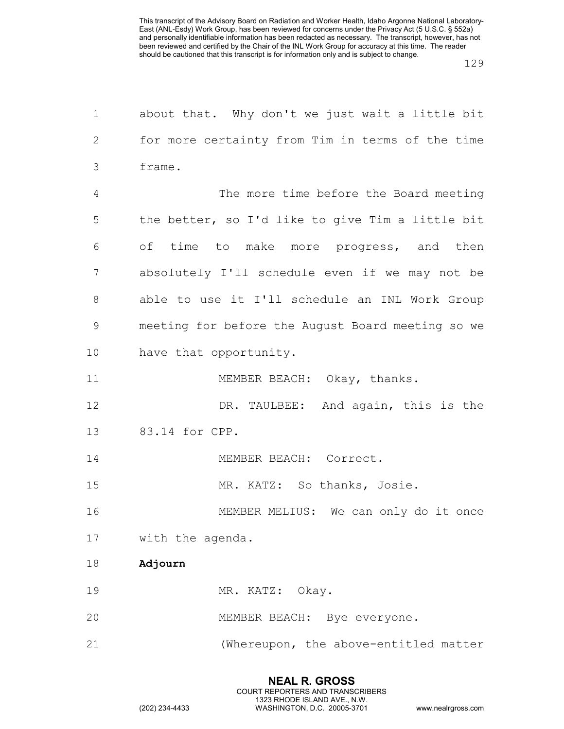about that. Why don't we just wait a little bit for more certainty from Tim in terms of the time frame.

The more time before the Board meeting the better, so I'd like to give Tim a little bit of time to make more progress, and then absolutely I'll schedule even if we may not be able to use it I'll schedule an INL Work Group meeting for before the August Board meeting so we have that opportunity.

MEMBER BEACH: Okay, thanks.

DR. TAULBEE: And again, this is the 83.14 for CPP.

MEMBER BEACH: Correct.

MR. KATZ: So thanks, Josie.

MEMBER MELIUS: We can only do it once with the agenda.

**Adjourn**

MR. KATZ: Okay.

MEMBER BEACH: Bye everyone.

(Whereupon, the above-entitled matter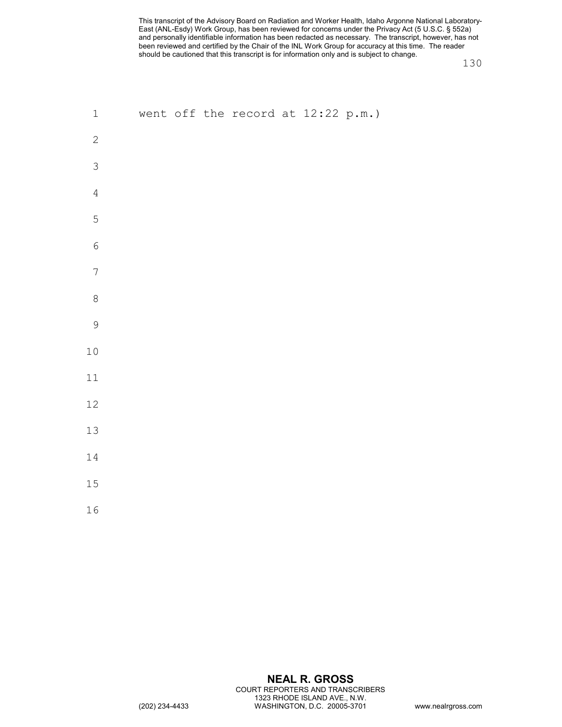went off the record at 12:22 p.m.)